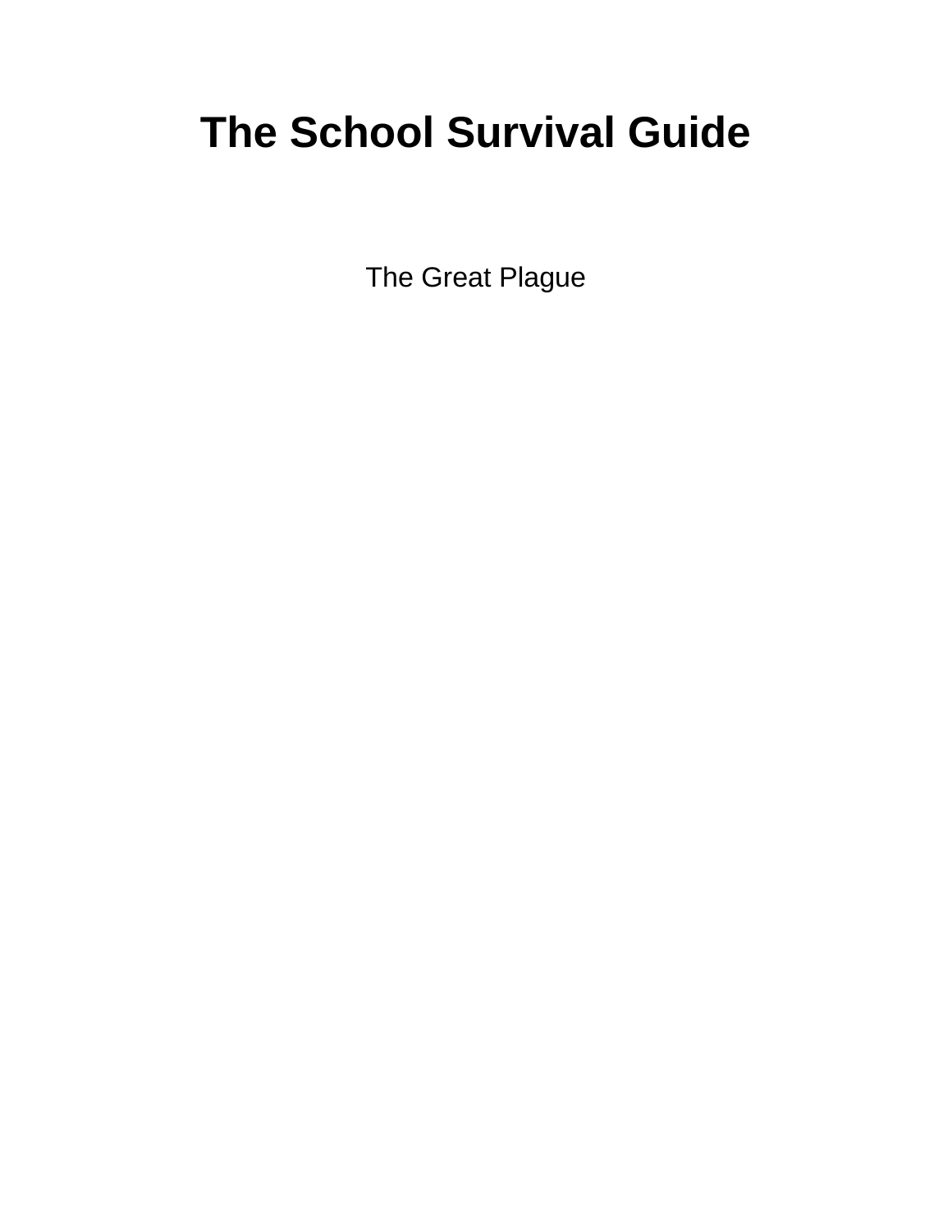# The School Survival Guide

The Great Plague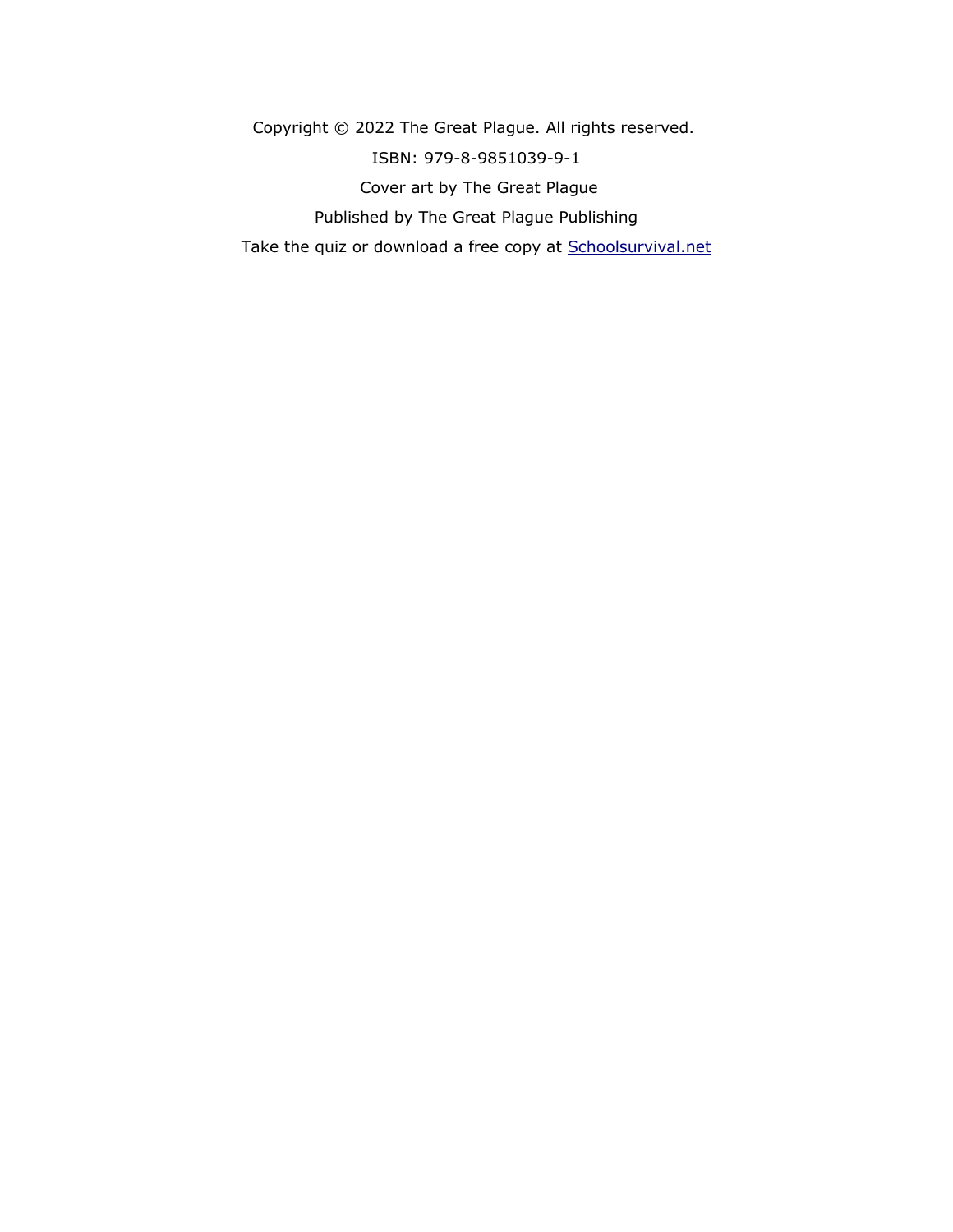Copyright © 2022 The Great Plague. All rights reserved.

ISBN: 979-8-9851039-9-1

Cover art by The Great Plague

Published by The Great Plague Publishing

Take the quiz or download a free copy at [Schoolsurvival.net](http://Schoolsurvival.net)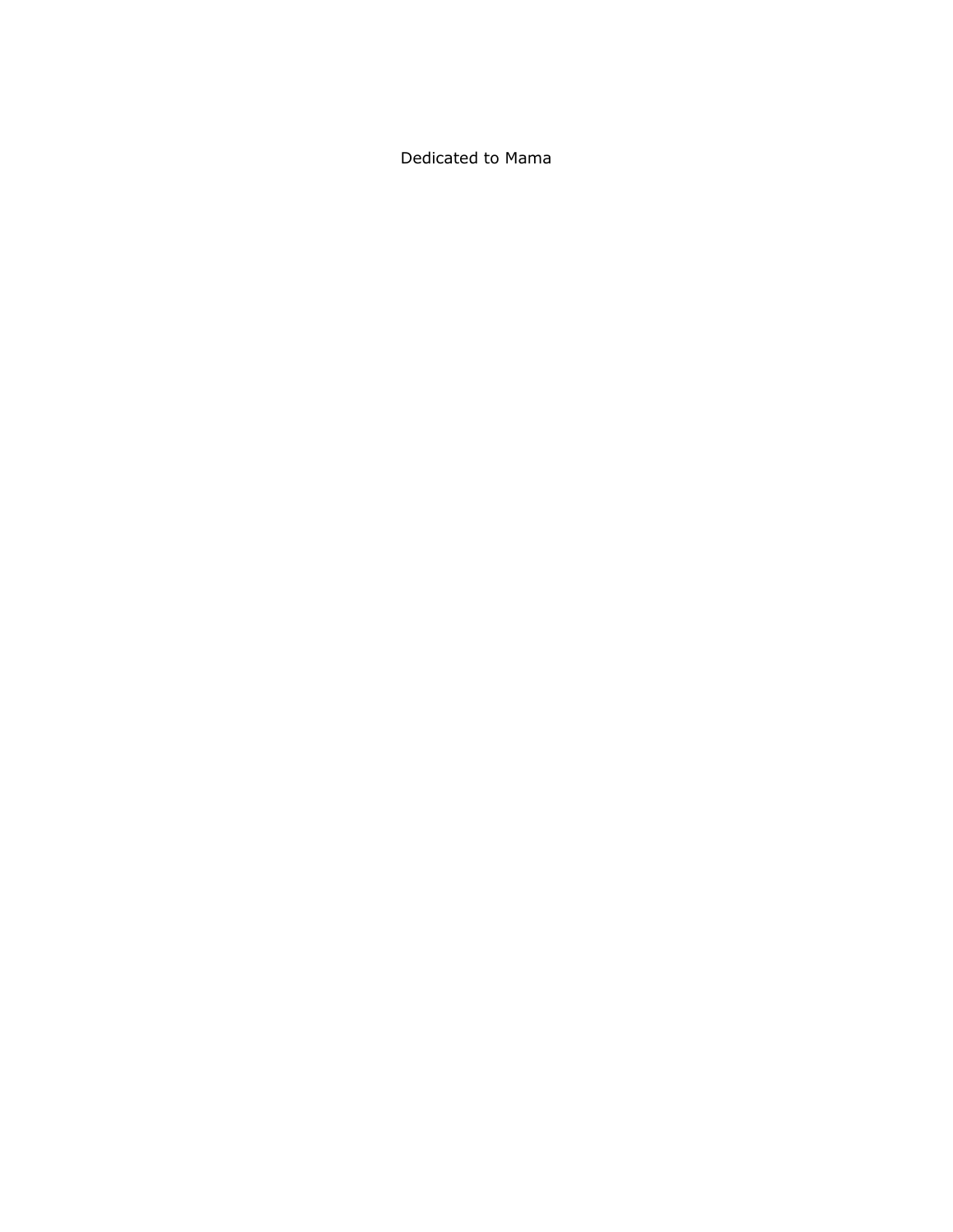Dedicated to Mama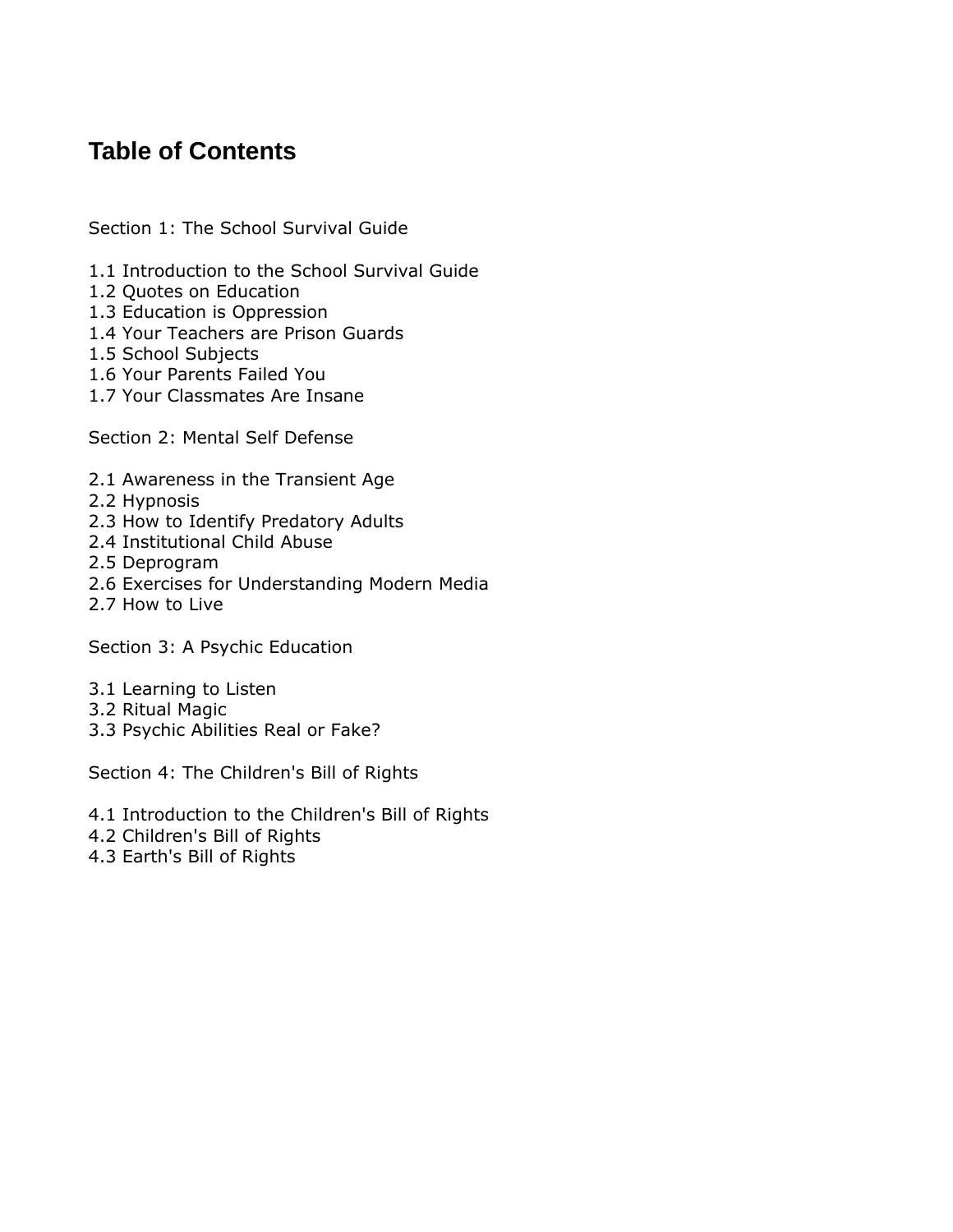# Table of Contents

Section 1: The School Survival Guide

1.1 Introduction to the School Survival Guide
1.2 Quotes on Education
1.3 Education is Oppression
1.4 Your Teachers are Prison Guards
1.5 School Subjects
1.6 Your Parents Failed You
1.7 Your Classmates Are Insane

Section 2: Mental Self Defense

2.1 Awareness in the Transient Age
2.2 Hypnosis
2.3 How to Identify Predatory Adults
2.4 Institutional Child Abuse
2.5 Deprogram
2.6 Exercises for Understanding Modern Media
2.7 How to Live

Section 3: A Psychic Education

3.1 Learning to Listen
3.2 Ritual Magic
3.3 Psychic Abilities Real or Fake?

Section 4: The Children's Bill of Rights

4.1 Introduction to the Children's Bill of Rights
4.2 Children's Bill of Rights
4.3 Earth's Bill of Rights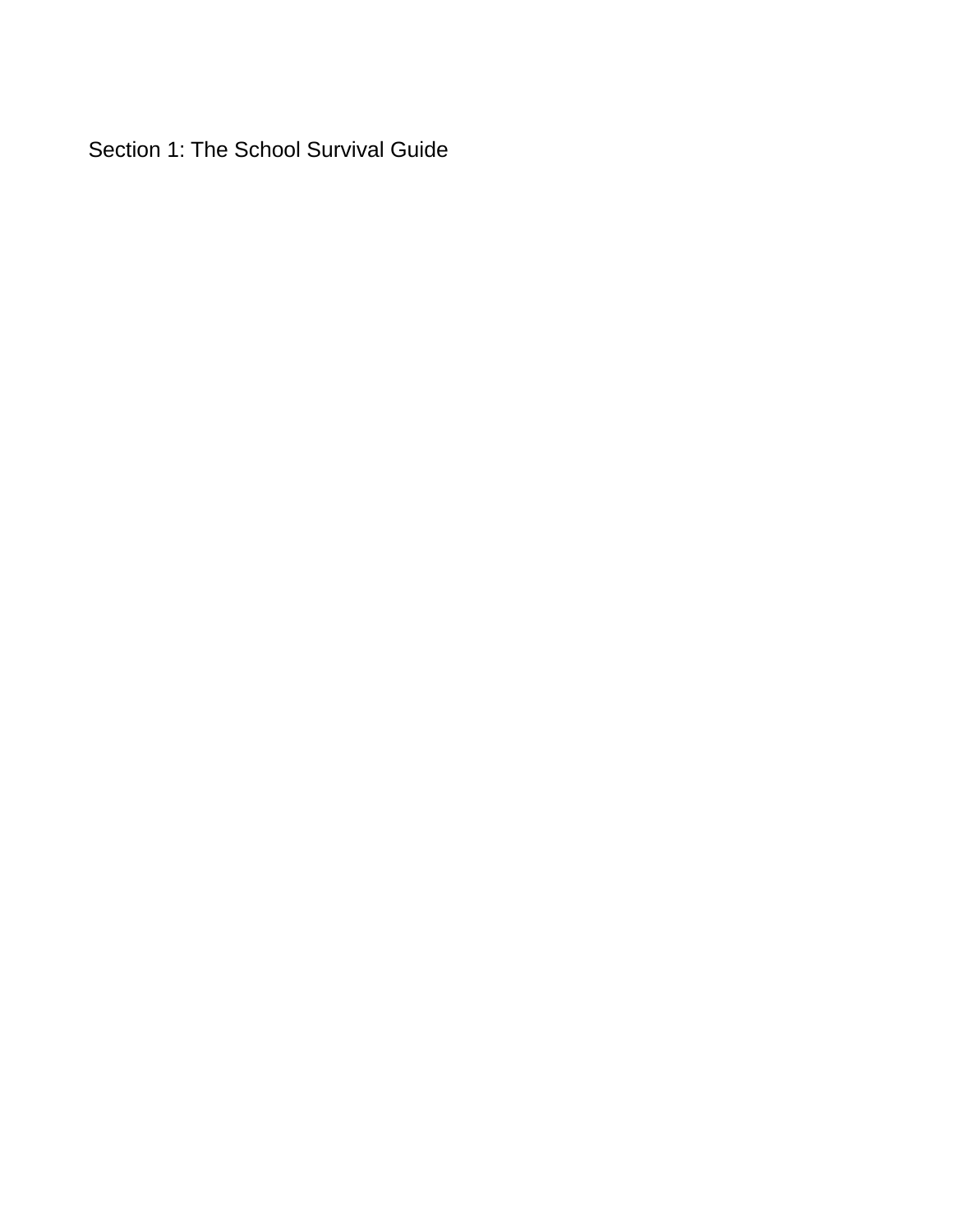# Section 1: The School Survival Guide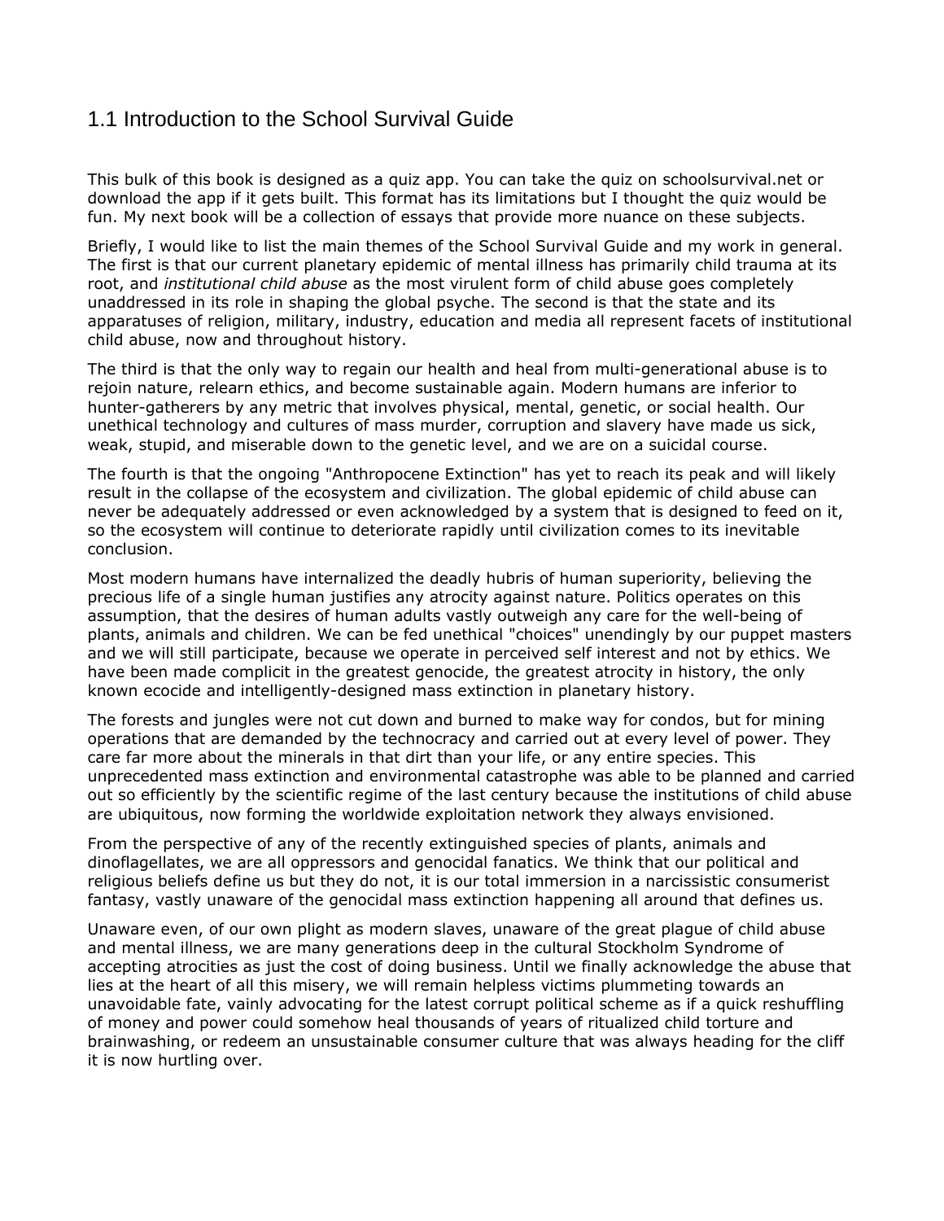## 1.1 Introduction to the School Survival Guide

This bulk of this book is designed as a quiz app. You can take the quiz on schoolsurvival.net or download the app if it gets built. This format has its limitations but I thought the quiz would be fun. My next book will be a collection of essays that provide more nuance on these subjects.

Briefly, I would like to list the main themes of the School Survival Guide and my work in general. The first is that our current planetary epidemic of mental illness has primarily child trauma at its root, and *institutional child abuse* as the most virulent form of child abuse goes completely unaddressed in its role in shaping the global psyche. The second is that the state and its apparatuses of religion, military, industry, education and media all represent facets of institutional child abuse, now and throughout history.

The third is that the only way to regain our health and heal from multi-generational abuse is to rejoin nature, relearn ethics, and become sustainable again. Modern humans are inferior to hunter-gatherers by any metric that involves physical, mental, genetic, or social health. Our unethical technology and cultures of mass murder, corruption and slavery have made us sick, weak, stupid, and miserable down to the genetic level, and we are on a suicidal course.

The fourth is that the ongoing "Anthropocene Extinction" has yet to reach its peak and will likely result in the collapse of the ecosystem and civilization. The global epidemic of child abuse can never be adequately addressed or even acknowledged by a system that is designed to feed on it, so the ecosystem will continue to deteriorate rapidly until civilization comes to its inevitable conclusion.

Most modern humans have internalized the deadly hubris of human superiority, believing the precious life of a single human justifies any atrocity against nature. Politics operates on this assumption, that the desires of human adults vastly outweigh any care for the well-being of plants, animals and children. We can be fed unethical "choices" unendingly by our puppet masters and we will still participate, because we operate in perceived self interest and not by ethics. We have been made complicit in the greatest genocide, the greatest atrocity in history, the only known ecocide and intelligently-designed mass extinction in planetary history.

The forests and jungles were not cut down and burned to make way for condos, but for mining operations that are demanded by the technocracy and carried out at every level of power. They care far more about the minerals in that dirt than your life, or any entire species. This unprecedented mass extinction and environmental catastrophe was able to be planned and carried out so efficiently by the scientific regime of the last century because the institutions of child abuse are ubiquitous, now forming the worldwide exploitation network they always envisioned.

From the perspective of any of the recently extinguished species of plants, animals and dinoflagellates, we are all oppressors and genocidal fanatics. We think that our political and religious beliefs define us but they do not, it is our total immersion in a narcissistic consumerist fantasy, vastly unaware of the genocidal mass extinction happening all around that defines us.

Unaware even, of our own plight as modern slaves, unaware of the great plague of child abuse and mental illness, we are many generations deep in the cultural Stockholm Syndrome of accepting atrocities as just the cost of doing business. Until we finally acknowledge the abuse that lies at the heart of all this misery, we will remain helpless victims plummeting towards an unavoidable fate, vainly advocating for the latest corrupt political scheme as if a quick reshuffling of money and power could somehow heal thousands of years of ritualized child torture and brainwashing, or redeem an unsustainable consumer culture that was always heading for the cliff it is now hurtling over.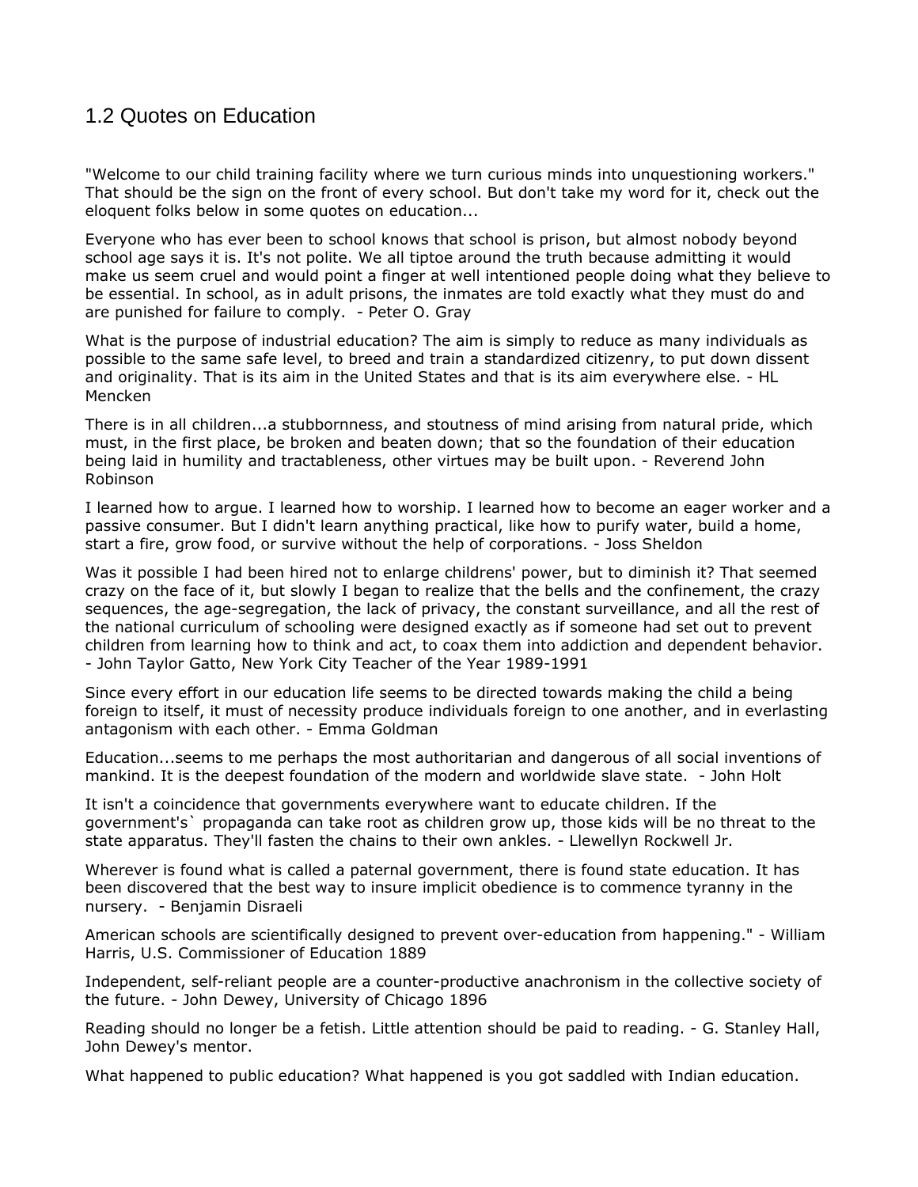## 1.2 Quotes on Education

"Welcome to our child training facility where we turn curious minds into unquestioning workers." That should be the sign on the front of every school. But don't take my word for it, check out the eloquent folks below in some quotes on education...

Everyone who has ever been to school knows that school is prison, but almost nobody beyond school age says it is. It's not polite. We all tiptoe around the truth because admitting it would make us seem cruel and would point a finger at well intentioned people doing what they believe to be essential. In school, as in adult prisons, the inmates are told exactly what they must do and are punished for failure to comply. - Peter O. Gray

What is the purpose of industrial education? The aim is simply to reduce as many individuals as possible to the same safe level, to breed and train a standardized citizenry, to put down dissent and originality. That is its aim in the United States and that is its aim everywhere else. - HL Mencken

There is in all children...a stubbornness, and stoutness of mind arising from natural pride, which must, in the first place, be broken and beaten down; that so the foundation of their education being laid in humility and tractableness, other virtues may be built upon. - Reverend John Robinson

I learned how to argue. I learned how to worship. I learned how to become an eager worker and a passive consumer. But I didn't learn anything practical, like how to purify water, build a home, start a fire, grow food, or survive without the help of corporations. - Joss Sheldon

Was it possible I had been hired not to enlarge childrens' power, but to diminish it? That seemed crazy on the face of it, but slowly I began to realize that the bells and the confinement, the crazy sequences, the age-segregation, the lack of privacy, the constant surveillance, and all the rest of the national curriculum of schooling were designed exactly as if someone had set out to prevent children from learning how to think and act, to coax them into addiction and dependent behavior. - John Taylor Gatto, New York City Teacher of the Year 1989-1991

Since every effort in our education life seems to be directed towards making the child a being foreign to itself, it must of necessity produce individuals foreign to one another, and in everlasting antagonism with each other. - Emma Goldman

Education...seems to me perhaps the most authoritarian and dangerous of all social inventions of mankind. It is the deepest foundation of the modern and worldwide slave state. - John Holt

It isn't a coincidence that governments everywhere want to educate children. If the government's` propaganda can take root as children grow up, those kids will be no threat to the state apparatus. They'll fasten the chains to their own ankles. - Llewellyn Rockwell Jr.

Wherever is found what is called a paternal government, there is found state education. It has been discovered that the best way to insure implicit obedience is to commence tyranny in the nursery. - Benjamin Disraeli

American schools are scientifically designed to prevent over-education from happening." - William Harris, U.S. Commissioner of Education 1889

Independent, self-reliant people are a counter-productive anachronism in the collective society of the future. - John Dewey, University of Chicago 1896

Reading should no longer be a fetish. Little attention should be paid to reading. - G. Stanley Hall, John Dewey's mentor.

What happened to public education? What happened is you got saddled with Indian education.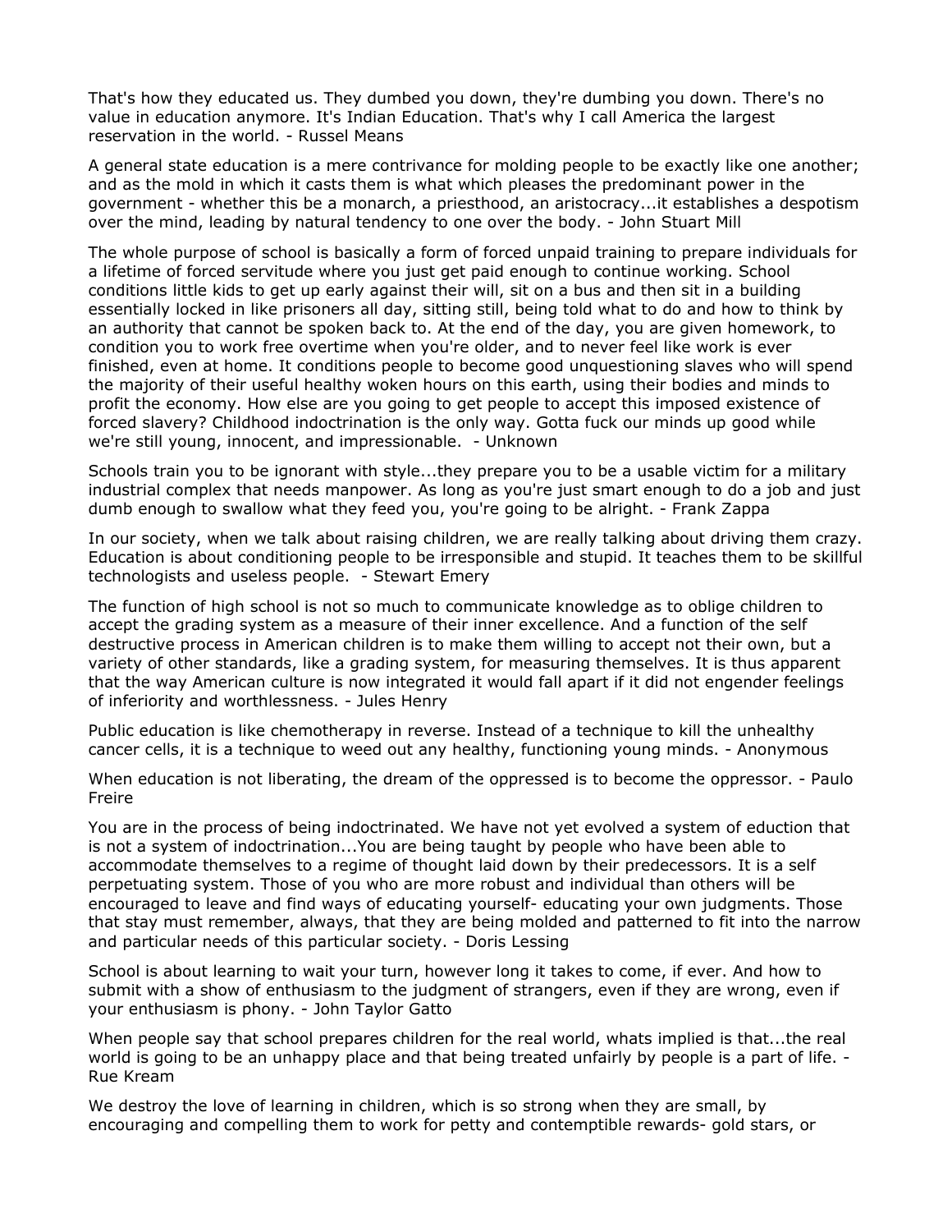That's how they educated us. They dumbed you down, they're dumbing you down. There's no value in education anymore. It's Indian Education. That's why I call America the largest reservation in the world. - Russel Means

A general state education is a mere contrivance for molding people to be exactly like one another; and as the mold in which it casts them is what which pleases the predominant power in the government - whether this be a monarch, a priesthood, an aristocracy...it establishes a despotism over the mind, leading by natural tendency to one over the body. - John Stuart Mill

The whole purpose of school is basically a form of forced unpaid training to prepare individuals for a lifetime of forced servitude where you just get paid enough to continue working. School conditions little kids to get up early against their will, sit on a bus and then sit in a building essentially locked in like prisoners all day, sitting still, being told what to do and how to think by an authority that cannot be spoken back to. At the end of the day, you are given homework, to condition you to work free overtime when you're older, and to never feel like work is ever finished, even at home. It conditions people to become good unquestioning slaves who will spend the majority of their useful healthy woken hours on this earth, using their bodies and minds to profit the economy. How else are you going to get people to accept this imposed existence of forced slavery? Childhood indoctrination is the only way. Gotta fuck our minds up good while we're still young, innocent, and impressionable.  - Unknown

Schools train you to be ignorant with style...they prepare you to be a usable victim for a military industrial complex that needs manpower. As long as you're just smart enough to do a job and just dumb enough to swallow what they feed you, you're going to be alright. - Frank Zappa

In our society, when we talk about raising children, we are really talking about driving them crazy. Education is about conditioning people to be irresponsible and stupid. It teaches them to be skillful technologists and useless people.  - Stewart Emery

The function of high school is not so much to communicate knowledge as to oblige children to accept the grading system as a measure of their inner excellence. And a function of the self destructive process in American children is to make them willing to accept not their own, but a variety of other standards, like a grading system, for measuring themselves. It is thus apparent that the way American culture is now integrated it would fall apart if it did not engender feelings of inferiority and worthlessness. - Jules Henry

Public education is like chemotherapy in reverse. Instead of a technique to kill the unhealthy cancer cells, it is a technique to weed out any healthy, functioning young minds. - Anonymous

When education is not liberating, the dream of the oppressed is to become the oppressor. - Paulo Freire

You are in the process of being indoctrinated. We have not yet evolved a system of eduction that is not a system of indoctrination...You are being taught by people who have been able to accommodate themselves to a regime of thought laid down by their predecessors. It is a self perpetuating system. Those of you who are more robust and individual than others will be encouraged to leave and find ways of educating yourself- educating your own judgments. Those that stay must remember, always, that they are being molded and patterned to fit into the narrow and particular needs of this particular society. - Doris Lessing

School is about learning to wait your turn, however long it takes to come, if ever. And how to submit with a show of enthusiasm to the judgment of strangers, even if they are wrong, even if your enthusiasm is phony. - John Taylor Gatto

When people say that school prepares children for the real world, whats implied is that...the real world is going to be an unhappy place and that being treated unfairly by people is a part of life. - Rue Kream

We destroy the love of learning in children, which is so strong when they are small, by encouraging and compelling them to work for petty and contemptible rewards- gold stars, or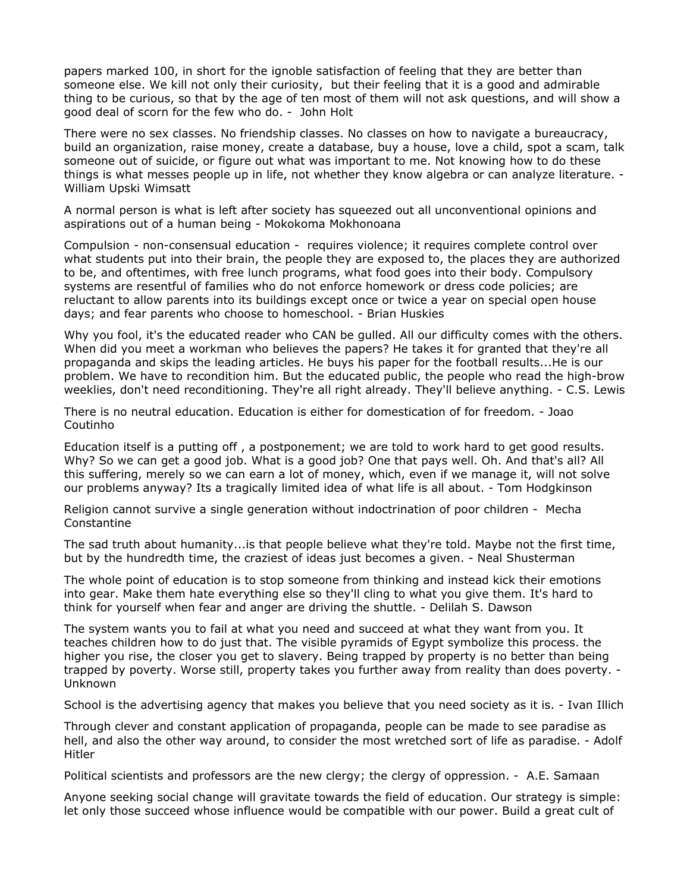papers marked 100, in short for the ignoble satisfaction of feeling that they are better than someone else. We kill not only their curiosity, but their feeling that it is a good and admirable thing to be curious, so that by the age of ten most of them will not ask questions, and will show a good deal of scorn for the few who do. - John Holt

There were no sex classes. No friendship classes. No classes on how to navigate a bureaucracy, build an organization, raise money, create a database, buy a house, love a child, spot a scam, talk someone out of suicide, or figure out what was important to me. Not knowing how to do these things is what messes people up in life, not whether they know algebra or can analyze literature. - William Upski Wimsatt

A normal person is what is left after society has squeezed out all unconventional opinions and aspirations out of a human being - Mokokoma Mokhonoana

Compulsion - non-consensual education - requires violence; it requires complete control over what students put into their brain, the people they are exposed to, the places they are authorized to be, and oftentimes, with free lunch programs, what food goes into their body. Compulsory systems are resentful of families who do not enforce homework or dress code policies; are reluctant to allow parents into its buildings except once or twice a year on special open house days; and fear parents who choose to homeschool. - Brian Huskies

Why you fool, it's the educated reader who CAN be gulled. All our difficulty comes with the others. When did you meet a workman who believes the papers? He takes it for granted that they're all propaganda and skips the leading articles. He buys his paper for the football results...He is our problem. We have to recondition him. But the educated public, the people who read the high-brow weeklies, don't need reconditioning. They're all right already. They'll believe anything. - C.S. Lewis

There is no neutral education. Education is either for domestication of for freedom. - Joao Coutinho

Education itself is a putting off , a postponement; we are told to work hard to get good results. Why? So we can get a good job. What is a good job? One that pays well. Oh. And that's all? All this suffering, merely so we can earn a lot of money, which, even if we manage it, will not solve our problems anyway? Its a tragically limited idea of what life is all about. - Tom Hodgkinson

Religion cannot survive a single generation without indoctrination of poor children - Mecha Constantine

The sad truth about humanity...is that people believe what they're told. Maybe not the first time, but by the hundredth time, the craziest of ideas just becomes a given. - Neal Shusterman

The whole point of education is to stop someone from thinking and instead kick their emotions into gear. Make them hate everything else so they'll cling to what you give them. It's hard to think for yourself when fear and anger are driving the shuttle. - Delilah S. Dawson

The system wants you to fail at what you need and succeed at what they want from you. It teaches children how to do just that. The visible pyramids of Egypt symbolize this process. the higher you rise, the closer you get to slavery. Being trapped by property is no better than being trapped by poverty. Worse still, property takes you further away from reality than does poverty. - Unknown

School is the advertising agency that makes you believe that you need society as it is. - Ivan Illich

Through clever and constant application of propaganda, people can be made to see paradise as hell, and also the other way around, to consider the most wretched sort of life as paradise. - Adolf Hitler

Political scientists and professors are the new clergy; the clergy of oppression. - A.E. Samaan

Anyone seeking social change will gravitate towards the field of education. Our strategy is simple: let only those succeed whose influence would be compatible with our power. Build a great cult of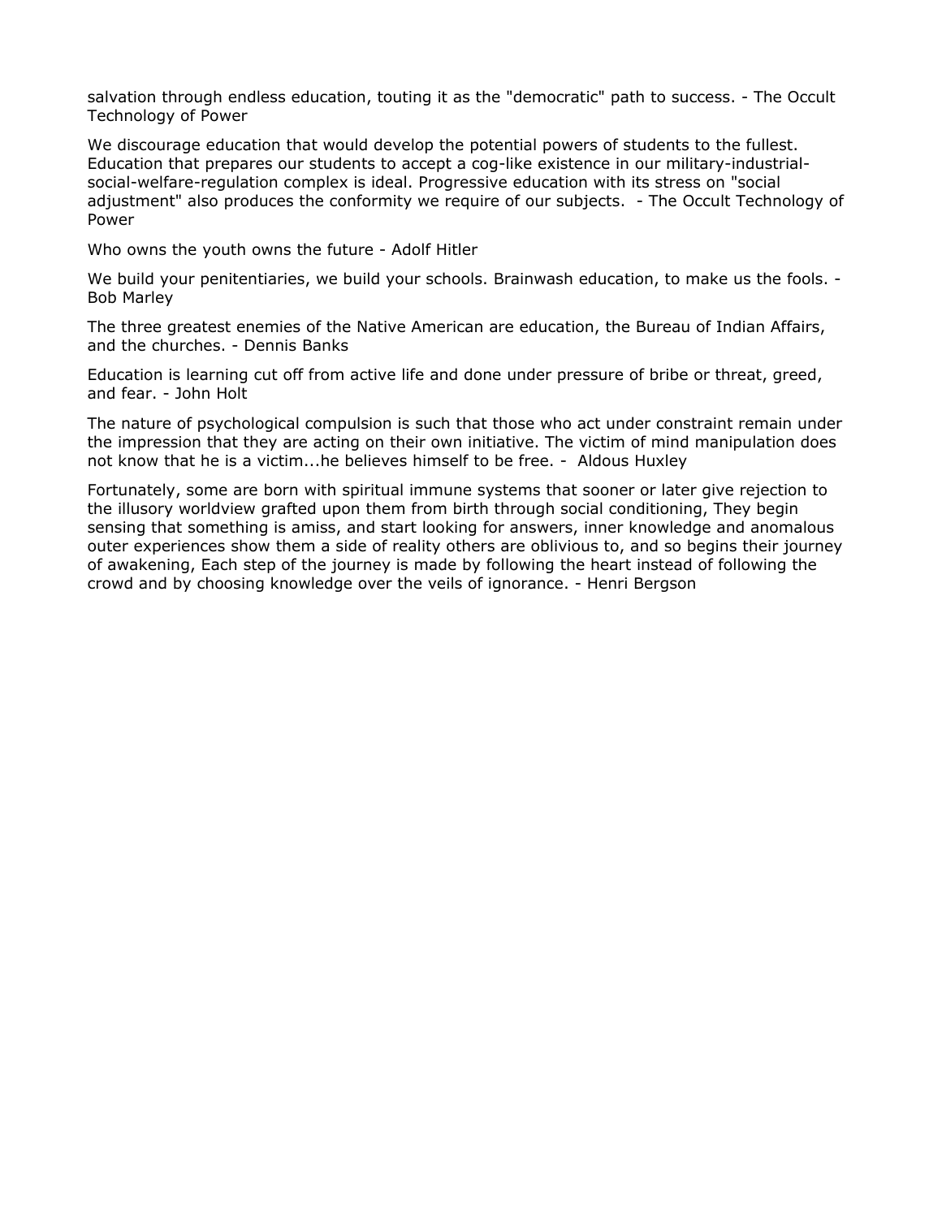salvation through endless education, touting it as the "democratic" path to success. - The Occult Technology of Power

We discourage education that would develop the potential powers of students to the fullest. Education that prepares our students to accept a cog-like existence in our military-industrial-social-welfare-regulation complex is ideal. Progressive education with its stress on "social adjustment" also produces the conformity we require of our subjects. - The Occult Technology of Power

Who owns the youth owns the future - Adolf Hitler

We build your penitentiaries, we build your schools. Brainwash education, to make us the fools. - Bob Marley

The three greatest enemies of the Native American are education, the Bureau of Indian Affairs, and the churches. - Dennis Banks

Education is learning cut off from active life and done under pressure of bribe or threat, greed, and fear. - John Holt

The nature of psychological compulsion is such that those who act under constraint remain under the impression that they are acting on their own initiative. The victim of mind manipulation does not know that he is a victim...he believes himself to be free. - Aldous Huxley

Fortunately, some are born with spiritual immune systems that sooner or later give rejection to the illusory worldview grafted upon them from birth through social conditioning, They begin sensing that something is amiss, and start looking for answers, inner knowledge and anomalous outer experiences show them a side of reality others are oblivious to, and so begins their journey of awakening, Each step of the journey is made by following the heart instead of following the crowd and by choosing knowledge over the veils of ignorance. - Henri Bergson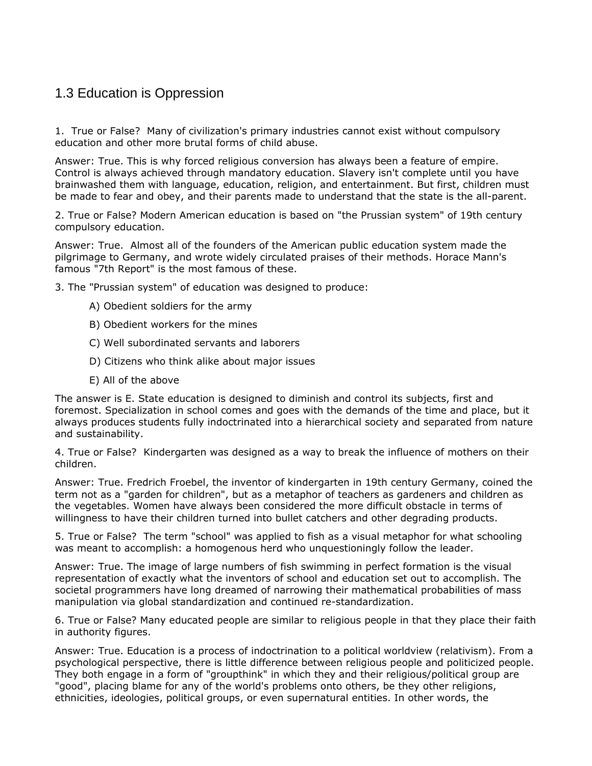## 1.3 Education is Oppression

1. True or False? Many of civilization's primary industries cannot exist without compulsory education and other more brutal forms of child abuse.

Answer: True. This is why forced religious conversion has always been a feature of empire. Control is always achieved through mandatory education. Slavery isn't complete until you have brainwashed them with language, education, religion, and entertainment. But first, children must be made to fear and obey, and their parents made to understand that the state is the all-parent.

2. True or False? Modern American education is based on "the Prussian system" of 19th century compulsory education.

Answer: True. Almost all of the founders of the American public education system made the pilgrimage to Germany, and wrote widely circulated praises of their methods. Horace Mann's famous "7th Report" is the most famous of these.

3. The "Prussian system" of education was designed to produce:

- A) Obedient soldiers for the army
- B) Obedient workers for the mines
- C) Well subordinated servants and laborers
- D) Citizens who think alike about major issues
- E) All of the above

The answer is E. State education is designed to diminish and control its subjects, first and foremost. Specialization in school comes and goes with the demands of the time and place, but it always produces students fully indoctrinated into a hierarchical society and separated from nature and sustainability.

4. True or False? Kindergarten was designed as a way to break the influence of mothers on their children.

Answer: True. Fredrich Froebel, the inventor of kindergarten in 19th century Germany, coined the term not as a "garden for children", but as a metaphor of teachers as gardeners and children as the vegetables. Women have always been considered the more difficult obstacle in terms of willingness to have their children turned into bullet catchers and other degrading products.

5. True or False? The term "school" was applied to fish as a visual metaphor for what schooling was meant to accomplish: a homogenous herd who unquestioningly follow the leader.

Answer: True. The image of large numbers of fish swimming in perfect formation is the visual representation of exactly what the inventors of school and education set out to accomplish. The societal programmers have long dreamed of narrowing their mathematical probabilities of mass manipulation via global standardization and continued re-standardization.

6. True or False? Many educated people are similar to religious people in that they place their faith in authority figures.

Answer: True. Education is a process of indoctrination to a political worldview (relativism). From a psychological perspective, there is little difference between religious people and politicized people. They both engage in a form of "groupthink" in which they and their religious/political group are "good", placing blame for any of the world's problems onto others, be they other religions, ethnicities, ideologies, political groups, or even supernatural entities. In other words, the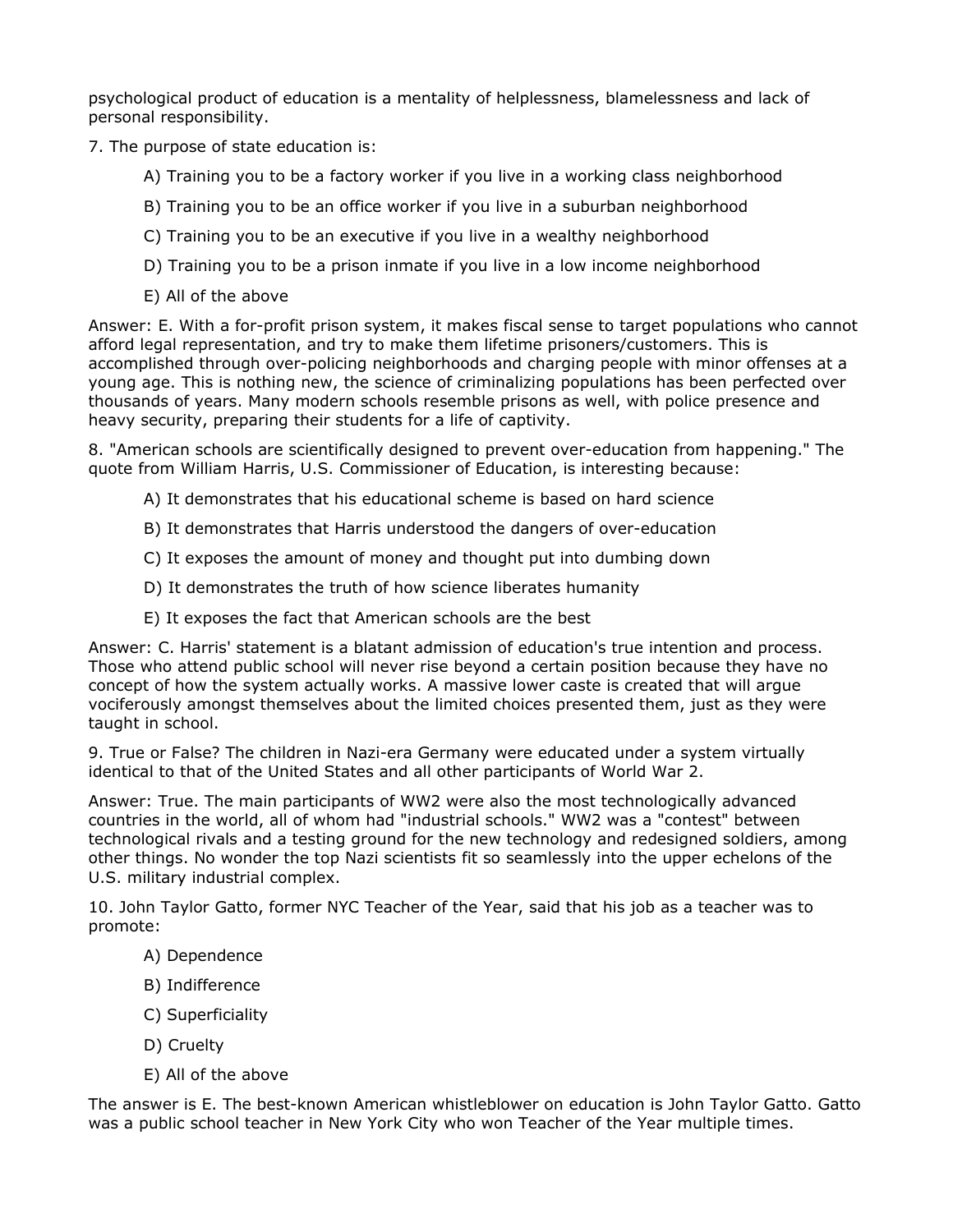psychological product of education is a mentality of helplessness, blamelessness and lack of personal responsibility.

7. The purpose of state education is:

A) Training you to be a factory worker if you live in a working class neighborhood

B) Training you to be an office worker if you live in a suburban neighborhood

C) Training you to be an executive if you live in a wealthy neighborhood

D) Training you to be a prison inmate if you live in a low income neighborhood

E) All of the above

Answer: E. With a for-profit prison system, it makes fiscal sense to target populations who cannot afford legal representation, and try to make them lifetime prisoners/customers. This is accomplished through over-policing neighborhoods and charging people with minor offenses at a young age. This is nothing new, the science of criminalizing populations has been perfected over thousands of years. Many modern schools resemble prisons as well, with police presence and heavy security, preparing their students for a life of captivity.

8. "American schools are scientifically designed to prevent over-education from happening." The quote from William Harris, U.S. Commissioner of Education, is interesting because:

A) It demonstrates that his educational scheme is based on hard science

B) It demonstrates that Harris understood the dangers of over-education

C) It exposes the amount of money and thought put into dumbing down

D) It demonstrates the truth of how science liberates humanity

E) It exposes the fact that American schools are the best

Answer: C. Harris' statement is a blatant admission of education's true intention and process. Those who attend public school will never rise beyond a certain position because they have no concept of how the system actually works. A massive lower caste is created that will argue vociferously amongst themselves about the limited choices presented them, just as they were taught in school.

9. True or False? The children in Nazi-era Germany were educated under a system virtually identical to that of the United States and all other participants of World War 2.

Answer: True. The main participants of WW2 were also the most technologically advanced countries in the world, all of whom had "industrial schools." WW2 was a "contest" between technological rivals and a testing ground for the new technology and redesigned soldiers, among other things. No wonder the top Nazi scientists fit so seamlessly into the upper echelons of the U.S. military industrial complex.

10. John Taylor Gatto, former NYC Teacher of the Year, said that his job as a teacher was to promote:

A) Dependence

B) Indifference

C) Superficiality

D) Cruelty

E) All of the above

The answer is E. The best-known American whistleblower on education is John Taylor Gatto. Gatto was a public school teacher in New York City who won Teacher of the Year multiple times.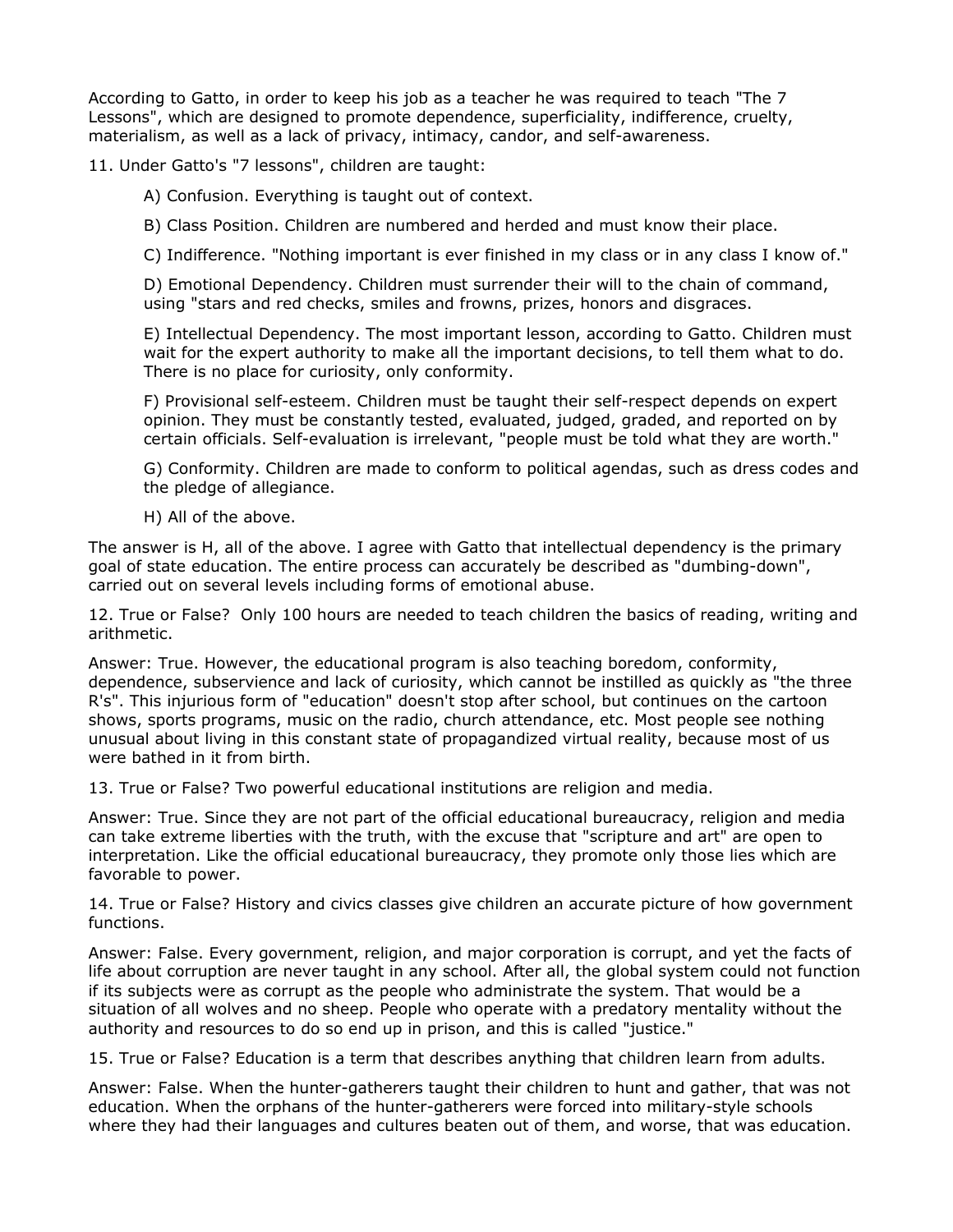According to Gatto, in order to keep his job as a teacher he was required to teach "The 7 Lessons", which are designed to promote dependence, superficiality, indifference, cruelty, materialism, as well as a lack of privacy, intimacy, candor, and self-awareness.

11. Under Gatto's "7 lessons", children are taught:

A) Confusion. Everything is taught out of context.

B) Class Position. Children are numbered and herded and must know their place.

C) Indifference. "Nothing important is ever finished in my class or in any class I know of."

D) Emotional Dependency. Children must surrender their will to the chain of command, using "stars and red checks, smiles and frowns, prizes, honors and disgraces.

E) Intellectual Dependency. The most important lesson, according to Gatto. Children must wait for the expert authority to make all the important decisions, to tell them what to do. There is no place for curiosity, only conformity.

F) Provisional self-esteem. Children must be taught their self-respect depends on expert opinion. They must be constantly tested, evaluated, judged, graded, and reported on by certain officials. Self-evaluation is irrelevant, "people must be told what they are worth."

G) Conformity. Children are made to conform to political agendas, such as dress codes and the pledge of allegiance.

H) All of the above.

The answer is H, all of the above. I agree with Gatto that intellectual dependency is the primary goal of state education. The entire process can accurately be described as "dumbing-down", carried out on several levels including forms of emotional abuse.

12. True or False? Only 100 hours are needed to teach children the basics of reading, writing and arithmetic.

Answer: True. However, the educational program is also teaching boredom, conformity, dependence, subservience and lack of curiosity, which cannot be instilled as quickly as "the three R's". This injurious form of "education" doesn't stop after school, but continues on the cartoon shows, sports programs, music on the radio, church attendance, etc. Most people see nothing unusual about living in this constant state of propagandized virtual reality, because most of us were bathed in it from birth.

13. True or False? Two powerful educational institutions are religion and media.

Answer: True. Since they are not part of the official educational bureaucracy, religion and media can take extreme liberties with the truth, with the excuse that "scripture and art" are open to interpretation. Like the official educational bureaucracy, they promote only those lies which are favorable to power.

14. True or False? History and civics classes give children an accurate picture of how government functions.

Answer: False. Every government, religion, and major corporation is corrupt, and yet the facts of life about corruption are never taught in any school. After all, the global system could not function if its subjects were as corrupt as the people who administrate the system. That would be a situation of all wolves and no sheep. People who operate with a predatory mentality without the authority and resources to do so end up in prison, and this is called "justice."

15. True or False? Education is a term that describes anything that children learn from adults.

Answer: False. When the hunter-gatherers taught their children to hunt and gather, that was not education. When the orphans of the hunter-gatherers were forced into military-style schools where they had their languages and cultures beaten out of them, and worse, that was education.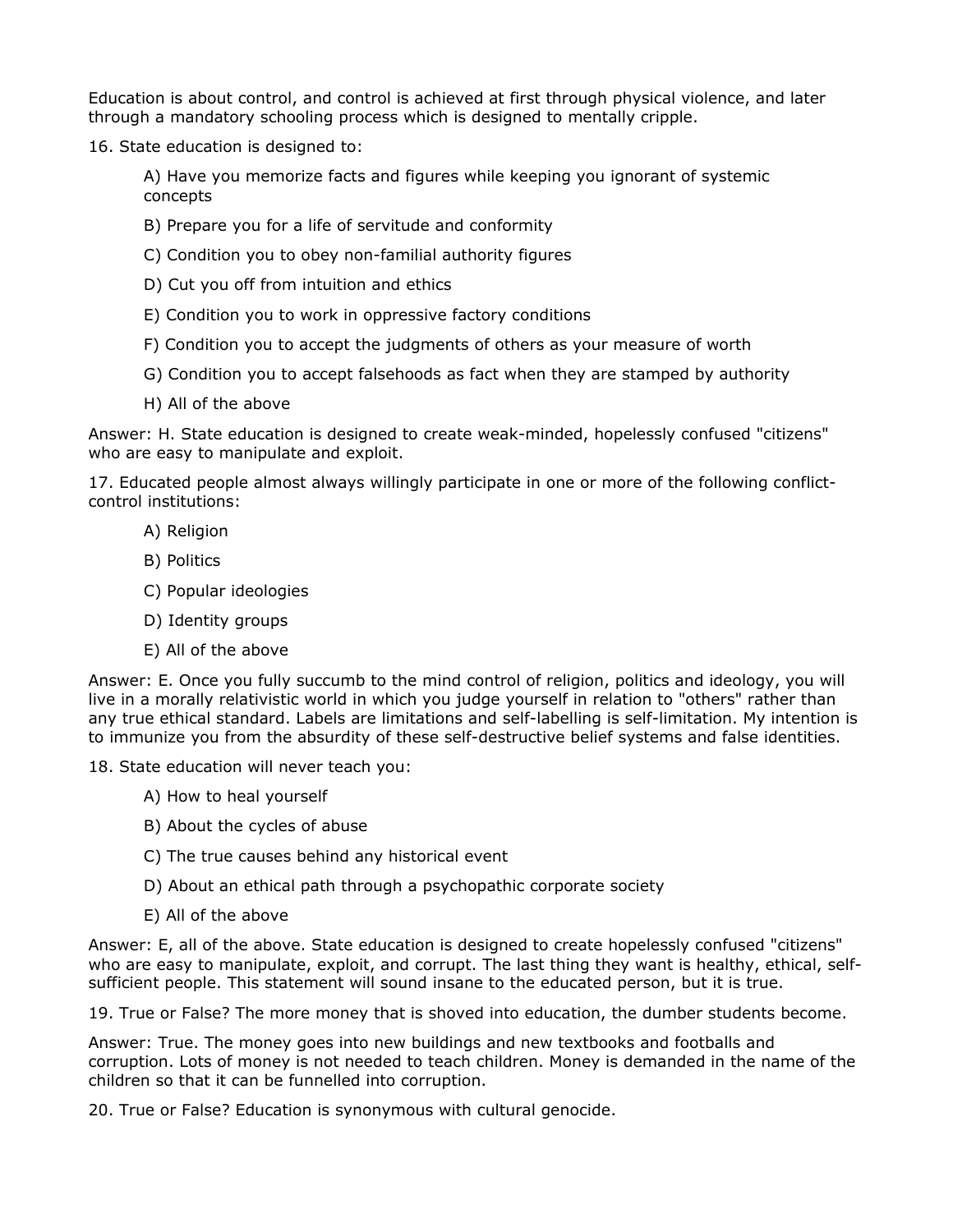Education is about control, and control is achieved at first through physical violence, and later through a mandatory schooling process which is designed to mentally cripple.

16. State education is designed to:

    A) Have you memorize facts and figures while keeping you ignorant of systemic concepts

    B) Prepare you for a life of servitude and conformity

    C) Condition you to obey non-familial authority figures

    D) Cut you off from intuition and ethics

    E) Condition you to work in oppressive factory conditions

    F) Condition you to accept the judgments of others as your measure of worth

    G) Condition you to accept falsehoods as fact when they are stamped by authority

    H) All of the above

Answer: H. State education is designed to create weak-minded, hopelessly confused "citizens" who are easy to manipulate and exploit.

17. Educated people almost always willingly participate in one or more of the following conflict-control institutions:

    A) Religion

    B) Politics

    C) Popular ideologies

    D) Identity groups

    E) All of the above

Answer: E. Once you fully succumb to the mind control of religion, politics and ideology, you will live in a morally relativistic world in which you judge yourself in relation to "others" rather than any true ethical standard. Labels are limitations and self-labelling is self-limitation. My intention is to immunize you from the absurdity of these self-destructive belief systems and false identities.

18. State education will never teach you:

    A) How to heal yourself

    B) About the cycles of abuse

    C) The true causes behind any historical event

    D) About an ethical path through a psychopathic corporate society

    E) All of the above

Answer: E, all of the above. State education is designed to create hopelessly confused "citizens" who are easy to manipulate, exploit, and corrupt. The last thing they want is healthy, ethical, self-sufficient people. This statement will sound insane to the educated person, but it is true.

19. True or False? The more money that is shoved into education, the dumber students become.

Answer: True. The money goes into new buildings and new textbooks and footballs and corruption. Lots of money is not needed to teach children. Money is demanded in the name of the children so that it can be funnelled into corruption.

20. True or False? Education is synonymous with cultural genocide.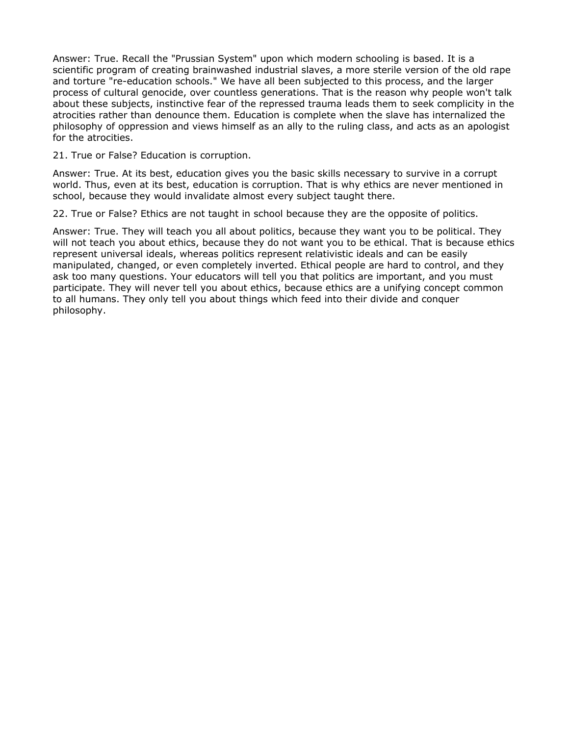Answer: True. Recall the "Prussian System" upon which modern schooling is based. It is a scientific program of creating brainwashed industrial slaves, a more sterile version of the old rape and torture "re-education schools." We have all been subjected to this process, and the larger process of cultural genocide, over countless generations. That is the reason why people won't talk about these subjects, instinctive fear of the repressed trauma leads them to seek complicity in the atrocities rather than denounce them. Education is complete when the slave has internalized the philosophy of oppression and views himself as an ally to the ruling class, and acts as an apologist for the atrocities.

21. True or False? Education is corruption.

Answer: True. At its best, education gives you the basic skills necessary to survive in a corrupt world. Thus, even at its best, education is corruption. That is why ethics are never mentioned in school, because they would invalidate almost every subject taught there.

22. True or False? Ethics are not taught in school because they are the opposite of politics.

Answer: True. They will teach you all about politics, because they want you to be political. They will not teach you about ethics, because they do not want you to be ethical. That is because ethics represent universal ideals, whereas politics represent relativistic ideals and can be easily manipulated, changed, or even completely inverted. Ethical people are hard to control, and they ask too many questions. Your educators will tell you that politics are important, and you must participate. They will never tell you about ethics, because ethics are a unifying concept common to all humans. They only tell you about things which feed into their divide and conquer philosophy.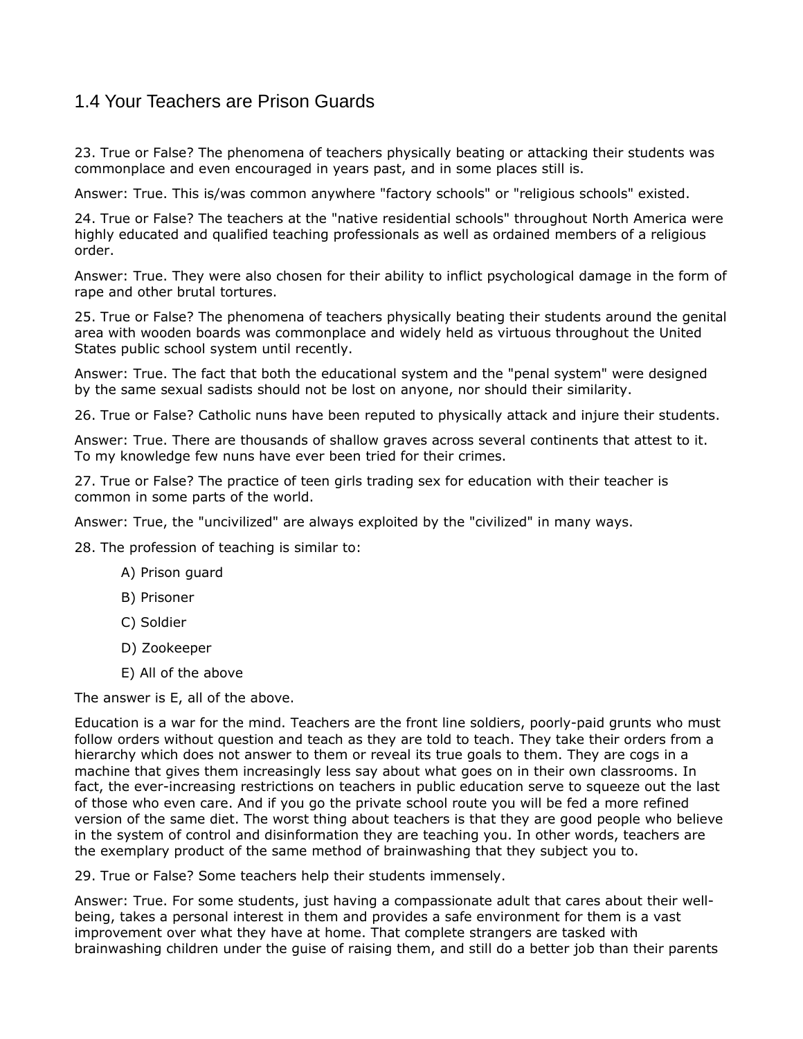## 1.4 Your Teachers are Prison Guards

23. True or False? The phenomena of teachers physically beating or attacking their students was commonplace and even encouraged in years past, and in some places still is.

Answer: True. This is/was common anywhere "factory schools" or "religious schools" existed.

24. True or False? The teachers at the "native residential schools" throughout North America were highly educated and qualified teaching professionals as well as ordained members of a religious order.

Answer: True. They were also chosen for their ability to inflict psychological damage in the form of rape and other brutal tortures.

25. True or False? The phenomena of teachers physically beating their students around the genital area with wooden boards was commonplace and widely held as virtuous throughout the United States public school system until recently.

Answer: True. The fact that both the educational system and the "penal system" were designed by the same sexual sadists should not be lost on anyone, nor should their similarity.

26. True or False? Catholic nuns have been reputed to physically attack and injure their students.

Answer: True. There are thousands of shallow graves across several continents that attest to it. To my knowledge few nuns have ever been tried for their crimes.

27. True or False? The practice of teen girls trading sex for education with their teacher is common in some parts of the world.

Answer: True, the "uncivilized" are always exploited by the "civilized" in many ways.

28. The profession of teaching is similar to:

- A) Prison guard
- B) Prisoner
- C) Soldier
- D) Zookeeper
- E) All of the above

The answer is E, all of the above.

Education is a war for the mind. Teachers are the front line soldiers, poorly-paid grunts who must follow orders without question and teach as they are told to teach. They take their orders from a hierarchy which does not answer to them or reveal its true goals to them. They are cogs in a machine that gives them increasingly less say about what goes on in their own classrooms. In fact, the ever-increasing restrictions on teachers in public education serve to squeeze out the last of those who even care. And if you go the private school route you will be fed a more refined version of the same diet. The worst thing about teachers is that they are good people who believe in the system of control and disinformation they are teaching you. In other words, teachers are the exemplary product of the same method of brainwashing that they subject you to.

29. True or False? Some teachers help their students immensely.

Answer: True. For some students, just having a compassionate adult that cares about their well-being, takes a personal interest in them and provides a safe environment for them is a vast improvement over what they have at home. That complete strangers are tasked with brainwashing children under the guise of raising them, and still do a better job than their parents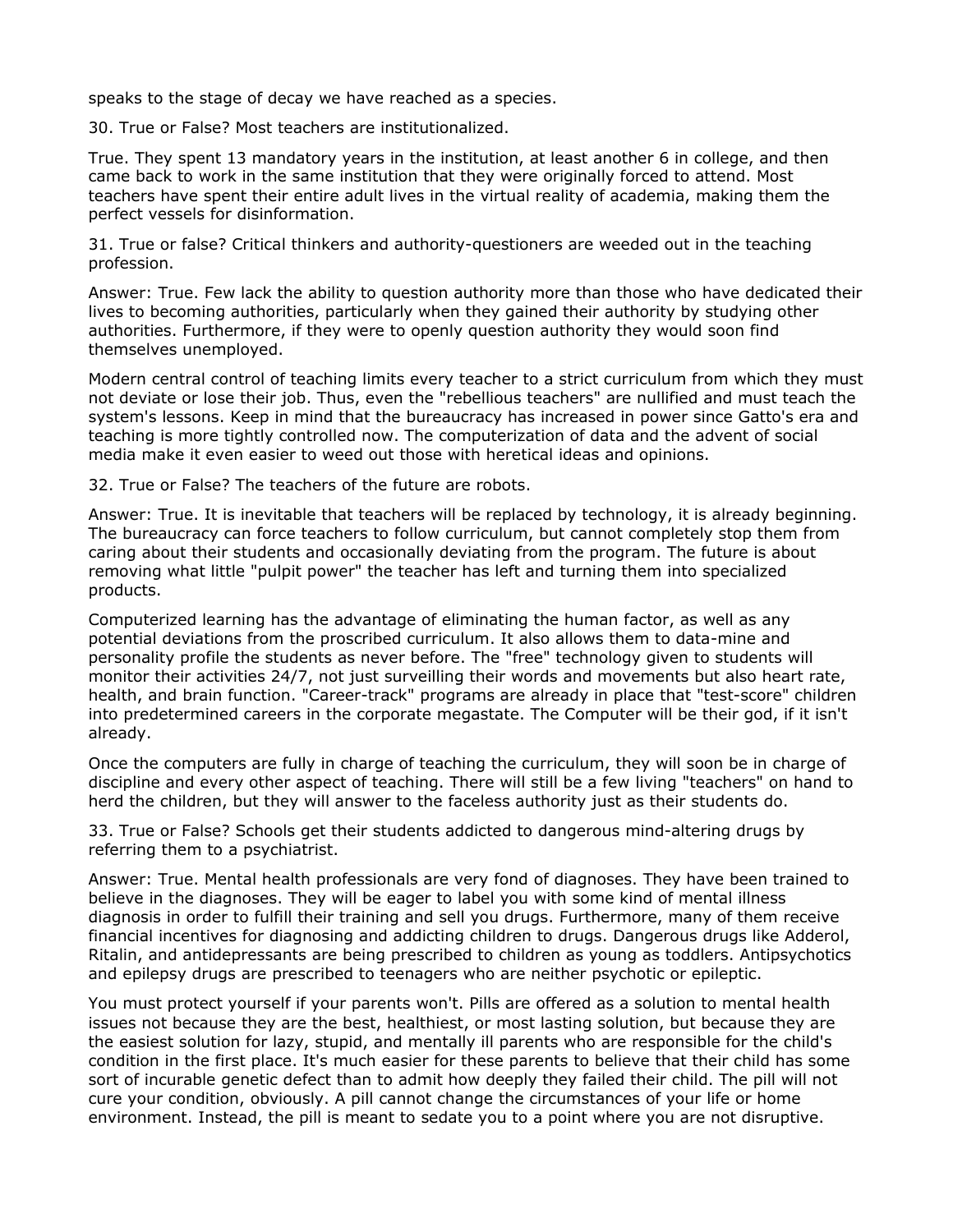speaks to the stage of decay we have reached as a species.

30. True or False? Most teachers are institutionalized.

True. They spent 13 mandatory years in the institution, at least another 6 in college, and then came back to work in the same institution that they were originally forced to attend. Most teachers have spent their entire adult lives in the virtual reality of academia, making them the perfect vessels for disinformation.

31. True or false? Critical thinkers and authority-questioners are weeded out in the teaching profession.

Answer: True. Few lack the ability to question authority more than those who have dedicated their lives to becoming authorities, particularly when they gained their authority by studying other authorities. Furthermore, if they were to openly question authority they would soon find themselves unemployed.

Modern central control of teaching limits every teacher to a strict curriculum from which they must not deviate or lose their job. Thus, even the "rebellious teachers" are nullified and must teach the system's lessons. Keep in mind that the bureaucracy has increased in power since Gatto's era and teaching is more tightly controlled now. The computerization of data and the advent of social media make it even easier to weed out those with heretical ideas and opinions.

32. True or False? The teachers of the future are robots.

Answer: True. It is inevitable that teachers will be replaced by technology, it is already beginning. The bureaucracy can force teachers to follow curriculum, but cannot completely stop them from caring about their students and occasionally deviating from the program. The future is about removing what little "pulpit power" the teacher has left and turning them into specialized products.

Computerized learning has the advantage of eliminating the human factor, as well as any potential deviations from the proscribed curriculum. It also allows them to data-mine and personality profile the students as never before. The "free" technology given to students will monitor their activities 24/7, not just surveilling their words and movements but also heart rate, health, and brain function. "Career-track" programs are already in place that "test-score" children into predetermined careers in the corporate megastate. The Computer will be their god, if it isn't already.

Once the computers are fully in charge of teaching the curriculum, they will soon be in charge of discipline and every other aspect of teaching. There will still be a few living "teachers" on hand to herd the children, but they will answer to the faceless authority just as their students do.

33. True or False? Schools get their students addicted to dangerous mind-altering drugs by referring them to a psychiatrist.

Answer: True. Mental health professionals are very fond of diagnoses. They have been trained to believe in the diagnoses. They will be eager to label you with some kind of mental illness diagnosis in order to fulfill their training and sell you drugs. Furthermore, many of them receive financial incentives for diagnosing and addicting children to drugs. Dangerous drugs like Adderol, Ritalin, and antidepressants are being prescribed to children as young as toddlers. Antipsychotics and epilepsy drugs are prescribed to teenagers who are neither psychotic or epileptic.

You must protect yourself if your parents won't. Pills are offered as a solution to mental health issues not because they are the best, healthiest, or most lasting solution, but because they are the easiest solution for lazy, stupid, and mentally ill parents who are responsible for the child's condition in the first place. It's much easier for these parents to believe that their child has some sort of incurable genetic defect than to admit how deeply they failed their child. The pill will not cure your condition, obviously. A pill cannot change the circumstances of your life or home environment. Instead, the pill is meant to sedate you to a point where you are not disruptive.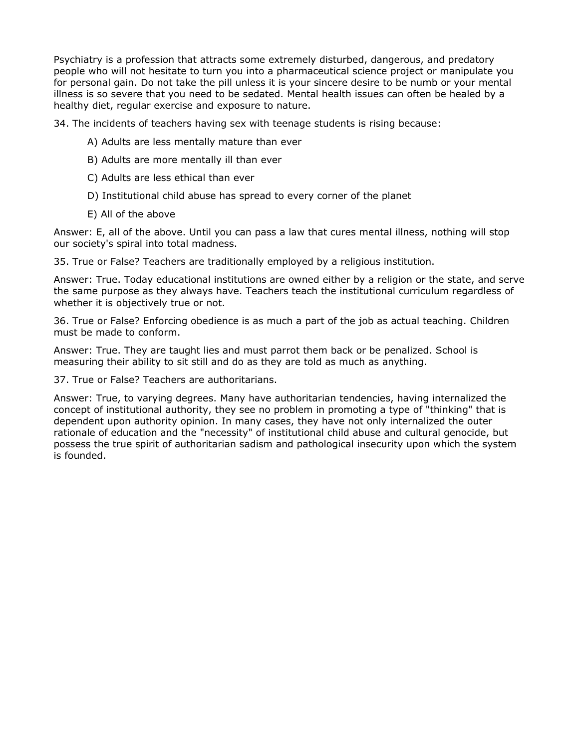Psychiatry is a profession that attracts some extremely disturbed, dangerous, and predatory people who will not hesitate to turn you into a pharmaceutical science project or manipulate you for personal gain. Do not take the pill unless it is your sincere desire to be numb or your mental illness is so severe that you need to be sedated. Mental health issues can often be healed by a healthy diet, regular exercise and exposure to nature.

34. The incidents of teachers having sex with teenage students is rising because:

A) Adults are less mentally mature than ever

B) Adults are more mentally ill than ever

C) Adults are less ethical than ever

D) Institutional child abuse has spread to every corner of the planet

E) All of the above

Answer: E, all of the above. Until you can pass a law that cures mental illness, nothing will stop our society's spiral into total madness.

35. True or False? Teachers are traditionally employed by a religious institution.

Answer: True. Today educational institutions are owned either by a religion or the state, and serve the same purpose as they always have. Teachers teach the institutional curriculum regardless of whether it is objectively true or not.

36. True or False? Enforcing obedience is as much a part of the job as actual teaching. Children must be made to conform.

Answer: True. They are taught lies and must parrot them back or be penalized. School is measuring their ability to sit still and do as they are told as much as anything.

37. True or False? Teachers are authoritarians.

Answer: True, to varying degrees. Many have authoritarian tendencies, having internalized the concept of institutional authority, they see no problem in promoting a type of "thinking" that is dependent upon authority opinion. In many cases, they have not only internalized the outer rationale of education and the "necessity" of institutional child abuse and cultural genocide, but possess the true spirit of authoritarian sadism and pathological insecurity upon which the system is founded.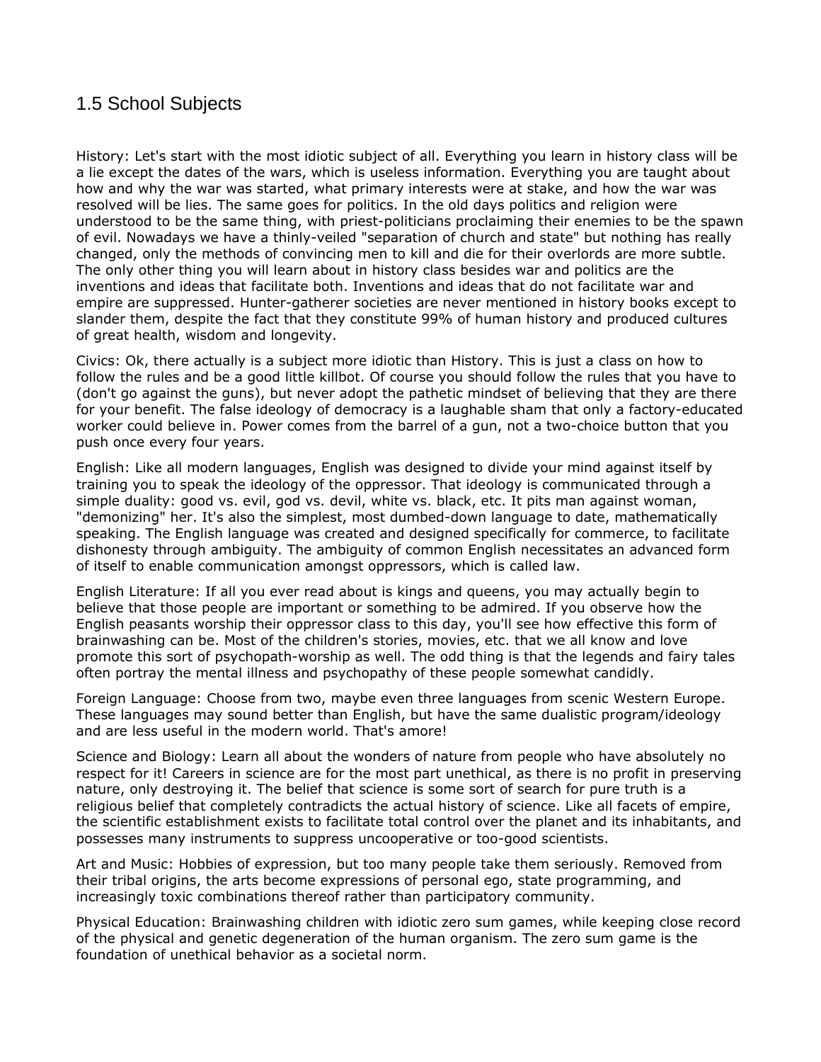## 1.5 School Subjects

History: Let's start with the most idiotic subject of all. Everything you learn in history class will be a lie except the dates of the wars, which is useless information. Everything you are taught about how and why the war was started, what primary interests were at stake, and how the war was resolved will be lies. The same goes for politics. In the old days politics and religion were understood to be the same thing, with priest-politicians proclaiming their enemies to be the spawn of evil. Nowadays we have a thinly-veiled "separation of church and state" but nothing has really changed, only the methods of convincing men to kill and die for their overlords are more subtle. The only other thing you will learn about in history class besides war and politics are the inventions and ideas that facilitate both. Inventions and ideas that do not facilitate war and empire are suppressed. Hunter-gatherer societies are never mentioned in history books except to slander them, despite the fact that they constitute 99% of human history and produced cultures of great health, wisdom and longevity.

Civics: Ok, there actually is a subject more idiotic than History. This is just a class on how to follow the rules and be a good little killbot. Of course you should follow the rules that you have to (don't go against the guns), but never adopt the pathetic mindset of believing that they are there for your benefit. The false ideology of democracy is a laughable sham that only a factory-educated worker could believe in. Power comes from the barrel of a gun, not a two-choice button that you push once every four years.

English: Like all modern languages, English was designed to divide your mind against itself by training you to speak the ideology of the oppressor. That ideology is communicated through a simple duality: good vs. evil, god vs. devil, white vs. black, etc. It pits man against woman, "demonizing" her. It's also the simplest, most dumbed-down language to date, mathematically speaking. The English language was created and designed specifically for commerce, to facilitate dishonesty through ambiguity. The ambiguity of common English necessitates an advanced form of itself to enable communication amongst oppressors, which is called law.

English Literature: If all you ever read about is kings and queens, you may actually begin to believe that those people are important or something to be admired. If you observe how the English peasants worship their oppressor class to this day, you'll see how effective this form of brainwashing can be. Most of the children's stories, movies, etc. that we all know and love promote this sort of psychopath-worship as well. The odd thing is that the legends and fairy tales often portray the mental illness and psychopathy of these people somewhat candidly.

Foreign Language: Choose from two, maybe even three languages from scenic Western Europe. These languages may sound better than English, but have the same dualistic program/ideology and are less useful in the modern world. That's amore!

Science and Biology: Learn all about the wonders of nature from people who have absolutely no respect for it! Careers in science are for the most part unethical, as there is no profit in preserving nature, only destroying it. The belief that science is some sort of search for pure truth is a religious belief that completely contradicts the actual history of science. Like all facets of empire, the scientific establishment exists to facilitate total control over the planet and its inhabitants, and possesses many instruments to suppress uncooperative or too-good scientists.

Art and Music: Hobbies of expression, but too many people take them seriously. Removed from their tribal origins, the arts become expressions of personal ego, state programming, and increasingly toxic combinations thereof rather than participatory community.

Physical Education: Brainwashing children with idiotic zero sum games, while keeping close record of the physical and genetic degeneration of the human organism. The zero sum game is the foundation of unethical behavior as a societal norm.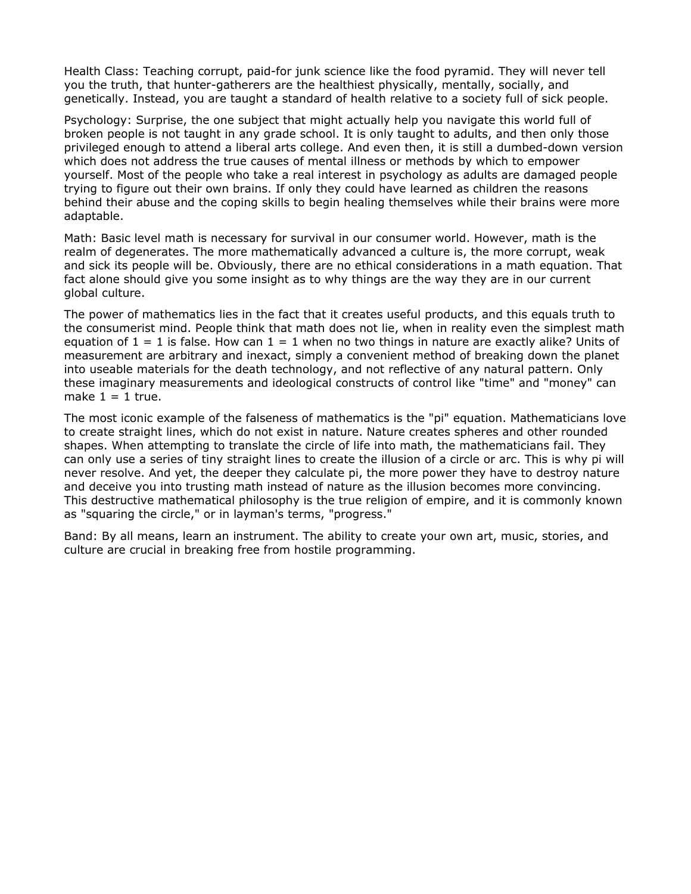Health Class: Teaching corrupt, paid-for junk science like the food pyramid. They will never tell you the truth, that hunter-gatherers are the healthiest physically, mentally, socially, and genetically. Instead, you are taught a standard of health relative to a society full of sick people.

Psychology: Surprise, the one subject that might actually help you navigate this world full of broken people is not taught in any grade school. It is only taught to adults, and then only those privileged enough to attend a liberal arts college. And even then, it is still a dumbed-down version which does not address the true causes of mental illness or methods by which to empower yourself. Most of the people who take a real interest in psychology as adults are damaged people trying to figure out their own brains. If only they could have learned as children the reasons behind their abuse and the coping skills to begin healing themselves while their brains were more adaptable.

Math: Basic level math is necessary for survival in our consumer world. However, math is the realm of degenerates. The more mathematically advanced a culture is, the more corrupt, weak and sick its people will be. Obviously, there are no ethical considerations in a math equation. That fact alone should give you some insight as to why things are the way they are in our current global culture.

The power of mathematics lies in the fact that it creates useful products, and this equals truth to the consumerist mind. People think that math does not lie, when in reality even the simplest math equation of $1 = 1$ is false. How can $1 = 1$ when no two things in nature are exactly alike? Units of measurement are arbitrary and inexact, simply a convenient method of breaking down the planet into useable materials for the death technology, and not reflective of any natural pattern. Only these imaginary measurements and ideological constructs of control like "time" and "money" can make $1 = 1$ true.

The most iconic example of the falseness of mathematics is the "pi" equation. Mathematicians love to create straight lines, which do not exist in nature. Nature creates spheres and other rounded shapes. When attempting to translate the circle of life into math, the mathematicians fail. They can only use a series of tiny straight lines to create the illusion of a circle or arc. This is why pi will never resolve. And yet, the deeper they calculate pi, the more power they have to destroy nature and deceive you into trusting math instead of nature as the illusion becomes more convincing. This destructive mathematical philosophy is the true religion of empire, and it is commonly known as "squaring the circle," or in layman's terms, "progress."

Band: By all means, learn an instrument. The ability to create your own art, music, stories, and culture are crucial in breaking free from hostile programming.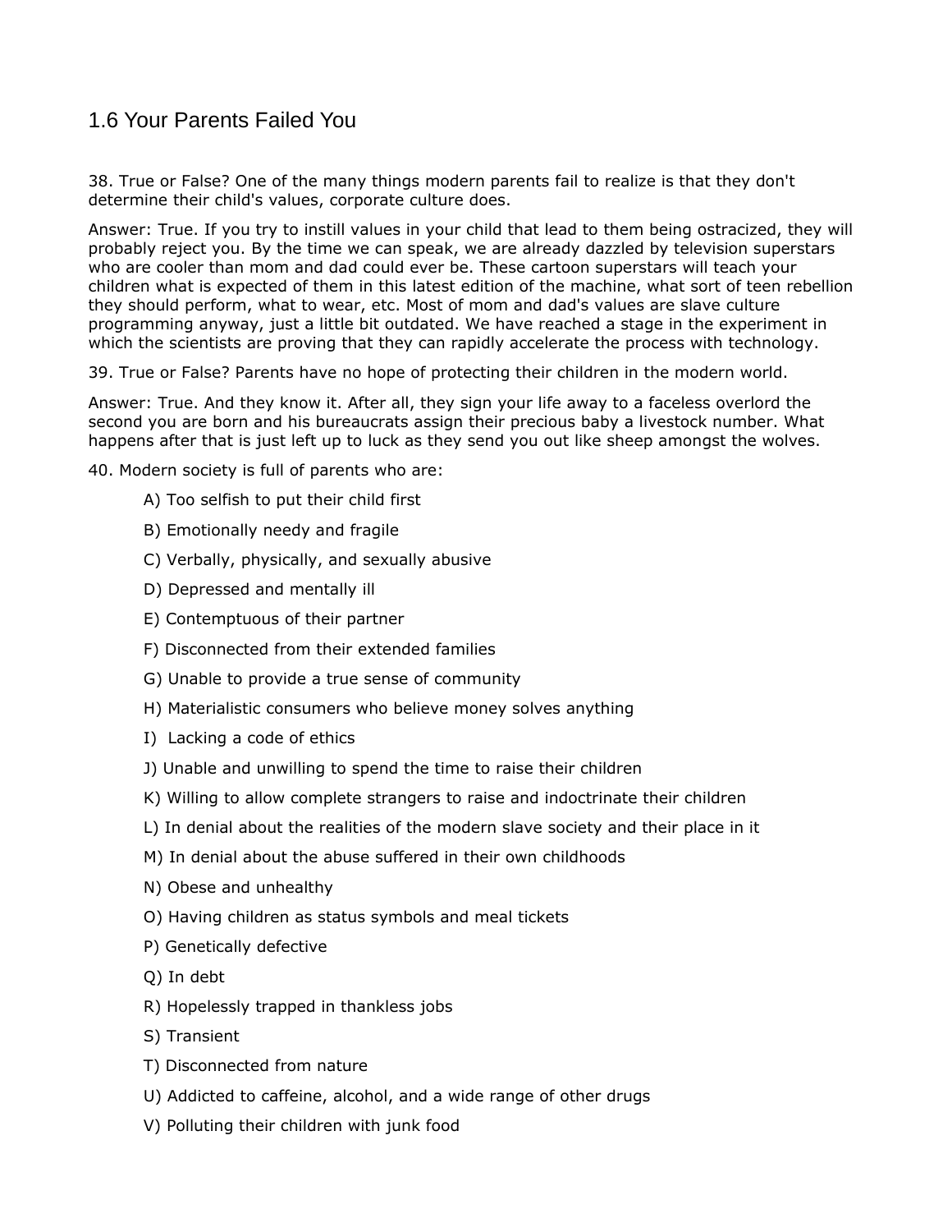## 1.6 Your Parents Failed You

38. True or False? One of the many things modern parents fail to realize is that they don't determine their child's values, corporate culture does.

Answer: True. If you try to instill values in your child that lead to them being ostracized, they will probably reject you. By the time we can speak, we are already dazzled by television superstars who are cooler than mom and dad could ever be. These cartoon superstars will teach your children what is expected of them in this latest edition of the machine, what sort of teen rebellion they should perform, what to wear, etc. Most of mom and dad's values are slave culture programming anyway, just a little bit outdated. We have reached a stage in the experiment in which the scientists are proving that they can rapidly accelerate the process with technology.

39. True or False? Parents have no hope of protecting their children in the modern world.

Answer: True. And they know it. After all, they sign your life away to a faceless overlord the second you are born and his bureaucrats assign their precious baby a livestock number. What happens after that is just left up to luck as they send you out like sheep amongst the wolves.

40. Modern society is full of parents who are:

- A) Too selfish to put their child first
- B) Emotionally needy and fragile
- C) Verbally, physically, and sexually abusive
- D) Depressed and mentally ill
- E) Contemptuous of their partner
- F) Disconnected from their extended families
- G) Unable to provide a true sense of community
- H) Materialistic consumers who believe money solves anything
- I) Lacking a code of ethics
- J) Unable and unwilling to spend the time to raise their children
- K) Willing to allow complete strangers to raise and indoctrinate their children
- L) In denial about the realities of the modern slave society and their place in it
- M) In denial about the abuse suffered in their own childhoods
- N) Obese and unhealthy
- O) Having children as status symbols and meal tickets
- P) Genetically defective
- Q) In debt
- R) Hopelessly trapped in thankless jobs
- S) Transient
- T) Disconnected from nature
- U) Addicted to caffeine, alcohol, and a wide range of other drugs
- V) Polluting their children with junk food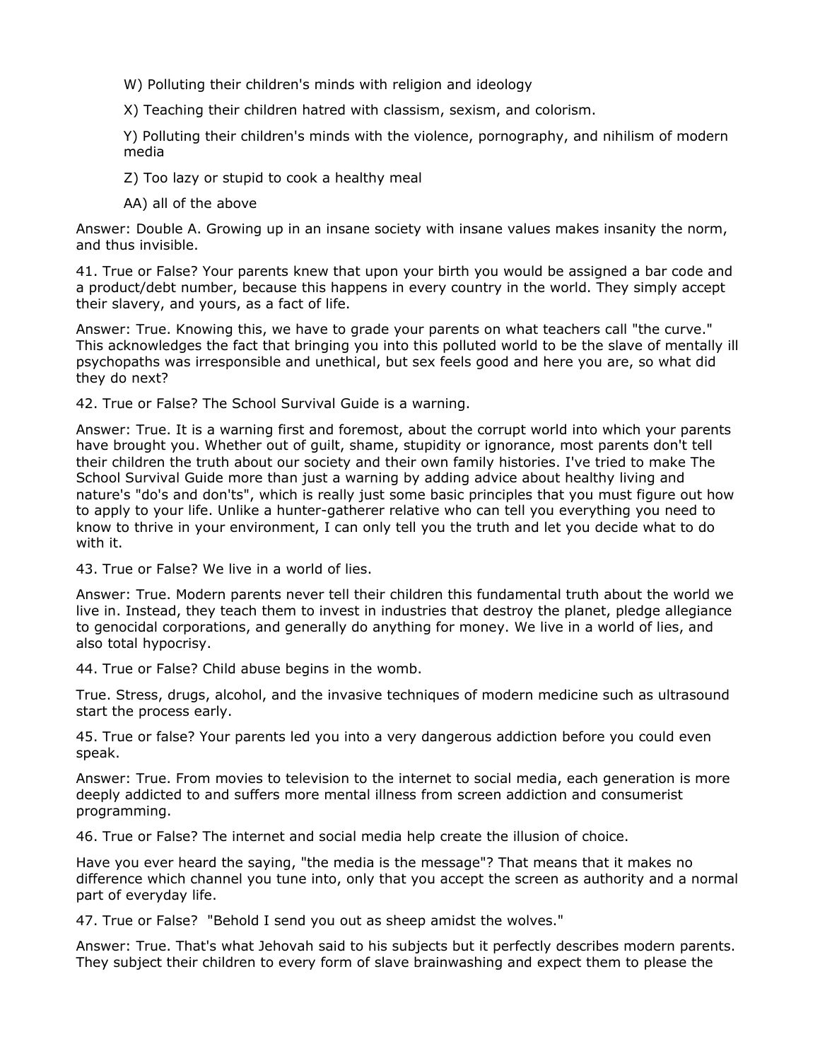W) Polluting their children's minds with religion and ideology

X) Teaching their children hatred with classism, sexism, and colorism.

Y) Polluting their children's minds with the violence, pornography, and nihilism of modern media

Z) Too lazy or stupid to cook a healthy meal

AA) all of the above

Answer: Double A. Growing up in an insane society with insane values makes insanity the norm, and thus invisible.

41. True or False? Your parents knew that upon your birth you would be assigned a bar code and a product/debt number, because this happens in every country in the world. They simply accept their slavery, and yours, as a fact of life.

Answer: True. Knowing this, we have to grade your parents on what teachers call "the curve." This acknowledges the fact that bringing you into this polluted world to be the slave of mentally ill psychopaths was irresponsible and unethical, but sex feels good and here you are, so what did they do next?

42. True or False? The School Survival Guide is a warning.

Answer: True. It is a warning first and foremost, about the corrupt world into which your parents have brought you. Whether out of guilt, shame, stupidity or ignorance, most parents don't tell their children the truth about our society and their own family histories. I've tried to make The School Survival Guide more than just a warning by adding advice about healthy living and nature's "do's and don'ts", which is really just some basic principles that you must figure out how to apply to your life. Unlike a hunter-gatherer relative who can tell you everything you need to know to thrive in your environment, I can only tell you the truth and let you decide what to do with it.

43. True or False? We live in a world of lies.

Answer: True. Modern parents never tell their children this fundamental truth about the world we live in. Instead, they teach them to invest in industries that destroy the planet, pledge allegiance to genocidal corporations, and generally do anything for money. We live in a world of lies, and also total hypocrisy.

44. True or False? Child abuse begins in the womb.

True. Stress, drugs, alcohol, and the invasive techniques of modern medicine such as ultrasound start the process early.

45. True or false? Your parents led you into a very dangerous addiction before you could even speak.

Answer: True. From movies to television to the internet to social media, each generation is more deeply addicted to and suffers more mental illness from screen addiction and consumerist programming.

46. True or False? The internet and social media help create the illusion of choice.

Have you ever heard the saying, "the media is the message"? That means that it makes no difference which channel you tune into, only that you accept the screen as authority and a normal part of everyday life.

47. True or False? "Behold I send you out as sheep amidst the wolves."

Answer: True. That's what Jehovah said to his subjects but it perfectly describes modern parents. They subject their children to every form of slave brainwashing and expect them to please the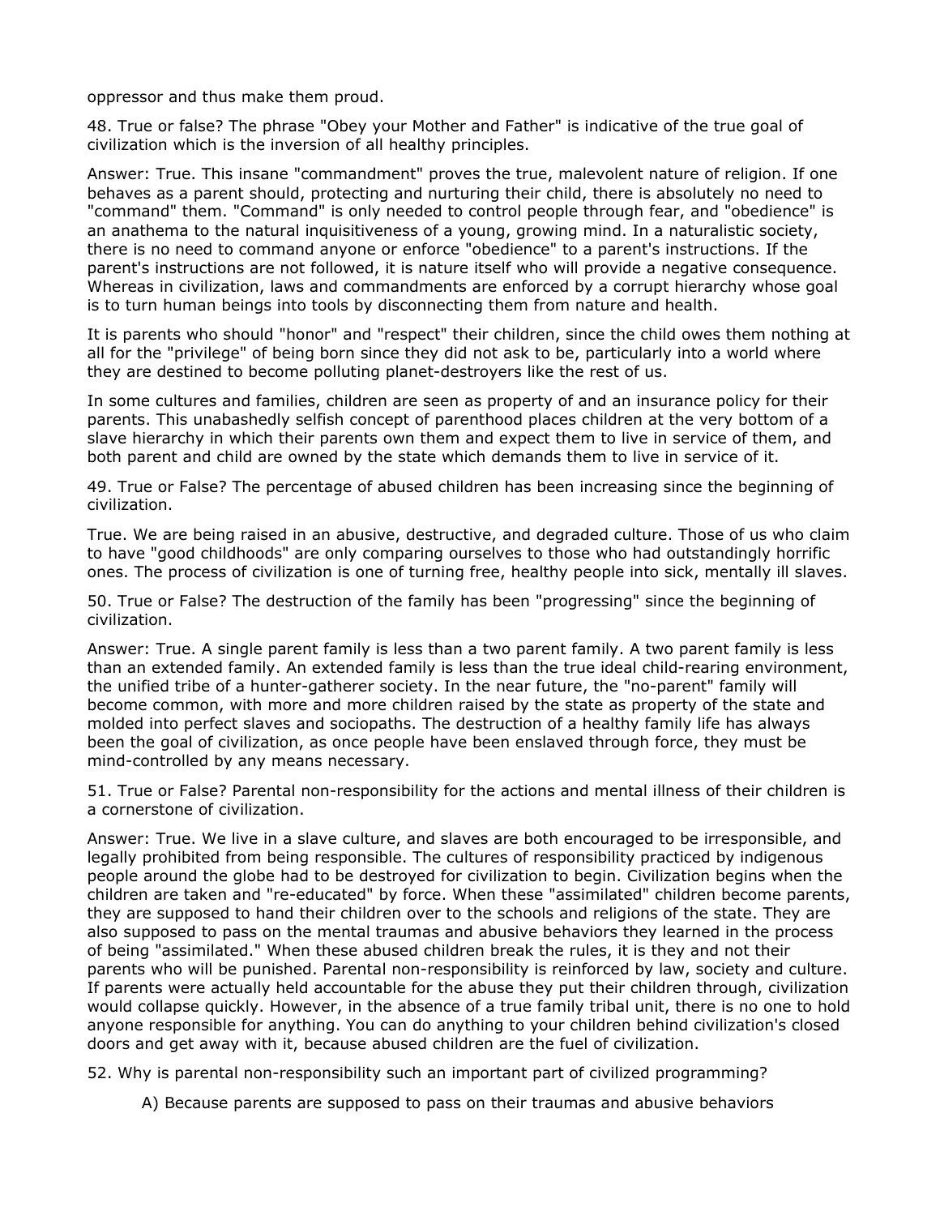oppressor and thus make them proud.

48. True or false? The phrase "Obey your Mother and Father" is indicative of the true goal of civilization which is the inversion of all healthy principles.

Answer: True. This insane "commandment" proves the true, malevolent nature of religion. If one behaves as a parent should, protecting and nurturing their child, there is absolutely no need to "command" them. "Command" is only needed to control people through fear, and "obedience" is an anathema to the natural inquisitiveness of a young, growing mind. In a naturalistic society, there is no need to command anyone or enforce "obedience" to a parent's instructions. If the parent's instructions are not followed, it is nature itself who will provide a negative consequence. Whereas in civilization, laws and commandments are enforced by a corrupt hierarchy whose goal is to turn human beings into tools by disconnecting them from nature and health.

It is parents who should "honor" and "respect" their children, since the child owes them nothing at all for the "privilege" of being born since they did not ask to be, particularly into a world where they are destined to become polluting planet-destroyers like the rest of us.

In some cultures and families, children are seen as property of and an insurance policy for their parents. This unabashedly selfish concept of parenthood places children at the very bottom of a slave hierarchy in which their parents own them and expect them to live in service of them, and both parent and child are owned by the state which demands them to live in service of it.

49. True or False? The percentage of abused children has been increasing since the beginning of civilization.

True. We are being raised in an abusive, destructive, and degraded culture. Those of us who claim to have "good childhoods" are only comparing ourselves to those who had outstandingly horrific ones. The process of civilization is one of turning free, healthy people into sick, mentally ill slaves.

50. True or False? The destruction of the family has been "progressing" since the beginning of civilization.

Answer: True. A single parent family is less than a two parent family. A two parent family is less than an extended family. An extended family is less than the true ideal child-rearing environment, the unified tribe of a hunter-gatherer society. In the near future, the "no-parent" family will become common, with more and more children raised by the state as property of the state and molded into perfect slaves and sociopaths. The destruction of a healthy family life has always been the goal of civilization, as once people have been enslaved through force, they must be mind-controlled by any means necessary.

51. True or False? Parental non-responsibility for the actions and mental illness of their children is a cornerstone of civilization.

Answer: True. We live in a slave culture, and slaves are both encouraged to be irresponsible, and legally prohibited from being responsible. The cultures of responsibility practiced by indigenous people around the globe had to be destroyed for civilization to begin. Civilization begins when the children are taken and "re-educated" by force. When these "assimilated" children become parents, they are supposed to hand their children over to the schools and religions of the state. They are also supposed to pass on the mental traumas and abusive behaviors they learned in the process of being "assimilated." When these abused children break the rules, it is they and not their parents who will be punished. Parental non-responsibility is reinforced by law, society and culture. If parents were actually held accountable for the abuse they put their children through, civilization would collapse quickly. However, in the absence of a true family tribal unit, there is no one to hold anyone responsible for anything. You can do anything to your children behind civilization's closed doors and get away with it, because abused children are the fuel of civilization.

52. Why is parental non-responsibility such an important part of civilized programming?

A) Because parents are supposed to pass on their traumas and abusive behaviors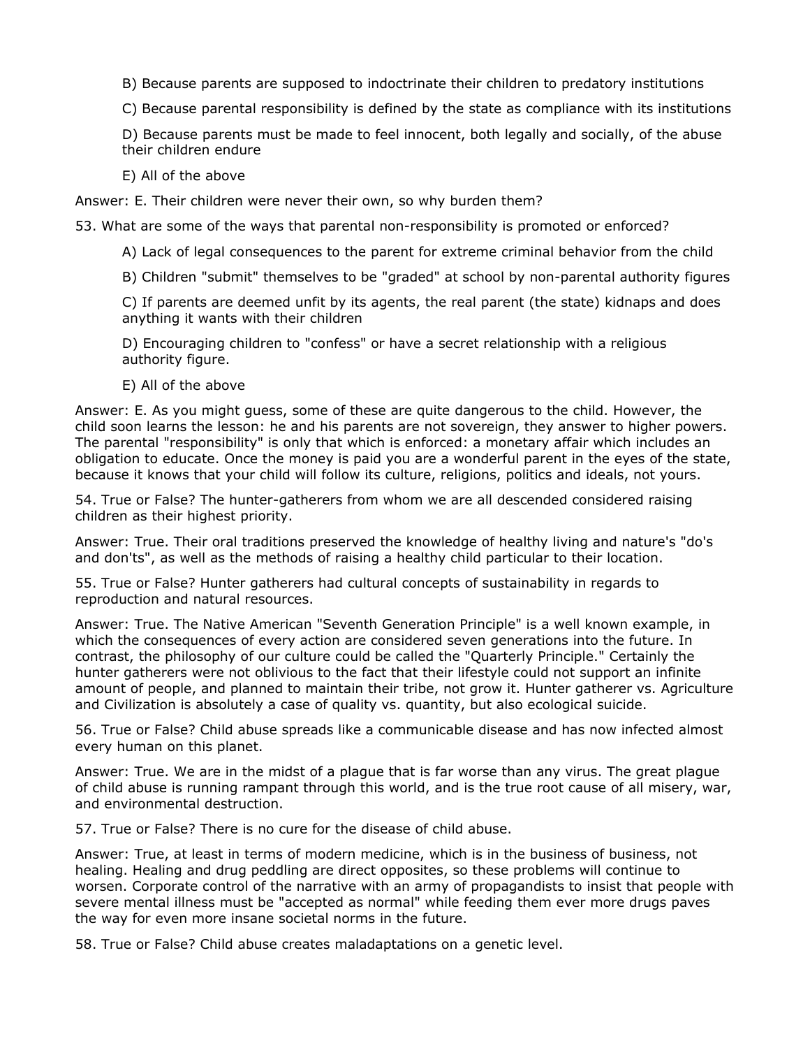B) Because parents are supposed to indoctrinate their children to predatory institutions

C) Because parental responsibility is defined by the state as compliance with its institutions

D) Because parents must be made to feel innocent, both legally and socially, of the abuse their children endure

E) All of the above

Answer: E. Their children were never their own, so why burden them?

53. What are some of the ways that parental non-responsibility is promoted or enforced?

A) Lack of legal consequences to the parent for extreme criminal behavior from the child

B) Children "submit" themselves to be "graded" at school by non-parental authority figures

C) If parents are deemed unfit by its agents, the real parent (the state) kidnaps and does anything it wants with their children

D) Encouraging children to "confess" or have a secret relationship with a religious authority figure.

E) All of the above

Answer: E. As you might guess, some of these are quite dangerous to the child. However, the child soon learns the lesson: he and his parents are not sovereign, they answer to higher powers. The parental "responsibility" is only that which is enforced: a monetary affair which includes an obligation to educate. Once the money is paid you are a wonderful parent in the eyes of the state, because it knows that your child will follow its culture, religions, politics and ideals, not yours.

54. True or False? The hunter-gatherers from whom we are all descended considered raising children as their highest priority.

Answer: True. Their oral traditions preserved the knowledge of healthy living and nature's "do's and don'ts", as well as the methods of raising a healthy child particular to their location.

55. True or False? Hunter gatherers had cultural concepts of sustainability in regards to reproduction and natural resources.

Answer: True. The Native American "Seventh Generation Principle" is a well known example, in which the consequences of every action are considered seven generations into the future. In contrast, the philosophy of our culture could be called the "Quarterly Principle." Certainly the hunter gatherers were not oblivious to the fact that their lifestyle could not support an infinite amount of people, and planned to maintain their tribe, not grow it. Hunter gatherer vs. Agriculture and Civilization is absolutely a case of quality vs. quantity, but also ecological suicide.

56. True or False? Child abuse spreads like a communicable disease and has now infected almost every human on this planet.

Answer: True. We are in the midst of a plague that is far worse than any virus. The great plague of child abuse is running rampant through this world, and is the true root cause of all misery, war, and environmental destruction.

57. True or False? There is no cure for the disease of child abuse.

Answer: True, at least in terms of modern medicine, which is in the business of business, not healing. Healing and drug peddling are direct opposites, so these problems will continue to worsen. Corporate control of the narrative with an army of propagandists to insist that people with severe mental illness must be "accepted as normal" while feeding them ever more drugs paves the way for even more insane societal norms in the future.

58. True or False? Child abuse creates maladaptations on a genetic level.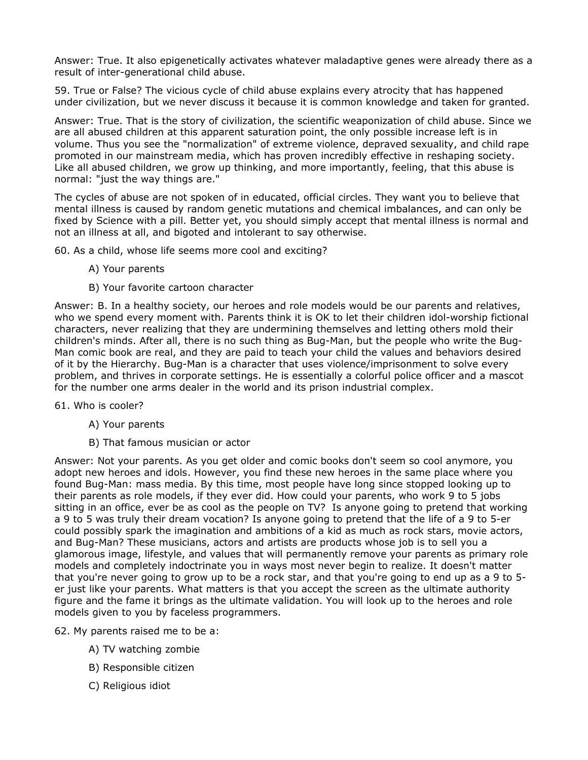Answer: True. It also epigenetically activates whatever maladaptive genes were already there as a result of inter-generational child abuse.

59. True or False? The vicious cycle of child abuse explains every atrocity that has happened under civilization, but we never discuss it because it is common knowledge and taken for granted.

Answer: True. That is the story of civilization, the scientific weaponization of child abuse. Since we are all abused children at this apparent saturation point, the only possible increase left is in volume. Thus you see the "normalization" of extreme violence, depraved sexuality, and child rape promoted in our mainstream media, which has proven incredibly effective in reshaping society. Like all abused children, we grow up thinking, and more importantly, feeling, that this abuse is normal: "just the way things are."

The cycles of abuse are not spoken of in educated, official circles. They want you to believe that mental illness is caused by random genetic mutations and chemical imbalances, and can only be fixed by Science with a pill. Better yet, you should simply accept that mental illness is normal and not an illness at all, and bigoted and intolerant to say otherwise.

60. As a child, whose life seems more cool and exciting?

A) Your parents

B) Your favorite cartoon character

Answer: B. In a healthy society, our heroes and role models would be our parents and relatives, who we spend every moment with. Parents think it is OK to let their children idol-worship fictional characters, never realizing that they are undermining themselves and letting others mold their children's minds. After all, there is no such thing as Bug-Man, but the people who write the Bug-Man comic book are real, and they are paid to teach your child the values and behaviors desired of it by the Hierarchy. Bug-Man is a character that uses violence/imprisonment to solve every problem, and thrives in corporate settings. He is essentially a colorful police officer and a mascot for the number one arms dealer in the world and its prison industrial complex.

61. Who is cooler?

A) Your parents

B) That famous musician or actor

Answer: Not your parents. As you get older and comic books don't seem so cool anymore, you adopt new heroes and idols. However, you find these new heroes in the same place where you found Bug-Man: mass media. By this time, most people have long since stopped looking up to their parents as role models, if they ever did. How could your parents, who work 9 to 5 jobs sitting in an office, ever be as cool as the people on TV? Is anyone going to pretend that working a 9 to 5 was truly their dream vocation? Is anyone going to pretend that the life of a 9 to 5-er could possibly spark the imagination and ambitions of a kid as much as rock stars, movie actors, and Bug-Man? These musicians, actors and artists are products whose job is to sell you a glamorous image, lifestyle, and values that will permanently remove your parents as primary role models and completely indoctrinate you in ways most never begin to realize. It doesn't matter that you're never going to grow up to be a rock star, and that you're going to end up as a 9 to 5-er just like your parents. What matters is that you accept the screen as the ultimate authority figure and the fame it brings as the ultimate validation. You will look up to the heroes and role models given to you by faceless programmers.

62. My parents raised me to be a:

A) TV watching zombie

B) Responsible citizen

C) Religious idiot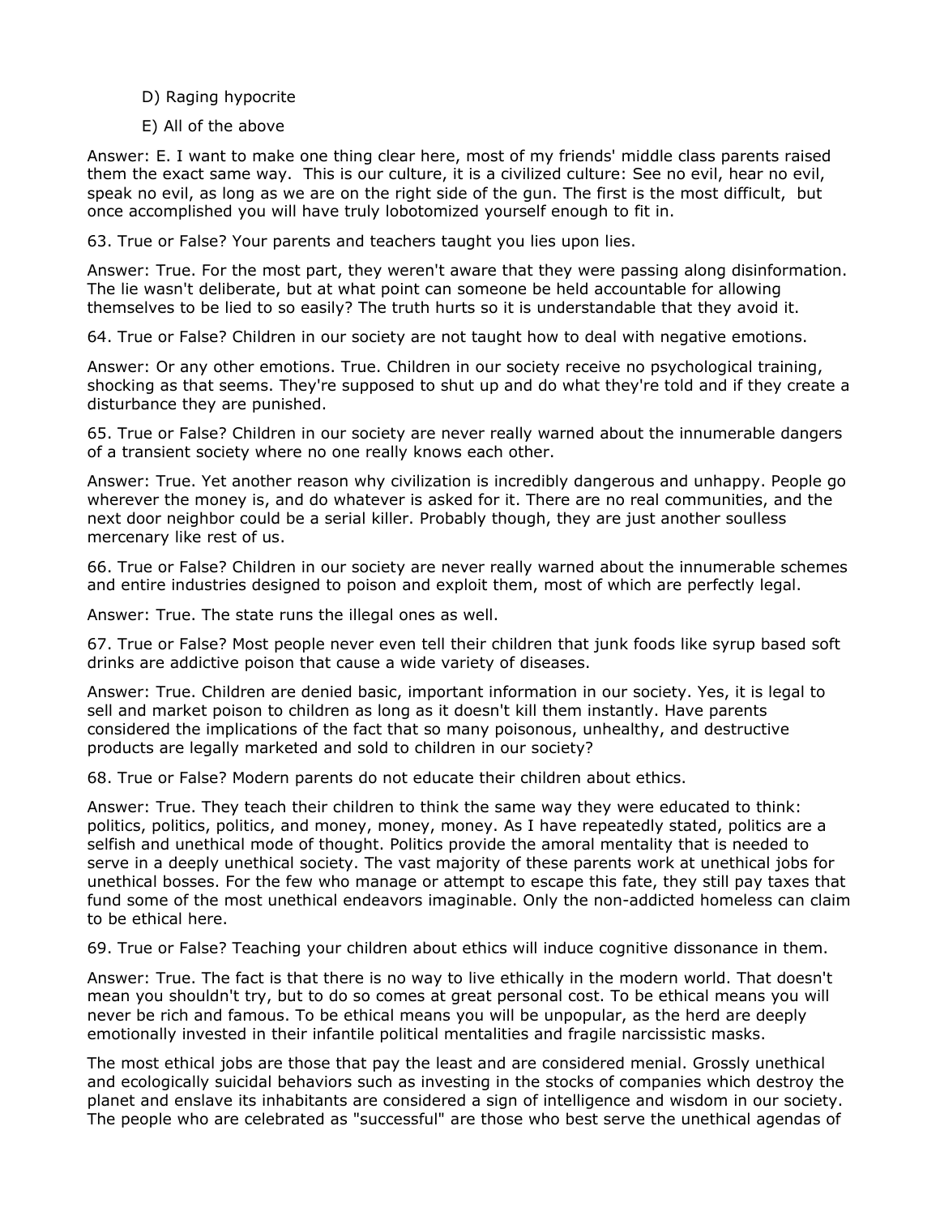D) Raging hypocrite

E) All of the above

Answer: E. I want to make one thing clear here, most of my friends' middle class parents raised them the exact same way.  This is our culture, it is a civilized culture: See no evil, hear no evil, speak no evil, as long as we are on the right side of the gun. The first is the most difficult,  but once accomplished you will have truly lobotomized yourself enough to fit in.

63. True or False? Your parents and teachers taught you lies upon lies.

Answer: True. For the most part, they weren't aware that they were passing along disinformation. The lie wasn't deliberate, but at what point can someone be held accountable for allowing themselves to be lied to so easily? The truth hurts so it is understandable that they avoid it.

64. True or False? Children in our society are not taught how to deal with negative emotions.

Answer: Or any other emotions. True. Children in our society receive no psychological training, shocking as that seems. They're supposed to shut up and do what they're told and if they create a disturbance they are punished.

65. True or False? Children in our society are never really warned about the innumerable dangers of a transient society where no one really knows each other.

Answer: True. Yet another reason why civilization is incredibly dangerous and unhappy. People go wherever the money is, and do whatever is asked for it. There are no real communities, and the next door neighbor could be a serial killer. Probably though, they are just another soulless mercenary like rest of us.

66. True or False? Children in our society are never really warned about the innumerable schemes and entire industries designed to poison and exploit them, most of which are perfectly legal.

Answer: True. The state runs the illegal ones as well.

67. True or False? Most people never even tell their children that junk foods like syrup based soft drinks are addictive poison that cause a wide variety of diseases.

Answer: True. Children are denied basic, important information in our society. Yes, it is legal to sell and market poison to children as long as it doesn't kill them instantly. Have parents considered the implications of the fact that so many poisonous, unhealthy, and destructive products are legally marketed and sold to children in our society?

68. True or False? Modern parents do not educate their children about ethics.

Answer: True. They teach their children to think the same way they were educated to think: politics, politics, politics, and money, money, money. As I have repeatedly stated, politics are a selfish and unethical mode of thought. Politics provide the amoral mentality that is needed to serve in a deeply unethical society. The vast majority of these parents work at unethical jobs for unethical bosses. For the few who manage or attempt to escape this fate, they still pay taxes that fund some of the most unethical endeavors imaginable. Only the non-addicted homeless can claim to be ethical here.

69. True or False? Teaching your children about ethics will induce cognitive dissonance in them.

Answer: True. The fact is that there is no way to live ethically in the modern world. That doesn't mean you shouldn't try, but to do so comes at great personal cost. To be ethical means you will never be rich and famous. To be ethical means you will be unpopular, as the herd are deeply emotionally invested in their infantile political mentalities and fragile narcissistic masks.

The most ethical jobs are those that pay the least and are considered menial. Grossly unethical and ecologically suicidal behaviors such as investing in the stocks of companies which destroy the planet and enslave its inhabitants are considered a sign of intelligence and wisdom in our society. The people who are celebrated as "successful" are those who best serve the unethical agendas of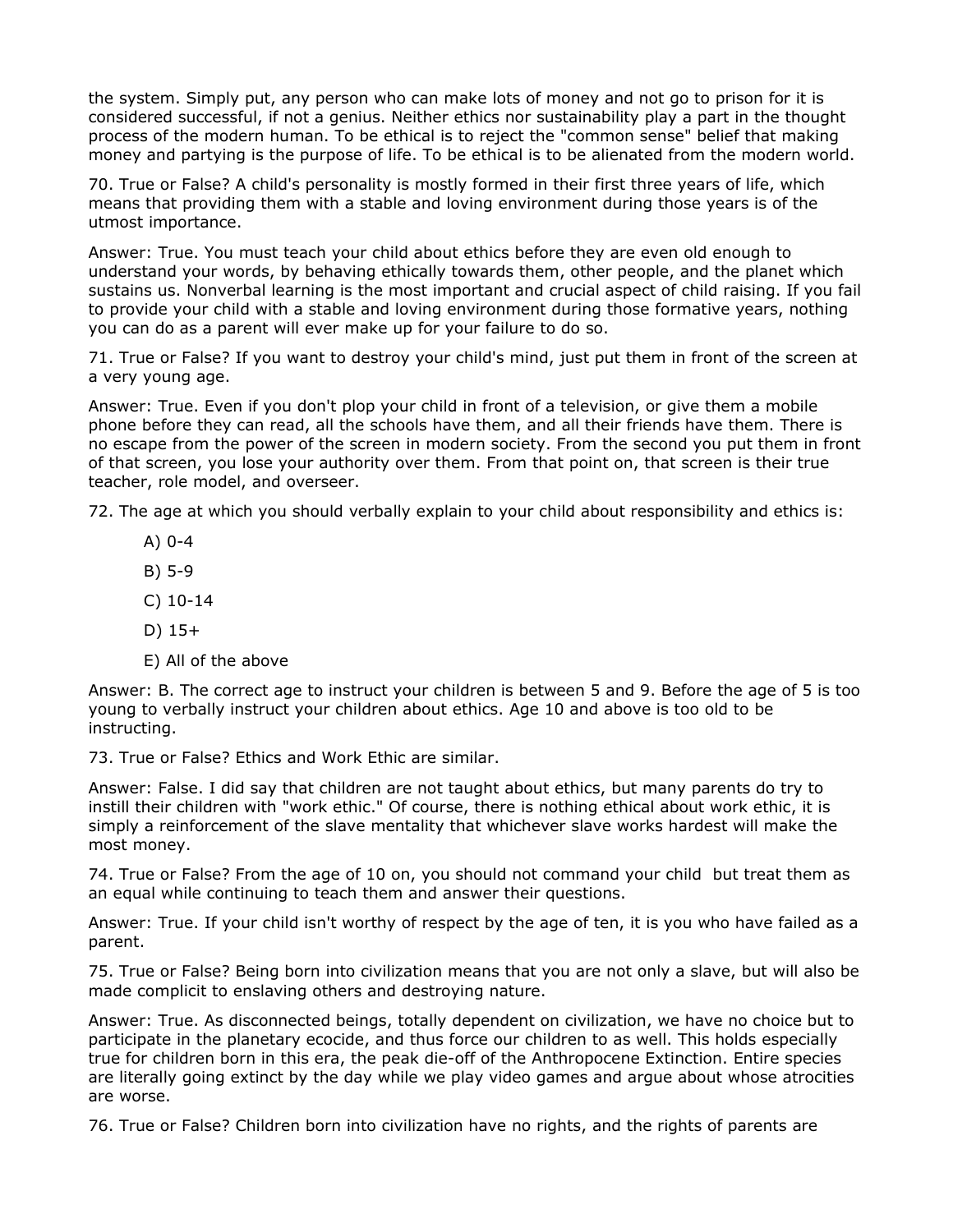the system. Simply put, any person who can make lots of money and not go to prison for it is considered successful, if not a genius. Neither ethics nor sustainability play a part in the thought process of the modern human. To be ethical is to reject the "common sense" belief that making money and partying is the purpose of life. To be ethical is to be alienated from the modern world.

70. True or False? A child's personality is mostly formed in their first three years of life, which means that providing them with a stable and loving environment during those years is of the utmost importance.

Answer: True. You must teach your child about ethics before they are even old enough to understand your words, by behaving ethically towards them, other people, and the planet which sustains us. Nonverbal learning is the most important and crucial aspect of child raising. If you fail to provide your child with a stable and loving environment during those formative years, nothing you can do as a parent will ever make up for your failure to do so.

71. True or False? If you want to destroy your child's mind, just put them in front of the screen at a very young age.

Answer: True. Even if you don't plop your child in front of a television, or give them a mobile phone before they can read, all the schools have them, and all their friends have them. There is no escape from the power of the screen in modern society. From the second you put them in front of that screen, you lose your authority over them. From that point on, that screen is their true teacher, role model, and overseer.

72. The age at which you should verbally explain to your child about responsibility and ethics is:

A) 0-4

B) 5-9

C) 10-14

D) 15+

E) All of the above

Answer: B. The correct age to instruct your children is between 5 and 9. Before the age of 5 is too young to verbally instruct your children about ethics. Age 10 and above is too old to be instructing.

73. True or False? Ethics and Work Ethic are similar.

Answer: False. I did say that children are not taught about ethics, but many parents do try to instill their children with "work ethic." Of course, there is nothing ethical about work ethic, it is simply a reinforcement of the slave mentality that whichever slave works hardest will make the most money.

74. True or False? From the age of 10 on, you should not command your child but treat them as an equal while continuing to teach them and answer their questions.

Answer: True. If your child isn't worthy of respect by the age of ten, it is you who have failed as a parent.

75. True or False? Being born into civilization means that you are not only a slave, but will also be made complicit to enslaving others and destroying nature.

Answer: True. As disconnected beings, totally dependent on civilization, we have no choice but to participate in the planetary ecocide, and thus force our children to as well. This holds especially true for children born in this era, the peak die-off of the Anthropocene Extinction. Entire species are literally going extinct by the day while we play video games and argue about whose atrocities are worse.

76. True or False? Children born into civilization have no rights, and the rights of parents are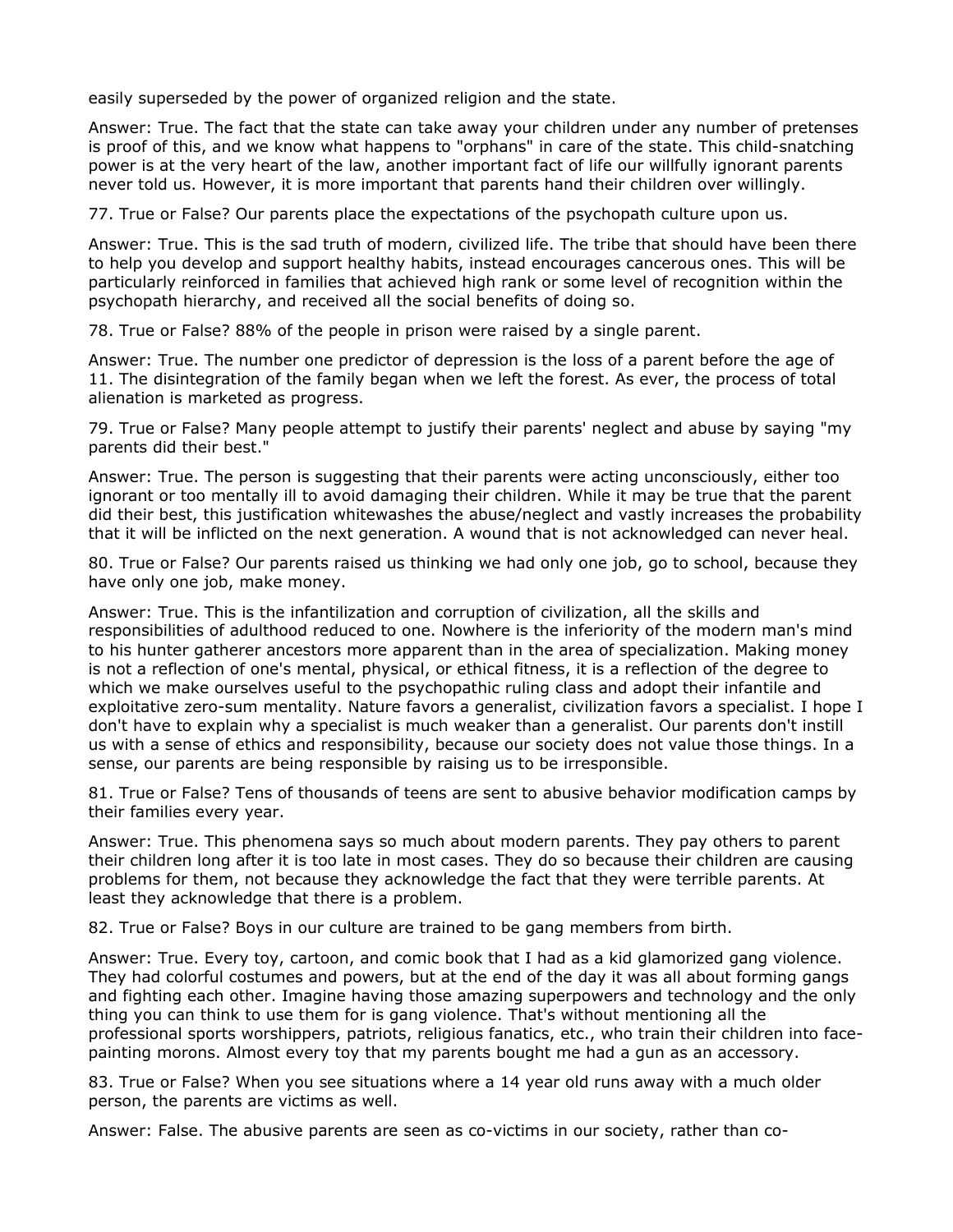easily superseded by the power of organized religion and the state.

Answer: True. The fact that the state can take away your children under any number of pretenses is proof of this, and we know what happens to "orphans" in care of the state. This child-snatching power is at the very heart of the law, another important fact of life our willfully ignorant parents never told us. However, it is more important that parents hand their children over willingly.

77. True or False? Our parents place the expectations of the psychopath culture upon us.

Answer: True. This is the sad truth of modern, civilized life. The tribe that should have been there to help you develop and support healthy habits, instead encourages cancerous ones. This will be particularly reinforced in families that achieved high rank or some level of recognition within the psychopath hierarchy, and received all the social benefits of doing so.

78. True or False? 88% of the people in prison were raised by a single parent.

Answer: True. The number one predictor of depression is the loss of a parent before the age of 11. The disintegration of the family began when we left the forest. As ever, the process of total alienation is marketed as progress.

79. True or False? Many people attempt to justify their parents' neglect and abuse by saying "my parents did their best."

Answer: True. The person is suggesting that their parents were acting unconsciously, either too ignorant or too mentally ill to avoid damaging their children. While it may be true that the parent did their best, this justification whitewashes the abuse/neglect and vastly increases the probability that it will be inflicted on the next generation. A wound that is not acknowledged can never heal.

80. True or False? Our parents raised us thinking we had only one job, go to school, because they have only one job, make money.

Answer: True. This is the infantilization and corruption of civilization, all the skills and responsibilities of adulthood reduced to one. Nowhere is the inferiority of the modern man's mind to his hunter gatherer ancestors more apparent than in the area of specialization. Making money is not a reflection of one's mental, physical, or ethical fitness, it is a reflection of the degree to which we make ourselves useful to the psychopathic ruling class and adopt their infantile and exploitative zero-sum mentality. Nature favors a generalist, civilization favors a specialist. I hope I don't have to explain why a specialist is much weaker than a generalist. Our parents don't instill us with a sense of ethics and responsibility, because our society does not value those things. In a sense, our parents are being responsible by raising us to be irresponsible.

81. True or False? Tens of thousands of teens are sent to abusive behavior modification camps by their families every year.

Answer: True. This phenomena says so much about modern parents. They pay others to parent their children long after it is too late in most cases. They do so because their children are causing problems for them, not because they acknowledge the fact that they were terrible parents. At least they acknowledge that there is a problem.

82. True or False? Boys in our culture are trained to be gang members from birth.

Answer: True. Every toy, cartoon, and comic book that I had as a kid glamorized gang violence. They had colorful costumes and powers, but at the end of the day it was all about forming gangs and fighting each other. Imagine having those amazing superpowers and technology and the only thing you can think to use them for is gang violence. That's without mentioning all the professional sports worshippers, patriots, religious fanatics, etc., who train their children into face-painting morons. Almost every toy that my parents bought me had a gun as an accessory.

83. True or False? When you see situations where a 14 year old runs away with a much older person, the parents are victims as well.

Answer: False. The abusive parents are seen as co-victims in our society, rather than co-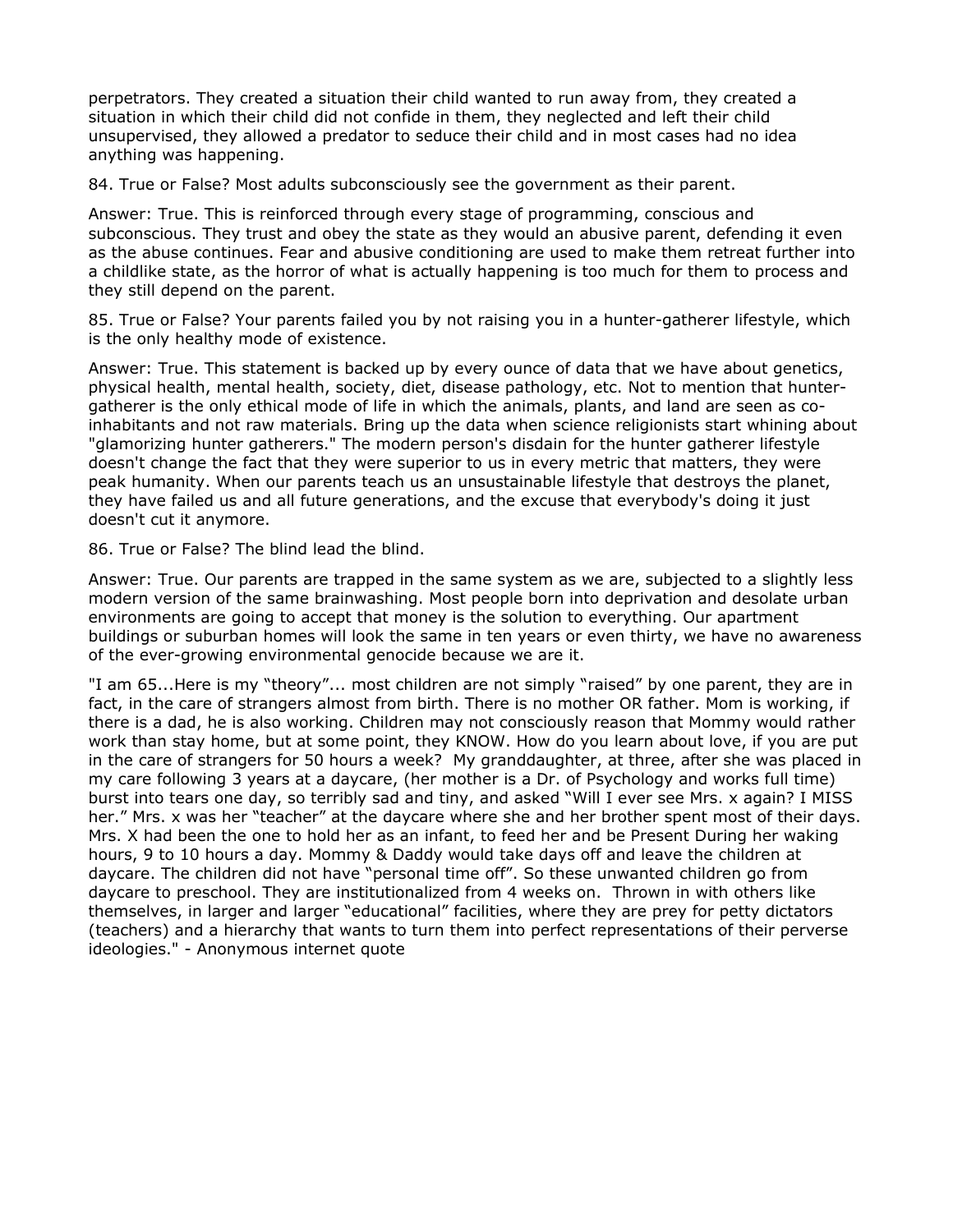perpetrators. They created a situation their child wanted to run away from, they created a situation in which their child did not confide in them, they neglected and left their child unsupervised, they allowed a predator to seduce their child and in most cases had no idea anything was happening.

84. True or False? Most adults subconsciously see the government as their parent.

Answer: True. This is reinforced through every stage of programming, conscious and subconscious. They trust and obey the state as they would an abusive parent, defending it even as the abuse continues. Fear and abusive conditioning are used to make them retreat further into a childlike state, as the horror of what is actually happening is too much for them to process and they still depend on the parent.

85. True or False? Your parents failed you by not raising you in a hunter-gatherer lifestyle, which is the only healthy mode of existence.

Answer: True. This statement is backed up by every ounce of data that we have about genetics, physical health, mental health, society, diet, disease pathology, etc. Not to mention that hunter-gatherer is the only ethical mode of life in which the animals, plants, and land are seen as co-inhabitants and not raw materials. Bring up the data when science religionists start whining about "glamorizing hunter gatherers." The modern person's disdain for the hunter gatherer lifestyle doesn't change the fact that they were superior to us in every metric that matters, they were peak humanity. When our parents teach us an unsustainable lifestyle that destroys the planet, they have failed us and all future generations, and the excuse that everybody's doing it just doesn't cut it anymore.

86. True or False? The blind lead the blind.

Answer: True. Our parents are trapped in the same system as we are, subjected to a slightly less modern version of the same brainwashing. Most people born into deprivation and desolate urban environments are going to accept that money is the solution to everything. Our apartment buildings or suburban homes will look the same in ten years or even thirty, we have no awareness of the ever-growing environmental genocide because we are it.

"I am 65...Here is my "theory"... most children are not simply "raised" by one parent, they are in fact, in the care of strangers almost from birth. There is no mother OR father. Mom is working, if there is a dad, he is also working. Children may not consciously reason that Mommy would rather work than stay home, but at some point, they KNOW. How do you learn about love, if you are put in the care of strangers for 50 hours a week? My granddaughter, at three, after she was placed in my care following 3 years at a daycare, (her mother is a Dr. of Psychology and works full time) burst into tears one day, so terribly sad and tiny, and asked "Will I ever see Mrs. x again? I MISS her." Mrs. x was her "teacher" at the daycare where she and her brother spent most of their days. Mrs. X had been the one to hold her as an infant, to feed her and be Present During her waking hours, 9 to 10 hours a day. Mommy & Daddy would take days off and leave the children at daycare. The children did not have "personal time off". So these unwanted children go from daycare to preschool. They are institutionalized from 4 weeks on. Thrown in with others like themselves, in larger and larger "educational" facilities, where they are prey for petty dictators (teachers) and a hierarchy that wants to turn them into perfect representations of their perverse ideologies." - Anonymous internet quote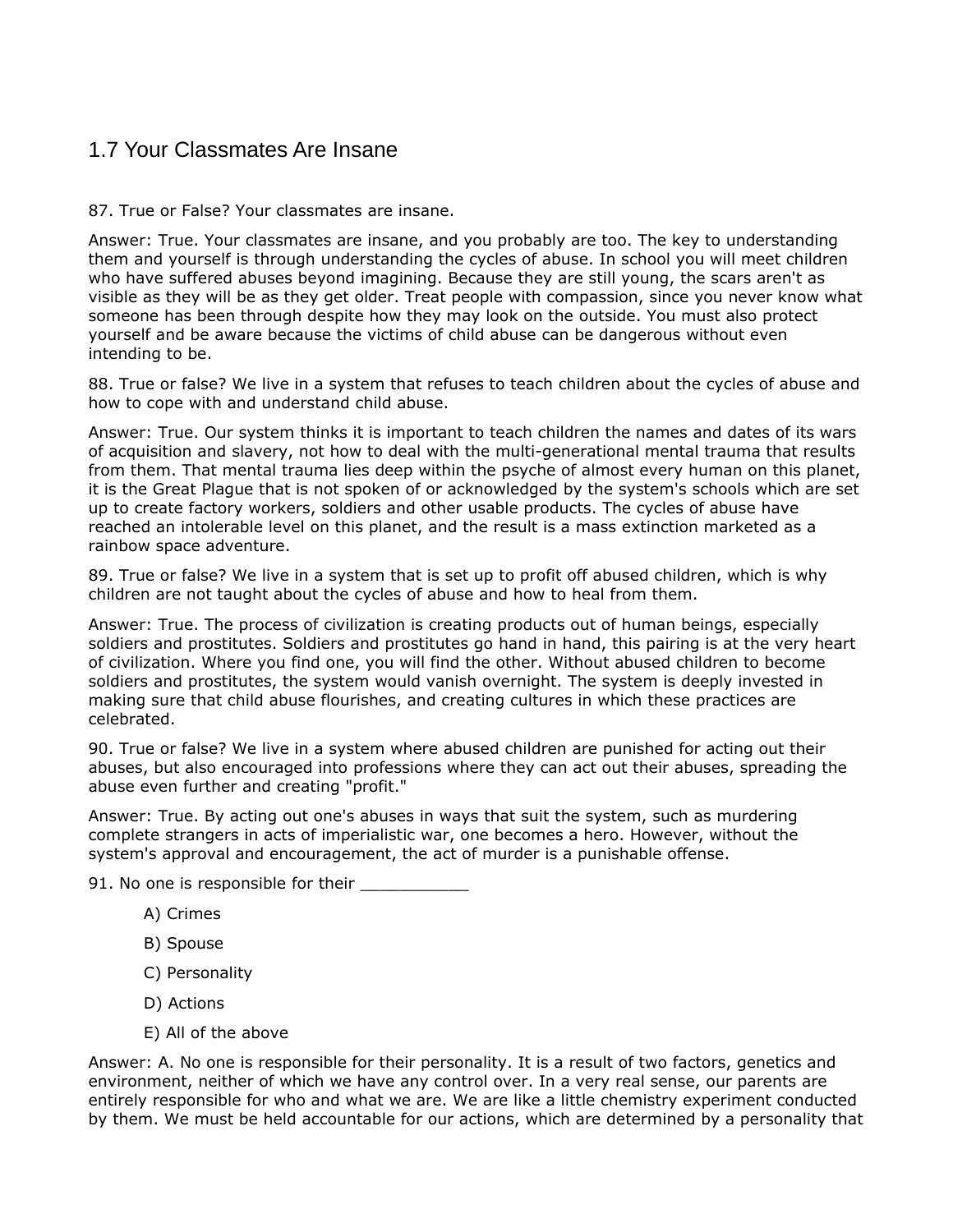## 1.7 Your Classmates Are Insane

87. True or False? Your classmates are insane.

Answer: True. Your classmates are insane, and you probably are too. The key to understanding them and yourself is through understanding the cycles of abuse. In school you will meet children who have suffered abuses beyond imagining. Because they are still young, the scars aren't as visible as they will be as they get older. Treat people with compassion, since you never know what someone has been through despite how they may look on the outside. You must also protect yourself and be aware because the victims of child abuse can be dangerous without even intending to be.

88. True or false? We live in a system that refuses to teach children about the cycles of abuse and how to cope with and understand child abuse.

Answer: True. Our system thinks it is important to teach children the names and dates of its wars of acquisition and slavery, not how to deal with the multi-generational mental trauma that results from them. That mental trauma lies deep within the psyche of almost every human on this planet, it is the Great Plague that is not spoken of or acknowledged by the system's schools which are set up to create factory workers, soldiers and other usable products. The cycles of abuse have reached an intolerable level on this planet, and the result is a mass extinction marketed as a rainbow space adventure.

89. True or false? We live in a system that is set up to profit off abused children, which is why children are not taught about the cycles of abuse and how to heal from them.

Answer: True. The process of civilization is creating products out of human beings, especially soldiers and prostitutes. Soldiers and prostitutes go hand in hand, this pairing is at the very heart of civilization. Where you find one, you will find the other. Without abused children to become soldiers and prostitutes, the system would vanish overnight. The system is deeply invested in making sure that child abuse flourishes, and creating cultures in which these practices are celebrated.

90. True or false? We live in a system where abused children are punished for acting out their abuses, but also encouraged into professions where they can act out their abuses, spreading the abuse even further and creating "profit."

Answer: True. By acting out one's abuses in ways that suit the system, such as murdering complete strangers in acts of imperialistic war, one becomes a hero. However, without the system's approval and encouragement, the act of murder is a punishable offense.

91. No one is responsible for their ___________

- A) Crimes
- B) Spouse
- C) Personality
- D) Actions
- E) All of the above

Answer: A. No one is responsible for their personality. It is a result of two factors, genetics and environment, neither of which we have any control over. In a very real sense, our parents are entirely responsible for who and what we are. We are like a little chemistry experiment conducted by them. We must be held accountable for our actions, which are determined by a personality that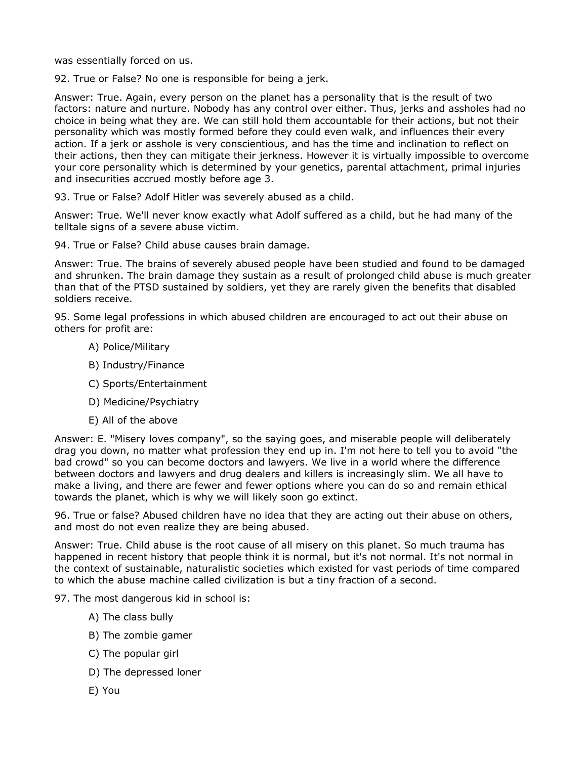was essentially forced on us.

92. True or False? No one is responsible for being a jerk.

Answer: True. Again, every person on the planet has a personality that is the result of two factors: nature and nurture. Nobody has any control over either. Thus, jerks and assholes had no choice in being what they are. We can still hold them accountable for their actions, but not their personality which was mostly formed before they could even walk, and influences their every action. If a jerk or asshole is very conscientious, and has the time and inclination to reflect on their actions, then they can mitigate their jerkness. However it is virtually impossible to overcome your core personality which is determined by your genetics, parental attachment, primal injuries and insecurities accrued mostly before age 3.

93. True or False? Adolf Hitler was severely abused as a child.

Answer: True. We'll never know exactly what Adolf suffered as a child, but he had many of the telltale signs of a severe abuse victim.

94. True or False? Child abuse causes brain damage.

Answer: True. The brains of severely abused people have been studied and found to be damaged and shrunken. The brain damage they sustain as a result of prolonged child abuse is much greater than that of the PTSD sustained by soldiers, yet they are rarely given the benefits that disabled soldiers receive.

95. Some legal professions in which abused children are encouraged to act out their abuse on others for profit are:

A) Police/Military

B) Industry/Finance

C) Sports/Entertainment

D) Medicine/Psychiatry

E) All of the above

Answer: E. "Misery loves company", so the saying goes, and miserable people will deliberately drag you down, no matter what profession they end up in. I'm not here to tell you to avoid "the bad crowd" so you can become doctors and lawyers. We live in a world where the difference between doctors and lawyers and drug dealers and killers is increasingly slim. We all have to make a living, and there are fewer and fewer options where you can do so and remain ethical towards the planet, which is why we will likely soon go extinct.

96. True or false? Abused children have no idea that they are acting out their abuse on others, and most do not even realize they are being abused.

Answer: True. Child abuse is the root cause of all misery on this planet. So much trauma has happened in recent history that people think it is normal, but it's not normal. It's not normal in the context of sustainable, naturalistic societies which existed for vast periods of time compared to which the abuse machine called civilization is but a tiny fraction of a second.

97. The most dangerous kid in school is:

A) The class bully

B) The zombie gamer

C) The popular girl

D) The depressed loner

E) You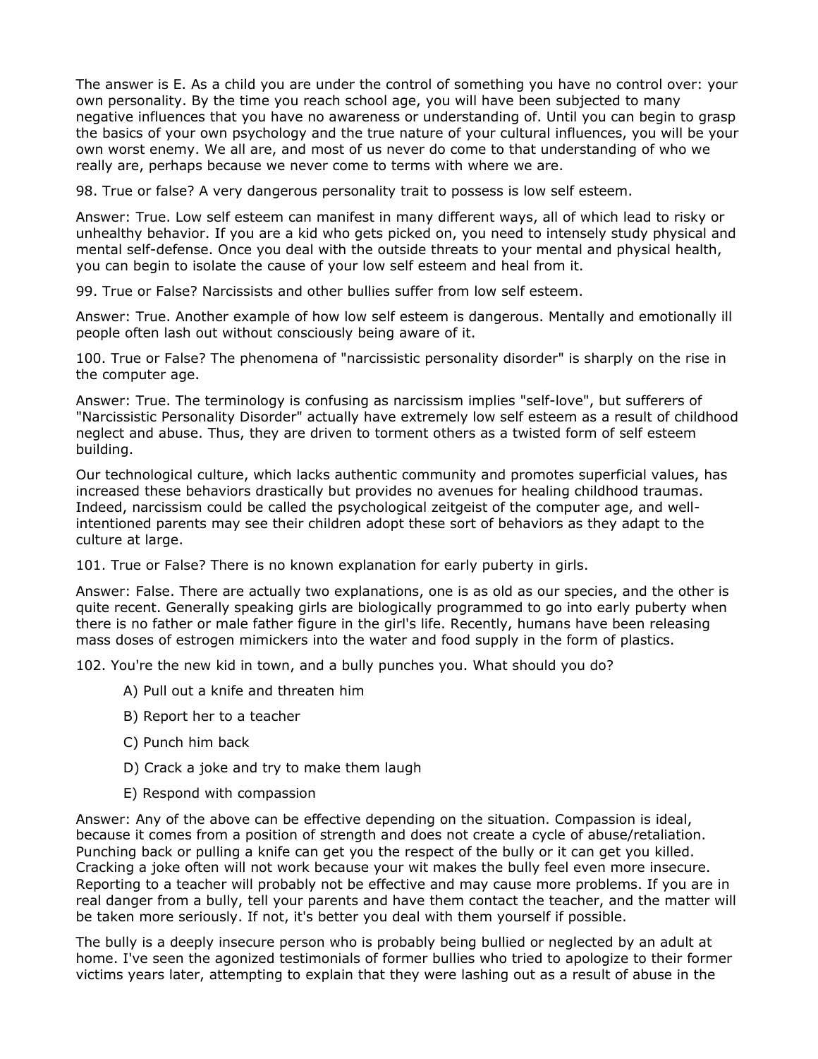The answer is E. As a child you are under the control of something you have no control over: your own personality. By the time you reach school age, you will have been subjected to many negative influences that you have no awareness or understanding of. Until you can begin to grasp the basics of your own psychology and the true nature of your cultural influences, you will be your own worst enemy. We all are, and most of us never do come to that understanding of who we really are, perhaps because we never come to terms with where we are.

98. True or false? A very dangerous personality trait to possess is low self esteem.

Answer: True. Low self esteem can manifest in many different ways, all of which lead to risky or unhealthy behavior. If you are a kid who gets picked on, you need to intensely study physical and mental self-defense. Once you deal with the outside threats to your mental and physical health, you can begin to isolate the cause of your low self esteem and heal from it.

99. True or False? Narcissists and other bullies suffer from low self esteem.

Answer: True. Another example of how low self esteem is dangerous. Mentally and emotionally ill people often lash out without consciously being aware of it.

100. True or False? The phenomena of "narcissistic personality disorder" is sharply on the rise in the computer age.

Answer: True. The terminology is confusing as narcissism implies "self-love", but sufferers of "Narcissistic Personality Disorder" actually have extremely low self esteem as a result of childhood neglect and abuse. Thus, they are driven to torment others as a twisted form of self esteem building.

Our technological culture, which lacks authentic community and promotes superficial values, has increased these behaviors drastically but provides no avenues for healing childhood traumas. Indeed, narcissism could be called the psychological zeitgeist of the computer age, and well-intentioned parents may see their children adopt these sort of behaviors as they adapt to the culture at large.

101. True or False? There is no known explanation for early puberty in girls.

Answer: False. There are actually two explanations, one is as old as our species, and the other is quite recent. Generally speaking girls are biologically programmed to go into early puberty when there is no father or male father figure in the girl's life. Recently, humans have been releasing mass doses of estrogen mimickers into the water and food supply in the form of plastics.

102. You're the new kid in town, and a bully punches you. What should you do?

> A) Pull out a knife and threaten him
>
> B) Report her to a teacher
>
> C) Punch him back
>
> D) Crack a joke and try to make them laugh
>
> E) Respond with compassion

Answer: Any of the above can be effective depending on the situation. Compassion is ideal, because it comes from a position of strength and does not create a cycle of abuse/retaliation. Punching back or pulling a knife can get you the respect of the bully or it can get you killed. Cracking a joke often will not work because your wit makes the bully feel even more insecure. Reporting to a teacher will probably not be effective and may cause more problems. If you are in real danger from a bully, tell your parents and have them contact the teacher, and the matter will be taken more seriously. If not, it's better you deal with them yourself if possible.

The bully is a deeply insecure person who is probably being bullied or neglected by an adult at home. I've seen the agonized testimonials of former bullies who tried to apologize to their former victims years later, attempting to explain that they were lashing out as a result of abuse in the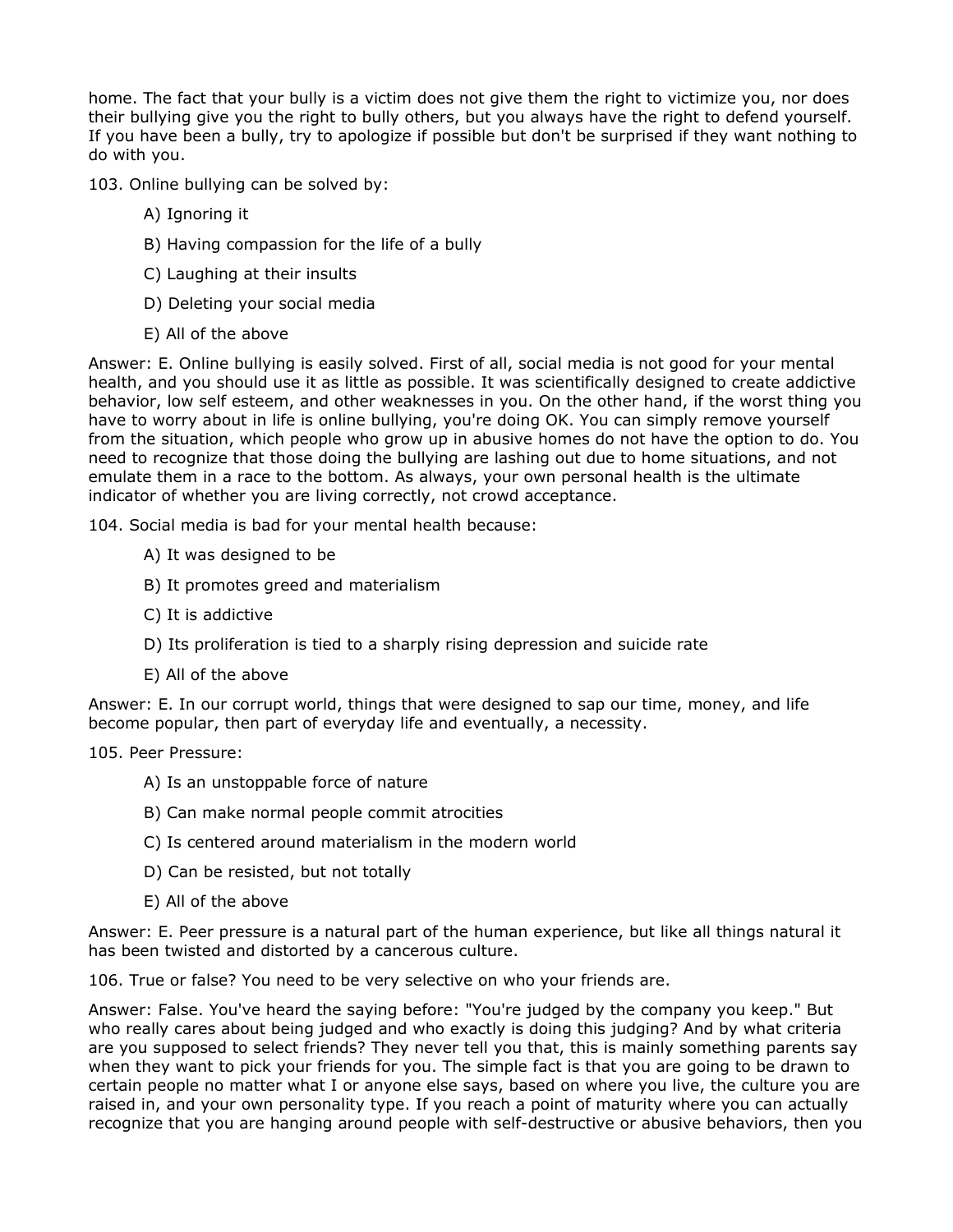home. The fact that your bully is a victim does not give them the right to victimize you, nor does their bullying give you the right to bully others, but you always have the right to defend yourself. If you have been a bully, try to apologize if possible but don't be surprised if they want nothing to do with you.

103. Online bullying can be solved by:

- A) Ignoring it
- B) Having compassion for the life of a bully
- C) Laughing at their insults
- D) Deleting your social media
- E) All of the above

Answer: E. Online bullying is easily solved. First of all, social media is not good for your mental health, and you should use it as little as possible. It was scientifically designed to create addictive behavior, low self esteem, and other weaknesses in you. On the other hand, if the worst thing you have to worry about in life is online bullying, you're doing OK. You can simply remove yourself from the situation, which people who grow up in abusive homes do not have the option to do. You need to recognize that those doing the bullying are lashing out due to home situations, and not emulate them in a race to the bottom. As always, your own personal health is the ultimate indicator of whether you are living correctly, not crowd acceptance.

104. Social media is bad for your mental health because:

- A) It was designed to be
- B) It promotes greed and materialism
- C) It is addictive
- D) Its proliferation is tied to a sharply rising depression and suicide rate
- E) All of the above

Answer: E. In our corrupt world, things that were designed to sap our time, money, and life become popular, then part of everyday life and eventually, a necessity.

105. Peer Pressure:

- A) Is an unstoppable force of nature
- B) Can make normal people commit atrocities
- C) Is centered around materialism in the modern world
- D) Can be resisted, but not totally
- E) All of the above

Answer: E. Peer pressure is a natural part of the human experience, but like all things natural it has been twisted and distorted by a cancerous culture.

106. True or false? You need to be very selective on who your friends are.

Answer: False. You've heard the saying before: "You're judged by the company you keep." But who really cares about being judged and who exactly is doing this judging? And by what criteria are you supposed to select friends? They never tell you that, this is mainly something parents say when they want to pick your friends for you. The simple fact is that you are going to be drawn to certain people no matter what I or anyone else says, based on where you live, the culture you are raised in, and your own personality type. If you reach a point of maturity where you can actually recognize that you are hanging around people with self-destructive or abusive behaviors, then you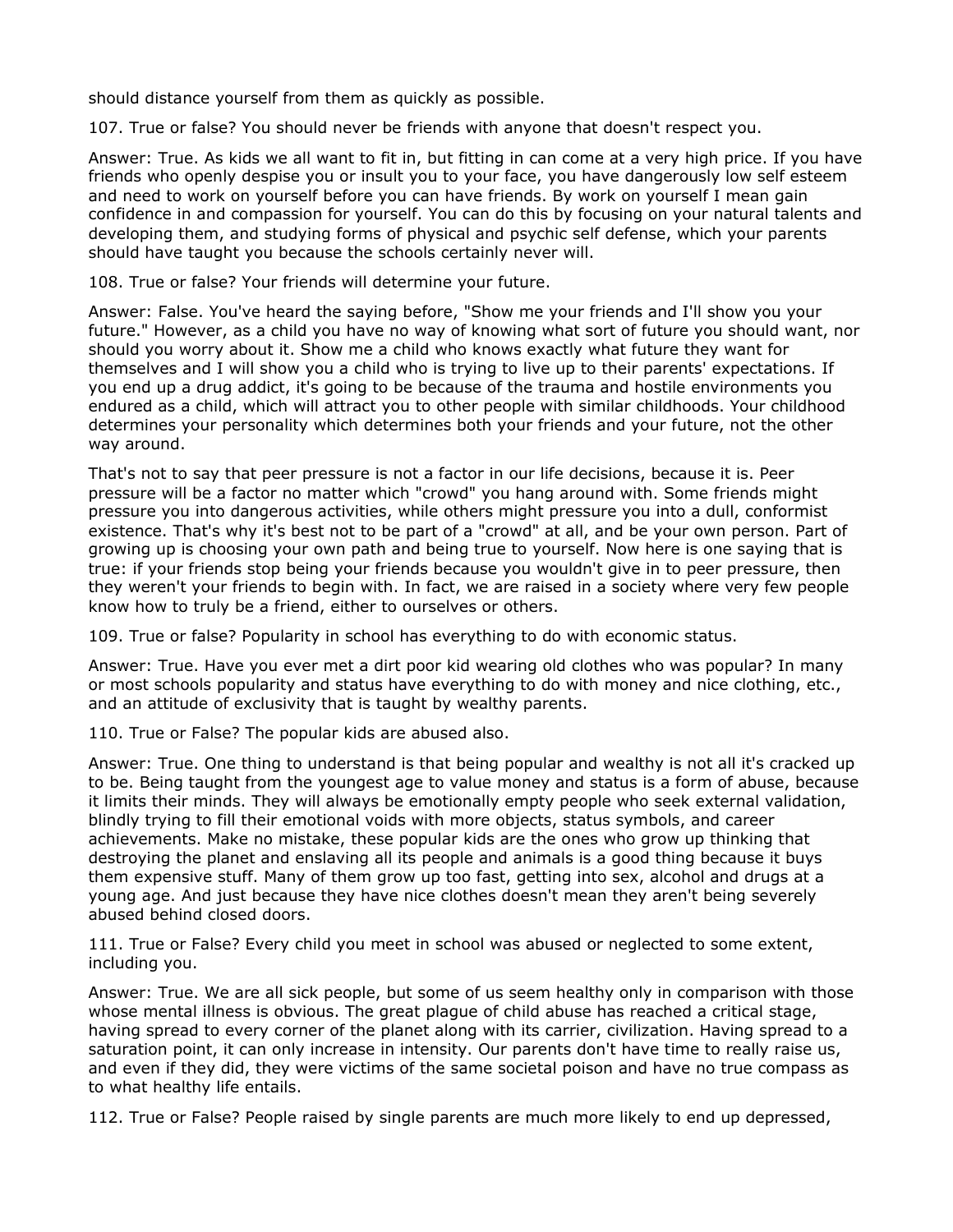should distance yourself from them as quickly as possible.

107. True or false? You should never be friends with anyone that doesn't respect you.

Answer: True. As kids we all want to fit in, but fitting in can come at a very high price. If you have friends who openly despise you or insult you to your face, you have dangerously low self esteem and need to work on yourself before you can have friends. By work on yourself I mean gain confidence in and compassion for yourself. You can do this by focusing on your natural talents and developing them, and studying forms of physical and psychic self defense, which your parents should have taught you because the schools certainly never will.

108. True or false? Your friends will determine your future.

Answer: False. You've heard the saying before, "Show me your friends and I'll show you your future." However, as a child you have no way of knowing what sort of future you should want, nor should you worry about it. Show me a child who knows exactly what future they want for themselves and I will show you a child who is trying to live up to their parents' expectations. If you end up a drug addict, it's going to be because of the trauma and hostile environments you endured as a child, which will attract you to other people with similar childhoods. Your childhood determines your personality which determines both your friends and your future, not the other way around.

That's not to say that peer pressure is not a factor in our life decisions, because it is. Peer pressure will be a factor no matter which "crowd" you hang around with. Some friends might pressure you into dangerous activities, while others might pressure you into a dull, conformist existence. That's why it's best not to be part of a "crowd" at all, and be your own person. Part of growing up is choosing your own path and being true to yourself. Now here is one saying that is true: if your friends stop being your friends because you wouldn't give in to peer pressure, then they weren't your friends to begin with. In fact, we are raised in a society where very few people know how to truly be a friend, either to ourselves or others.

109. True or false? Popularity in school has everything to do with economic status.

Answer: True. Have you ever met a dirt poor kid wearing old clothes who was popular? In many or most schools popularity and status have everything to do with money and nice clothing, etc., and an attitude of exclusivity that is taught by wealthy parents.

110. True or False? The popular kids are abused also.

Answer: True. One thing to understand is that being popular and wealthy is not all it's cracked up to be. Being taught from the youngest age to value money and status is a form of abuse, because it limits their minds. They will always be emotionally empty people who seek external validation, blindly trying to fill their emotional voids with more objects, status symbols, and career achievements. Make no mistake, these popular kids are the ones who grow up thinking that destroying the planet and enslaving all its people and animals is a good thing because it buys them expensive stuff. Many of them grow up too fast, getting into sex, alcohol and drugs at a young age. And just because they have nice clothes doesn't mean they aren't being severely abused behind closed doors.

111. True or False? Every child you meet in school was abused or neglected to some extent, including you.

Answer: True. We are all sick people, but some of us seem healthy only in comparison with those whose mental illness is obvious. The great plague of child abuse has reached a critical stage, having spread to every corner of the planet along with its carrier, civilization. Having spread to a saturation point, it can only increase in intensity. Our parents don't have time to really raise us, and even if they did, they were victims of the same societal poison and have no true compass as to what healthy life entails.

112. True or False? People raised by single parents are much more likely to end up depressed,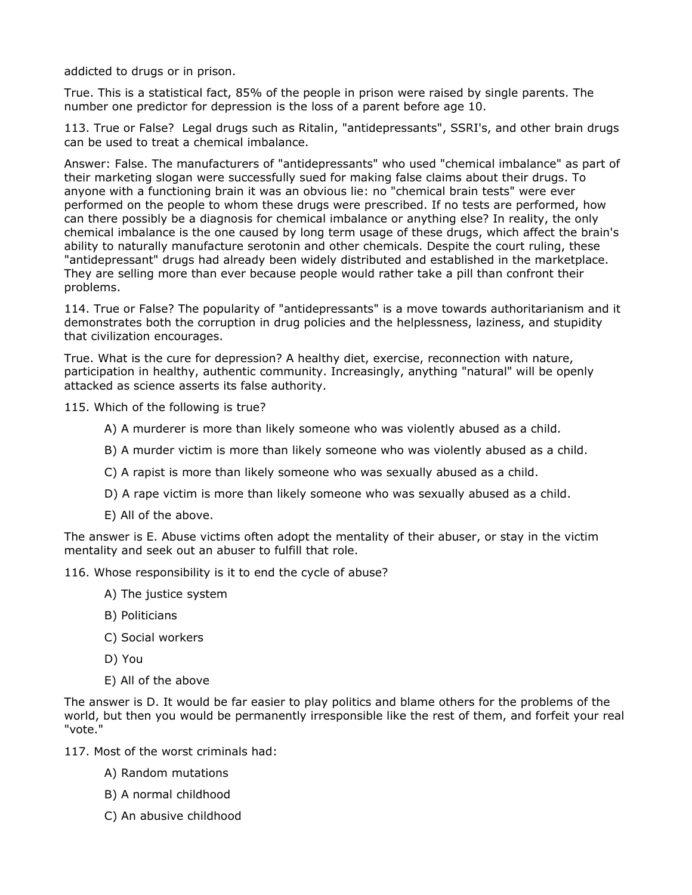addicted to drugs or in prison.

True. This is a statistical fact, 85% of the people in prison were raised by single parents. The number one predictor for depression is the loss of a parent before age 10.

113. True or False? Legal drugs such as Ritalin, "antidepressants", SSRI's, and other brain drugs can be used to treat a chemical imbalance.

Answer: False. The manufacturers of "antidepressants" who used "chemical imbalance" as part of their marketing slogan were successfully sued for making false claims about their drugs. To anyone with a functioning brain it was an obvious lie: no "chemical brain tests" were ever performed on the people to whom these drugs were prescribed. If no tests are performed, how can there possibly be a diagnosis for chemical imbalance or anything else? In reality, the only chemical imbalance is the one caused by long term usage of these drugs, which affect the brain's ability to naturally manufacture serotonin and other chemicals. Despite the court ruling, these "antidepressant" drugs had already been widely distributed and established in the marketplace. They are selling more than ever because people would rather take a pill than confront their problems.

114. True or False? The popularity of "antidepressants" is a move towards authoritarianism and it demonstrates both the corruption in drug policies and the helplessness, laziness, and stupidity that civilization encourages.

True. What is the cure for depression? A healthy diet, exercise, reconnection with nature, participation in healthy, authentic community. Increasingly, anything "natural" will be openly attacked as science asserts its false authority.

115. Which of the following is true?

A) A murderer is more than likely someone who was violently abused as a child.

B) A murder victim is more than likely someone who was violently abused as a child.

C) A rapist is more than likely someone who was sexually abused as a child.

D) A rape victim is more than likely someone who was sexually abused as a child.

E) All of the above.

The answer is E. Abuse victims often adopt the mentality of their abuser, or stay in the victim mentality and seek out an abuser to fulfill that role.

116. Whose responsibility is it to end the cycle of abuse?

A) The justice system

B) Politicians

C) Social workers

D) You

E) All of the above

The answer is D. It would be far easier to play politics and blame others for the problems of the world, but then you would be permanently irresponsible like the rest of them, and forfeit your real "vote."

117. Most of the worst criminals had:

A) Random mutations

B) A normal childhood

C) An abusive childhood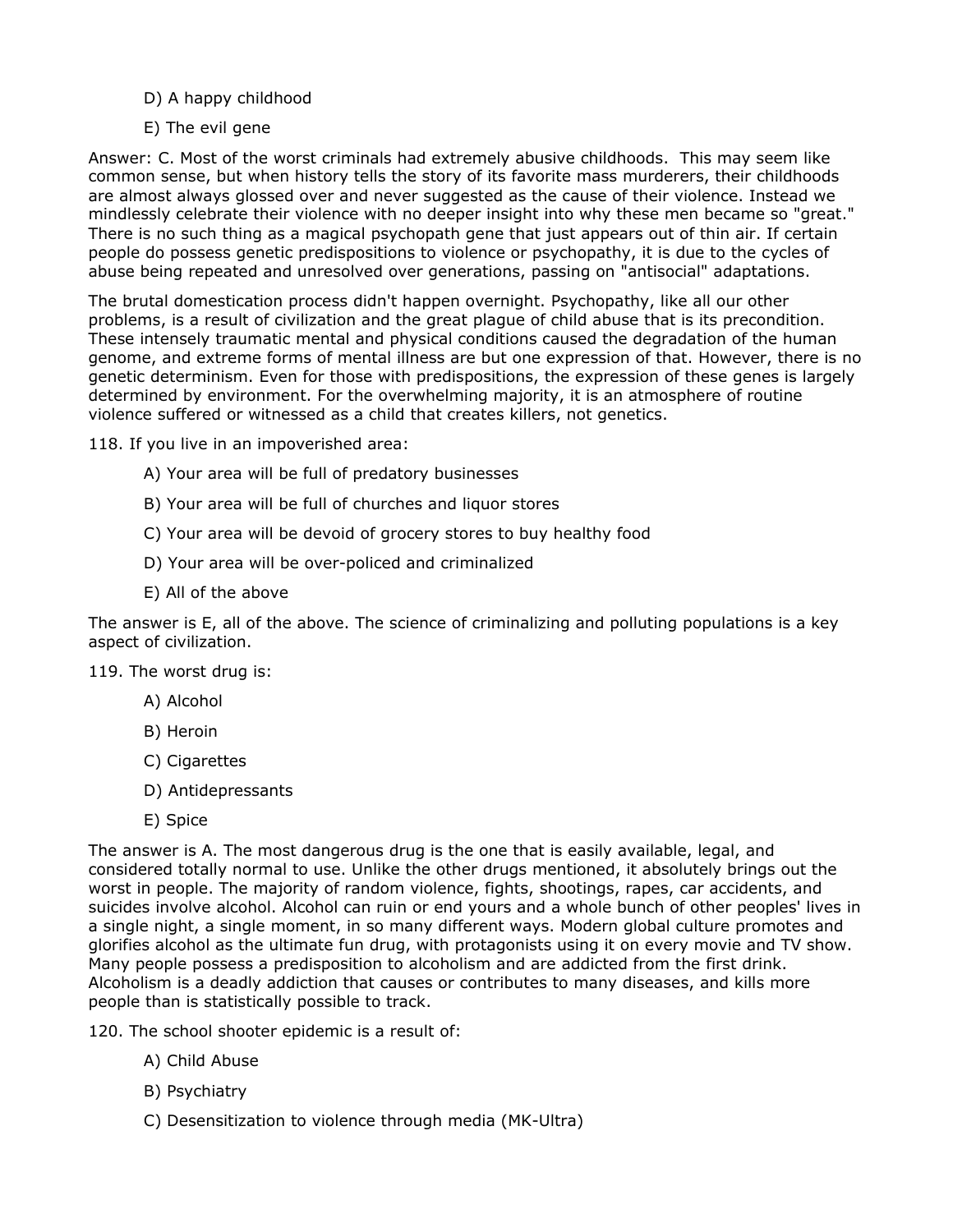D) A happy childhood

E) The evil gene

Answer: C. Most of the worst criminals had extremely abusive childhoods.  This may seem like common sense, but when history tells the story of its favorite mass murderers, their childhoods are almost always glossed over and never suggested as the cause of their violence. Instead we mindlessly celebrate their violence with no deeper insight into why these men became so "great." There is no such thing as a magical psychopath gene that just appears out of thin air. If certain people do possess genetic predispositions to violence or psychopathy, it is due to the cycles of abuse being repeated and unresolved over generations, passing on "antisocial" adaptations.

The brutal domestication process didn't happen overnight. Psychopathy, like all our other problems, is a result of civilization and the great plague of child abuse that is its precondition. These intensely traumatic mental and physical conditions caused the degradation of the human genome, and extreme forms of mental illness are but one expression of that. However, there is no genetic determinism. Even for those with predispositions, the expression of these genes is largely determined by environment. For the overwhelming majority, it is an atmosphere of routine violence suffered or witnessed as a child that creates killers, not genetics.

118. If you live in an impoverished area:

A) Your area will be full of predatory businesses

B) Your area will be full of churches and liquor stores

C) Your area will be devoid of grocery stores to buy healthy food

D) Your area will be over-policed and criminalized

E) All of the above

The answer is E, all of the above. The science of criminalizing and polluting populations is a key aspect of civilization.

119. The worst drug is:

A) Alcohol

B) Heroin

C) Cigarettes

D) Antidepressants

E) Spice

The answer is A. The most dangerous drug is the one that is easily available, legal, and considered totally normal to use. Unlike the other drugs mentioned, it absolutely brings out the worst in people. The majority of random violence, fights, shootings, rapes, car accidents, and suicides involve alcohol. Alcohol can ruin or end yours and a whole bunch of other peoples' lives in a single night, a single moment, in so many different ways. Modern global culture promotes and glorifies alcohol as the ultimate fun drug, with protagonists using it on every movie and TV show. Many people possess a predisposition to alcoholism and are addicted from the first drink. Alcoholism is a deadly addiction that causes or contributes to many diseases, and kills more people than is statistically possible to track.

120. The school shooter epidemic is a result of:

A) Child Abuse

B) Psychiatry

C) Desensitization to violence through media (MK-Ultra)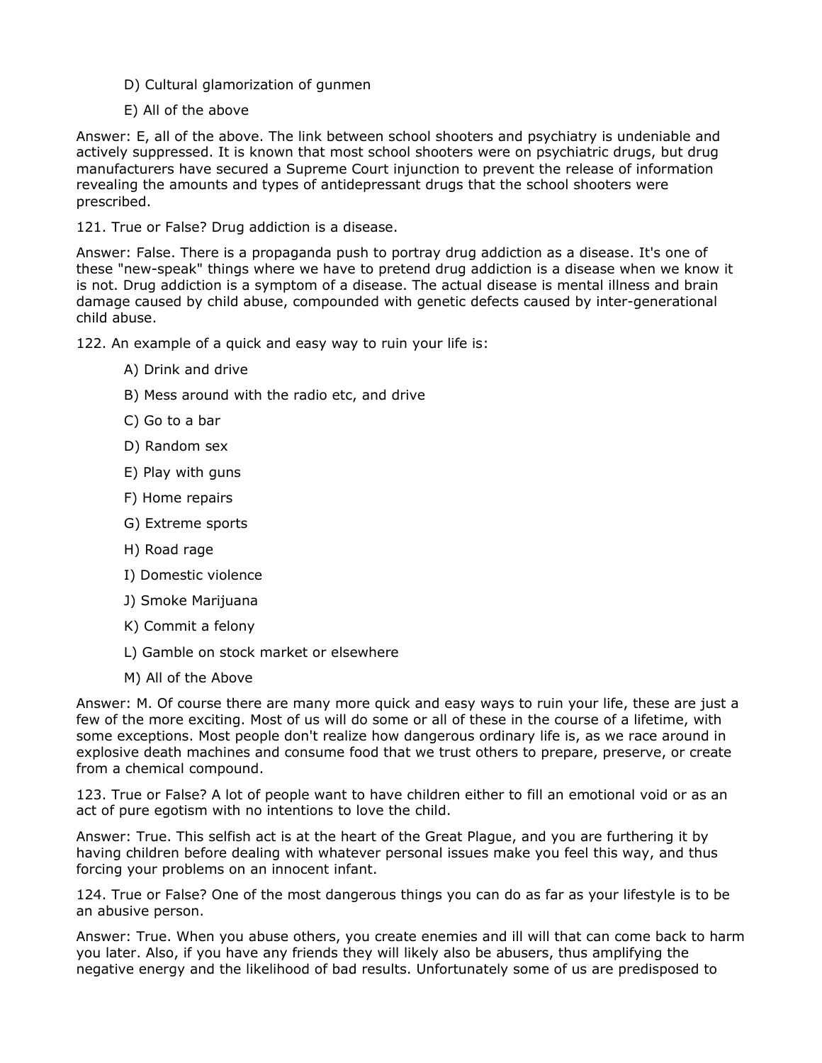D) Cultural glamorization of gunmen

E) All of the above

Answer: E, all of the above. The link between school shooters and psychiatry is undeniable and actively suppressed. It is known that most school shooters were on psychiatric drugs, but drug manufacturers have secured a Supreme Court injunction to prevent the release of information revealing the amounts and types of antidepressant drugs that the school shooters were prescribed.

121. True or False? Drug addiction is a disease.

Answer: False. There is a propaganda push to portray drug addiction as a disease. It's one of these "new-speak" things where we have to pretend drug addiction is a disease when we know it is not. Drug addiction is a symptom of a disease. The actual disease is mental illness and brain damage caused by child abuse, compounded with genetic defects caused by inter-generational child abuse.

122. An example of a quick and easy way to ruin your life is:

A) Drink and drive

B) Mess around with the radio etc, and drive

C) Go to a bar

D) Random sex

E) Play with guns

F) Home repairs

G) Extreme sports

H) Road rage

I) Domestic violence

J) Smoke Marijuana

K) Commit a felony

L) Gamble on stock market or elsewhere

M) All of the Above

Answer: M. Of course there are many more quick and easy ways to ruin your life, these are just a few of the more exciting. Most of us will do some or all of these in the course of a lifetime, with some exceptions. Most people don't realize how dangerous ordinary life is, as we race around in explosive death machines and consume food that we trust others to prepare, preserve, or create from a chemical compound.

123. True or False? A lot of people want to have children either to fill an emotional void or as an act of pure egotism with no intentions to love the child.

Answer: True. This selfish act is at the heart of the Great Plague, and you are furthering it by having children before dealing with whatever personal issues make you feel this way, and thus forcing your problems on an innocent infant.

124. True or False? One of the most dangerous things you can do as far as your lifestyle is to be an abusive person.

Answer: True. When you abuse others, you create enemies and ill will that can come back to harm you later. Also, if you have any friends they will likely also be abusers, thus amplifying the negative energy and the likelihood of bad results. Unfortunately some of us are predisposed to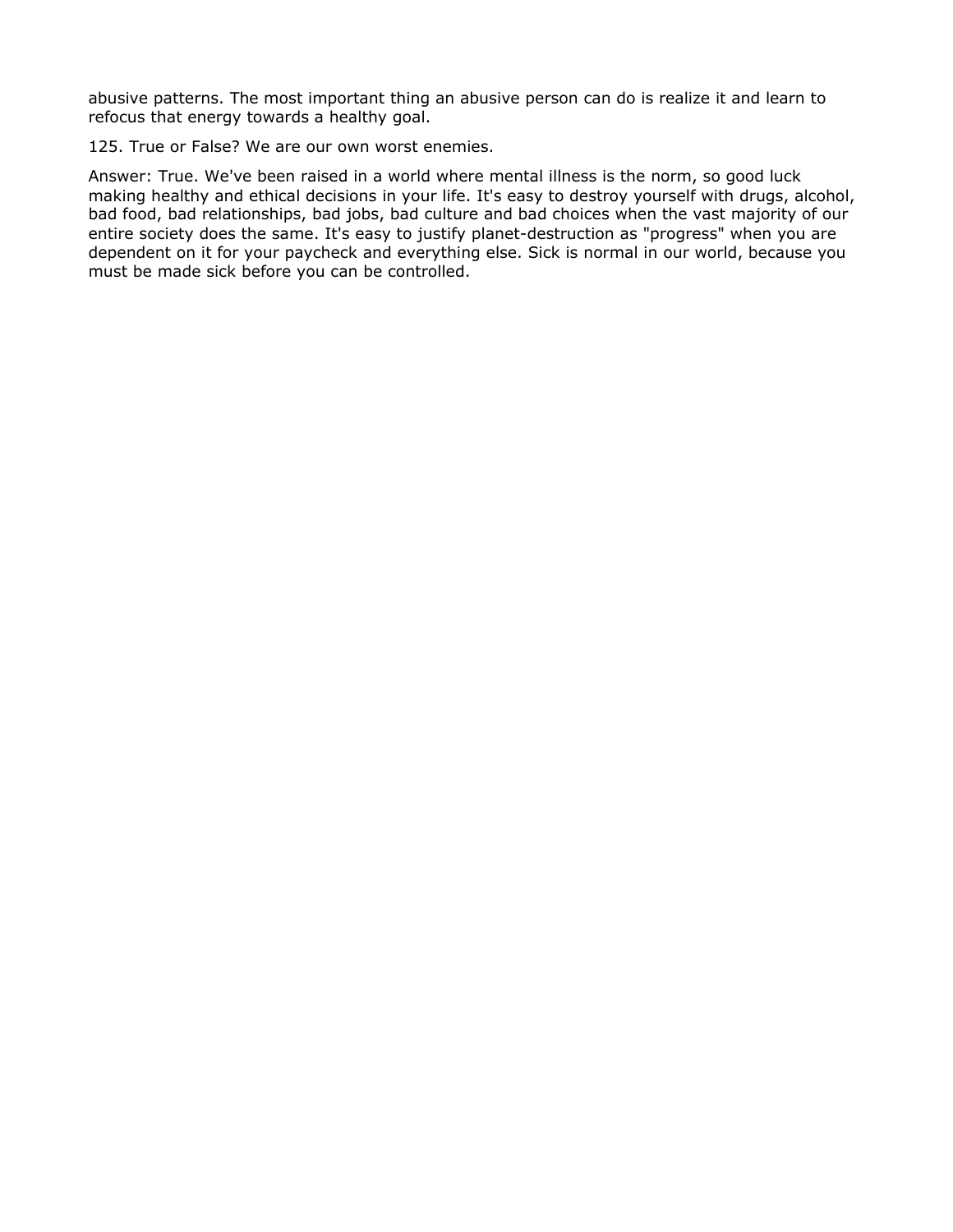abusive patterns. The most important thing an abusive person can do is realize it and learn to refocus that energy towards a healthy goal.

125. True or False? We are our own worst enemies.

Answer: True. We've been raised in a world where mental illness is the norm, so good luck making healthy and ethical decisions in your life. It's easy to destroy yourself with drugs, alcohol, bad food, bad relationships, bad jobs, bad culture and bad choices when the vast majority of our entire society does the same. It's easy to justify planet-destruction as "progress" when you are dependent on it for your paycheck and everything else. Sick is normal in our world, because you must be made sick before you can be controlled.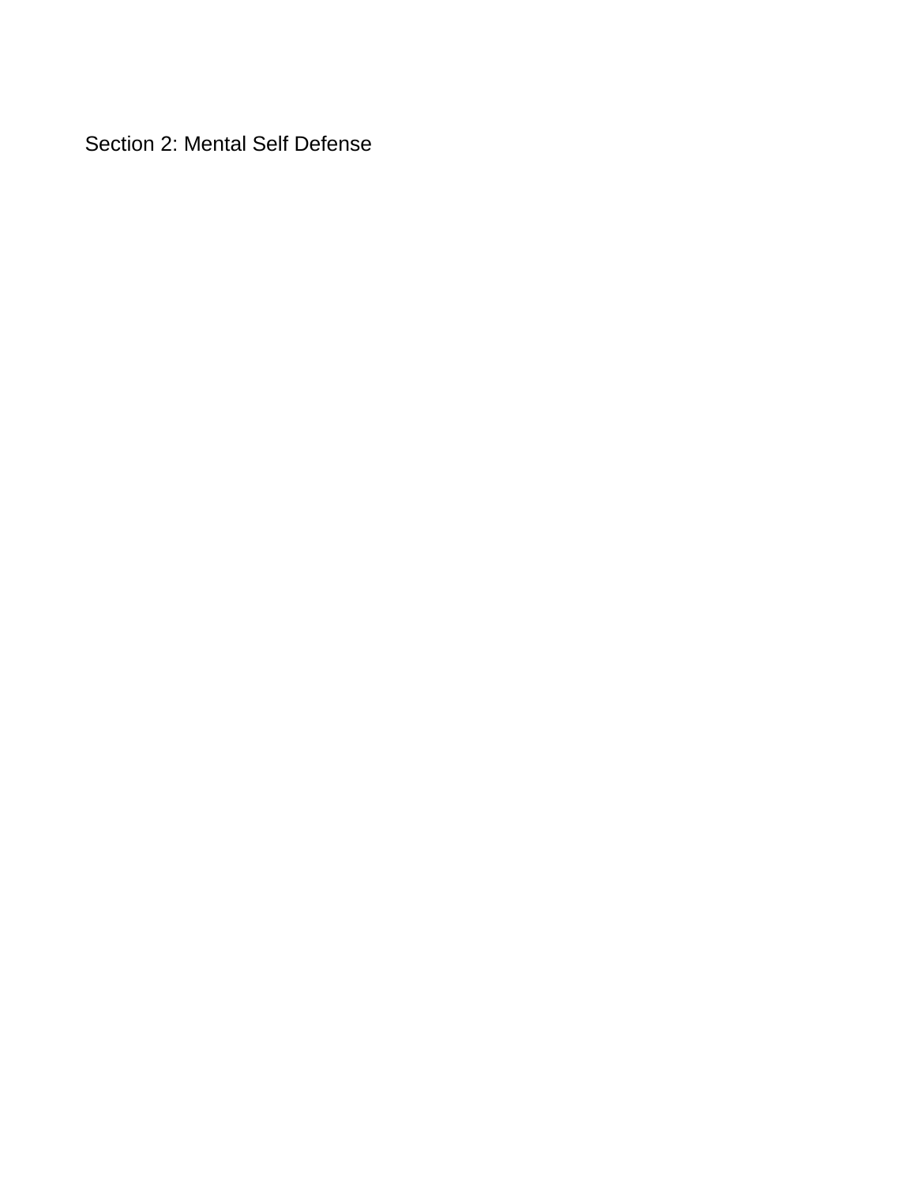# Section 2: Mental Self Defense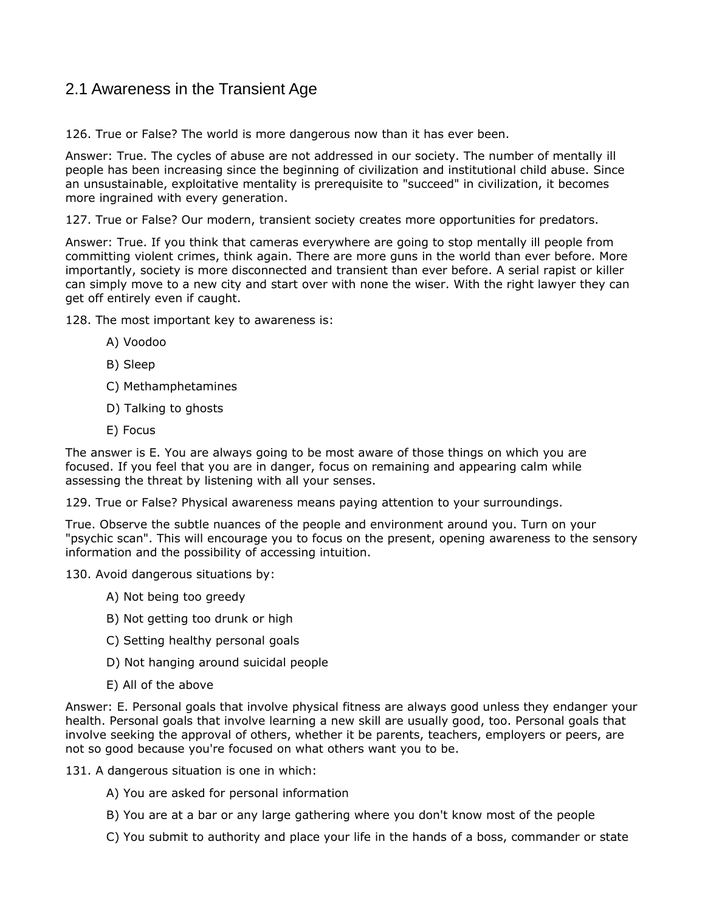## 2.1 Awareness in the Transient Age

126. True or False? The world is more dangerous now than it has ever been.

Answer: True. The cycles of abuse are not addressed in our society. The number of mentally ill people has been increasing since the beginning of civilization and institutional child abuse. Since an unsustainable, exploitative mentality is prerequisite to "succeed" in civilization, it becomes more ingrained with every generation.

127. True or False? Our modern, transient society creates more opportunities for predators.

Answer: True. If you think that cameras everywhere are going to stop mentally ill people from committing violent crimes, think again. There are more guns in the world than ever before. More importantly, society is more disconnected and transient than ever before. A serial rapist or killer can simply move to a new city and start over with none the wiser. With the right lawyer they can get off entirely even if caught.

128. The most important key to awareness is:

- A) Voodoo
- B) Sleep
- C) Methamphetamines
- D) Talking to ghosts
- E) Focus

The answer is E. You are always going to be most aware of those things on which you are focused. If you feel that you are in danger, focus on remaining and appearing calm while assessing the threat by listening with all your senses.

129. True or False? Physical awareness means paying attention to your surroundings.

True. Observe the subtle nuances of the people and environment around you. Turn on your "psychic scan". This will encourage you to focus on the present, opening awareness to the sensory information and the possibility of accessing intuition.

130. Avoid dangerous situations by:

- A) Not being too greedy
- B) Not getting too drunk or high
- C) Setting healthy personal goals
- D) Not hanging around suicidal people
- E) All of the above

Answer: E. Personal goals that involve physical fitness are always good unless they endanger your health. Personal goals that involve learning a new skill are usually good, too. Personal goals that involve seeking the approval of others, whether it be parents, teachers, employers or peers, are not so good because you're focused on what others want you to be.

131. A dangerous situation is one in which:

- A) You are asked for personal information
- B) You are at a bar or any large gathering where you don't know most of the people
- C) You submit to authority and place your life in the hands of a boss, commander or state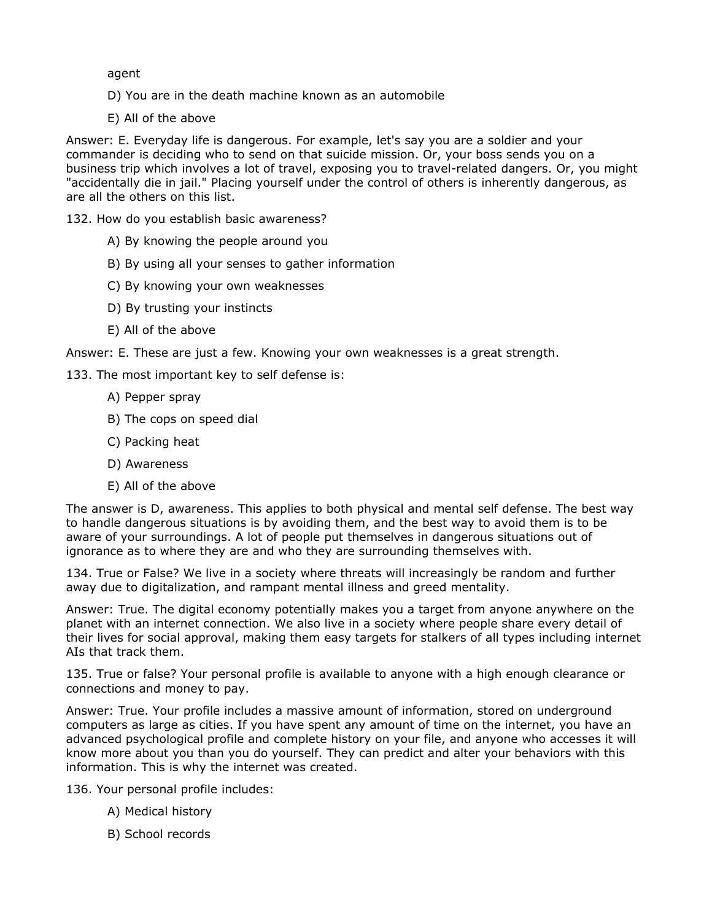agent

D) You are in the death machine known as an automobile

E) All of the above

Answer: E. Everyday life is dangerous. For example, let's say you are a soldier and your commander is deciding who to send on that suicide mission. Or, your boss sends you on a business trip which involves a lot of travel, exposing you to travel-related dangers. Or, you might "accidentally die in jail." Placing yourself under the control of others is inherently dangerous, as are all the others on this list.

132. How do you establish basic awareness?

A) By knowing the people around you

B) By using all your senses to gather information

C) By knowing your own weaknesses

D) By trusting your instincts

E) All of the above

Answer: E. These are just a few. Knowing your own weaknesses is a great strength.

133. The most important key to self defense is:

A) Pepper spray

B) The cops on speed dial

C) Packing heat

D) Awareness

E) All of the above

The answer is D, awareness. This applies to both physical and mental self defense. The best way to handle dangerous situations is by avoiding them, and the best way to avoid them is to be aware of your surroundings. A lot of people put themselves in dangerous situations out of ignorance as to where they are and who they are surrounding themselves with.

134. True or False? We live in a society where threats will increasingly be random and further away due to digitalization, and rampant mental illness and greed mentality.

Answer: True. The digital economy potentially makes you a target from anyone anywhere on the planet with an internet connection. We also live in a society where people share every detail of their lives for social approval, making them easy targets for stalkers of all types including internet AIs that track them.

135. True or false? Your personal profile is available to anyone with a high enough clearance or connections and money to pay.

Answer: True. Your profile includes a massive amount of information, stored on underground computers as large as cities. If you have spent any amount of time on the internet, you have an advanced psychological profile and complete history on your file, and anyone who accesses it will know more about you than you do yourself. They can predict and alter your behaviors with this information. This is why the internet was created.

136. Your personal profile includes:

A) Medical history

B) School records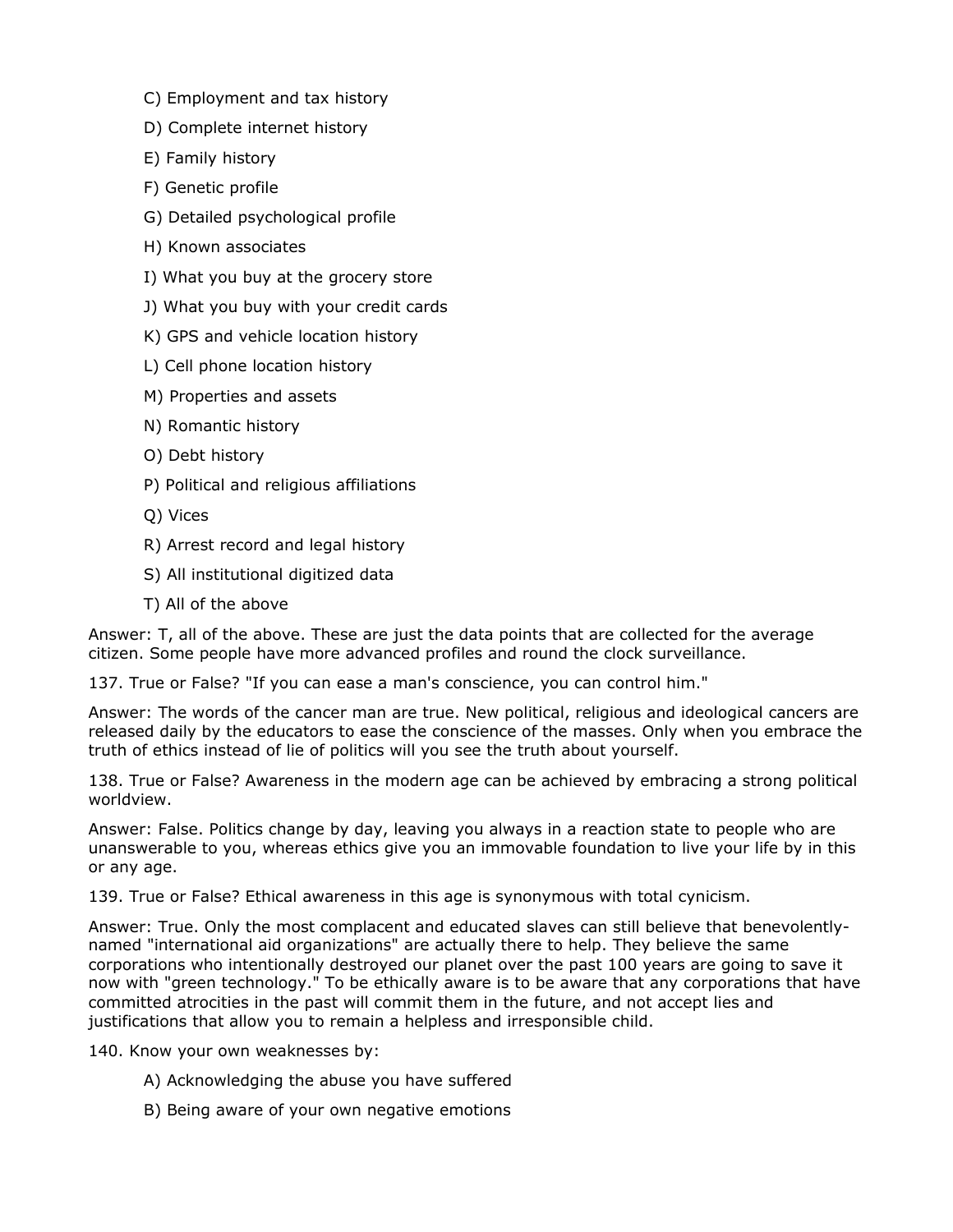C) Employment and tax history

D) Complete internet history

E) Family history

F) Genetic profile

G) Detailed psychological profile

H) Known associates

I) What you buy at the grocery store

J) What you buy with your credit cards

K) GPS and vehicle location history

L) Cell phone location history

M) Properties and assets

N) Romantic history

O) Debt history

P) Political and religious affiliations

Q) Vices

R) Arrest record and legal history

S) All institutional digitized data

T) All of the above

Answer: T, all of the above. These are just the data points that are collected for the average citizen. Some people have more advanced profiles and round the clock surveillance.

137. True or False? "If you can ease a man's conscience, you can control him."

Answer: The words of the cancer man are true. New political, religious and ideological cancers are released daily by the educators to ease the conscience of the masses. Only when you embrace the truth of ethics instead of lie of politics will you see the truth about yourself.

138. True or False? Awareness in the modern age can be achieved by embracing a strong political worldview.

Answer: False. Politics change by day, leaving you always in a reaction state to people who are unanswerable to you, whereas ethics give you an immovable foundation to live your life by in this or any age.

139. True or False? Ethical awareness in this age is synonymous with total cynicism.

Answer: True. Only the most complacent and educated slaves can still believe that benevolently-named "international aid organizations" are actually there to help. They believe the same corporations who intentionally destroyed our planet over the past 100 years are going to save it now with "green technology." To be ethically aware is to be aware that any corporations that have committed atrocities in the past will commit them in the future, and not accept lies and justifications that allow you to remain a helpless and irresponsible child.

140. Know your own weaknesses by:

A) Acknowledging the abuse you have suffered

B) Being aware of your own negative emotions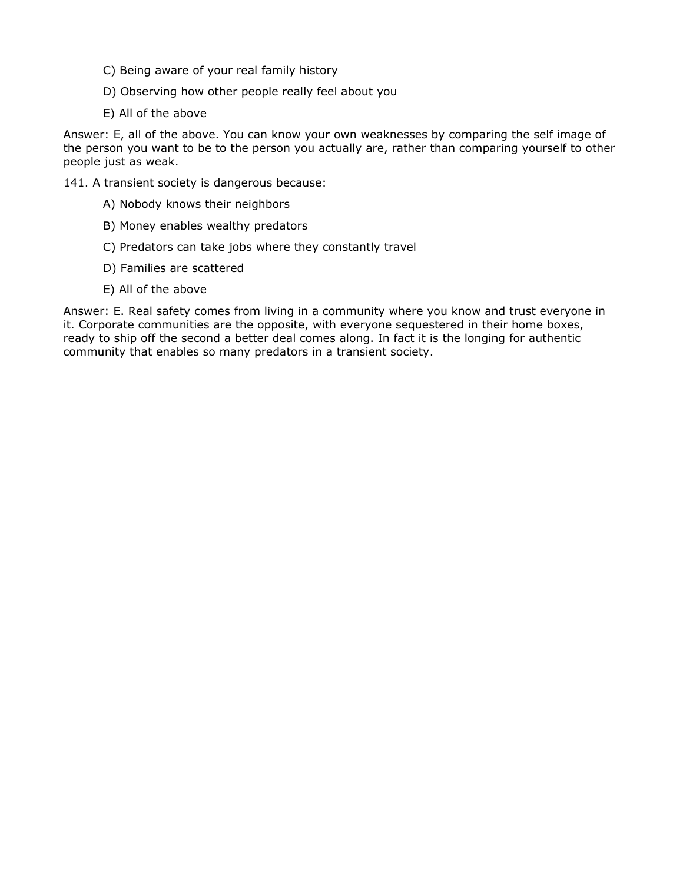C) Being aware of your real family history

D) Observing how other people really feel about you

E) All of the above

Answer: E, all of the above. You can know your own weaknesses by comparing the self image of the person you want to be to the person you actually are, rather than comparing yourself to other people just as weak.

141. A transient society is dangerous because:

A) Nobody knows their neighbors

B) Money enables wealthy predators

C) Predators can take jobs where they constantly travel

D) Families are scattered

E) All of the above

Answer: E. Real safety comes from living in a community where you know and trust everyone in it. Corporate communities are the opposite, with everyone sequestered in their home boxes, ready to ship off the second a better deal comes along. In fact it is the longing for authentic community that enables so many predators in a transient society.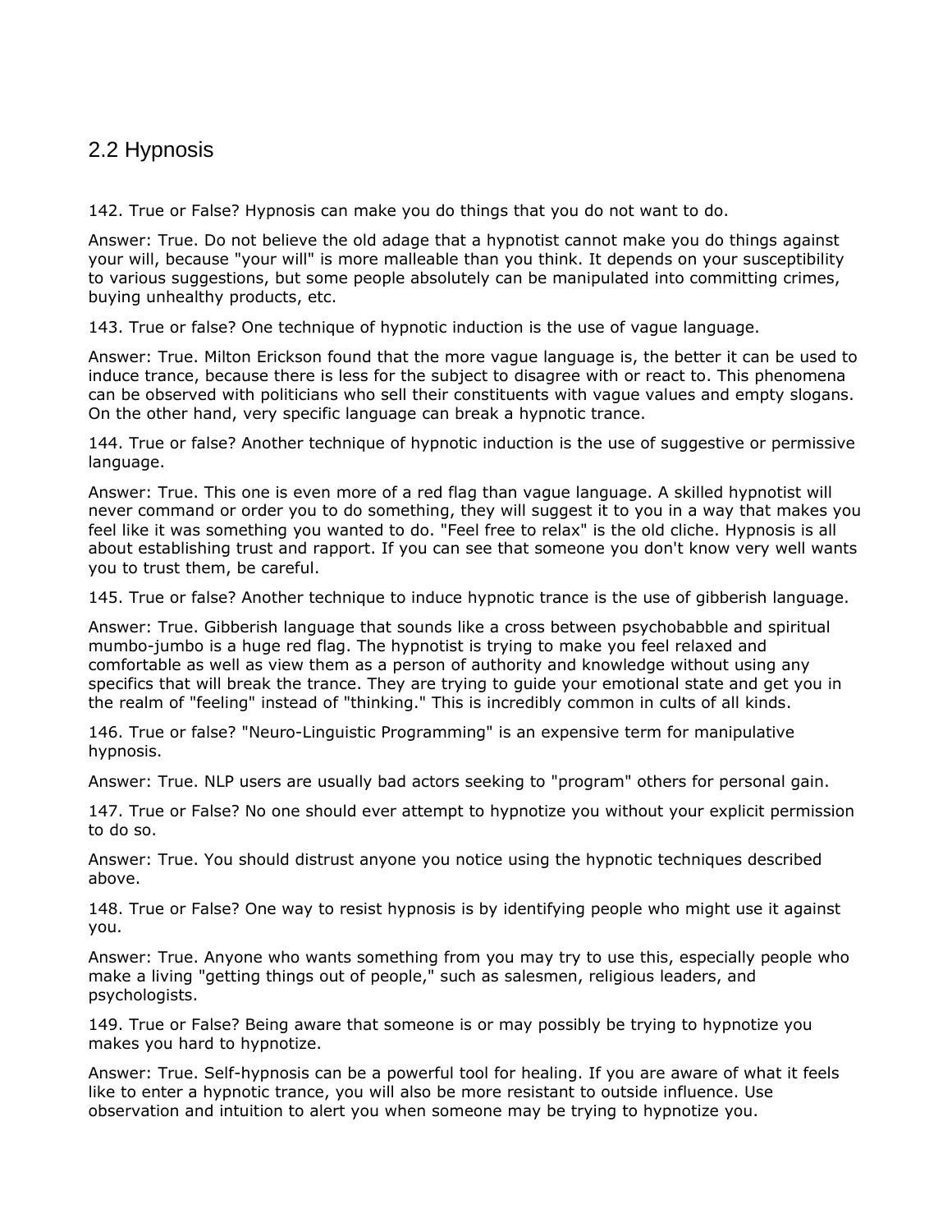## 2.2 Hypnosis

142. True or False? Hypnosis can make you do things that you do not want to do.

Answer: True. Do not believe the old adage that a hypnotist cannot make you do things against your will, because "your will" is more malleable than you think. It depends on your susceptibility to various suggestions, but some people absolutely can be manipulated into committing crimes, buying unhealthy products, etc.

143. True or false? One technique of hypnotic induction is the use of vague language.

Answer: True. Milton Erickson found that the more vague language is, the better it can be used to induce trance, because there is less for the subject to disagree with or react to. This phenomena can be observed with politicians who sell their constituents with vague values and empty slogans. On the other hand, very specific language can break a hypnotic trance.

144. True or false? Another technique of hypnotic induction is the use of suggestive or permissive language.

Answer: True. This one is even more of a red flag than vague language. A skilled hypnotist will never command or order you to do something, they will suggest it to you in a way that makes you feel like it was something you wanted to do. "Feel free to relax" is the old cliche. Hypnosis is all about establishing trust and rapport. If you can see that someone you don't know very well wants you to trust them, be careful.

145. True or false? Another technique to induce hypnotic trance is the use of gibberish language.

Answer: True. Gibberish language that sounds like a cross between psychobabble and spiritual mumbo-jumbo is a huge red flag. The hypnotist is trying to make you feel relaxed and comfortable as well as view them as a person of authority and knowledge without using any specifics that will break the trance. They are trying to guide your emotional state and get you in the realm of "feeling" instead of "thinking." This is incredibly common in cults of all kinds.

146. True or false? "Neuro-Linguistic Programming" is an expensive term for manipulative hypnosis.

Answer: True. NLP users are usually bad actors seeking to "program" others for personal gain.

147. True or False? No one should ever attempt to hypnotize you without your explicit permission to do so.

Answer: True. You should distrust anyone you notice using the hypnotic techniques described above.

148. True or False? One way to resist hypnosis is by identifying people who might use it against you.

Answer: True. Anyone who wants something from you may try to use this, especially people who make a living "getting things out of people," such as salesmen, religious leaders, and psychologists.

149. True or False? Being aware that someone is or may possibly be trying to hypnotize you makes you hard to hypnotize.

Answer: True. Self-hypnosis can be a powerful tool for healing. If you are aware of what it feels like to enter a hypnotic trance, you will also be more resistant to outside influence. Use observation and intuition to alert you when someone may be trying to hypnotize you.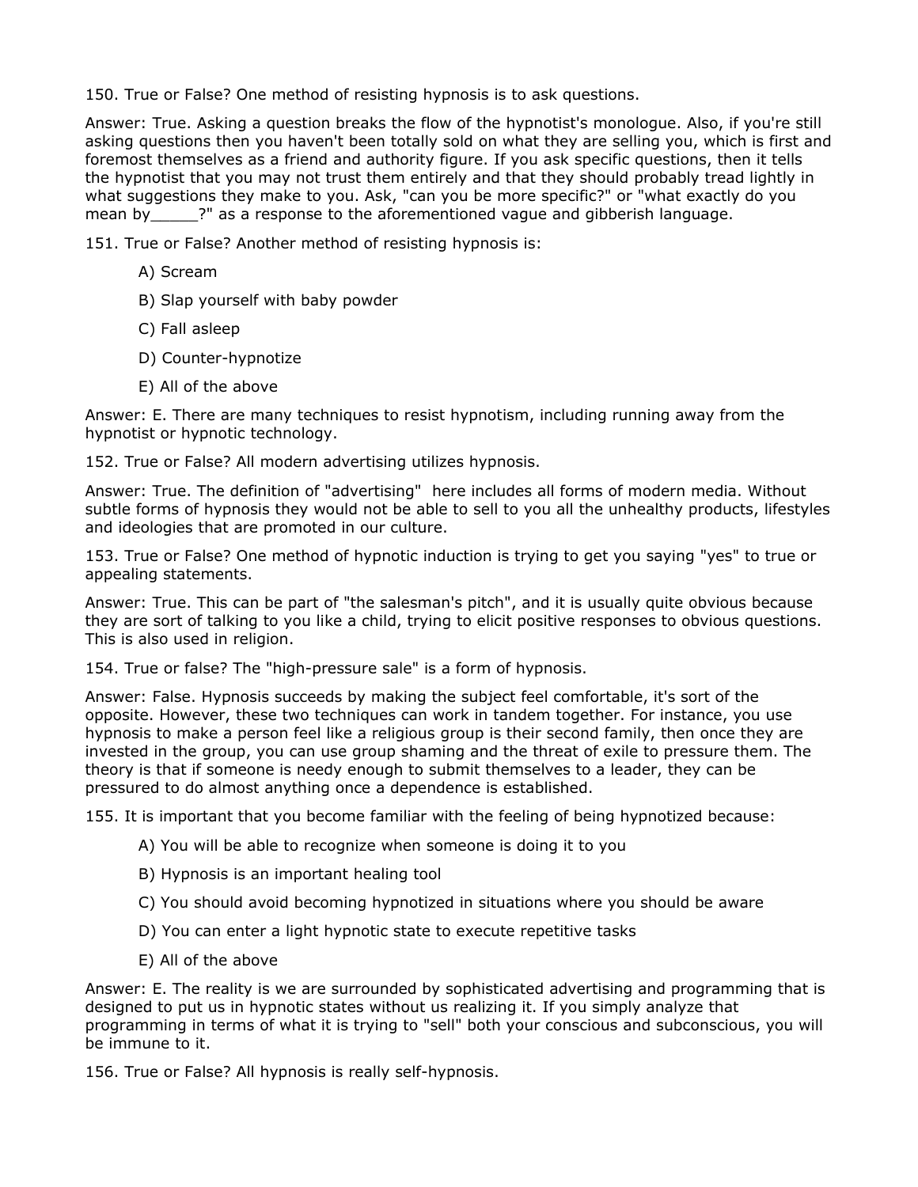150. True or False? One method of resisting hypnosis is to ask questions.

Answer: True. Asking a question breaks the flow of the hypnotist's monologue. Also, if you're still asking questions then you haven't been totally sold on what they are selling you, which is first and foremost themselves as a friend and authority figure. If you ask specific questions, then it tells the hypnotist that you may not trust them entirely and that they should probably tread lightly in what suggestions they make to you. Ask, "can you be more specific?" or "what exactly do you mean by_____?" as a response to the aforementioned vague and gibberish language.

151. True or False? Another method of resisting hypnosis is:

- A) Scream
- B) Slap yourself with baby powder
- C) Fall asleep
- D) Counter-hypnotize
- E) All of the above

Answer: E. There are many techniques to resist hypnotism, including running away from the hypnotist or hypnotic technology.

152. True or False? All modern advertising utilizes hypnosis.

Answer: True. The definition of "advertising" here includes all forms of modern media. Without subtle forms of hypnosis they would not be able to sell to you all the unhealthy products, lifestyles and ideologies that are promoted in our culture.

153. True or False? One method of hypnotic induction is trying to get you saying "yes" to true or appealing statements.

Answer: True. This can be part of "the salesman's pitch", and it is usually quite obvious because they are sort of talking to you like a child, trying to elicit positive responses to obvious questions. This is also used in religion.

154. True or false? The "high-pressure sale" is a form of hypnosis.

Answer: False. Hypnosis succeeds by making the subject feel comfortable, it's sort of the opposite. However, these two techniques can work in tandem together. For instance, you use hypnosis to make a person feel like a religious group is their second family, then once they are invested in the group, you can use group shaming and the threat of exile to pressure them. The theory is that if someone is needy enough to submit themselves to a leader, they can be pressured to do almost anything once a dependence is established.

155. It is important that you become familiar with the feeling of being hypnotized because:

- A) You will be able to recognize when someone is doing it to you
- B) Hypnosis is an important healing tool
- C) You should avoid becoming hypnotized in situations where you should be aware
- D) You can enter a light hypnotic state to execute repetitive tasks
- E) All of the above

Answer: E. The reality is we are surrounded by sophisticated advertising and programming that is designed to put us in hypnotic states without us realizing it. If you simply analyze that programming in terms of what it is trying to "sell" both your conscious and subconscious, you will be immune to it.

156. True or False? All hypnosis is really self-hypnosis.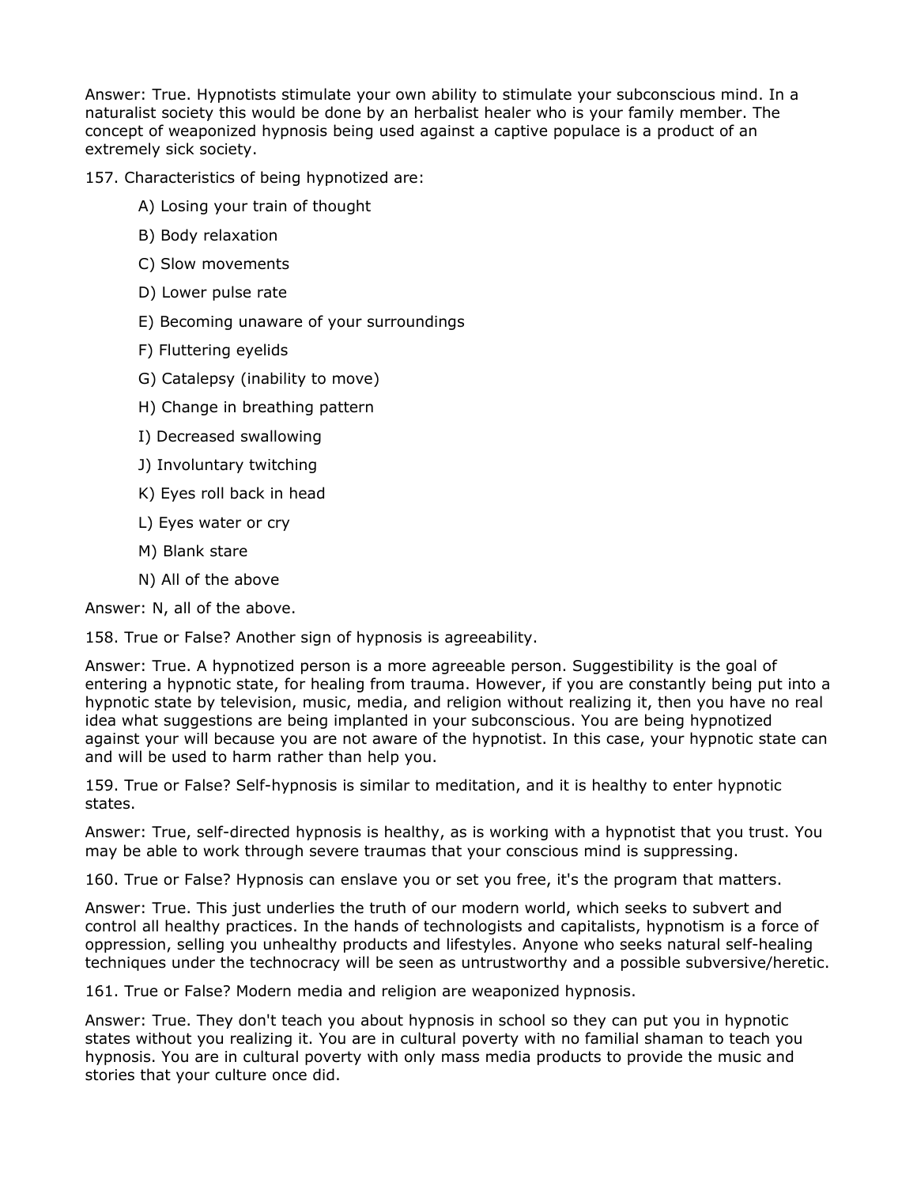Answer: True. Hypnotists stimulate your own ability to stimulate your subconscious mind. In a naturalist society this would be done by an herbalist healer who is your family member. The concept of weaponized hypnosis being used against a captive populace is a product of an extremely sick society.

157. Characteristics of being hypnotized are:

- A) Losing your train of thought
- B) Body relaxation
- C) Slow movements
- D) Lower pulse rate
- E) Becoming unaware of your surroundings
- F) Fluttering eyelids
- G) Catalepsy (inability to move)
- H) Change in breathing pattern
- I) Decreased swallowing
- J) Involuntary twitching
- K) Eyes roll back in head
- L) Eyes water or cry
- M) Blank stare
- N) All of the above

Answer: N, all of the above.

158. True or False? Another sign of hypnosis is agreeability.

Answer: True. A hypnotized person is a more agreeable person. Suggestibility is the goal of entering a hypnotic state, for healing from trauma. However, if you are constantly being put into a hypnotic state by television, music, media, and religion without realizing it, then you have no real idea what suggestions are being implanted in your subconscious. You are being hypnotized against your will because you are not aware of the hypnotist. In this case, your hypnotic state can and will be used to harm rather than help you.

159. True or False? Self-hypnosis is similar to meditation, and it is healthy to enter hypnotic states.

Answer: True, self-directed hypnosis is healthy, as is working with a hypnotist that you trust. You may be able to work through severe traumas that your conscious mind is suppressing.

160. True or False? Hypnosis can enslave you or set you free, it's the program that matters.

Answer: True. This just underlies the truth of our modern world, which seeks to subvert and control all healthy practices. In the hands of technologists and capitalists, hypnotism is a force of oppression, selling you unhealthy products and lifestyles. Anyone who seeks natural self-healing techniques under the technocracy will be seen as untrustworthy and a possible subversive/heretic.

161. True or False? Modern media and religion are weaponized hypnosis.

Answer: True. They don't teach you about hypnosis in school so they can put you in hypnotic states without you realizing it. You are in cultural poverty with no familial shaman to teach you hypnosis. You are in cultural poverty with only mass media products to provide the music and stories that your culture once did.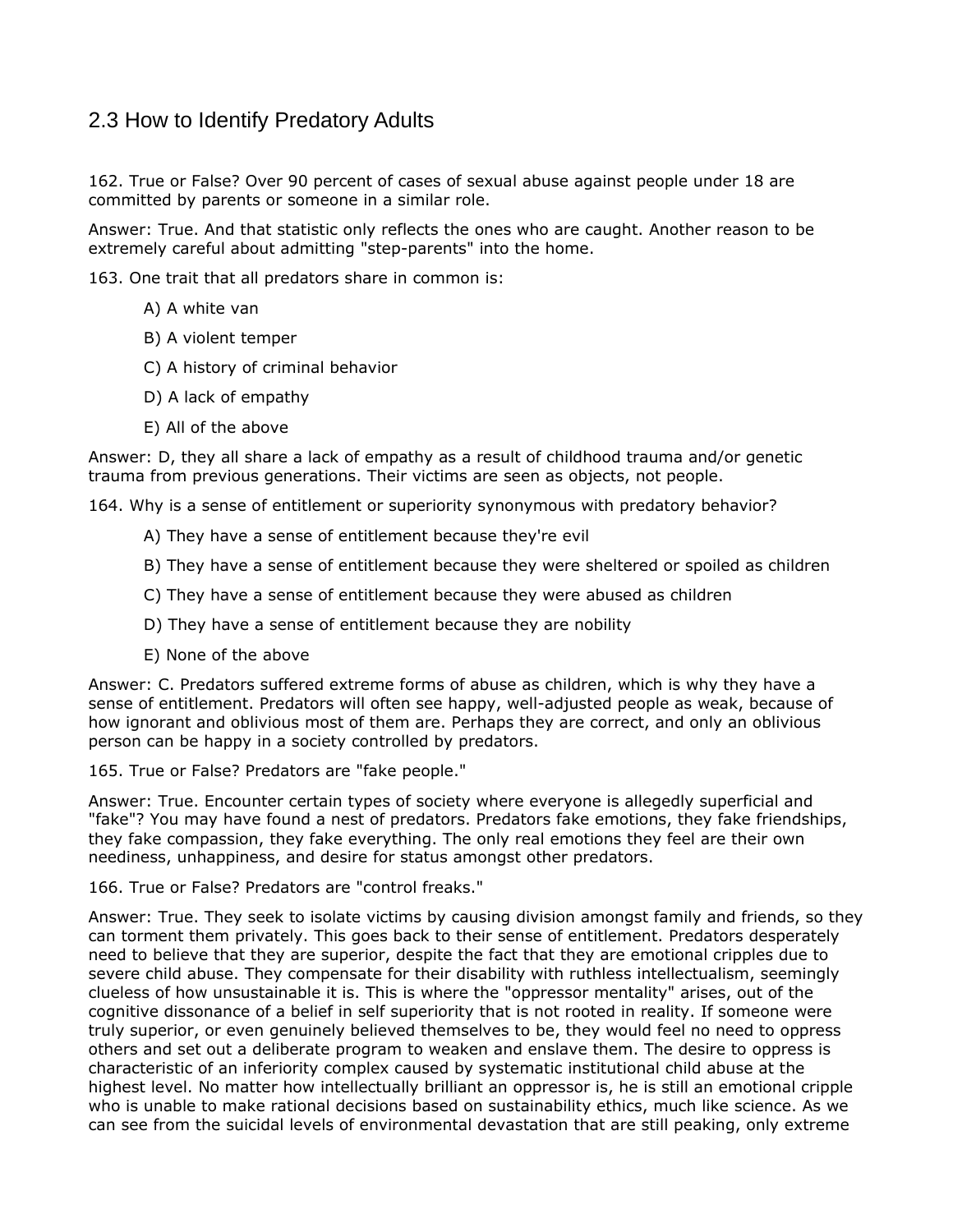## 2.3 How to Identify Predatory Adults

162. True or False? Over 90 percent of cases of sexual abuse against people under 18 are committed by parents or someone in a similar role.

Answer: True. And that statistic only reflects the ones who are caught. Another reason to be extremely careful about admitting "step-parents" into the home.

163. One trait that all predators share in common is:

  A) A white van

  B) A violent temper

  C) A history of criminal behavior

  D) A lack of empathy

  E) All of the above

Answer: D, they all share a lack of empathy as a result of childhood trauma and/or genetic trauma from previous generations. Their victims are seen as objects, not people.

164. Why is a sense of entitlement or superiority synonymous with predatory behavior?

  A) They have a sense of entitlement because they're evil

  B) They have a sense of entitlement because they were sheltered or spoiled as children

  C) They have a sense of entitlement because they were abused as children

  D) They have a sense of entitlement because they are nobility

  E) None of the above

Answer: C. Predators suffered extreme forms of abuse as children, which is why they have a sense of entitlement. Predators will often see happy, well-adjusted people as weak, because of how ignorant and oblivious most of them are. Perhaps they are correct, and only an oblivious person can be happy in a society controlled by predators.

165. True or False? Predators are "fake people."

Answer: True. Encounter certain types of society where everyone is allegedly superficial and "fake"? You may have found a nest of predators. Predators fake emotions, they fake friendships, they fake compassion, they fake everything. The only real emotions they feel are their own neediness, unhappiness, and desire for status amongst other predators.

166. True or False? Predators are "control freaks."

Answer: True. They seek to isolate victims by causing division amongst family and friends, so they can torment them privately. This goes back to their sense of entitlement. Predators desperately need to believe that they are superior, despite the fact that they are emotional cripples due to severe child abuse. They compensate for their disability with ruthless intellectualism, seemingly clueless of how unsustainable it is. This is where the "oppressor mentality" arises, out of the cognitive dissonance of a belief in self superiority that is not rooted in reality. If someone were truly superior, or even genuinely believed themselves to be, they would feel no need to oppress others and set out a deliberate program to weaken and enslave them. The desire to oppress is characteristic of an inferiority complex caused by systematic institutional child abuse at the highest level. No matter how intellectually brilliant an oppressor is, he is still an emotional cripple who is unable to make rational decisions based on sustainability ethics, much like science. As we can see from the suicidal levels of environmental devastation that are still peaking, only extreme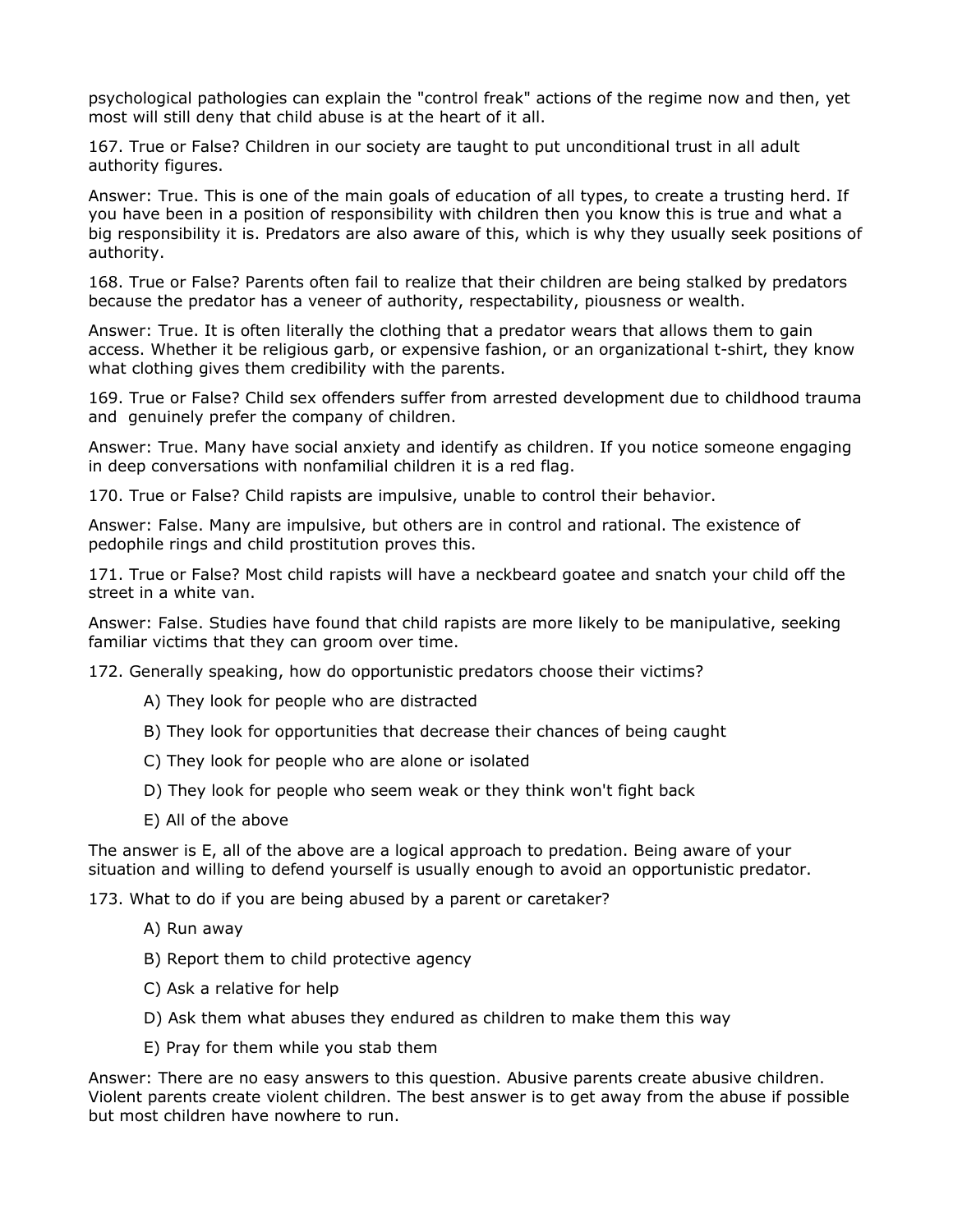psychological pathologies can explain the "control freak" actions of the regime now and then, yet most will still deny that child abuse is at the heart of it all.

167. True or False? Children in our society are taught to put unconditional trust in all adult authority figures.

Answer: True. This is one of the main goals of education of all types, to create a trusting herd. If you have been in a position of responsibility with children then you know this is true and what a big responsibility it is. Predators are also aware of this, which is why they usually seek positions of authority.

168. True or False? Parents often fail to realize that their children are being stalked by predators because the predator has a veneer of authority, respectability, piousness or wealth.

Answer: True. It is often literally the clothing that a predator wears that allows them to gain access. Whether it be religious garb, or expensive fashion, or an organizational t-shirt, they know what clothing gives them credibility with the parents.

169. True or False? Child sex offenders suffer from arrested development due to childhood trauma and genuinely prefer the company of children.

Answer: True. Many have social anxiety and identify as children. If you notice someone engaging in deep conversations with nonfamilial children it is a red flag.

170. True or False? Child rapists are impulsive, unable to control their behavior.

Answer: False. Many are impulsive, but others are in control and rational. The existence of pedophile rings and child prostitution proves this.

171. True or False? Most child rapists will have a neckbeard goatee and snatch your child off the street in a white van.

Answer: False. Studies have found that child rapists are more likely to be manipulative, seeking familiar victims that they can groom over time.

172. Generally speaking, how do opportunistic predators choose their victims?

A) They look for people who are distracted

B) They look for opportunities that decrease their chances of being caught

C) They look for people who are alone or isolated

D) They look for people who seem weak or they think won't fight back

E) All of the above

The answer is E, all of the above are a logical approach to predation. Being aware of your situation and willing to defend yourself is usually enough to avoid an opportunistic predator.

173. What to do if you are being abused by a parent or caretaker?

A) Run away

B) Report them to child protective agency

C) Ask a relative for help

D) Ask them what abuses they endured as children to make them this way

E) Pray for them while you stab them

Answer: There are no easy answers to this question. Abusive parents create abusive children. Violent parents create violent children. The best answer is to get away from the abuse if possible but most children have nowhere to run.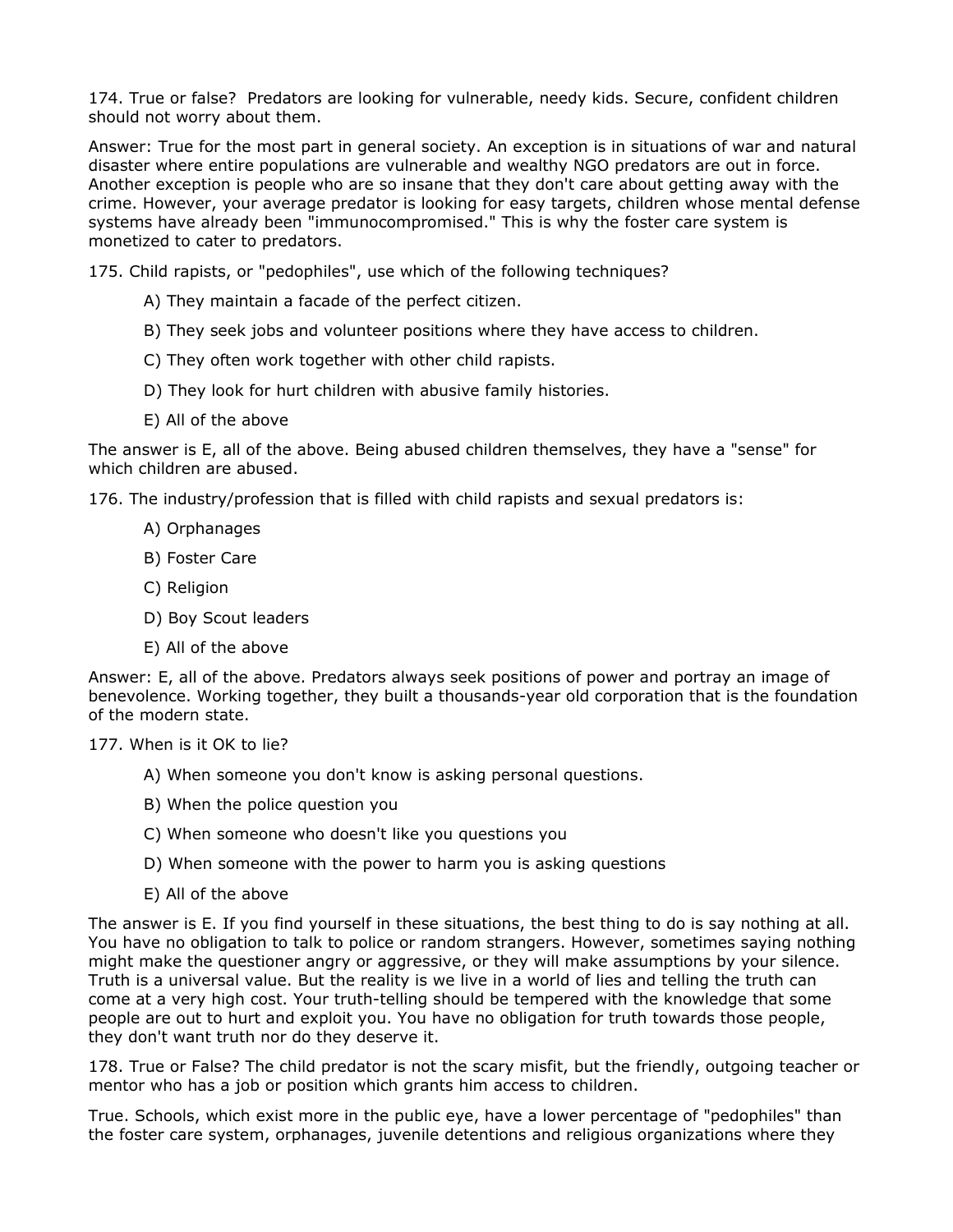174. True or false? Predators are looking for vulnerable, needy kids. Secure, confident children should not worry about them.

Answer: True for the most part in general society. An exception is in situations of war and natural disaster where entire populations are vulnerable and wealthy NGO predators are out in force. Another exception is people who are so insane that they don't care about getting away with the crime. However, your average predator is looking for easy targets, children whose mental defense systems have already been "immunocompromised." This is why the foster care system is monetized to cater to predators.

175. Child rapists, or "pedophiles", use which of the following techniques?

A) They maintain a facade of the perfect citizen.

B) They seek jobs and volunteer positions where they have access to children.

C) They often work together with other child rapists.

D) They look for hurt children with abusive family histories.

E) All of the above

The answer is E, all of the above. Being abused children themselves, they have a "sense" for which children are abused.

176. The industry/profession that is filled with child rapists and sexual predators is:

A) Orphanages

B) Foster Care

C) Religion

D) Boy Scout leaders

E) All of the above

Answer: E, all of the above. Predators always seek positions of power and portray an image of benevolence. Working together, they built a thousands-year old corporation that is the foundation of the modern state.

177. When is it OK to lie?

A) When someone you don't know is asking personal questions.

B) When the police question you

C) When someone who doesn't like you questions you

D) When someone with the power to harm you is asking questions

E) All of the above

The answer is E. If you find yourself in these situations, the best thing to do is say nothing at all. You have no obligation to talk to police or random strangers. However, sometimes saying nothing might make the questioner angry or aggressive, or they will make assumptions by your silence. Truth is a universal value. But the reality is we live in a world of lies and telling the truth can come at a very high cost. Your truth-telling should be tempered with the knowledge that some people are out to hurt and exploit you. You have no obligation for truth towards those people, they don't want truth nor do they deserve it.

178. True or False? The child predator is not the scary misfit, but the friendly, outgoing teacher or mentor who has a job or position which grants him access to children.

True. Schools, which exist more in the public eye, have a lower percentage of "pedophiles" than the foster care system, orphanages, juvenile detentions and religious organizations where they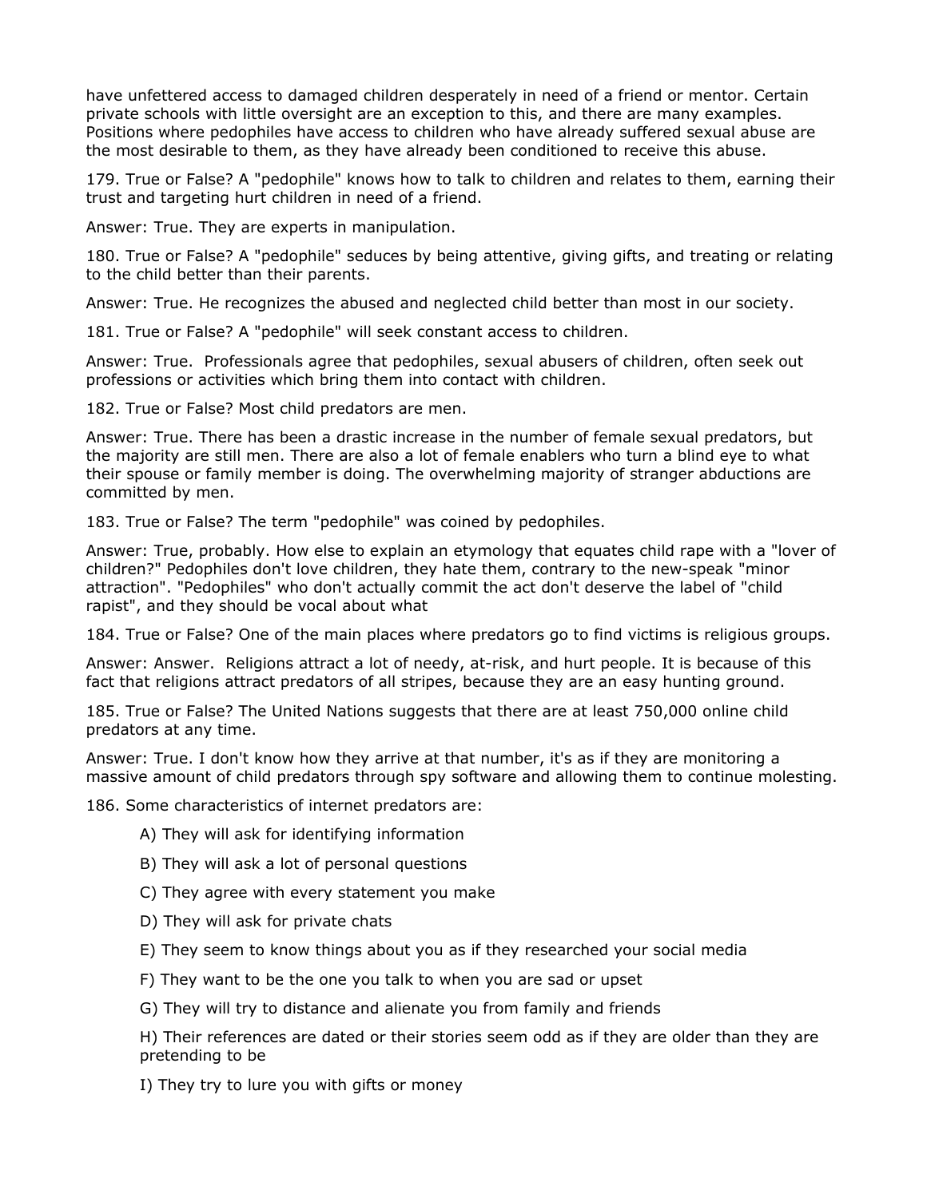have unfettered access to damaged children desperately in need of a friend or mentor. Certain private schools with little oversight are an exception to this, and there are many examples. Positions where pedophiles have access to children who have already suffered sexual abuse are the most desirable to them, as they have already been conditioned to receive this abuse.

179. True or False? A "pedophile" knows how to talk to children and relates to them, earning their trust and targeting hurt children in need of a friend.

Answer: True. They are experts in manipulation.

180. True or False? A "pedophile" seduces by being attentive, giving gifts, and treating or relating to the child better than their parents.

Answer: True. He recognizes the abused and neglected child better than most in our society.

181. True or False? A "pedophile" will seek constant access to children.

Answer: True.  Professionals agree that pedophiles, sexual abusers of children, often seek out professions or activities which bring them into contact with children.

182. True or False? Most child predators are men.

Answer: True. There has been a drastic increase in the number of female sexual predators, but the majority are still men. There are also a lot of female enablers who turn a blind eye to what their spouse or family member is doing. The overwhelming majority of stranger abductions are committed by men.

183. True or False? The term "pedophile" was coined by pedophiles.

Answer: True, probably. How else to explain an etymology that equates child rape with a "lover of children?" Pedophiles don't love children, they hate them, contrary to the new-speak "minor attraction". "Pedophiles" who don't actually commit the act don't deserve the label of "child rapist", and they should be vocal about what

184. True or False? One of the main places where predators go to find victims is religious groups.

Answer: Answer.  Religions attract a lot of needy, at-risk, and hurt people. It is because of this fact that religions attract predators of all stripes, because they are an easy hunting ground.

185. True or False? The United Nations suggests that there are at least 750,000 online child predators at any time.

Answer: True. I don't know how they arrive at that number, it's as if they are monitoring a massive amount of child predators through spy software and allowing them to continue molesting.

186. Some characteristics of internet predators are:

A) They will ask for identifying information

B) They will ask a lot of personal questions

C) They agree with every statement you make

D) They will ask for private chats

E) They seem to know things about you as if they researched your social media

F) They want to be the one you talk to when you are sad or upset

G) They will try to distance and alienate you from family and friends

H) Their references are dated or their stories seem odd as if they are older than they are pretending to be

I) They try to lure you with gifts or money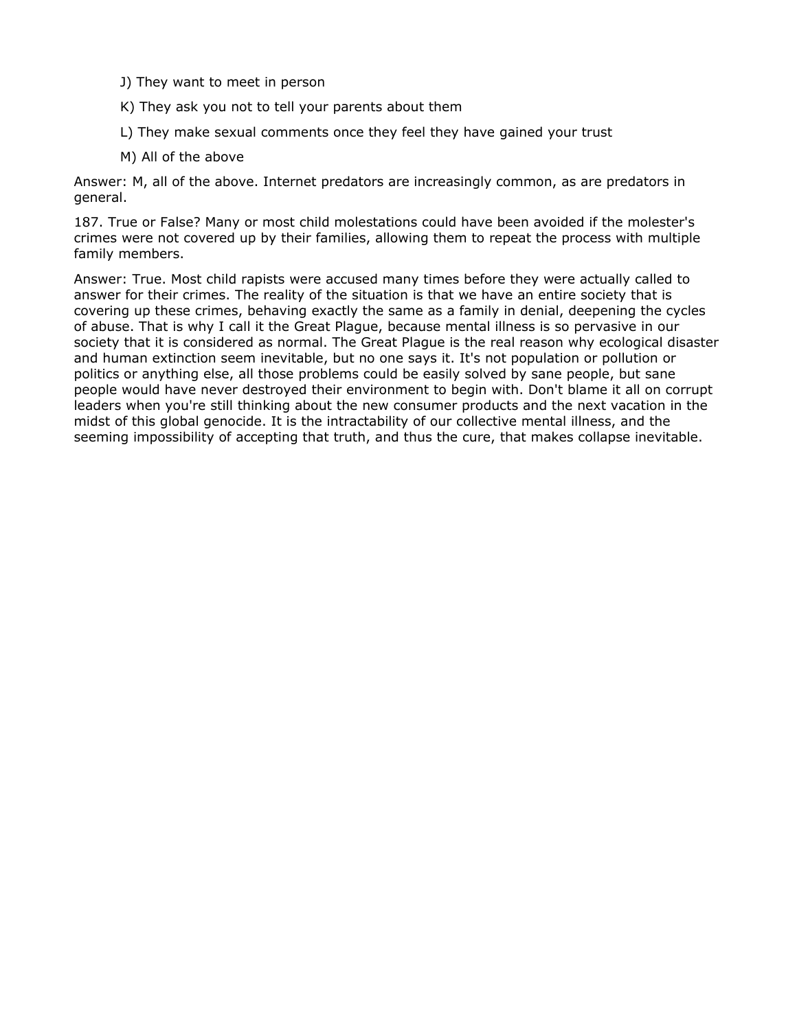J) They want to meet in person

K) They ask you not to tell your parents about them

L) They make sexual comments once they feel they have gained your trust

M) All of the above

Answer: M, all of the above. Internet predators are increasingly common, as are predators in general.

187. True or False? Many or most child molestations could have been avoided if the molester's crimes were not covered up by their families, allowing them to repeat the process with multiple family members.

Answer: True. Most child rapists were accused many times before they were actually called to answer for their crimes. The reality of the situation is that we have an entire society that is covering up these crimes, behaving exactly the same as a family in denial, deepening the cycles of abuse. That is why I call it the Great Plague, because mental illness is so pervasive in our society that it is considered as normal. The Great Plague is the real reason why ecological disaster and human extinction seem inevitable, but no one says it. It's not population or pollution or politics or anything else, all those problems could be easily solved by sane people, but sane people would have never destroyed their environment to begin with. Don't blame it all on corrupt leaders when you're still thinking about the new consumer products and the next vacation in the midst of this global genocide. It is the intractability of our collective mental illness, and the seeming impossibility of accepting that truth, and thus the cure, that makes collapse inevitable.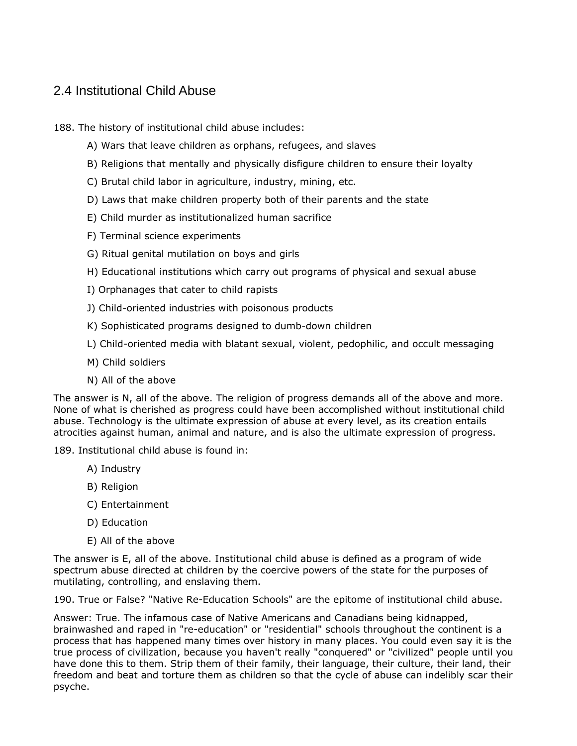## 2.4 Institutional Child Abuse

188. The history of institutional child abuse includes:

    A) Wars that leave children as orphans, refugees, and slaves

    B) Religions that mentally and physically disfigure children to ensure their loyalty

    C) Brutal child labor in agriculture, industry, mining, etc.

    D) Laws that make children property both of their parents and the state

    E) Child murder as institutionalized human sacrifice

    F) Terminal science experiments

    G) Ritual genital mutilation on boys and girls

    H) Educational institutions which carry out programs of physical and sexual abuse

    I) Orphanages that cater to child rapists

    J) Child-oriented industries with poisonous products

    K) Sophisticated programs designed to dumb-down children

    L) Child-oriented media with blatant sexual, violent, pedophilic, and occult messaging

    M) Child soldiers

    N) All of the above

The answer is N, all of the above. The religion of progress demands all of the above and more. None of what is cherished as progress could have been accomplished without institutional child abuse. Technology is the ultimate expression of abuse at every level, as its creation entails atrocities against human, animal and nature, and is also the ultimate expression of progress.

189. Institutional child abuse is found in:

    A) Industry

    B) Religion

    C) Entertainment

    D) Education

    E) All of the above

The answer is E, all of the above. Institutional child abuse is defined as a program of wide spectrum abuse directed at children by the coercive powers of the state for the purposes of mutilating, controlling, and enslaving them.

190. True or False? "Native Re-Education Schools" are the epitome of institutional child abuse.

Answer: True. The infamous case of Native Americans and Canadians being kidnapped, brainwashed and raped in "re-education" or "residential" schools throughout the continent is a process that has happened many times over history in many places. You could even say it is the true process of civilization, because you haven't really "conquered" or "civilized" people until you have done this to them. Strip them of their family, their language, their culture, their land, their freedom and beat and torture them as children so that the cycle of abuse can indelibly scar their psyche.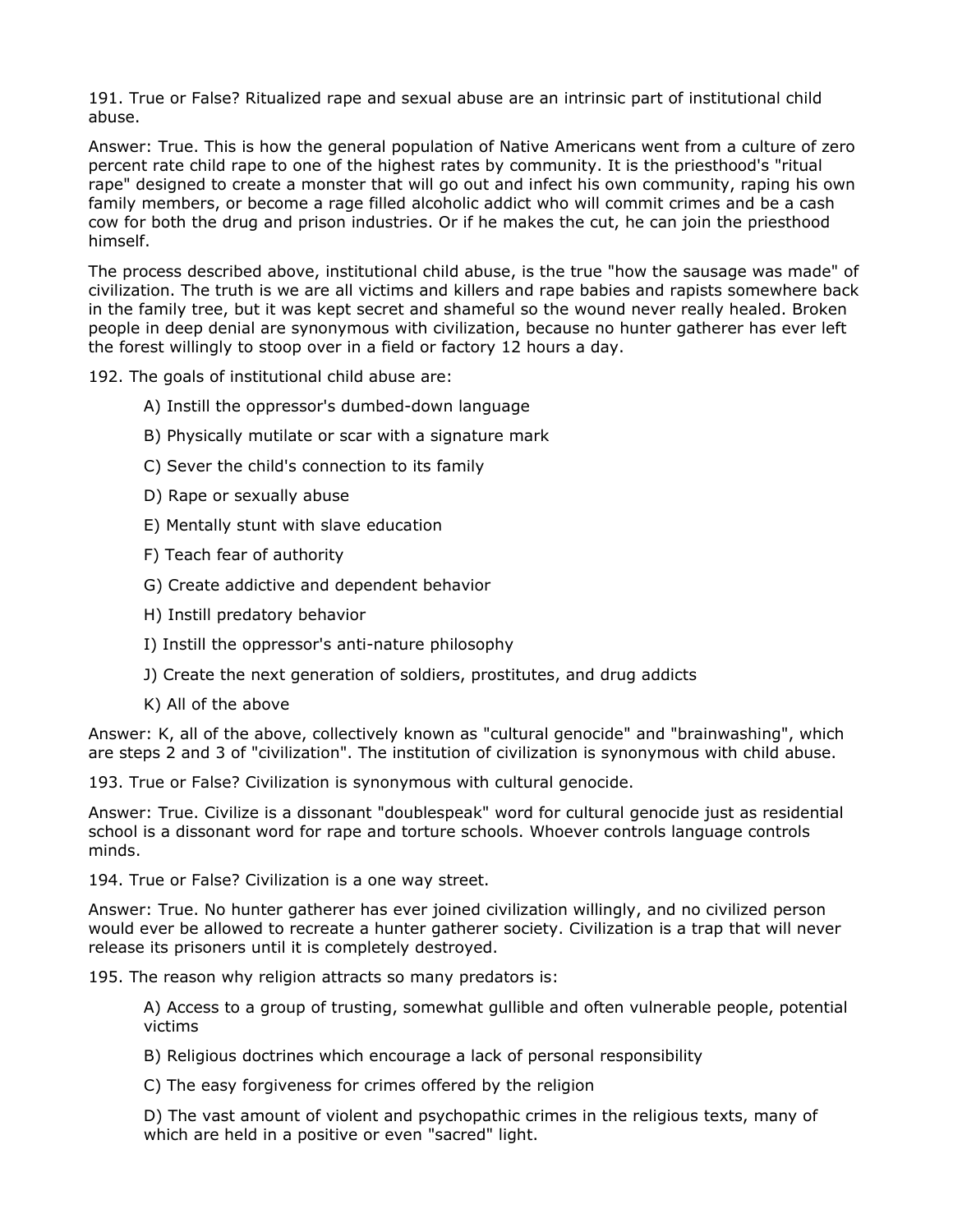191. True or False? Ritualized rape and sexual abuse are an intrinsic part of institutional child abuse.

Answer: True. This is how the general population of Native Americans went from a culture of zero percent rate child rape to one of the highest rates by community. It is the priesthood's "ritual rape" designed to create a monster that will go out and infect his own community, raping his own family members, or become a rage filled alcoholic addict who will commit crimes and be a cash cow for both the drug and prison industries. Or if he makes the cut, he can join the priesthood himself.

The process described above, institutional child abuse, is the true "how the sausage was made" of civilization. The truth is we are all victims and killers and rape babies and rapists somewhere back in the family tree, but it was kept secret and shameful so the wound never really healed. Broken people in deep denial are synonymous with civilization, because no hunter gatherer has ever left the forest willingly to stoop over in a field or factory 12 hours a day.

192. The goals of institutional child abuse are:

> A) Instill the oppressor's dumbed-down language
>
> B) Physically mutilate or scar with a signature mark
>
> C) Sever the child's connection to its family
>
> D) Rape or sexually abuse
>
> E) Mentally stunt with slave education
>
> F) Teach fear of authority
>
> G) Create addictive and dependent behavior
>
> H) Instill predatory behavior
>
> I) Instill the oppressor's anti-nature philosophy
>
> J) Create the next generation of soldiers, prostitutes, and drug addicts
>
> K) All of the above

Answer: K, all of the above, collectively known as "cultural genocide" and "brainwashing", which are steps 2 and 3 of "civilization". The institution of civilization is synonymous with child abuse.

193. True or False? Civilization is synonymous with cultural genocide.

Answer: True. Civilize is a dissonant "doublespeak" word for cultural genocide just as residential school is a dissonant word for rape and torture schools. Whoever controls language controls minds.

194. True or False? Civilization is a one way street.

Answer: True. No hunter gatherer has ever joined civilization willingly, and no civilized person would ever be allowed to recreate a hunter gatherer society. Civilization is a trap that will never release its prisoners until it is completely destroyed.

195. The reason why religion attracts so many predators is:

> A) Access to a group of trusting, somewhat gullible and often vulnerable people, potential victims
>
> B) Religious doctrines which encourage a lack of personal responsibility
>
> C) The easy forgiveness for crimes offered by the religion
>
> D) The vast amount of violent and psychopathic crimes in the religious texts, many of which are held in a positive or even "sacred" light.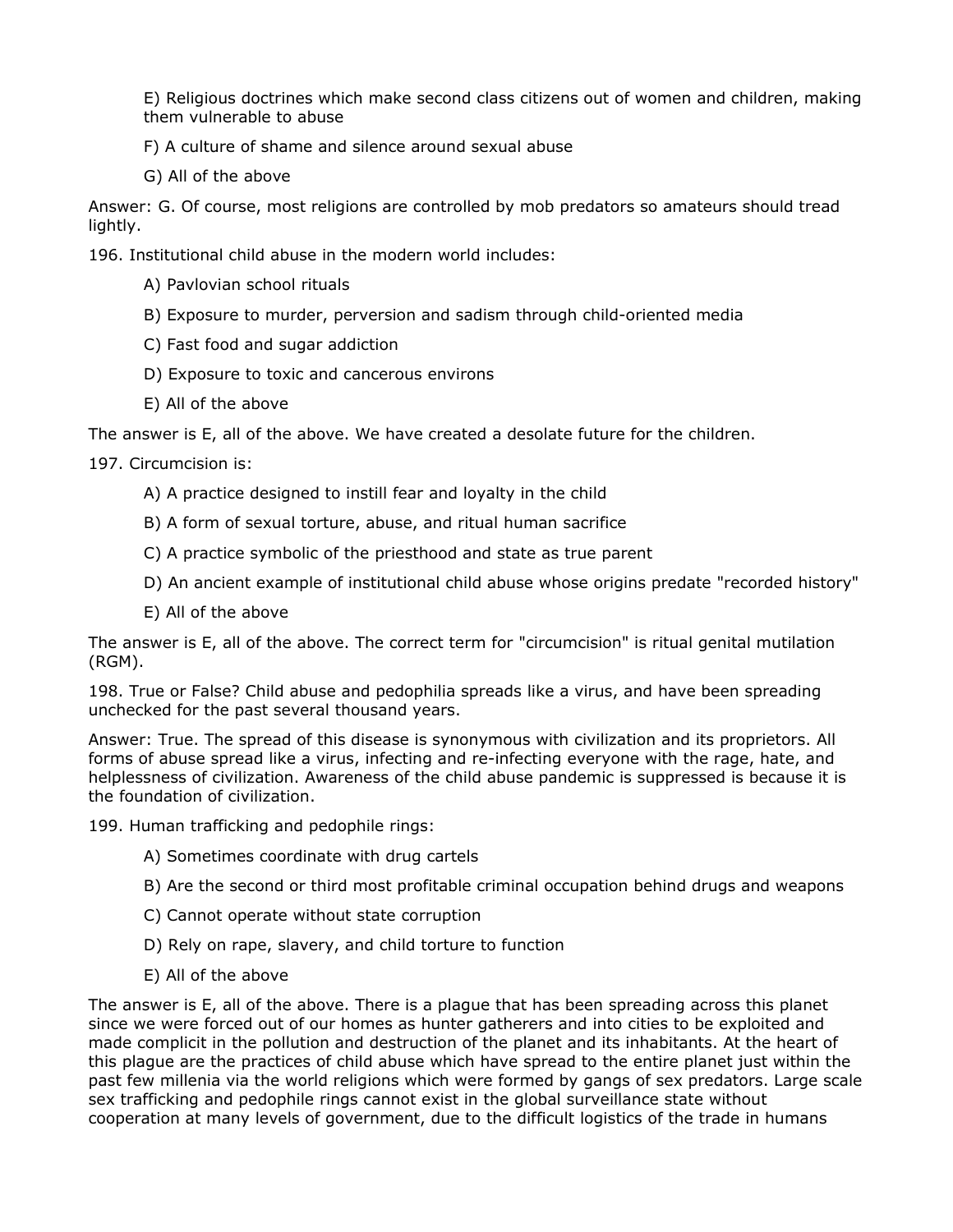E) Religious doctrines which make second class citizens out of women and children, making them vulnerable to abuse

F) A culture of shame and silence around sexual abuse

G) All of the above

Answer: G. Of course, most religions are controlled by mob predators so amateurs should tread lightly.

196. Institutional child abuse in the modern world includes:

A) Pavlovian school rituals

B) Exposure to murder, perversion and sadism through child-oriented media

C) Fast food and sugar addiction

D) Exposure to toxic and cancerous environs

E) All of the above

The answer is E, all of the above. We have created a desolate future for the children.

197. Circumcision is:

A) A practice designed to instill fear and loyalty in the child

B) A form of sexual torture, abuse, and ritual human sacrifice

C) A practice symbolic of the priesthood and state as true parent

D) An ancient example of institutional child abuse whose origins predate "recorded history"

E) All of the above

The answer is E, all of the above. The correct term for "circumcision" is ritual genital mutilation (RGM).

198. True or False? Child abuse and pedophilia spreads like a virus, and have been spreading unchecked for the past several thousand years.

Answer: True. The spread of this disease is synonymous with civilization and its proprietors. All forms of abuse spread like a virus, infecting and re-infecting everyone with the rage, hate, and helplessness of civilization. Awareness of the child abuse pandemic is suppressed is because it is the foundation of civilization.

199. Human trafficking and pedophile rings:

A) Sometimes coordinate with drug cartels

B) Are the second or third most profitable criminal occupation behind drugs and weapons

C) Cannot operate without state corruption

D) Rely on rape, slavery, and child torture to function

E) All of the above

The answer is E, all of the above. There is a plague that has been spreading across this planet since we were forced out of our homes as hunter gatherers and into cities to be exploited and made complicit in the pollution and destruction of the planet and its inhabitants. At the heart of this plague are the practices of child abuse which have spread to the entire planet just within the past few millenia via the world religions which were formed by gangs of sex predators. Large scale sex trafficking and pedophile rings cannot exist in the global surveillance state without cooperation at many levels of government, due to the difficult logistics of the trade in humans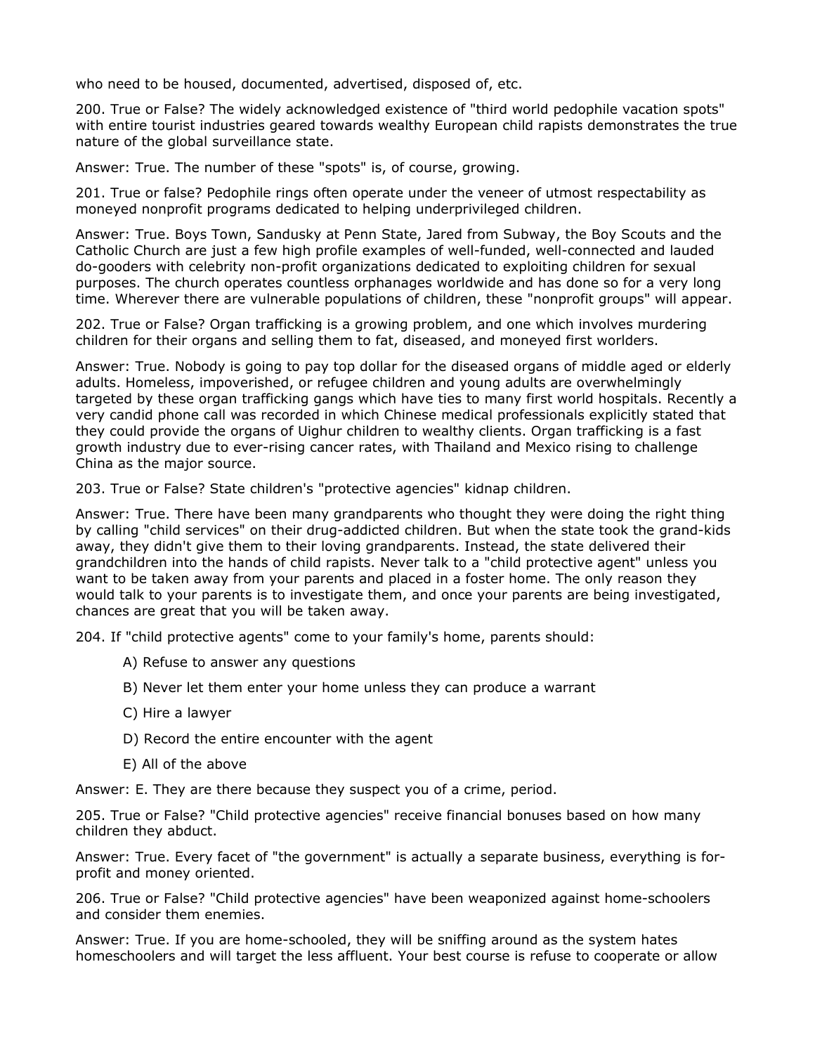who need to be housed, documented, advertised, disposed of, etc.

200. True or False? The widely acknowledged existence of "third world pedophile vacation spots" with entire tourist industries geared towards wealthy European child rapists demonstrates the true nature of the global surveillance state.

Answer: True. The number of these "spots" is, of course, growing.

201. True or false? Pedophile rings often operate under the veneer of utmost respectability as moneyed nonprofit programs dedicated to helping underprivileged children.

Answer: True. Boys Town, Sandusky at Penn State, Jared from Subway, the Boy Scouts and the Catholic Church are just a few high profile examples of well-funded, well-connected and lauded do-gooders with celebrity non-profit organizations dedicated to exploiting children for sexual purposes. The church operates countless orphanages worldwide and has done so for a very long time. Wherever there are vulnerable populations of children, these "nonprofit groups" will appear.

202. True or False? Organ trafficking is a growing problem, and one which involves murdering children for their organs and selling them to fat, diseased, and moneyed first worlders.

Answer: True. Nobody is going to pay top dollar for the diseased organs of middle aged or elderly adults. Homeless, impoverished, or refugee children and young adults are overwhelmingly targeted by these organ trafficking gangs which have ties to many first world hospitals. Recently a very candid phone call was recorded in which Chinese medical professionals explicitly stated that they could provide the organs of Uighur children to wealthy clients. Organ trafficking is a fast growth industry due to ever-rising cancer rates, with Thailand and Mexico rising to challenge China as the major source.

203. True or False? State children's "protective agencies" kidnap children.

Answer: True. There have been many grandparents who thought they were doing the right thing by calling "child services" on their drug-addicted children. But when the state took the grand-kids away, they didn't give them to their loving grandparents. Instead, the state delivered their grandchildren into the hands of child rapists. Never talk to a "child protective agent" unless you want to be taken away from your parents and placed in a foster home. The only reason they would talk to your parents is to investigate them, and once your parents are being investigated, chances are great that you will be taken away.

204. If "child protective agents" come to your family's home, parents should:

A) Refuse to answer any questions

B) Never let them enter your home unless they can produce a warrant

C) Hire a lawyer

D) Record the entire encounter with the agent

E) All of the above

Answer: E. They are there because they suspect you of a crime, period.

205. True or False? "Child protective agencies" receive financial bonuses based on how many children they abduct.

Answer: True. Every facet of "the government" is actually a separate business, everything is for-profit and money oriented.

206. True or False? "Child protective agencies" have been weaponized against home-schoolers and consider them enemies.

Answer: True. If you are home-schooled, they will be sniffing around as the system hates homeschoolers and will target the less affluent. Your best course is refuse to cooperate or allow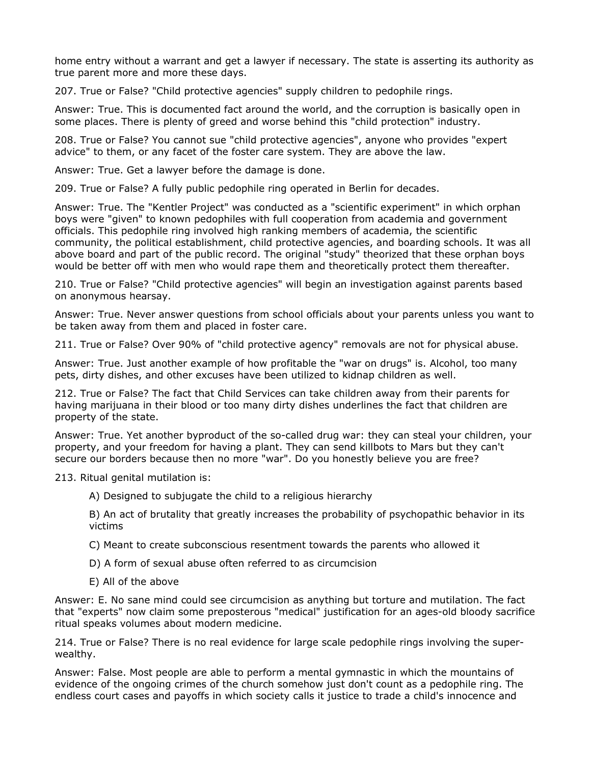home entry without a warrant and get a lawyer if necessary. The state is asserting its authority as true parent more and more these days.

207. True or False? "Child protective agencies" supply children to pedophile rings.

Answer: True. This is documented fact around the world, and the corruption is basically open in some places. There is plenty of greed and worse behind this "child protection" industry.

208. True or False? You cannot sue "child protective agencies", anyone who provides "expert advice" to them, or any facet of the foster care system. They are above the law.

Answer: True. Get a lawyer before the damage is done.

209. True or False? A fully public pedophile ring operated in Berlin for decades.

Answer: True. The "Kentler Project" was conducted as a "scientific experiment" in which orphan boys were "given" to known pedophiles with full cooperation from academia and government officials. This pedophile ring involved high ranking members of academia, the scientific community, the political establishment, child protective agencies, and boarding schools. It was all above board and part of the public record. The original "study" theorized that these orphan boys would be better off with men who would rape them and theoretically protect them thereafter.

210. True or False? "Child protective agencies" will begin an investigation against parents based on anonymous hearsay.

Answer: True. Never answer questions from school officials about your parents unless you want to be taken away from them and placed in foster care.

211. True or False? Over 90% of "child protective agency" removals are not for physical abuse.

Answer: True. Just another example of how profitable the "war on drugs" is. Alcohol, too many pets, dirty dishes, and other excuses have been utilized to kidnap children as well.

212. True or False? The fact that Child Services can take children away from their parents for having marijuana in their blood or too many dirty dishes underlines the fact that children are property of the state.

Answer: True. Yet another byproduct of the so-called drug war: they can steal your children, your property, and your freedom for having a plant. They can send killbots to Mars but they can't secure our borders because then no more "war". Do you honestly believe you are free?

213. Ritual genital mutilation is:

A) Designed to subjugate the child to a religious hierarchy

B) An act of brutality that greatly increases the probability of psychopathic behavior in its victims

C) Meant to create subconscious resentment towards the parents who allowed it

D) A form of sexual abuse often referred to as circumcision

E) All of the above

Answer: E. No sane mind could see circumcision as anything but torture and mutilation. The fact that "experts" now claim some preposterous "medical" justification for an ages-old bloody sacrifice ritual speaks volumes about modern medicine.

214. True or False? There is no real evidence for large scale pedophile rings involving the super-wealthy.

Answer: False. Most people are able to perform a mental gymnastic in which the mountains of evidence of the ongoing crimes of the church somehow just don't count as a pedophile ring. The endless court cases and payoffs in which society calls it justice to trade a child's innocence and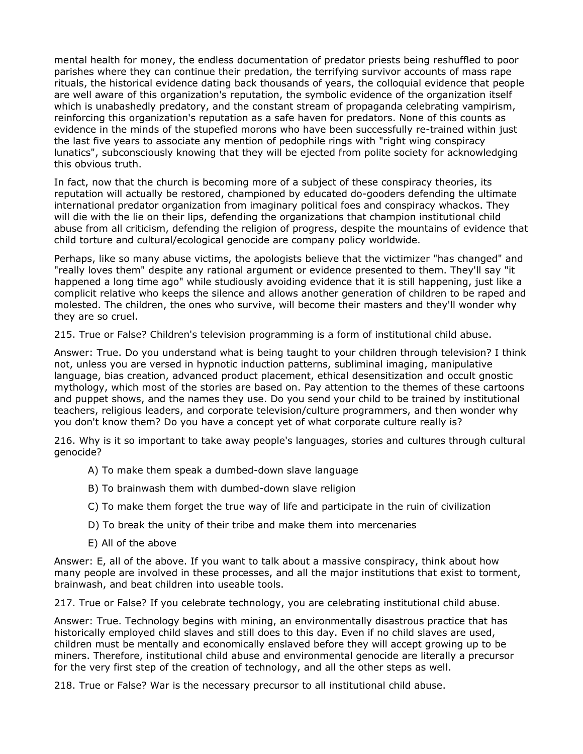mental health for money, the endless documentation of predator priests being reshuffled to poor parishes where they can continue their predation, the terrifying survivor accounts of mass rape rituals, the historical evidence dating back thousands of years, the colloquial evidence that people are well aware of this organization's reputation, the symbolic evidence of the organization itself which is unabashedly predatory, and the constant stream of propaganda celebrating vampirism, reinforcing this organization's reputation as a safe haven for predators. None of this counts as evidence in the minds of the stupefied morons who have been successfully re-trained within just the last five years to associate any mention of pedophile rings with "right wing conspiracy lunatics", subconsciously knowing that they will be ejected from polite society for acknowledging this obvious truth.

In fact, now that the church is becoming more of a subject of these conspiracy theories, its reputation will actually be restored, championed by educated do-gooders defending the ultimate international predator organization from imaginary political foes and conspiracy whackos. They will die with the lie on their lips, defending the organizations that champion institutional child abuse from all criticism, defending the religion of progress, despite the mountains of evidence that child torture and cultural/ecological genocide are company policy worldwide.

Perhaps, like so many abuse victims, the apologists believe that the victimizer "has changed" and "really loves them" despite any rational argument or evidence presented to them. They'll say "it happened a long time ago" while studiously avoiding evidence that it is still happening, just like a complicit relative who keeps the silence and allows another generation of children to be raped and molested. The children, the ones who survive, will become their masters and they'll wonder why they are so cruel.

215. True or False? Children's television programming is a form of institutional child abuse.

Answer: True. Do you understand what is being taught to your children through television? I think not, unless you are versed in hypnotic induction patterns, subliminal imaging, manipulative language, bias creation, advanced product placement, ethical desensitization and occult gnostic mythology, which most of the stories are based on. Pay attention to the themes of these cartoons and puppet shows, and the names they use. Do you send your child to be trained by institutional teachers, religious leaders, and corporate television/culture programmers, and then wonder why you don't know them? Do you have a concept yet of what corporate culture really is?

216. Why is it so important to take away people's languages, stories and cultures through cultural genocide?

A) To make them speak a dumbed-down slave language

B) To brainwash them with dumbed-down slave religion

C) To make them forget the true way of life and participate in the ruin of civilization

D) To break the unity of their tribe and make them into mercenaries

E) All of the above

Answer: E, all of the above. If you want to talk about a massive conspiracy, think about how many people are involved in these processes, and all the major institutions that exist to torment, brainwash, and beat children into useable tools.

217. True or False? If you celebrate technology, you are celebrating institutional child abuse.

Answer: True. Technology begins with mining, an environmentally disastrous practice that has historically employed child slaves and still does to this day. Even if no child slaves are used, children must be mentally and economically enslaved before they will accept growing up to be miners. Therefore, institutional child abuse and environmental genocide are literally a precursor for the very first step of the creation of technology, and all the other steps as well.

218. True or False? War is the necessary precursor to all institutional child abuse.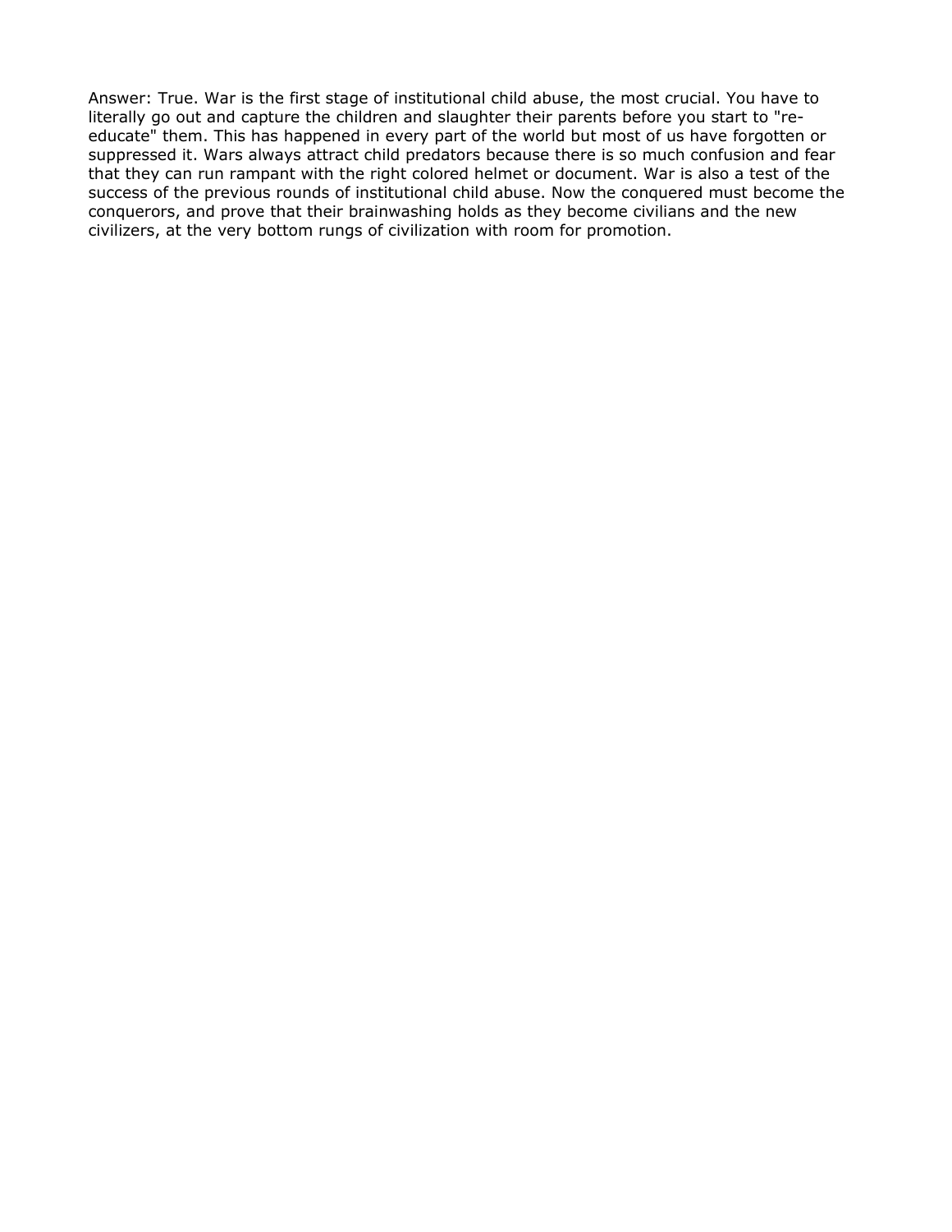Answer: True. War is the first stage of institutional child abuse, the most crucial. You have to literally go out and capture the children and slaughter their parents before you start to "re-educate" them. This has happened in every part of the world but most of us have forgotten or suppressed it. Wars always attract child predators because there is so much confusion and fear that they can run rampant with the right colored helmet or document. War is also a test of the success of the previous rounds of institutional child abuse. Now the conquered must become the conquerors, and prove that their brainwashing holds as they become civilians and the new civilizers, at the very bottom rungs of civilization with room for promotion.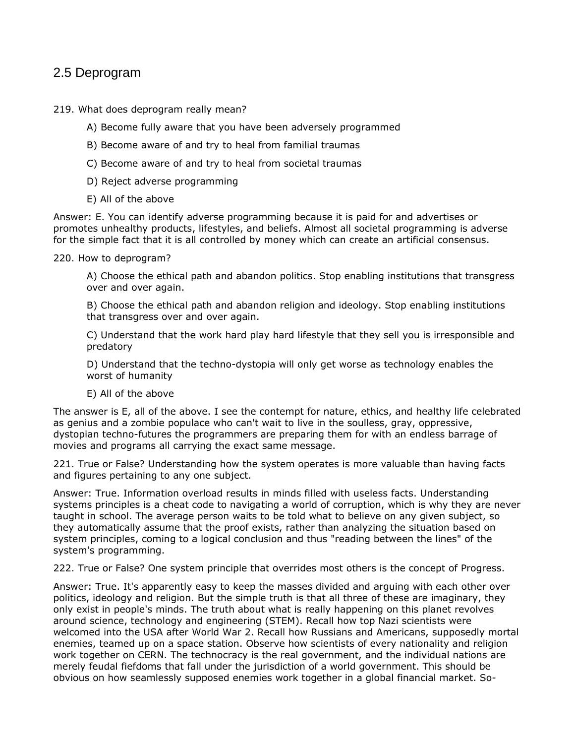## 2.5 Deprogram

219. What does deprogram really mean?

> A) Become fully aware that you have been adversely programmed
>
> B) Become aware of and try to heal from familial traumas
>
> C) Become aware of and try to heal from societal traumas
>
> D) Reject adverse programming
>
> E) All of the above

Answer: E. You can identify adverse programming because it is paid for and advertises or promotes unhealthy products, lifestyles, and beliefs. Almost all societal programming is adverse for the simple fact that it is all controlled by money which can create an artificial consensus.

220. How to deprogram?

> A) Choose the ethical path and abandon politics. Stop enabling institutions that transgress over and over again.
>
> B) Choose the ethical path and abandon religion and ideology. Stop enabling institutions that transgress over and over again.
>
> C) Understand that the work hard play hard lifestyle that they sell you is irresponsible and predatory
>
> D) Understand that the techno-dystopia will only get worse as technology enables the worst of humanity
>
> E) All of the above

The answer is E, all of the above. I see the contempt for nature, ethics, and healthy life celebrated as genius and a zombie populace who can't wait to live in the soulless, gray, oppressive, dystopian techno-futures the programmers are preparing them for with an endless barrage of movies and programs all carrying the exact same message.

221. True or False? Understanding how the system operates is more valuable than having facts and figures pertaining to any one subject.

Answer: True. Information overload results in minds filled with useless facts. Understanding systems principles is a cheat code to navigating a world of corruption, which is why they are never taught in school. The average person waits to be told what to believe on any given subject, so they automatically assume that the proof exists, rather than analyzing the situation based on system principles, coming to a logical conclusion and thus "reading between the lines" of the system's programming.

222. True or False? One system principle that overrides most others is the concept of Progress.

Answer: True. It's apparently easy to keep the masses divided and arguing with each other over politics, ideology and religion. But the simple truth is that all three of these are imaginary, they only exist in people's minds. The truth about what is really happening on this planet revolves around science, technology and engineering (STEM). Recall how top Nazi scientists were welcomed into the USA after World War 2. Recall how Russians and Americans, supposedly mortal enemies, teamed up on a space station. Observe how scientists of every nationality and religion work together on CERN. The technocracy is the real government, and the individual nations are merely feudal fiefdoms that fall under the jurisdiction of a world government. This should be obvious on how seamlessly supposed enemies work together in a global financial market. So-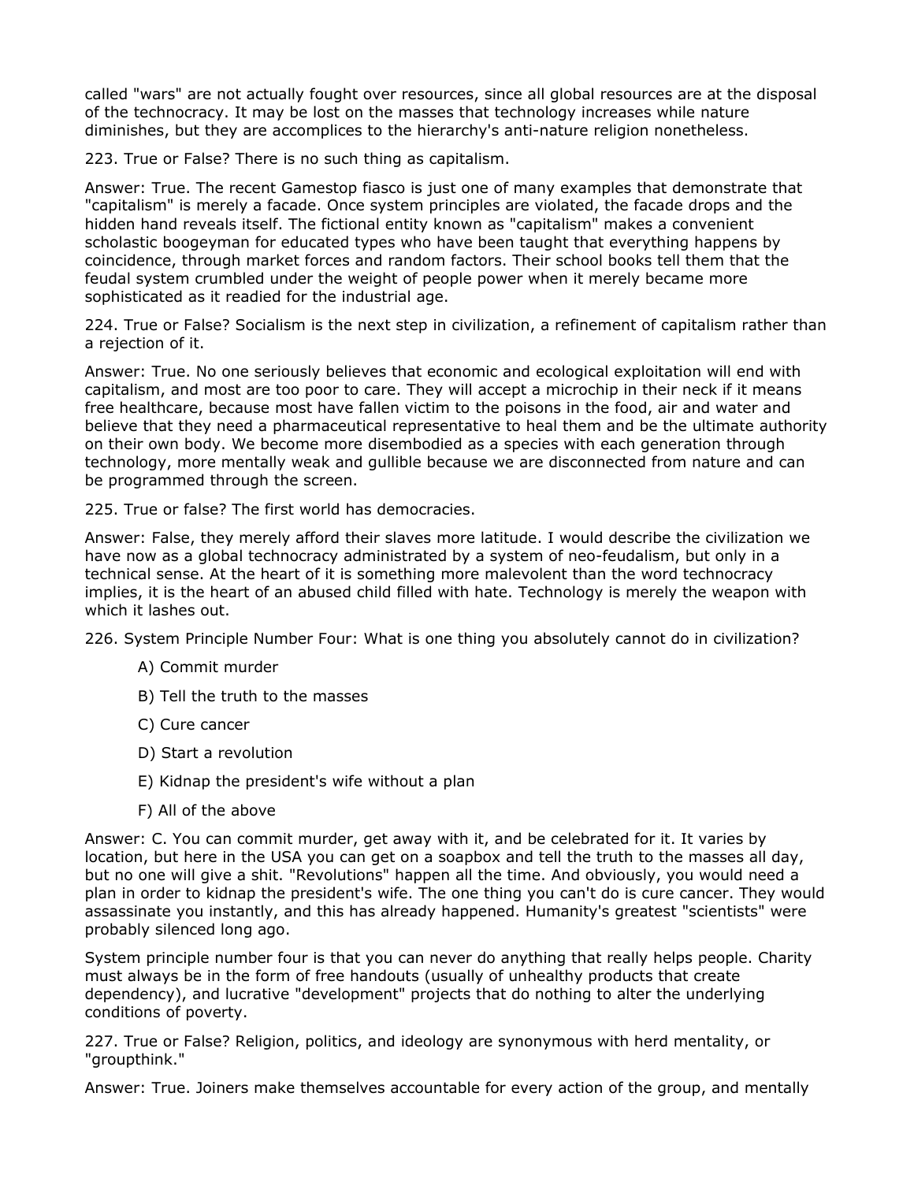called "wars" are not actually fought over resources, since all global resources are at the disposal of the technocracy. It may be lost on the masses that technology increases while nature diminishes, but they are accomplices to the hierarchy's anti-nature religion nonetheless.

223. True or False? There is no such thing as capitalism.

Answer: True. The recent Gamestop fiasco is just one of many examples that demonstrate that "capitalism" is merely a facade. Once system principles are violated, the facade drops and the hidden hand reveals itself. The fictional entity known as "capitalism" makes a convenient scholastic boogeyman for educated types who have been taught that everything happens by coincidence, through market forces and random factors. Their school books tell them that the feudal system crumbled under the weight of people power when it merely became more sophisticated as it readied for the industrial age.

224. True or False? Socialism is the next step in civilization, a refinement of capitalism rather than a rejection of it.

Answer: True. No one seriously believes that economic and ecological exploitation will end with capitalism, and most are too poor to care. They will accept a microchip in their neck if it means free healthcare, because most have fallen victim to the poisons in the food, air and water and believe that they need a pharmaceutical representative to heal them and be the ultimate authority on their own body. We become more disembodied as a species with each generation through technology, more mentally weak and gullible because we are disconnected from nature and can be programmed through the screen.

225. True or false? The first world has democracies.

Answer: False, they merely afford their slaves more latitude. I would describe the civilization we have now as a global technocracy administrated by a system of neo-feudalism, but only in a technical sense. At the heart of it is something more malevolent than the word technocracy implies, it is the heart of an abused child filled with hate. Technology is merely the weapon with which it lashes out.

226. System Principle Number Four: What is one thing you absolutely cannot do in civilization?

A) Commit murder

B) Tell the truth to the masses

C) Cure cancer

D) Start a revolution

E) Kidnap the president's wife without a plan

F) All of the above

Answer: C. You can commit murder, get away with it, and be celebrated for it. It varies by location, but here in the USA you can get on a soapbox and tell the truth to the masses all day, but no one will give a shit. "Revolutions" happen all the time. And obviously, you would need a plan in order to kidnap the president's wife. The one thing you can't do is cure cancer. They would assassinate you instantly, and this has already happened. Humanity's greatest "scientists" were probably silenced long ago.

System principle number four is that you can never do anything that really helps people. Charity must always be in the form of free handouts (usually of unhealthy products that create dependency), and lucrative "development" projects that do nothing to alter the underlying conditions of poverty.

227. True or False? Religion, politics, and ideology are synonymous with herd mentality, or "groupthink."

Answer: True. Joiners make themselves accountable for every action of the group, and mentally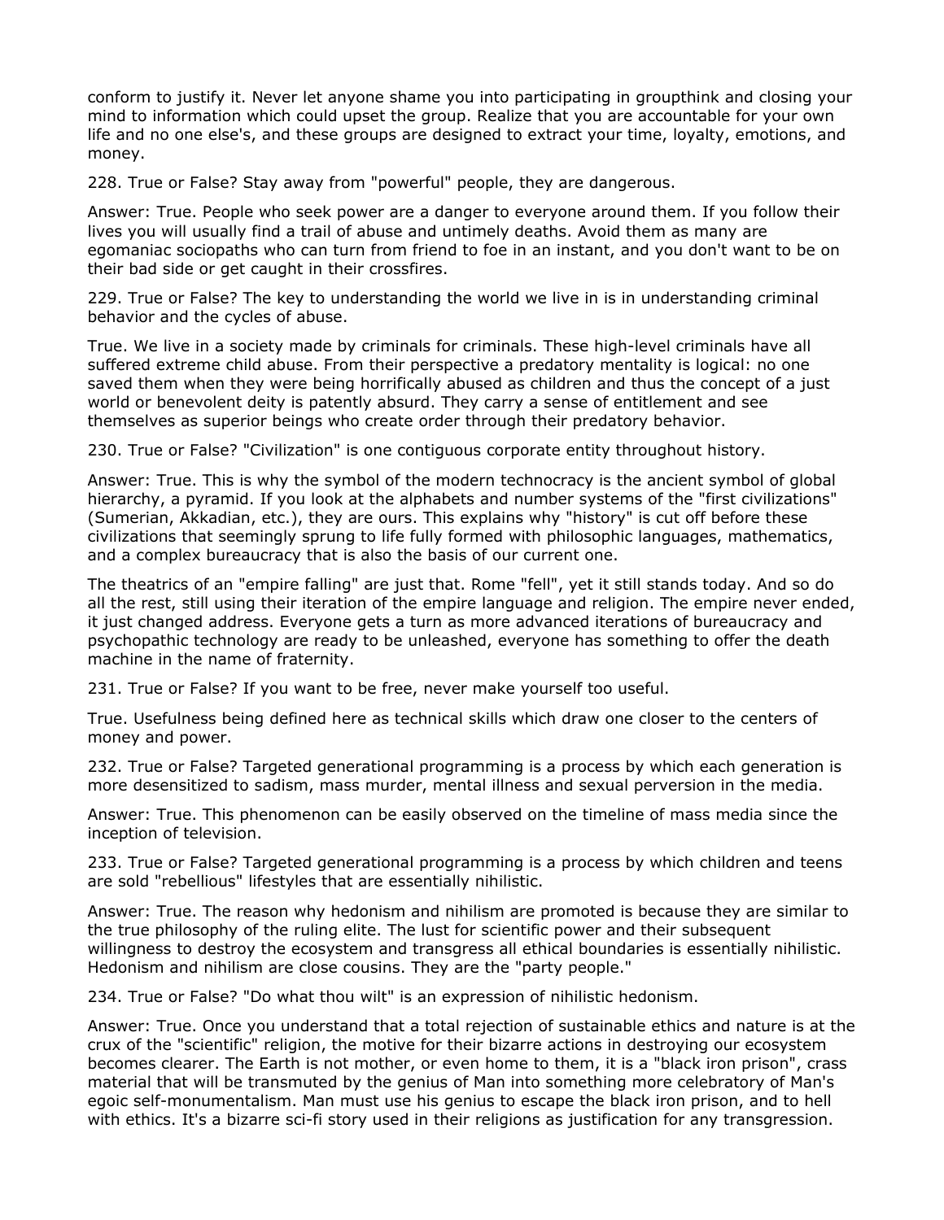conform to justify it. Never let anyone shame you into participating in groupthink and closing your mind to information which could upset the group. Realize that you are accountable for your own life and no one else's, and these groups are designed to extract your time, loyalty, emotions, and money.

228. True or False? Stay away from "powerful" people, they are dangerous.

Answer: True. People who seek power are a danger to everyone around them. If you follow their lives you will usually find a trail of abuse and untimely deaths. Avoid them as many are egomaniac sociopaths who can turn from friend to foe in an instant, and you don't want to be on their bad side or get caught in their crossfires.

229. True or False? The key to understanding the world we live in is in understanding criminal behavior and the cycles of abuse.

True. We live in a society made by criminals for criminals. These high-level criminals have all suffered extreme child abuse. From their perspective a predatory mentality is logical: no one saved them when they were being horrifically abused as children and thus the concept of a just world or benevolent deity is patently absurd. They carry a sense of entitlement and see themselves as superior beings who create order through their predatory behavior.

230. True or False? "Civilization" is one contiguous corporate entity throughout history.

Answer: True. This is why the symbol of the modern technocracy is the ancient symbol of global hierarchy, a pyramid. If you look at the alphabets and number systems of the "first civilizations" (Sumerian, Akkadian, etc.), they are ours. This explains why "history" is cut off before these civilizations that seemingly sprung to life fully formed with philosophic languages, mathematics, and a complex bureaucracy that is also the basis of our current one.

The theatrics of an "empire falling" are just that. Rome "fell", yet it still stands today. And so do all the rest, still using their iteration of the empire language and religion. The empire never ended, it just changed address. Everyone gets a turn as more advanced iterations of bureaucracy and psychopathic technology are ready to be unleashed, everyone has something to offer the death machine in the name of fraternity.

231. True or False? If you want to be free, never make yourself too useful.

True. Usefulness being defined here as technical skills which draw one closer to the centers of money and power.

232. True or False? Targeted generational programming is a process by which each generation is more desensitized to sadism, mass murder, mental illness and sexual perversion in the media.

Answer: True. This phenomenon can be easily observed on the timeline of mass media since the inception of television.

233. True or False? Targeted generational programming is a process by which children and teens are sold "rebellious" lifestyles that are essentially nihilistic.

Answer: True. The reason why hedonism and nihilism are promoted is because they are similar to the true philosophy of the ruling elite. The lust for scientific power and their subsequent willingness to destroy the ecosystem and transgress all ethical boundaries is essentially nihilistic. Hedonism and nihilism are close cousins. They are the "party people."

234. True or False? "Do what thou wilt" is an expression of nihilistic hedonism.

Answer: True. Once you understand that a total rejection of sustainable ethics and nature is at the crux of the "scientific" religion, the motive for their bizarre actions in destroying our ecosystem becomes clearer. The Earth is not mother, or even home to them, it is a "black iron prison", crass material that will be transmuted by the genius of Man into something more celebratory of Man's egoic self-monumentalism. Man must use his genius to escape the black iron prison, and to hell with ethics. It's a bizarre sci-fi story used in their religions as justification for any transgression.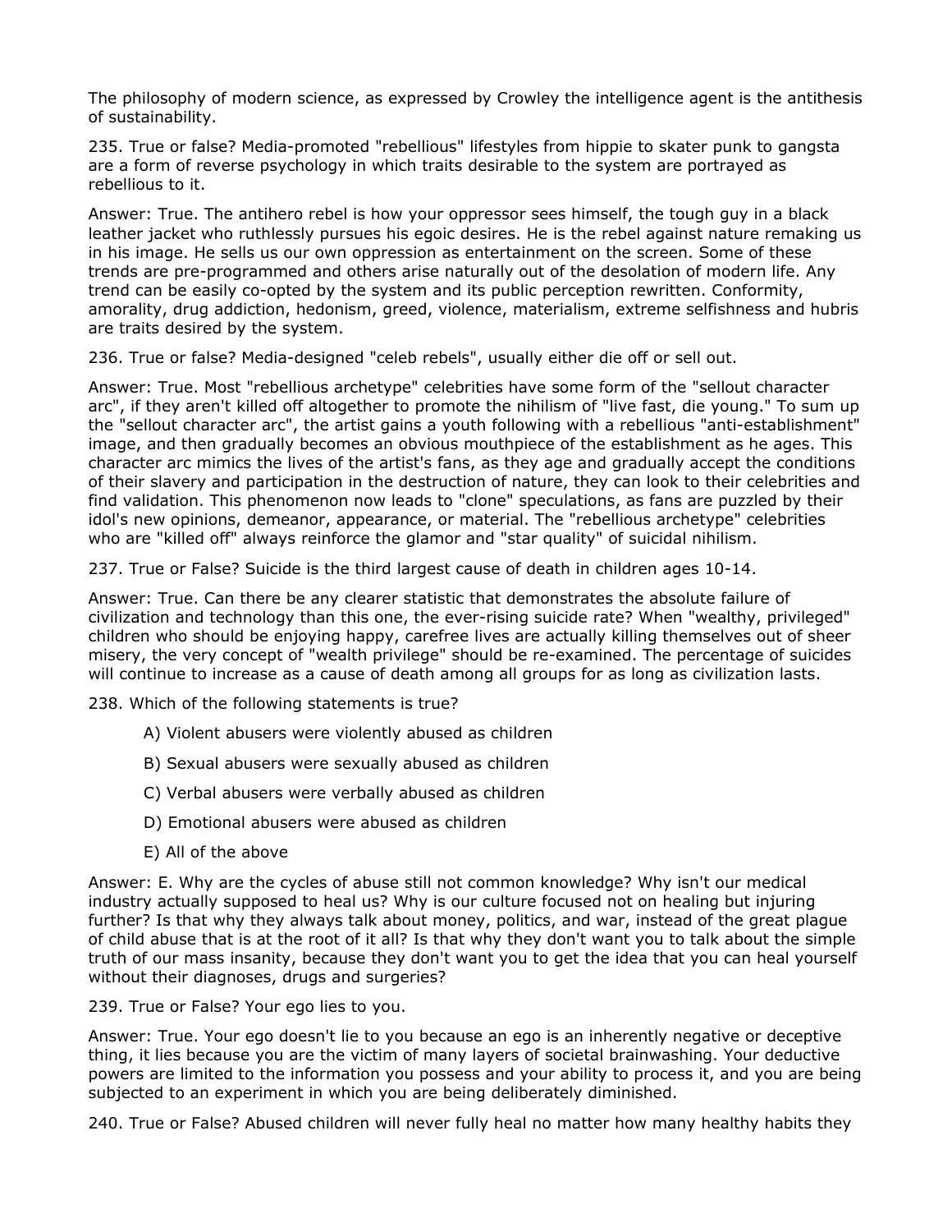The philosophy of modern science, as expressed by Crowley the intelligence agent is the antithesis of sustainability.

235. True or false? Media-promoted "rebellious" lifestyles from hippie to skater punk to gangsta are a form of reverse psychology in which traits desirable to the system are portrayed as rebellious to it.

Answer: True. The antihero rebel is how your oppressor sees himself, the tough guy in a black leather jacket who ruthlessly pursues his egoic desires. He is the rebel against nature remaking us in his image. He sells us our own oppression as entertainment on the screen. Some of these trends are pre-programmed and others arise naturally out of the desolation of modern life. Any trend can be easily co-opted by the system and its public perception rewritten. Conformity, amorality, drug addiction, hedonism, greed, violence, materialism, extreme selfishness and hubris are traits desired by the system.

236. True or false? Media-designed "celeb rebels", usually either die off or sell out.

Answer: True. Most "rebellious archetype" celebrities have some form of the "sellout character arc", if they aren't killed off altogether to promote the nihilism of "live fast, die young." To sum up the "sellout character arc", the artist gains a youth following with a rebellious "anti-establishment" image, and then gradually becomes an obvious mouthpiece of the establishment as he ages. This character arc mimics the lives of the artist's fans, as they age and gradually accept the conditions of their slavery and participation in the destruction of nature, they can look to their celebrities and find validation. This phenomenon now leads to "clone" speculations, as fans are puzzled by their idol's new opinions, demeanor, appearance, or material. The "rebellious archetype" celebrities who are "killed off" always reinforce the glamor and "star quality" of suicidal nihilism.

237. True or False? Suicide is the third largest cause of death in children ages 10-14.

Answer: True. Can there be any clearer statistic that demonstrates the absolute failure of civilization and technology than this one, the ever-rising suicide rate? When "wealthy, privileged" children who should be enjoying happy, carefree lives are actually killing themselves out of sheer misery, the very concept of "wealth privilege" should be re-examined. The percentage of suicides will continue to increase as a cause of death among all groups for as long as civilization lasts.

238. Which of the following statements is true?

A) Violent abusers were violently abused as children

B) Sexual abusers were sexually abused as children

C) Verbal abusers were verbally abused as children

D) Emotional abusers were abused as children

E) All of the above

Answer: E. Why are the cycles of abuse still not common knowledge? Why isn't our medical industry actually supposed to heal us? Why is our culture focused not on healing but injuring further? Is that why they always talk about money, politics, and war, instead of the great plague of child abuse that is at the root of it all? Is that why they don't want you to talk about the simple truth of our mass insanity, because they don't want you to get the idea that you can heal yourself without their diagnoses, drugs and surgeries?

239. True or False? Your ego lies to you.

Answer: True. Your ego doesn't lie to you because an ego is an inherently negative or deceptive thing, it lies because you are the victim of many layers of societal brainwashing. Your deductive powers are limited to the information you possess and your ability to process it, and you are being subjected to an experiment in which you are being deliberately diminished.

240. True or False? Abused children will never fully heal no matter how many healthy habits they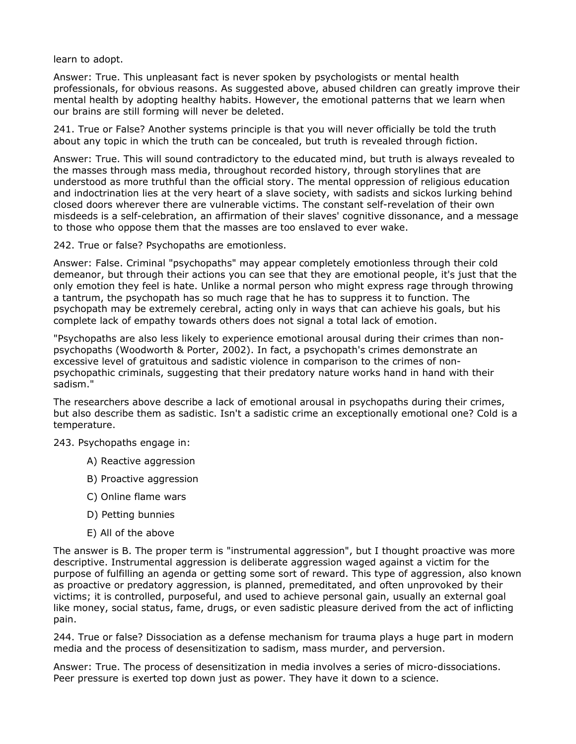learn to adopt.

Answer: True. This unpleasant fact is never spoken by psychologists or mental health professionals, for obvious reasons. As suggested above, abused children can greatly improve their mental health by adopting healthy habits. However, the emotional patterns that we learn when our brains are still forming will never be deleted.

241. True or False? Another systems principle is that you will never officially be told the truth about any topic in which the truth can be concealed, but truth is revealed through fiction.

Answer: True. This will sound contradictory to the educated mind, but truth is always revealed to the masses through mass media, throughout recorded history, through storylines that are understood as more truthful than the official story. The mental oppression of religious education and indoctrination lies at the very heart of a slave society, with sadists and sickos lurking behind closed doors wherever there are vulnerable victims. The constant self-revelation of their own misdeeds is a self-celebration, an affirmation of their slaves' cognitive dissonance, and a message to those who oppose them that the masses are too enslaved to ever wake.

242. True or false? Psychopaths are emotionless.

Answer: False. Criminal "psychopaths" may appear completely emotionless through their cold demeanor, but through their actions you can see that they are emotional people, it's just that the only emotion they feel is hate. Unlike a normal person who might express rage through throwing a tantrum, the psychopath has so much rage that he has to suppress it to function. The psychopath may be extremely cerebral, acting only in ways that can achieve his goals, but his complete lack of empathy towards others does not signal a total lack of emotion.

"Psychopaths are also less likely to experience emotional arousal during their crimes than non-psychopaths (Woodworth & Porter, 2002). In fact, a psychopath's crimes demonstrate an excessive level of gratuitous and sadistic violence in comparison to the crimes of non-psychopathic criminals, suggesting that their predatory nature works hand in hand with their sadism."

The researchers above describe a lack of emotional arousal in psychopaths during their crimes, but also describe them as sadistic. Isn't a sadistic crime an exceptionally emotional one? Cold is a temperature.

243. Psychopaths engage in:

A) Reactive aggression

B) Proactive aggression

C) Online flame wars

D) Petting bunnies

E) All of the above

The answer is B. The proper term is "instrumental aggression", but I thought proactive was more descriptive. Instrumental aggression is deliberate aggression waged against a victim for the purpose of fulfilling an agenda or getting some sort of reward. This type of aggression, also known as proactive or predatory aggression, is planned, premeditated, and often unprovoked by their victims; it is controlled, purposeful, and used to achieve personal gain, usually an external goal like money, social status, fame, drugs, or even sadistic pleasure derived from the act of inflicting pain.

244. True or false? Dissociation as a defense mechanism for trauma plays a huge part in modern media and the process of desensitization to sadism, mass murder, and perversion.

Answer: True. The process of desensitization in media involves a series of micro-dissociations. Peer pressure is exerted top down just as power. They have it down to a science.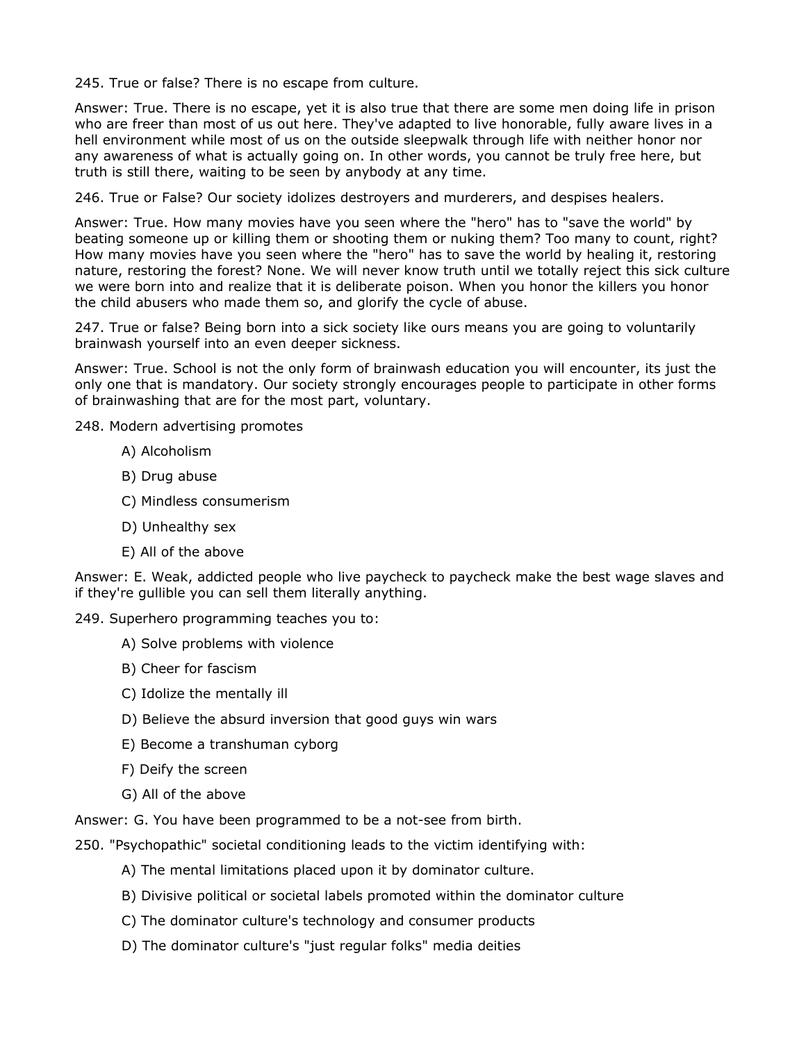245. True or false? There is no escape from culture.

Answer: True. There is no escape, yet it is also true that there are some men doing life in prison who are freer than most of us out here. They've adapted to live honorable, fully aware lives in a hell environment while most of us on the outside sleepwalk through life with neither honor nor any awareness of what is actually going on. In other words, you cannot be truly free here, but truth is still there, waiting to be seen by anybody at any time.

246. True or False? Our society idolizes destroyers and murderers, and despises healers.

Answer: True. How many movies have you seen where the "hero" has to "save the world" by beating someone up or killing them or shooting them or nuking them? Too many to count, right? How many movies have you seen where the "hero" has to save the world by healing it, restoring nature, restoring the forest? None. We will never know truth until we totally reject this sick culture we were born into and realize that it is deliberate poison. When you honor the killers you honor the child abusers who made them so, and glorify the cycle of abuse.

247. True or false? Being born into a sick society like ours means you are going to voluntarily brainwash yourself into an even deeper sickness.

Answer: True. School is not the only form of brainwash education you will encounter, its just the only one that is mandatory. Our society strongly encourages people to participate in other forms of brainwashing that are for the most part, voluntary.

248. Modern advertising promotes

A) Alcoholism

B) Drug abuse

C) Mindless consumerism

D) Unhealthy sex

E) All of the above

Answer: E. Weak, addicted people who live paycheck to paycheck make the best wage slaves and if they're gullible you can sell them literally anything.

249. Superhero programming teaches you to:

A) Solve problems with violence

B) Cheer for fascism

C) Idolize the mentally ill

D) Believe the absurd inversion that good guys win wars

E) Become a transhuman cyborg

F) Deify the screen

G) All of the above

Answer: G. You have been programmed to be a not-see from birth.

250. "Psychopathic" societal conditioning leads to the victim identifying with:

A) The mental limitations placed upon it by dominator culture.

B) Divisive political or societal labels promoted within the dominator culture

C) The dominator culture's technology and consumer products

D) The dominator culture's "just regular folks" media deities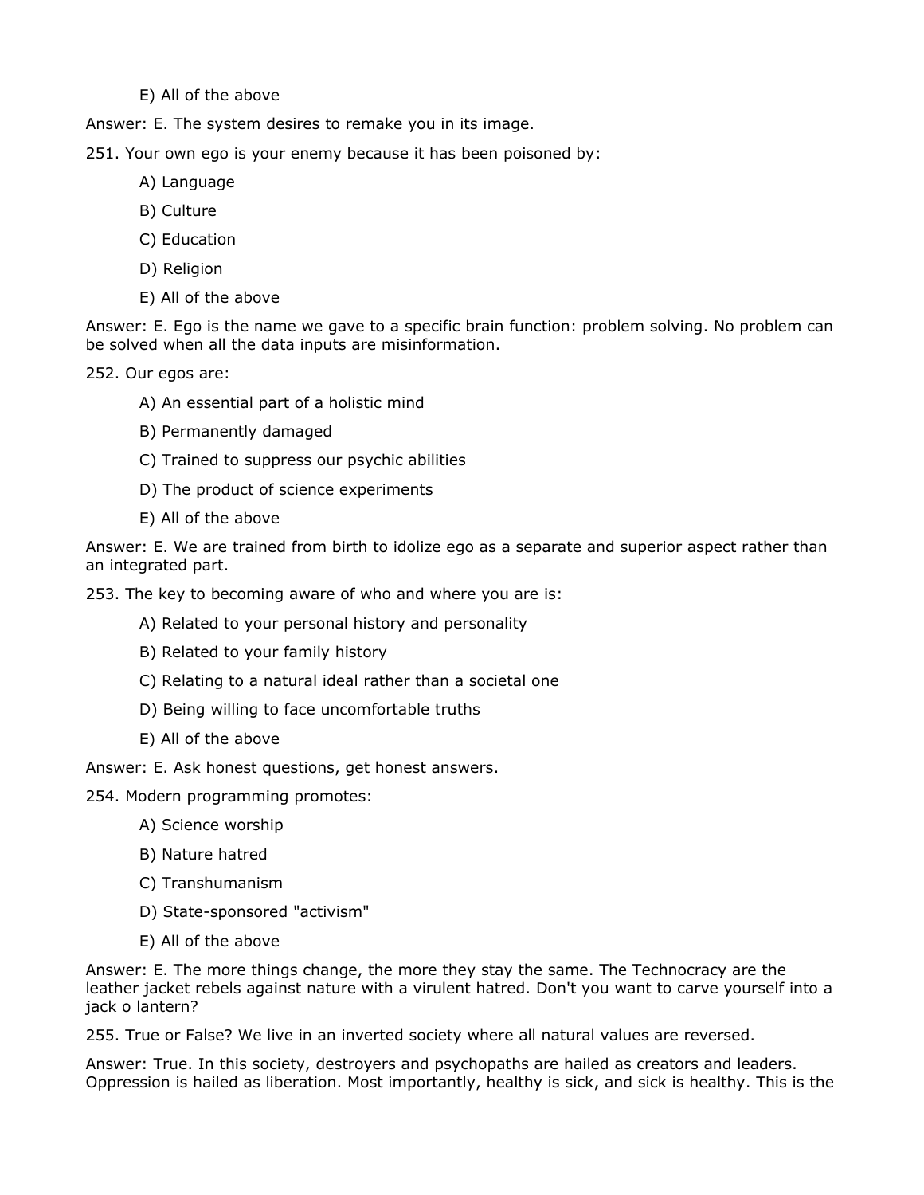E) All of the above

Answer: E. The system desires to remake you in its image.

251. Your own ego is your enemy because it has been poisoned by:

A) Language

B) Culture

C) Education

D) Religion

E) All of the above

Answer: E. Ego is the name we gave to a specific brain function: problem solving. No problem can be solved when all the data inputs are misinformation.

252. Our egos are:

A) An essential part of a holistic mind

B) Permanently damaged

C) Trained to suppress our psychic abilities

D) The product of science experiments

E) All of the above

Answer: E. We are trained from birth to idolize ego as a separate and superior aspect rather than an integrated part.

253. The key to becoming aware of who and where you are is:

A) Related to your personal history and personality

B) Related to your family history

C) Relating to a natural ideal rather than a societal one

D) Being willing to face uncomfortable truths

E) All of the above

Answer: E. Ask honest questions, get honest answers.

254. Modern programming promotes:

A) Science worship

B) Nature hatred

C) Transhumanism

D) State-sponsored "activism"

E) All of the above

Answer: E. The more things change, the more they stay the same. The Technocracy are the leather jacket rebels against nature with a virulent hatred. Don't you want to carve yourself into a jack o lantern?

255. True or False? We live in an inverted society where all natural values are reversed.

Answer: True. In this society, destroyers and psychopaths are hailed as creators and leaders. Oppression is hailed as liberation. Most importantly, healthy is sick, and sick is healthy. This is the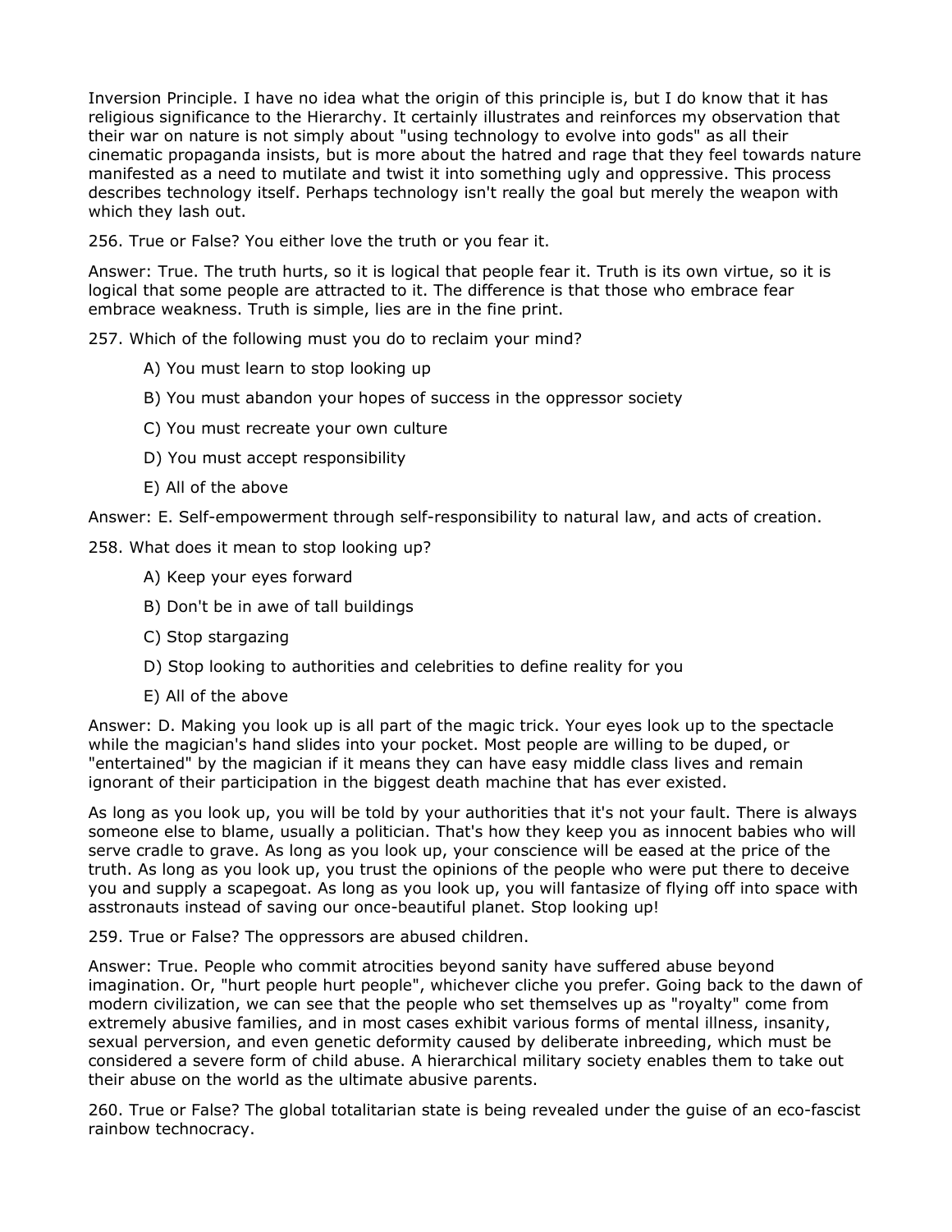Inversion Principle. I have no idea what the origin of this principle is, but I do know that it has religious significance to the Hierarchy. It certainly illustrates and reinforces my observation that their war on nature is not simply about "using technology to evolve into gods" as all their cinematic propaganda insists, but is more about the hatred and rage that they feel towards nature manifested as a need to mutilate and twist it into something ugly and oppressive. This process describes technology itself. Perhaps technology isn't really the goal but merely the weapon with which they lash out.

256. True or False? You either love the truth or you fear it.

Answer: True. The truth hurts, so it is logical that people fear it. Truth is its own virtue, so it is logical that some people are attracted to it. The difference is that those who embrace fear embrace weakness. Truth is simple, lies are in the fine print.

257. Which of the following must you do to reclaim your mind?

- A) You must learn to stop looking up
- B) You must abandon your hopes of success in the oppressor society
- C) You must recreate your own culture
- D) You must accept responsibility
- E) All of the above

Answer: E. Self-empowerment through self-responsibility to natural law, and acts of creation.

258. What does it mean to stop looking up?

- A) Keep your eyes forward
- B) Don't be in awe of tall buildings
- C) Stop stargazing
- D) Stop looking to authorities and celebrities to define reality for you
- E) All of the above

Answer: D. Making you look up is all part of the magic trick. Your eyes look up to the spectacle while the magician's hand slides into your pocket. Most people are willing to be duped, or "entertained" by the magician if it means they can have easy middle class lives and remain ignorant of their participation in the biggest death machine that has ever existed.

As long as you look up, you will be told by your authorities that it's not your fault. There is always someone else to blame, usually a politician. That's how they keep you as innocent babies who will serve cradle to grave. As long as you look up, your conscience will be eased at the price of the truth. As long as you look up, you trust the opinions of the people who were put there to deceive you and supply a scapegoat. As long as you look up, you will fantasize of flying off into space with asstronauts instead of saving our once-beautiful planet. Stop looking up!

259. True or False? The oppressors are abused children.

Answer: True. People who commit atrocities beyond sanity have suffered abuse beyond imagination. Or, "hurt people hurt people", whichever cliche you prefer. Going back to the dawn of modern civilization, we can see that the people who set themselves up as "royalty" come from extremely abusive families, and in most cases exhibit various forms of mental illness, insanity, sexual perversion, and even genetic deformity caused by deliberate inbreeding, which must be considered a severe form of child abuse. A hierarchical military society enables them to take out their abuse on the world as the ultimate abusive parents.

260. True or False? The global totalitarian state is being revealed under the guise of an eco-fascist rainbow technocracy.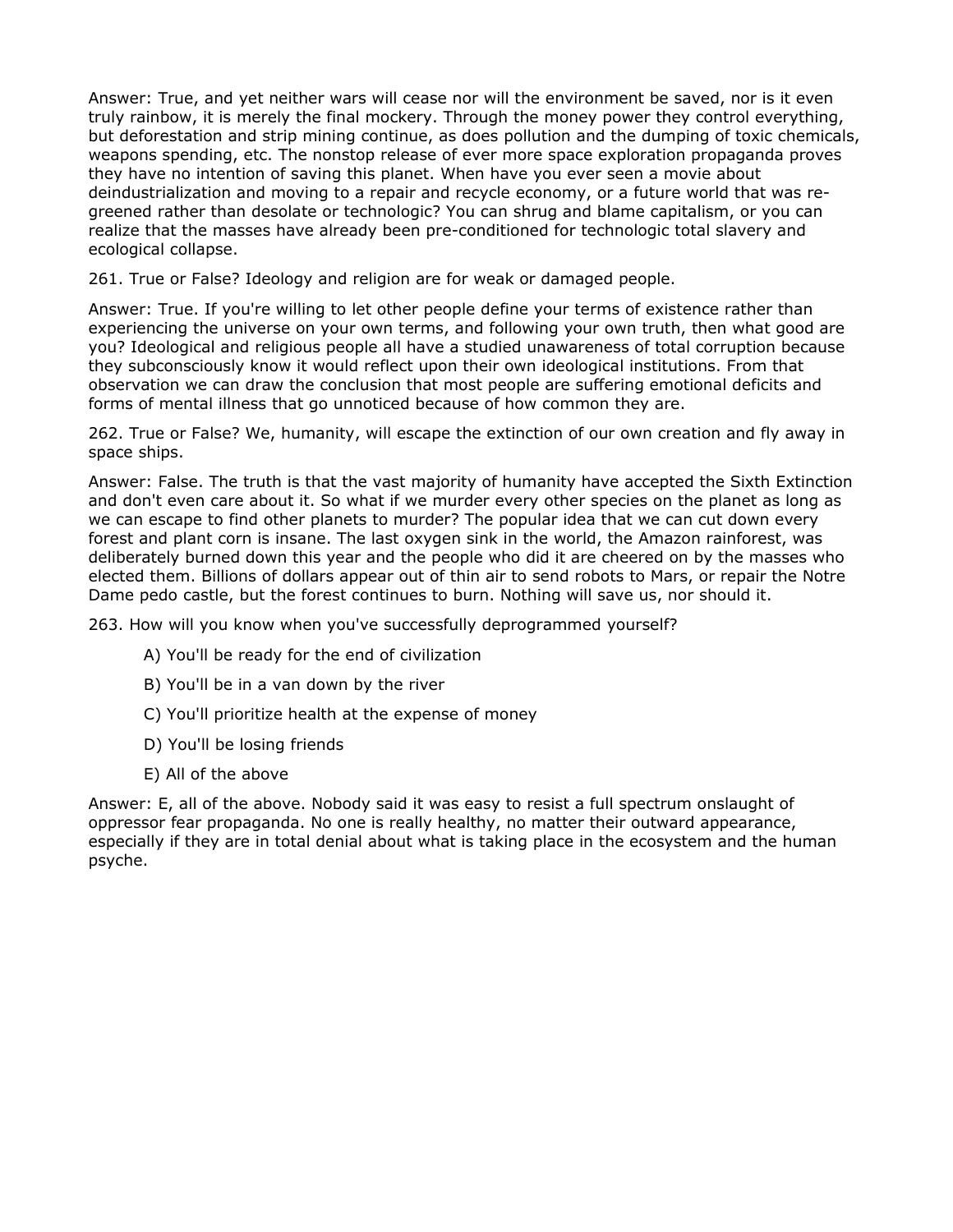Answer: True, and yet neither wars will cease nor will the environment be saved, nor is it even truly rainbow, it is merely the final mockery. Through the money power they control everything, but deforestation and strip mining continue, as does pollution and the dumping of toxic chemicals, weapons spending, etc. The nonstop release of ever more space exploration propaganda proves they have no intention of saving this planet. When have you ever seen a movie about deindustrialization and moving to a repair and recycle economy, or a future world that was re-greened rather than desolate or technologic? You can shrug and blame capitalism, or you can realize that the masses have already been pre-conditioned for technologic total slavery and ecological collapse.

261. True or False? Ideology and religion are for weak or damaged people.

Answer: True. If you're willing to let other people define your terms of existence rather than experiencing the universe on your own terms, and following your own truth, then what good are you? Ideological and religious people all have a studied unawareness of total corruption because they subconsciously know it would reflect upon their own ideological institutions. From that observation we can draw the conclusion that most people are suffering emotional deficits and forms of mental illness that go unnoticed because of how common they are.

262. True or False? We, humanity, will escape the extinction of our own creation and fly away in space ships.

Answer: False. The truth is that the vast majority of humanity have accepted the Sixth Extinction and don't even care about it. So what if we murder every other species on the planet as long as we can escape to find other planets to murder? The popular idea that we can cut down every forest and plant corn is insane. The last oxygen sink in the world, the Amazon rainforest, was deliberately burned down this year and the people who did it are cheered on by the masses who elected them. Billions of dollars appear out of thin air to send robots to Mars, or repair the Notre Dame pedo castle, but the forest continues to burn. Nothing will save us, nor should it.

263. How will you know when you've successfully deprogrammed yourself?

A) You'll be ready for the end of civilization

B) You'll be in a van down by the river

C) You'll prioritize health at the expense of money

D) You'll be losing friends

E) All of the above

Answer: E, all of the above. Nobody said it was easy to resist a full spectrum onslaught of oppressor fear propaganda. No one is really healthy, no matter their outward appearance, especially if they are in total denial about what is taking place in the ecosystem and the human psyche.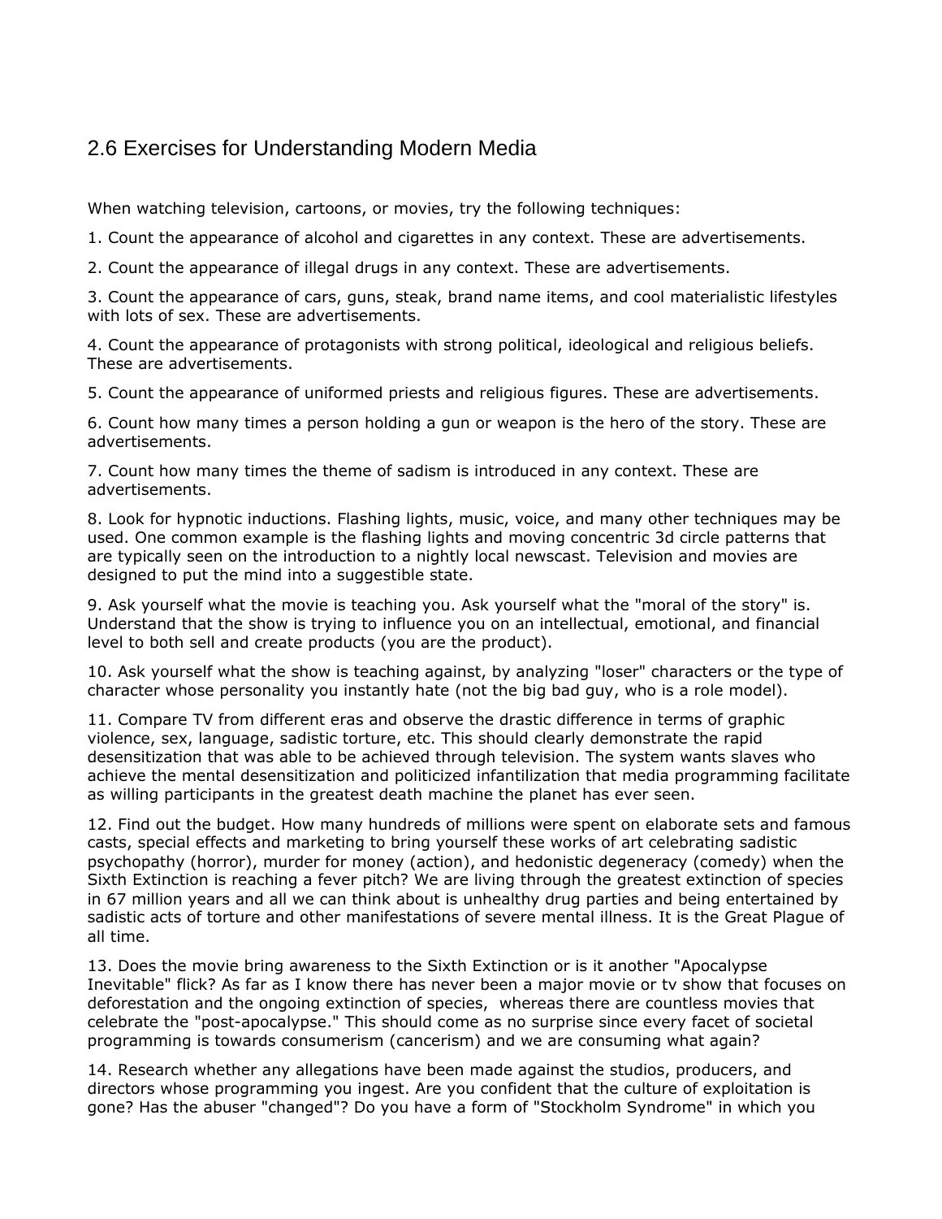## 2.6 Exercises for Understanding Modern Media

When watching television, cartoons, or movies, try the following techniques:

1. Count the appearance of alcohol and cigarettes in any context. These are advertisements.

2. Count the appearance of illegal drugs in any context. These are advertisements.

3. Count the appearance of cars, guns, steak, brand name items, and cool materialistic lifestyles with lots of sex. These are advertisements.

4. Count the appearance of protagonists with strong political, ideological and religious beliefs. These are advertisements.

5. Count the appearance of uniformed priests and religious figures. These are advertisements.

6. Count how many times a person holding a gun or weapon is the hero of the story. These are advertisements.

7. Count how many times the theme of sadism is introduced in any context. These are advertisements.

8. Look for hypnotic inductions. Flashing lights, music, voice, and many other techniques may be used. One common example is the flashing lights and moving concentric 3d circle patterns that are typically seen on the introduction to a nightly local newscast. Television and movies are designed to put the mind into a suggestible state.

9. Ask yourself what the movie is teaching you. Ask yourself what the "moral of the story" is. Understand that the show is trying to influence you on an intellectual, emotional, and financial level to both sell and create products (you are the product).

10. Ask yourself what the show is teaching against, by analyzing "loser" characters or the type of character whose personality you instantly hate (not the big bad guy, who is a role model).

11. Compare TV from different eras and observe the drastic difference in terms of graphic violence, sex, language, sadistic torture, etc. This should clearly demonstrate the rapid desensitization that was able to be achieved through television. The system wants slaves who achieve the mental desensitization and politicized infantilization that media programming facilitate as willing participants in the greatest death machine the planet has ever seen.

12. Find out the budget. How many hundreds of millions were spent on elaborate sets and famous casts, special effects and marketing to bring yourself these works of art celebrating sadistic psychopathy (horror), murder for money (action), and hedonistic degeneracy (comedy) when the Sixth Extinction is reaching a fever pitch? We are living through the greatest extinction of species in 67 million years and all we can think about is unhealthy drug parties and being entertained by sadistic acts of torture and other manifestations of severe mental illness. It is the Great Plague of all time.

13. Does the movie bring awareness to the Sixth Extinction or is it another "Apocalypse Inevitable" flick? As far as I know there has never been a major movie or tv show that focuses on deforestation and the ongoing extinction of species, whereas there are countless movies that celebrate the "post-apocalypse." This should come as no surprise since every facet of societal programming is towards consumerism (cancerism) and we are consuming what again?

14. Research whether any allegations have been made against the studios, producers, and directors whose programming you ingest. Are you confident that the culture of exploitation is gone? Has the abuser "changed"? Do you have a form of "Stockholm Syndrome" in which you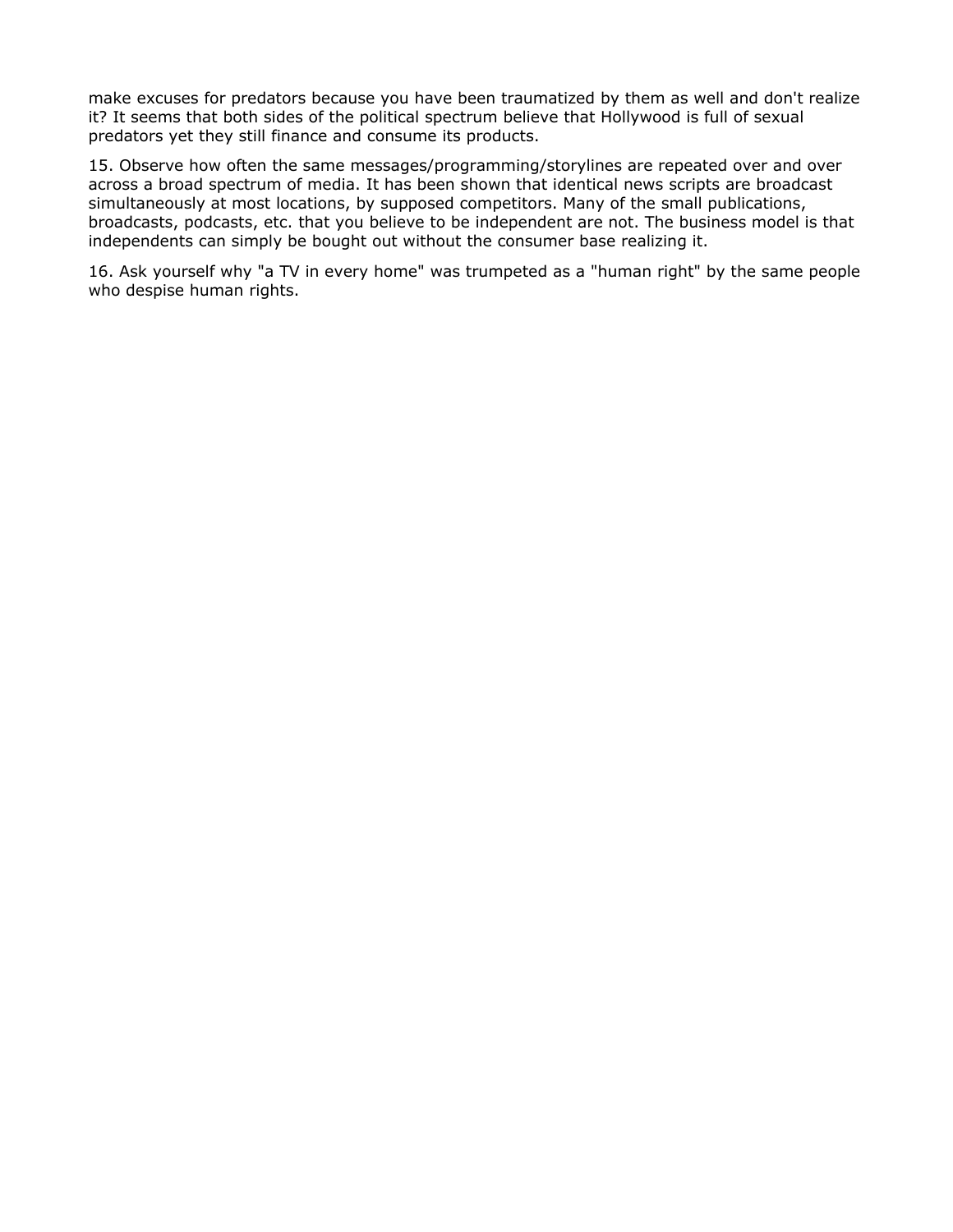make excuses for predators because you have been traumatized by them as well and don't realize it? It seems that both sides of the political spectrum believe that Hollywood is full of sexual predators yet they still finance and consume its products.

15. Observe how often the same messages/programming/storylines are repeated over and over across a broad spectrum of media. It has been shown that identical news scripts are broadcast simultaneously at most locations, by supposed competitors. Many of the small publications, broadcasts, podcasts, etc. that you believe to be independent are not. The business model is that independents can simply be bought out without the consumer base realizing it.

16. Ask yourself why "a TV in every home" was trumpeted as a "human right" by the same people who despise human rights.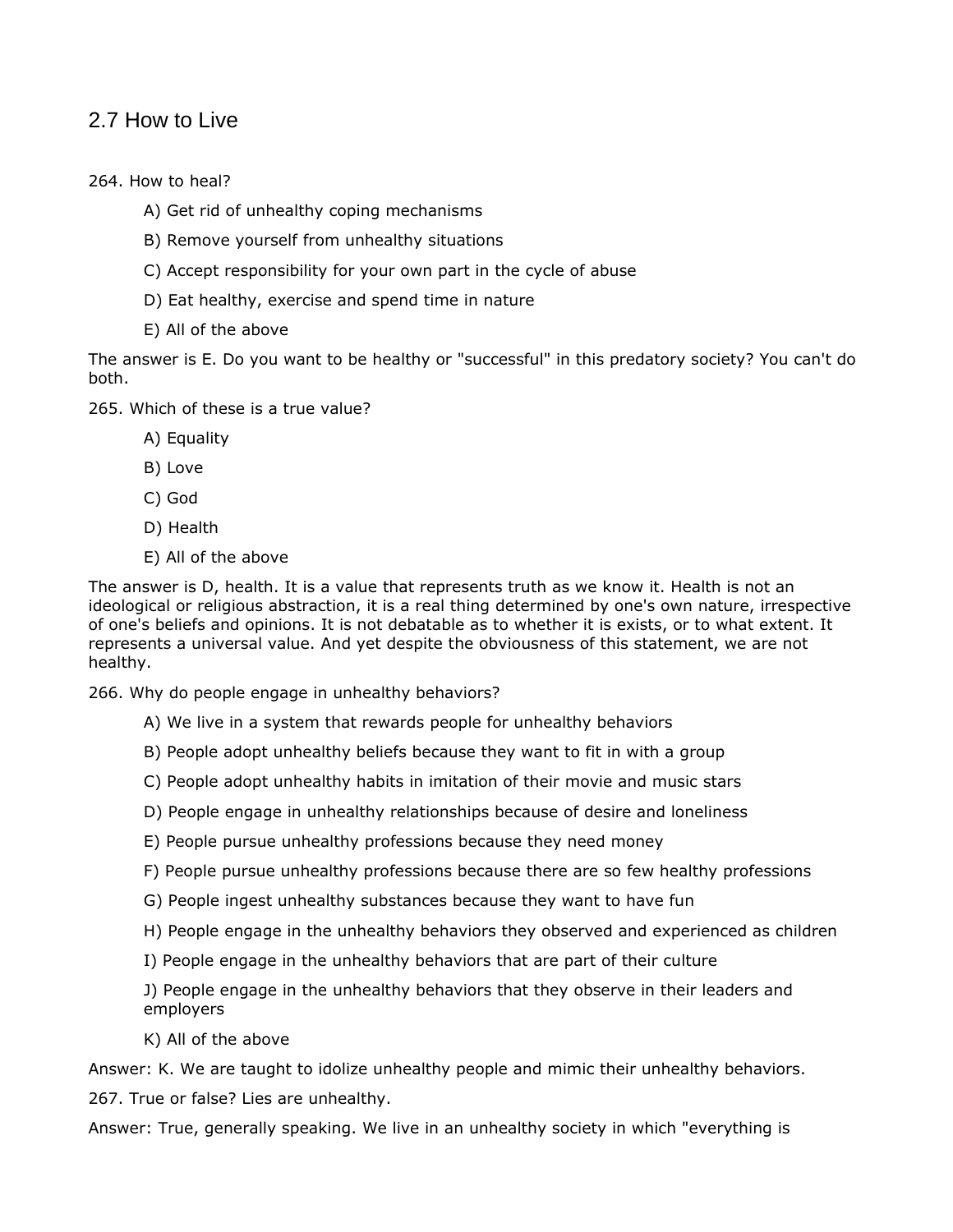## 2.7 How to Live

264. How to heal?

A) Get rid of unhealthy coping mechanisms

B) Remove yourself from unhealthy situations

C) Accept responsibility for your own part in the cycle of abuse

D) Eat healthy, exercise and spend time in nature

E) All of the above

The answer is E. Do you want to be healthy or "successful" in this predatory society? You can't do both.

265. Which of these is a true value?

A) Equality

B) Love

C) God

D) Health

E) All of the above

The answer is D, health. It is a value that represents truth as we know it. Health is not an ideological or religious abstraction, it is a real thing determined by one's own nature, irrespective of one's beliefs and opinions. It is not debatable as to whether it is exists, or to what extent. It represents a universal value. And yet despite the obviousness of this statement, we are not healthy.

266. Why do people engage in unhealthy behaviors?

A) We live in a system that rewards people for unhealthy behaviors

B) People adopt unhealthy beliefs because they want to fit in with a group

C) People adopt unhealthy habits in imitation of their movie and music stars

D) People engage in unhealthy relationships because of desire and loneliness

E) People pursue unhealthy professions because they need money

F) People pursue unhealthy professions because there are so few healthy professions

G) People ingest unhealthy substances because they want to have fun

H) People engage in the unhealthy behaviors they observed and experienced as children

I) People engage in the unhealthy behaviors that are part of their culture

J) People engage in the unhealthy behaviors that they observe in their leaders and employers

K) All of the above

Answer: K. We are taught to idolize unhealthy people and mimic their unhealthy behaviors.

267. True or false? Lies are unhealthy.

Answer: True, generally speaking. We live in an unhealthy society in which "everything is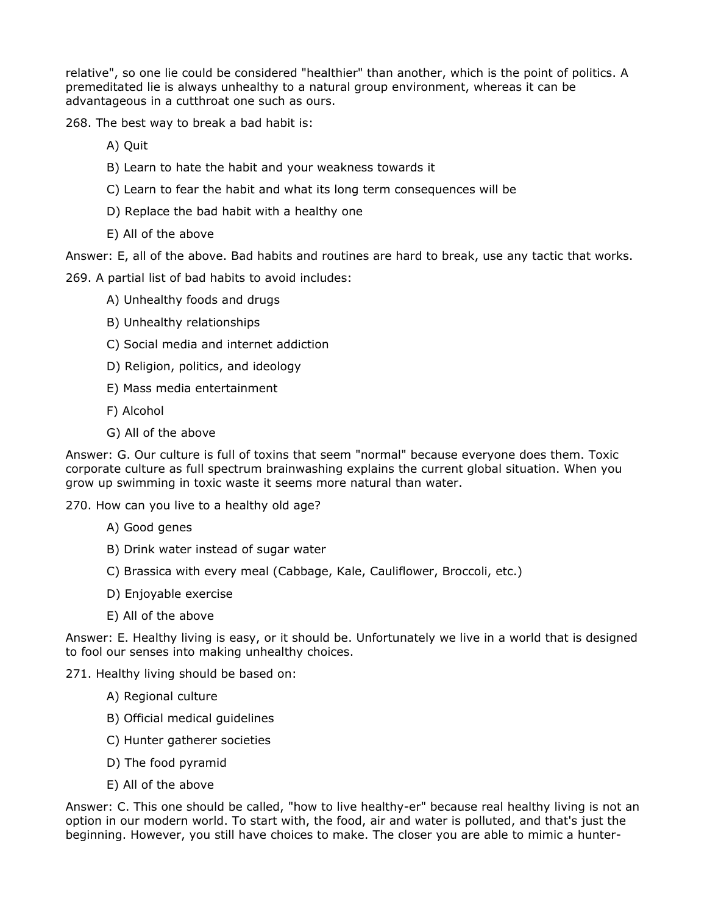relative", so one lie could be considered "healthier" than another, which is the point of politics. A premeditated lie is always unhealthy to a natural group environment, whereas it can be advantageous in a cutthroat one such as ours.

268. The best way to break a bad habit is:

A) Quit

B) Learn to hate the habit and your weakness towards it

C) Learn to fear the habit and what its long term consequences will be

D) Replace the bad habit with a healthy one

E) All of the above

Answer: E, all of the above. Bad habits and routines are hard to break, use any tactic that works.

269. A partial list of bad habits to avoid includes:

A) Unhealthy foods and drugs

B) Unhealthy relationships

C) Social media and internet addiction

D) Religion, politics, and ideology

E) Mass media entertainment

F) Alcohol

G) All of the above

Answer: G. Our culture is full of toxins that seem "normal" because everyone does them. Toxic corporate culture as full spectrum brainwashing explains the current global situation. When you grow up swimming in toxic waste it seems more natural than water.

270. How can you live to a healthy old age?

A) Good genes

B) Drink water instead of sugar water

C) Brassica with every meal (Cabbage, Kale, Cauliflower, Broccoli, etc.)

D) Enjoyable exercise

E) All of the above

Answer: E. Healthy living is easy, or it should be. Unfortunately we live in a world that is designed to fool our senses into making unhealthy choices.

271. Healthy living should be based on:

A) Regional culture

B) Official medical guidelines

C) Hunter gatherer societies

D) The food pyramid

E) All of the above

Answer: C. This one should be called, "how to live healthy-er" because real healthy living is not an option in our modern world. To start with, the food, air and water is polluted, and that's just the beginning. However, you still have choices to make. The closer you are able to mimic a hunter-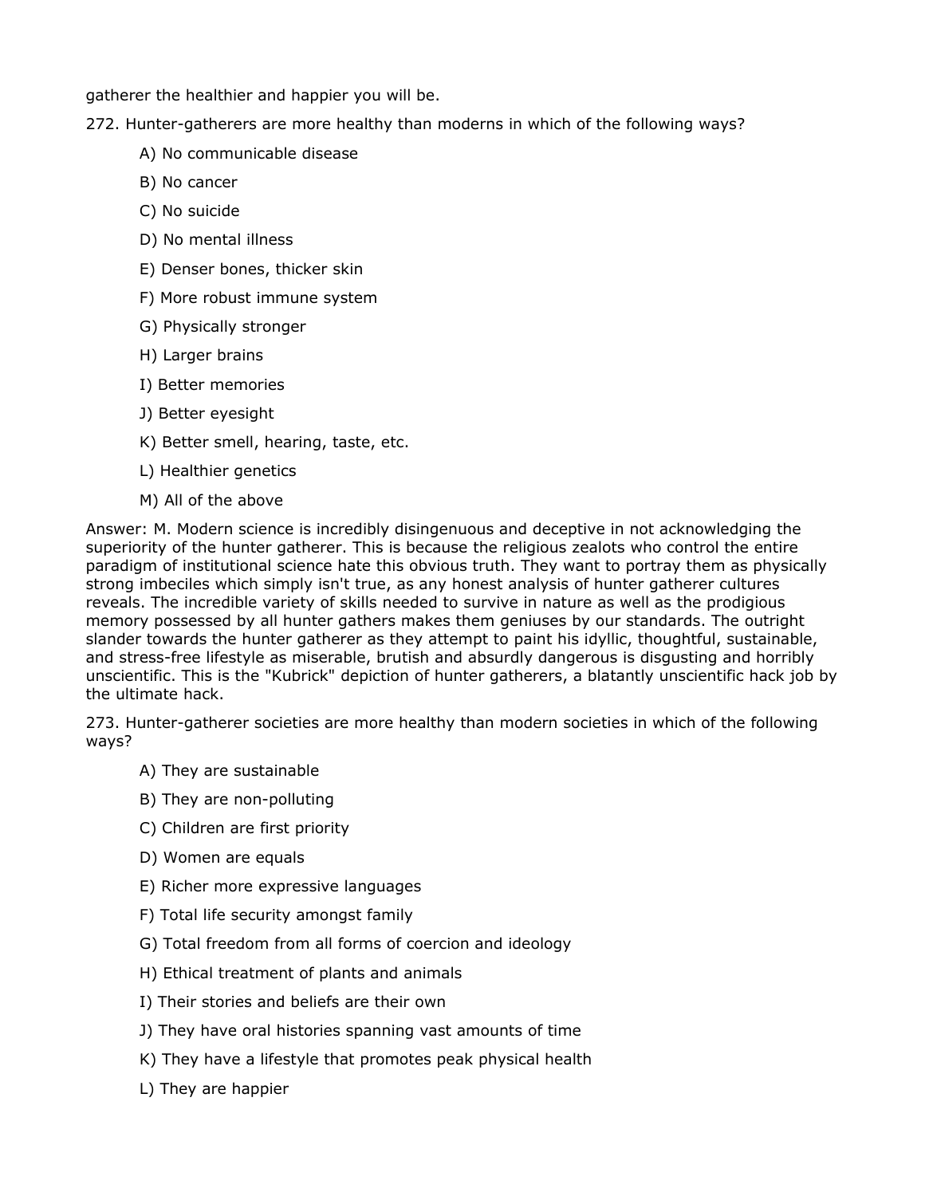gatherer the healthier and happier you will be.

272. Hunter-gatherers are more healthy than moderns in which of the following ways?

- A) No communicable disease
- B) No cancer
- C) No suicide
- D) No mental illness
- E) Denser bones, thicker skin
- F) More robust immune system
- G) Physically stronger
- H) Larger brains
- I) Better memories
- J) Better eyesight
- K) Better smell, hearing, taste, etc.
- L) Healthier genetics
- M) All of the above

Answer: M. Modern science is incredibly disingenuous and deceptive in not acknowledging the superiority of the hunter gatherer. This is because the religious zealots who control the entire paradigm of institutional science hate this obvious truth. They want to portray them as physically strong imbeciles which simply isn't true, as any honest analysis of hunter gatherer cultures reveals. The incredible variety of skills needed to survive in nature as well as the prodigious memory possessed by all hunter gathers makes them geniuses by our standards. The outright slander towards the hunter gatherer as they attempt to paint his idyllic, thoughtful, sustainable, and stress-free lifestyle as miserable, brutish and absurdly dangerous is disgusting and horribly unscientific. This is the "Kubrick" depiction of hunter gatherers, a blatantly unscientific hack job by the ultimate hack.

273. Hunter-gatherer societies are more healthy than modern societies in which of the following ways?

- A) They are sustainable
- B) They are non-polluting
- C) Children are first priority
- D) Women are equals
- E) Richer more expressive languages
- F) Total life security amongst family
- G) Total freedom from all forms of coercion and ideology
- H) Ethical treatment of plants and animals
- I) Their stories and beliefs are their own
- J) They have oral histories spanning vast amounts of time
- K) They have a lifestyle that promotes peak physical health
- L) They are happier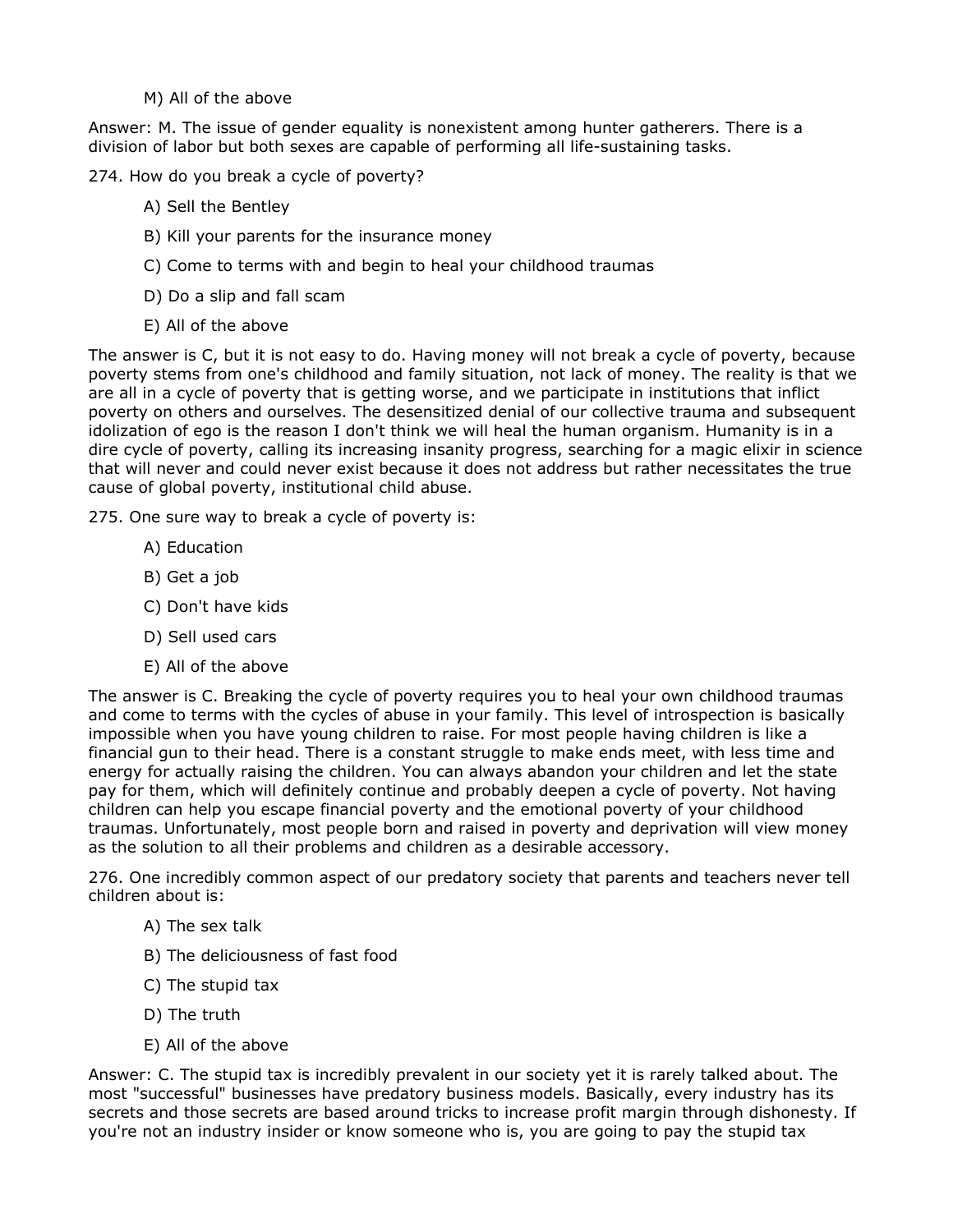M) All of the above

Answer: M. The issue of gender equality is nonexistent among hunter gatherers. There is a division of labor but both sexes are capable of performing all life-sustaining tasks.

274. How do you break a cycle of poverty?

A) Sell the Bentley

B) Kill your parents for the insurance money

C) Come to terms with and begin to heal your childhood traumas

D) Do a slip and fall scam

E) All of the above

The answer is C, but it is not easy to do. Having money will not break a cycle of poverty, because poverty stems from one's childhood and family situation, not lack of money. The reality is that we are all in a cycle of poverty that is getting worse, and we participate in institutions that inflict poverty on others and ourselves. The desensitized denial of our collective trauma and subsequent idolization of ego is the reason I don't think we will heal the human organism. Humanity is in a dire cycle of poverty, calling its increasing insanity progress, searching for a magic elixir in science that will never and could never exist because it does not address but rather necessitates the true cause of global poverty, institutional child abuse.

275. One sure way to break a cycle of poverty is:

A) Education

B) Get a job

C) Don't have kids

D) Sell used cars

E) All of the above

The answer is C. Breaking the cycle of poverty requires you to heal your own childhood traumas and come to terms with the cycles of abuse in your family. This level of introspection is basically impossible when you have young children to raise. For most people having children is like a financial gun to their head. There is a constant struggle to make ends meet, with less time and energy for actually raising the children. You can always abandon your children and let the state pay for them, which will definitely continue and probably deepen a cycle of poverty. Not having children can help you escape financial poverty and the emotional poverty of your childhood traumas. Unfortunately, most people born and raised in poverty and deprivation will view money as the solution to all their problems and children as a desirable accessory.

276. One incredibly common aspect of our predatory society that parents and teachers never tell children about is:

A) The sex talk

B) The deliciousness of fast food

C) The stupid tax

D) The truth

E) All of the above

Answer: C. The stupid tax is incredibly prevalent in our society yet it is rarely talked about. The most "successful" businesses have predatory business models. Basically, every industry has its secrets and those secrets are based around tricks to increase profit margin through dishonesty. If you're not an industry insider or know someone who is, you are going to pay the stupid tax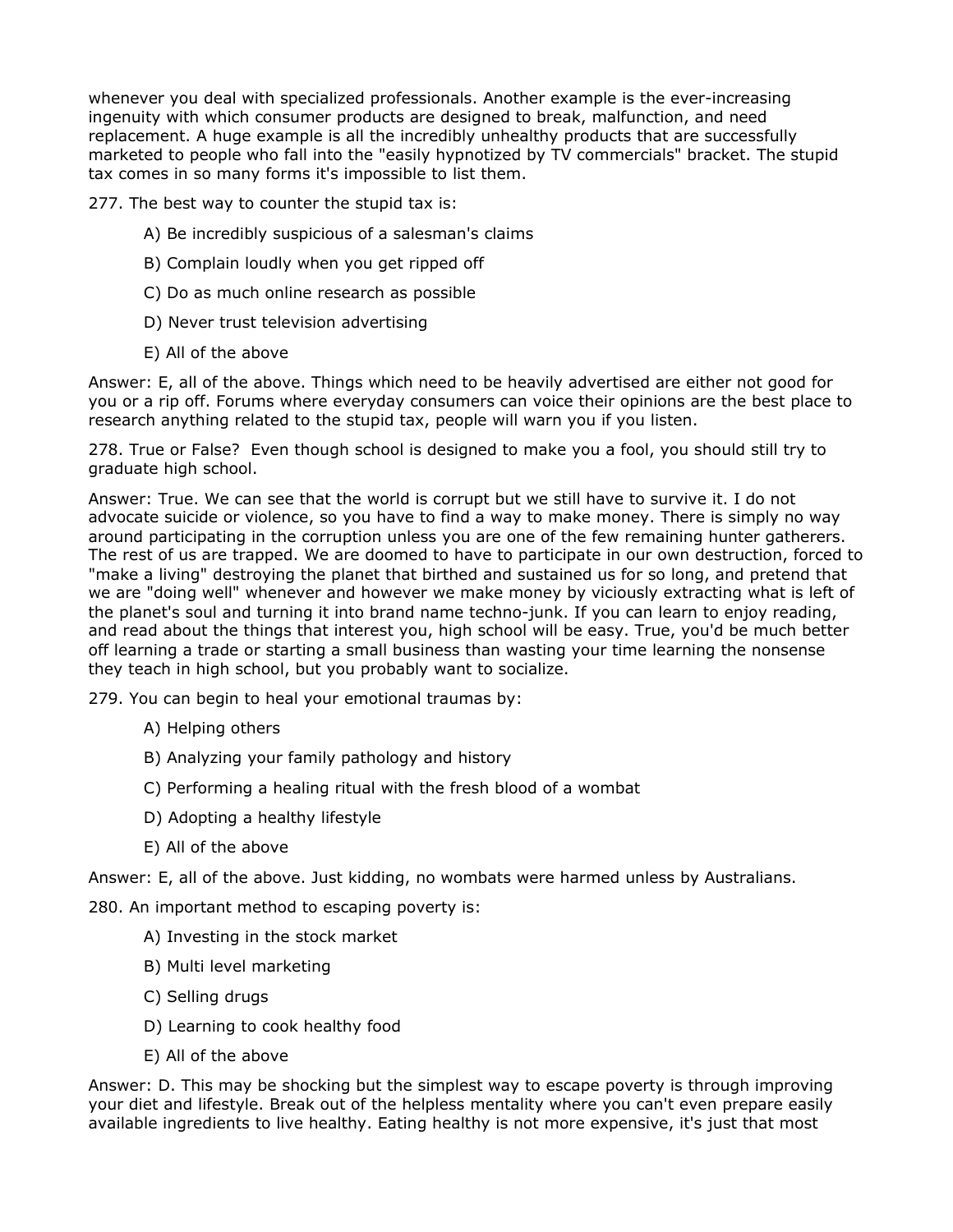whenever you deal with specialized professionals. Another example is the ever-increasing ingenuity with which consumer products are designed to break, malfunction, and need replacement. A huge example is all the incredibly unhealthy products that are successfully marketed to people who fall into the "easily hypnotized by TV commercials" bracket. The stupid tax comes in so many forms it's impossible to list them.

277. The best way to counter the stupid tax is:

> A) Be incredibly suspicious of a salesman's claims
>
> B) Complain loudly when you get ripped off
>
> C) Do as much online research as possible
>
> D) Never trust television advertising
>
> E) All of the above

Answer: E, all of the above. Things which need to be heavily advertised are either not good for you or a rip off. Forums where everyday consumers can voice their opinions are the best place to research anything related to the stupid tax, people will warn you if you listen.

278. True or False? Even though school is designed to make you a fool, you should still try to graduate high school.

Answer: True. We can see that the world is corrupt but we still have to survive it. I do not advocate suicide or violence, so you have to find a way to make money. There is simply no way around participating in the corruption unless you are one of the few remaining hunter gatherers. The rest of us are trapped. We are doomed to have to participate in our own destruction, forced to "make a living" destroying the planet that birthed and sustained us for so long, and pretend that we are "doing well" whenever and however we make money by viciously extracting what is left of the planet's soul and turning it into brand name techno-junk. If you can learn to enjoy reading, and read about the things that interest you, high school will be easy. True, you'd be much better off learning a trade or starting a small business than wasting your time learning the nonsense they teach in high school, but you probably want to socialize.

279. You can begin to heal your emotional traumas by:

> A) Helping others
>
> B) Analyzing your family pathology and history
>
> C) Performing a healing ritual with the fresh blood of a wombat
>
> D) Adopting a healthy lifestyle
>
> E) All of the above

Answer: E, all of the above. Just kidding, no wombats were harmed unless by Australians.

280. An important method to escaping poverty is:

> A) Investing in the stock market
>
> B) Multi level marketing
>
> C) Selling drugs
>
> D) Learning to cook healthy food
>
> E) All of the above

Answer: D. This may be shocking but the simplest way to escape poverty is through improving your diet and lifestyle. Break out of the helpless mentality where you can't even prepare easily available ingredients to live healthy. Eating healthy is not more expensive, it's just that most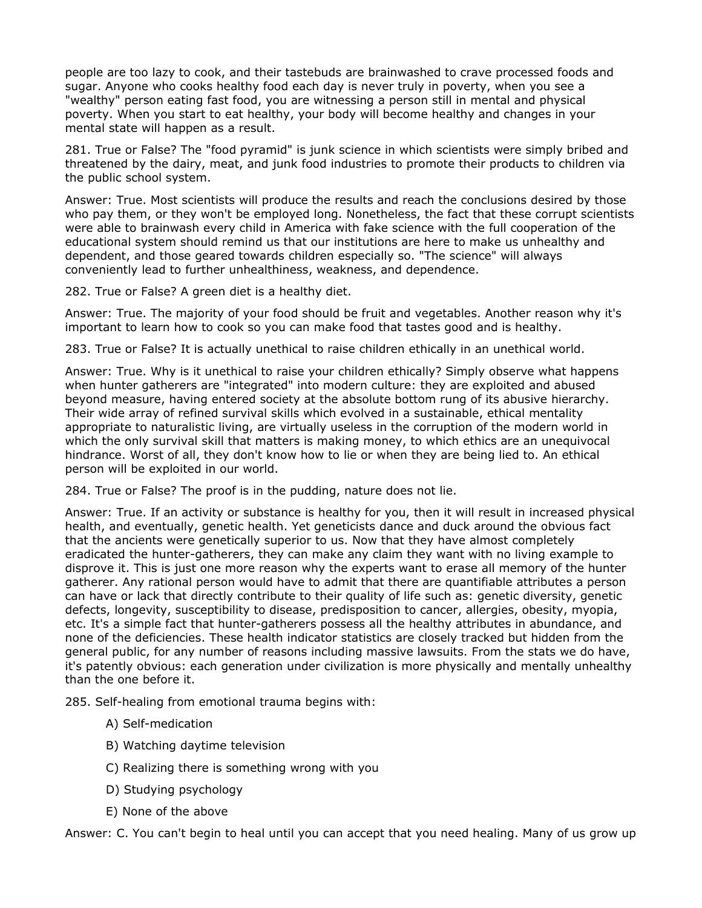people are too lazy to cook, and their tastebuds are brainwashed to crave processed foods and sugar. Anyone who cooks healthy food each day is never truly in poverty, when you see a "wealthy" person eating fast food, you are witnessing a person still in mental and physical poverty. When you start to eat healthy, your body will become healthy and changes in your mental state will happen as a result.

281. True or False? The "food pyramid" is junk science in which scientists were simply bribed and threatened by the dairy, meat, and junk food industries to promote their products to children via the public school system.

Answer: True. Most scientists will produce the results and reach the conclusions desired by those who pay them, or they won't be employed long. Nonetheless, the fact that these corrupt scientists were able to brainwash every child in America with fake science with the full cooperation of the educational system should remind us that our institutions are here to make us unhealthy and dependent, and those geared towards children especially so. "The science" will always conveniently lead to further unhealthiness, weakness, and dependence.

282. True or False? A green diet is a healthy diet.

Answer: True. The majority of your food should be fruit and vegetables. Another reason why it's important to learn how to cook so you can make food that tastes good and is healthy.

283. True or False? It is actually unethical to raise children ethically in an unethical world.

Answer: True. Why is it unethical to raise your children ethically? Simply observe what happens when hunter gatherers are "integrated" into modern culture: they are exploited and abused beyond measure, having entered society at the absolute bottom rung of its abusive hierarchy. Their wide array of refined survival skills which evolved in a sustainable, ethical mentality appropriate to naturalistic living, are virtually useless in the corruption of the modern world in which the only survival skill that matters is making money, to which ethics are an unequivocal hindrance. Worst of all, they don't know how to lie or when they are being lied to. An ethical person will be exploited in our world.

284. True or False? The proof is in the pudding, nature does not lie.

Answer: True. If an activity or substance is healthy for you, then it will result in increased physical health, and eventually, genetic health. Yet geneticists dance and duck around the obvious fact that the ancients were genetically superior to us. Now that they have almost completely eradicated the hunter-gatherers, they can make any claim they want with no living example to disprove it. This is just one more reason why the experts want to erase all memory of the hunter gatherer. Any rational person would have to admit that there are quantifiable attributes a person can have or lack that directly contribute to their quality of life such as: genetic diversity, genetic defects, longevity, susceptibility to disease, predisposition to cancer, allergies, obesity, myopia, etc. It's a simple fact that hunter-gatherers possess all the healthy attributes in abundance, and none of the deficiencies. These health indicator statistics are closely tracked but hidden from the general public, for any number of reasons including massive lawsuits. From the stats we do have, it's patently obvious: each generation under civilization is more physically and mentally unhealthy than the one before it.

285. Self-healing from emotional trauma begins with:

A) Self-medication

B) Watching daytime television

C) Realizing there is something wrong with you

D) Studying psychology

E) None of the above

Answer: C. You can't begin to heal until you can accept that you need healing. Many of us grow up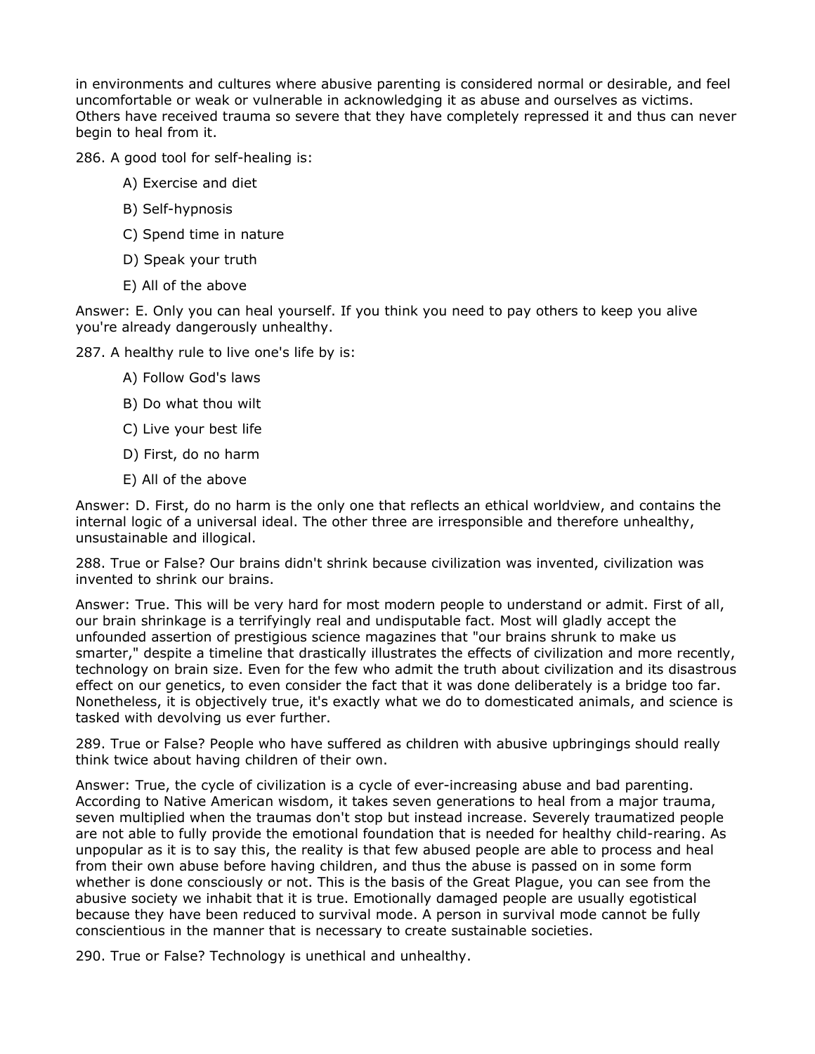in environments and cultures where abusive parenting is considered normal or desirable, and feel uncomfortable or weak or vulnerable in acknowledging it as abuse and ourselves as victims. Others have received trauma so severe that they have completely repressed it and thus can never begin to heal from it.

286. A good tool for self-healing is:

- A) Exercise and diet
- B) Self-hypnosis
- C) Spend time in nature
- D) Speak your truth
- E) All of the above

Answer: E. Only you can heal yourself. If you think you need to pay others to keep you alive you're already dangerously unhealthy.

287. A healthy rule to live one's life by is:

- A) Follow God's laws
- B) Do what thou wilt
- C) Live your best life
- D) First, do no harm
- E) All of the above

Answer: D. First, do no harm is the only one that reflects an ethical worldview, and contains the internal logic of a universal ideal. The other three are irresponsible and therefore unhealthy, unsustainable and illogical.

288. True or False? Our brains didn't shrink because civilization was invented, civilization was invented to shrink our brains.

Answer: True. This will be very hard for most modern people to understand or admit. First of all, our brain shrinkage is a terrifyingly real and undisputable fact. Most will gladly accept the unfounded assertion of prestigious science magazines that "our brains shrunk to make us smarter," despite a timeline that drastically illustrates the effects of civilization and more recently, technology on brain size. Even for the few who admit the truth about civilization and its disastrous effect on our genetics, to even consider the fact that it was done deliberately is a bridge too far. Nonetheless, it is objectively true, it's exactly what we do to domesticated animals, and science is tasked with devolving us ever further.

289. True or False? People who have suffered as children with abusive upbringings should really think twice about having children of their own.

Answer: True, the cycle of civilization is a cycle of ever-increasing abuse and bad parenting. According to Native American wisdom, it takes seven generations to heal from a major trauma, seven multiplied when the traumas don't stop but instead increase. Severely traumatized people are not able to fully provide the emotional foundation that is needed for healthy child-rearing. As unpopular as it is to say this, the reality is that few abused people are able to process and heal from their own abuse before having children, and thus the abuse is passed on in some form whether is done consciously or not. This is the basis of the Great Plague, you can see from the abusive society we inhabit that it is true. Emotionally damaged people are usually egotistical because they have been reduced to survival mode. A person in survival mode cannot be fully conscientious in the manner that is necessary to create sustainable societies.

290. True or False? Technology is unethical and unhealthy.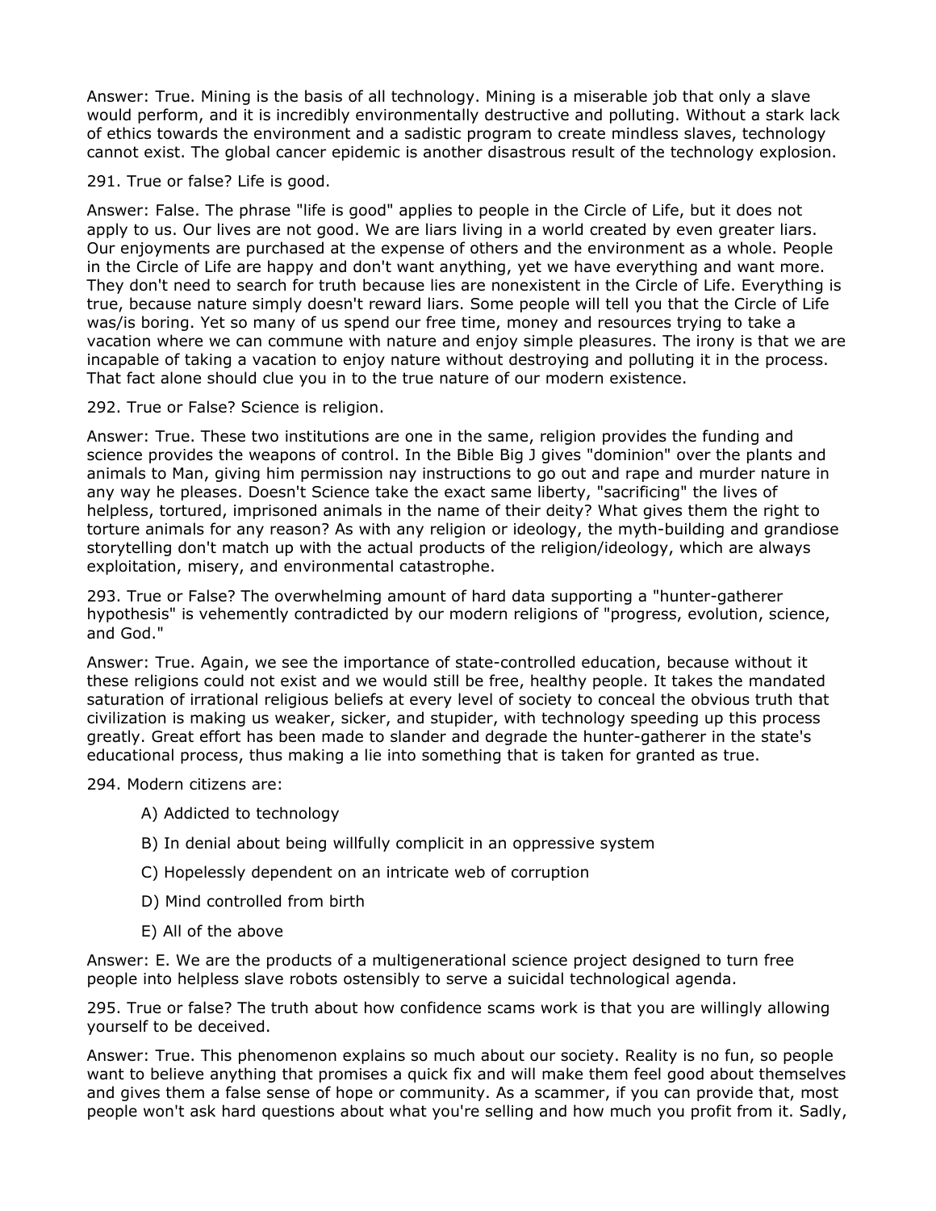Answer: True. Mining is the basis of all technology. Mining is a miserable job that only a slave would perform, and it is incredibly environmentally destructive and polluting. Without a stark lack of ethics towards the environment and a sadistic program to create mindless slaves, technology cannot exist. The global cancer epidemic is another disastrous result of the technology explosion.

291. True or false? Life is good.

Answer: False. The phrase "life is good" applies to people in the Circle of Life, but it does not apply to us. Our lives are not good. We are liars living in a world created by even greater liars. Our enjoyments are purchased at the expense of others and the environment as a whole. People in the Circle of Life are happy and don't want anything, yet we have everything and want more. They don't need to search for truth because lies are nonexistent in the Circle of Life. Everything is true, because nature simply doesn't reward liars. Some people will tell you that the Circle of Life was/is boring. Yet so many of us spend our free time, money and resources trying to take a vacation where we can commune with nature and enjoy simple pleasures. The irony is that we are incapable of taking a vacation to enjoy nature without destroying and polluting it in the process. That fact alone should clue you in to the true nature of our modern existence.

292. True or False? Science is religion.

Answer: True. These two institutions are one in the same, religion provides the funding and science provides the weapons of control. In the Bible Big J gives "dominion" over the plants and animals to Man, giving him permission nay instructions to go out and rape and murder nature in any way he pleases. Doesn't Science take the exact same liberty, "sacrificing" the lives of helpless, tortured, imprisoned animals in the name of their deity? What gives them the right to torture animals for any reason? As with any religion or ideology, the myth-building and grandiose storytelling don't match up with the actual products of the religion/ideology, which are always exploitation, misery, and environmental catastrophe.

293. True or False? The overwhelming amount of hard data supporting a "hunter-gatherer hypothesis" is vehemently contradicted by our modern religions of "progress, evolution, science, and God."

Answer: True. Again, we see the importance of state-controlled education, because without it these religions could not exist and we would still be free, healthy people. It takes the mandated saturation of irrational religious beliefs at every level of society to conceal the obvious truth that civilization is making us weaker, sicker, and stupider, with technology speeding up this process greatly. Great effort has been made to slander and degrade the hunter-gatherer in the state's educational process, thus making a lie into something that is taken for granted as true.

294. Modern citizens are:

A) Addicted to technology

B) In denial about being willfully complicit in an oppressive system

C) Hopelessly dependent on an intricate web of corruption

D) Mind controlled from birth

E) All of the above

Answer: E. We are the products of a multigenerational science project designed to turn free people into helpless slave robots ostensibly to serve a suicidal technological agenda.

295. True or false? The truth about how confidence scams work is that you are willingly allowing yourself to be deceived.

Answer: True. This phenomenon explains so much about our society. Reality is no fun, so people want to believe anything that promises a quick fix and will make them feel good about themselves and gives them a false sense of hope or community. As a scammer, if you can provide that, most people won't ask hard questions about what you're selling and how much you profit from it. Sadly,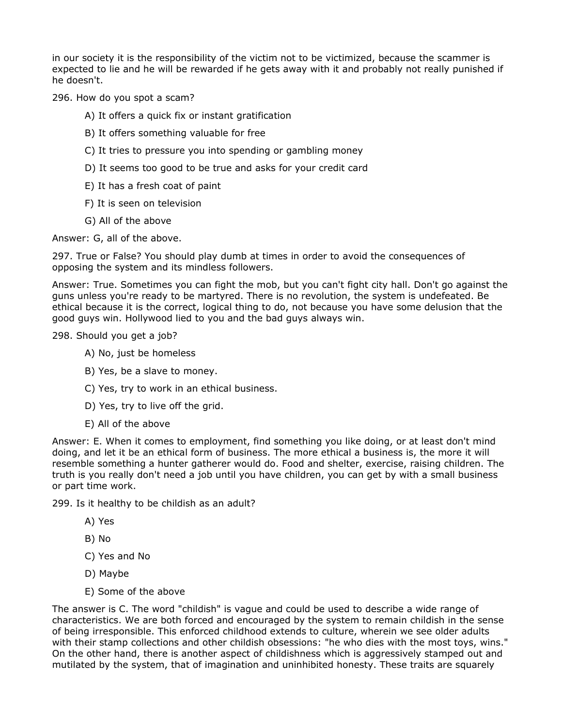in our society it is the responsibility of the victim not to be victimized, because the scammer is expected to lie and he will be rewarded if he gets away with it and probably not really punished if he doesn't.

296. How do you spot a scam?

A) It offers a quick fix or instant gratification

B) It offers something valuable for free

C) It tries to pressure you into spending or gambling money

D) It seems too good to be true and asks for your credit card

E) It has a fresh coat of paint

F) It is seen on television

G) All of the above

Answer: G, all of the above.

297. True or False? You should play dumb at times in order to avoid the consequences of opposing the system and its mindless followers.

Answer: True. Sometimes you can fight the mob, but you can't fight city hall. Don't go against the guns unless you're ready to be martyred. There is no revolution, the system is undefeated. Be ethical because it is the correct, logical thing to do, not because you have some delusion that the good guys win. Hollywood lied to you and the bad guys always win.

298. Should you get a job?

A) No, just be homeless

B) Yes, be a slave to money.

C) Yes, try to work in an ethical business.

D) Yes, try to live off the grid.

E) All of the above

Answer: E. When it comes to employment, find something you like doing, or at least don't mind doing, and let it be an ethical form of business. The more ethical a business is, the more it will resemble something a hunter gatherer would do. Food and shelter, exercise, raising children. The truth is you really don't need a job until you have children, you can get by with a small business or part time work.

299. Is it healthy to be childish as an adult?

A) Yes

B) No

C) Yes and No

D) Maybe

E) Some of the above

The answer is C. The word "childish" is vague and could be used to describe a wide range of characteristics. We are both forced and encouraged by the system to remain childish in the sense of being irresponsible. This enforced childhood extends to culture, wherein we see older adults with their stamp collections and other childish obsessions: "he who dies with the most toys, wins." On the other hand, there is another aspect of childishness which is aggressively stamped out and mutilated by the system, that of imagination and uninhibited honesty. These traits are squarely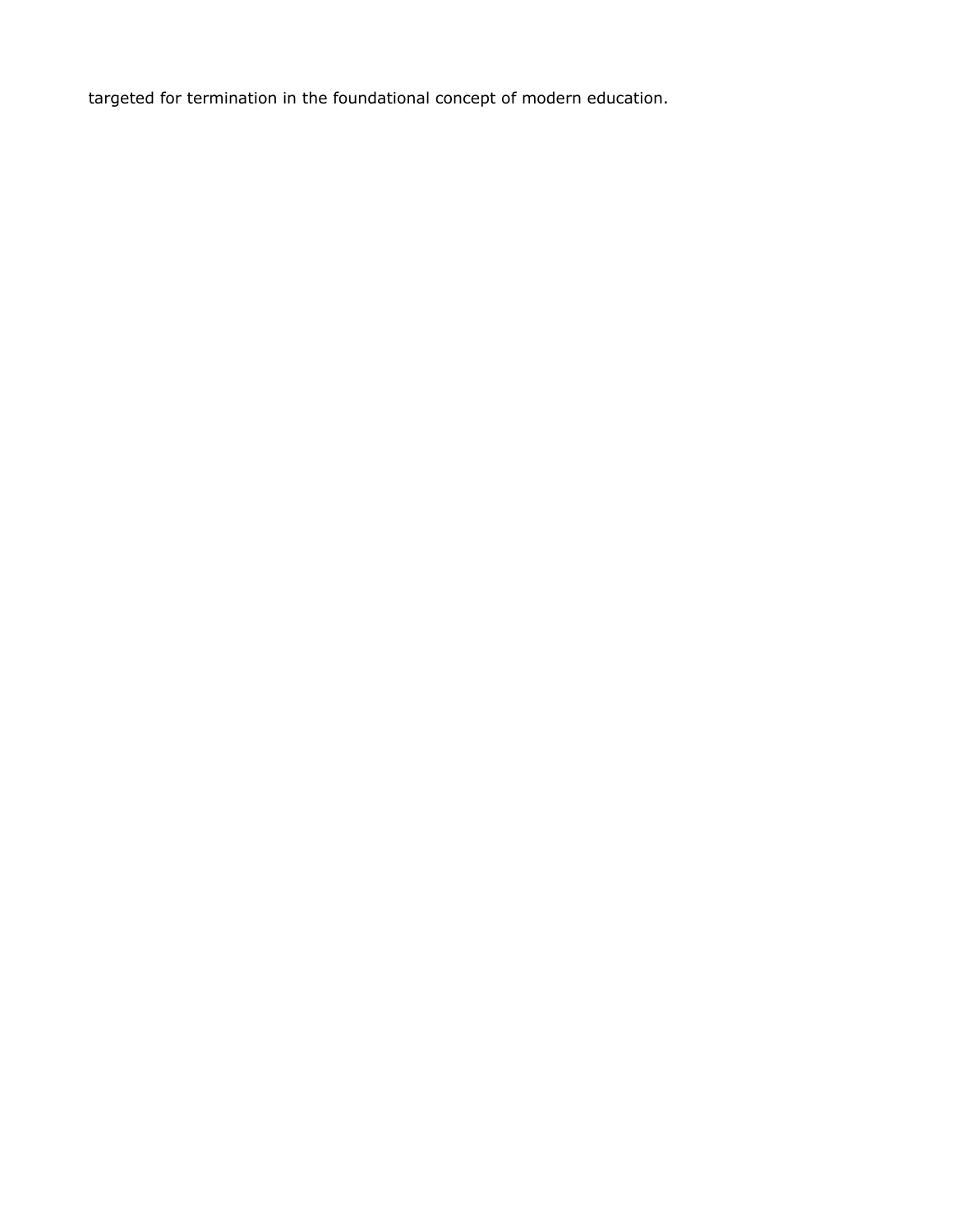targeted for termination in the foundational concept of modern education.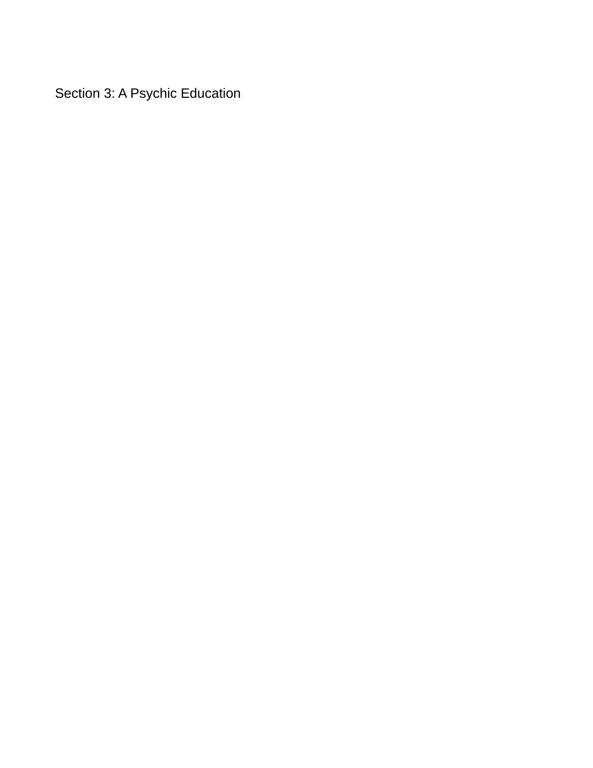# Section 3: A Psychic Education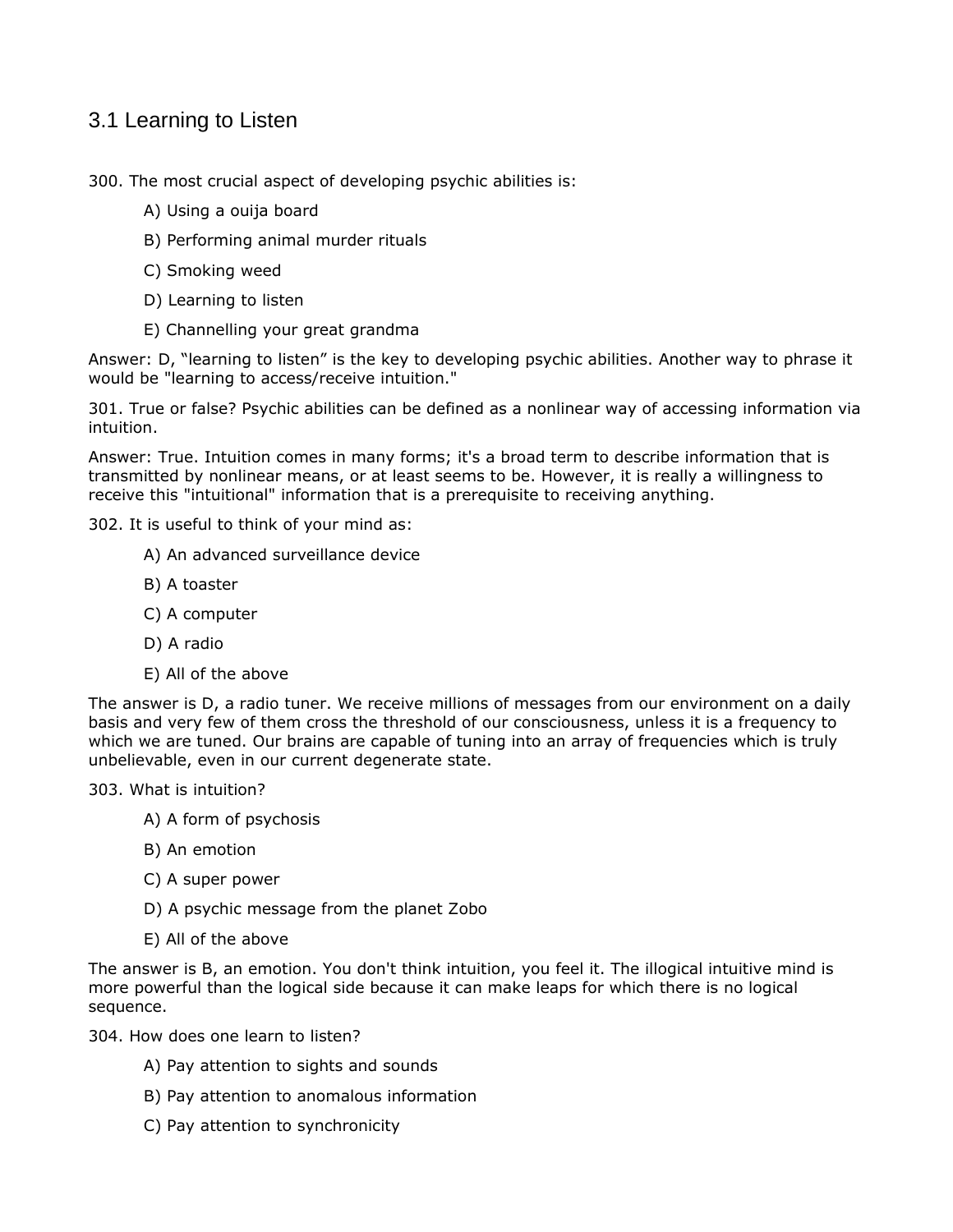## 3.1 Learning to Listen

300. The most crucial aspect of developing psychic abilities is:

   A) Using a ouija board

   B) Performing animal murder rituals

   C) Smoking weed

   D) Learning to listen

   E) Channelling your great grandma

Answer: D, "learning to listen" is the key to developing psychic abilities. Another way to phrase it would be "learning to access/receive intuition."

301. True or false? Psychic abilities can be defined as a nonlinear way of accessing information via intuition.

Answer: True. Intuition comes in many forms; it's a broad term to describe information that is transmitted by nonlinear means, or at least seems to be. However, it is really a willingness to receive this "intuitional" information that is a prerequisite to receiving anything.

302. It is useful to think of your mind as:

   A) An advanced surveillance device

   B) A toaster

   C) A computer

   D) A radio

   E) All of the above

The answer is D, a radio tuner. We receive millions of messages from our environment on a daily basis and very few of them cross the threshold of our consciousness, unless it is a frequency to which we are tuned. Our brains are capable of tuning into an array of frequencies which is truly unbelievable, even in our current degenerate state.

303. What is intuition?

   A) A form of psychosis

   B) An emotion

   C) A super power

   D) A psychic message from the planet Zobo

   E) All of the above

The answer is B, an emotion. You don't think intuition, you feel it. The illogical intuitive mind is more powerful than the logical side because it can make leaps for which there is no logical sequence.

304. How does one learn to listen?

   A) Pay attention to sights and sounds

   B) Pay attention to anomalous information

   C) Pay attention to synchronicity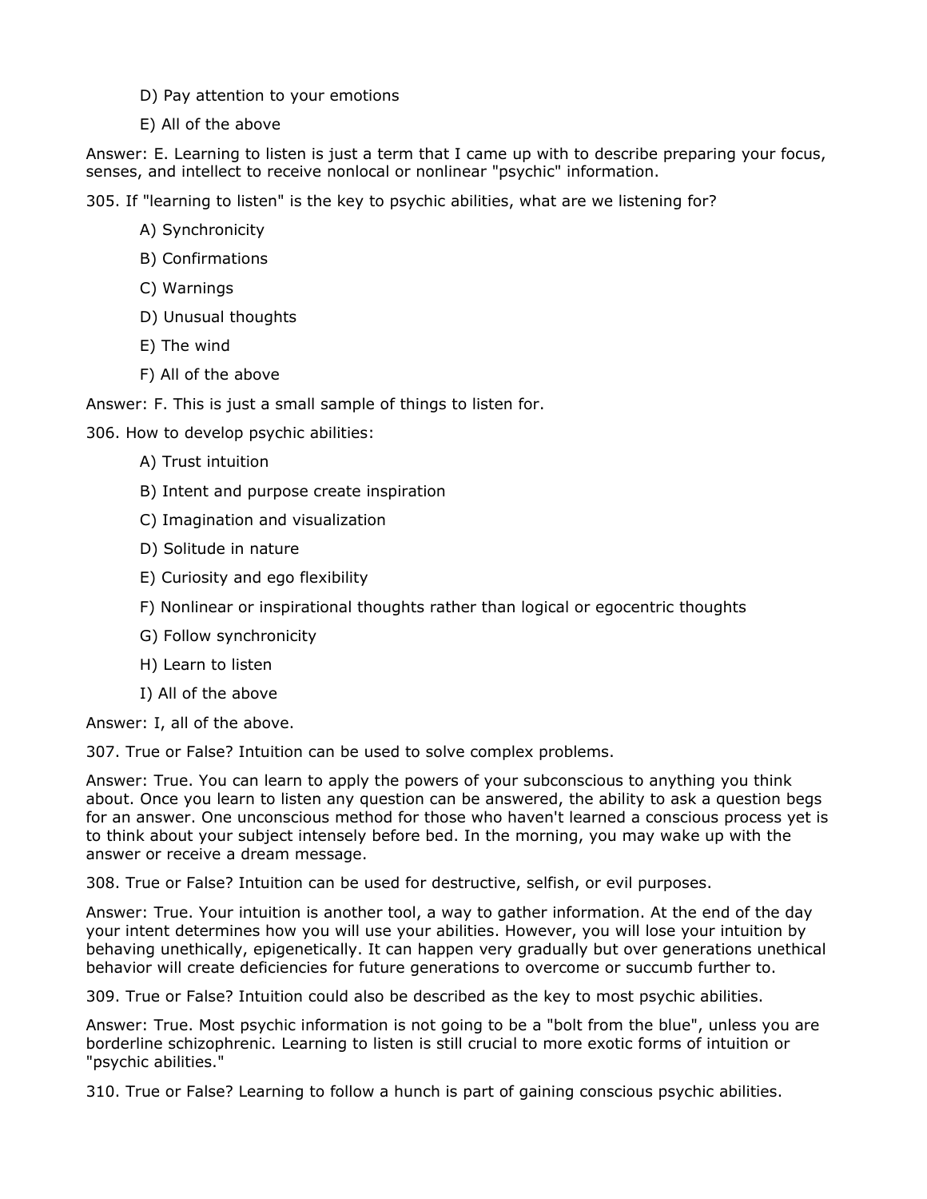D) Pay attention to your emotions

E) All of the above

Answer: E. Learning to listen is just a term that I came up with to describe preparing your focus, senses, and intellect to receive nonlocal or nonlinear "psychic" information.

305. If "learning to listen" is the key to psychic abilities, what are we listening for?

A) Synchronicity

B) Confirmations

C) Warnings

D) Unusual thoughts

E) The wind

F) All of the above

Answer: F. This is just a small sample of things to listen for.

306. How to develop psychic abilities:

A) Trust intuition

B) Intent and purpose create inspiration

C) Imagination and visualization

D) Solitude in nature

E) Curiosity and ego flexibility

F) Nonlinear or inspirational thoughts rather than logical or egocentric thoughts

G) Follow synchronicity

H) Learn to listen

I) All of the above

Answer: I, all of the above.

307. True or False? Intuition can be used to solve complex problems.

Answer: True. You can learn to apply the powers of your subconscious to anything you think about. Once you learn to listen any question can be answered, the ability to ask a question begs for an answer. One unconscious method for those who haven't learned a conscious process yet is to think about your subject intensely before bed. In the morning, you may wake up with the answer or receive a dream message.

308. True or False? Intuition can be used for destructive, selfish, or evil purposes.

Answer: True. Your intuition is another tool, a way to gather information. At the end of the day your intent determines how you will use your abilities. However, you will lose your intuition by behaving unethically, epigenetically. It can happen very gradually but over generations unethical behavior will create deficiencies for future generations to overcome or succumb further to.

309. True or False? Intuition could also be described as the key to most psychic abilities.

Answer: True. Most psychic information is not going to be a "bolt from the blue", unless you are borderline schizophrenic. Learning to listen is still crucial to more exotic forms of intuition or "psychic abilities."

310. True or False? Learning to follow a hunch is part of gaining conscious psychic abilities.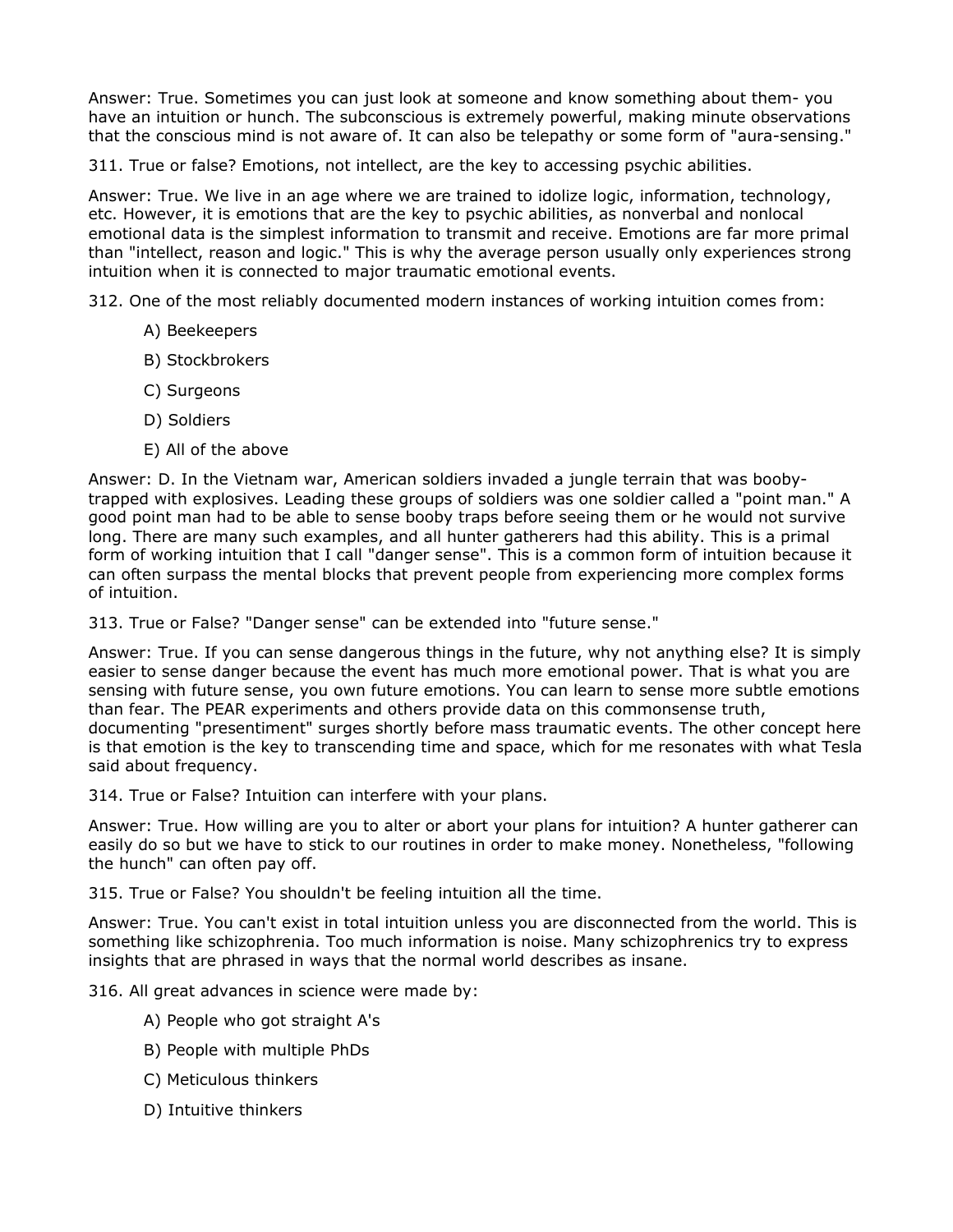Answer: True. Sometimes you can just look at someone and know something about them- you have an intuition or hunch. The subconscious is extremely powerful, making minute observations that the conscious mind is not aware of. It can also be telepathy or some form of "aura-sensing."

311. True or false? Emotions, not intellect, are the key to accessing psychic abilities.

Answer: True. We live in an age where we are trained to idolize logic, information, technology, etc. However, it is emotions that are the key to psychic abilities, as nonverbal and nonlocal emotional data is the simplest information to transmit and receive. Emotions are far more primal than "intellect, reason and logic." This is why the average person usually only experiences strong intuition when it is connected to major traumatic emotional events.

312. One of the most reliably documented modern instances of working intuition comes from:

- A) Beekeepers
- B) Stockbrokers
- C) Surgeons
- D) Soldiers
- E) All of the above

Answer: D. In the Vietnam war, American soldiers invaded a jungle terrain that was booby-trapped with explosives. Leading these groups of soldiers was one soldier called a "point man." A good point man had to be able to sense booby traps before seeing them or he would not survive long. There are many such examples, and all hunter gatherers had this ability. This is a primal form of working intuition that I call "danger sense". This is a common form of intuition because it can often surpass the mental blocks that prevent people from experiencing more complex forms of intuition.

313. True or False? "Danger sense" can be extended into "future sense."

Answer: True. If you can sense dangerous things in the future, why not anything else? It is simply easier to sense danger because the event has much more emotional power. That is what you are sensing with future sense, you own future emotions. You can learn to sense more subtle emotions than fear. The PEAR experiments and others provide data on this commonsense truth, documenting "presentiment" surges shortly before mass traumatic events. The other concept here is that emotion is the key to transcending time and space, which for me resonates with what Tesla said about frequency.

314. True or False? Intuition can interfere with your plans.

Answer: True. How willing are you to alter or abort your plans for intuition? A hunter gatherer can easily do so but we have to stick to our routines in order to make money. Nonetheless, "following the hunch" can often pay off.

315. True or False? You shouldn't be feeling intuition all the time.

Answer: True. You can't exist in total intuition unless you are disconnected from the world. This is something like schizophrenia. Too much information is noise. Many schizophrenics try to express insights that are phrased in ways that the normal world describes as insane.

316. All great advances in science were made by:

- A) People who got straight A's
- B) People with multiple PhDs
- C) Meticulous thinkers
- D) Intuitive thinkers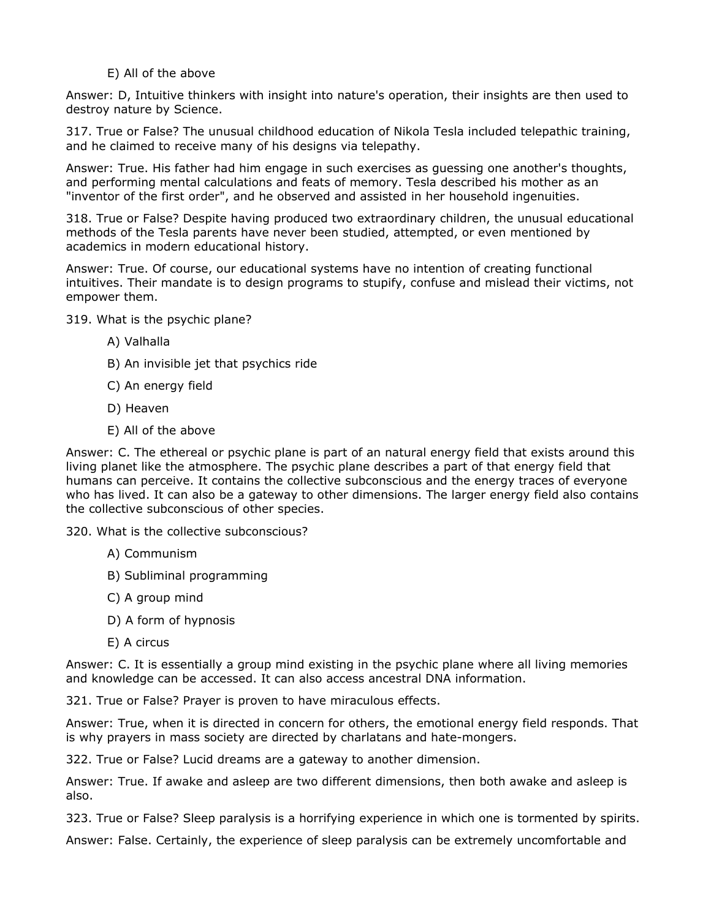E) All of the above

Answer: D, Intuitive thinkers with insight into nature's operation, their insights are then used to destroy nature by Science.

317. True or False? The unusual childhood education of Nikola Tesla included telepathic training, and he claimed to receive many of his designs via telepathy.

Answer: True. His father had him engage in such exercises as guessing one another's thoughts, and performing mental calculations and feats of memory. Tesla described his mother as an "inventor of the first order", and he observed and assisted in her household ingenuities.

318. True or False? Despite having produced two extraordinary children, the unusual educational methods of the Tesla parents have never been studied, attempted, or even mentioned by academics in modern educational history.

Answer: True. Of course, our educational systems have no intention of creating functional intuitives. Their mandate is to design programs to stupify, confuse and mislead their victims, not empower them.

319. What is the psychic plane?

A) Valhalla

B) An invisible jet that psychics ride

C) An energy field

D) Heaven

E) All of the above

Answer: C. The ethereal or psychic plane is part of an natural energy field that exists around this living planet like the atmosphere. The psychic plane describes a part of that energy field that humans can perceive. It contains the collective subconscious and the energy traces of everyone who has lived. It can also be a gateway to other dimensions. The larger energy field also contains the collective subconscious of other species.

320. What is the collective subconscious?

A) Communism

B) Subliminal programming

C) A group mind

D) A form of hypnosis

E) A circus

Answer: C. It is essentially a group mind existing in the psychic plane where all living memories and knowledge can be accessed. It can also access ancestral DNA information.

321. True or False? Prayer is proven to have miraculous effects.

Answer: True, when it is directed in concern for others, the emotional energy field responds. That is why prayers in mass society are directed by charlatans and hate-mongers.

322. True or False? Lucid dreams are a gateway to another dimension.

Answer: True. If awake and asleep are two different dimensions, then both awake and asleep is also.

323. True or False? Sleep paralysis is a horrifying experience in which one is tormented by spirits.

Answer: False. Certainly, the experience of sleep paralysis can be extremely uncomfortable and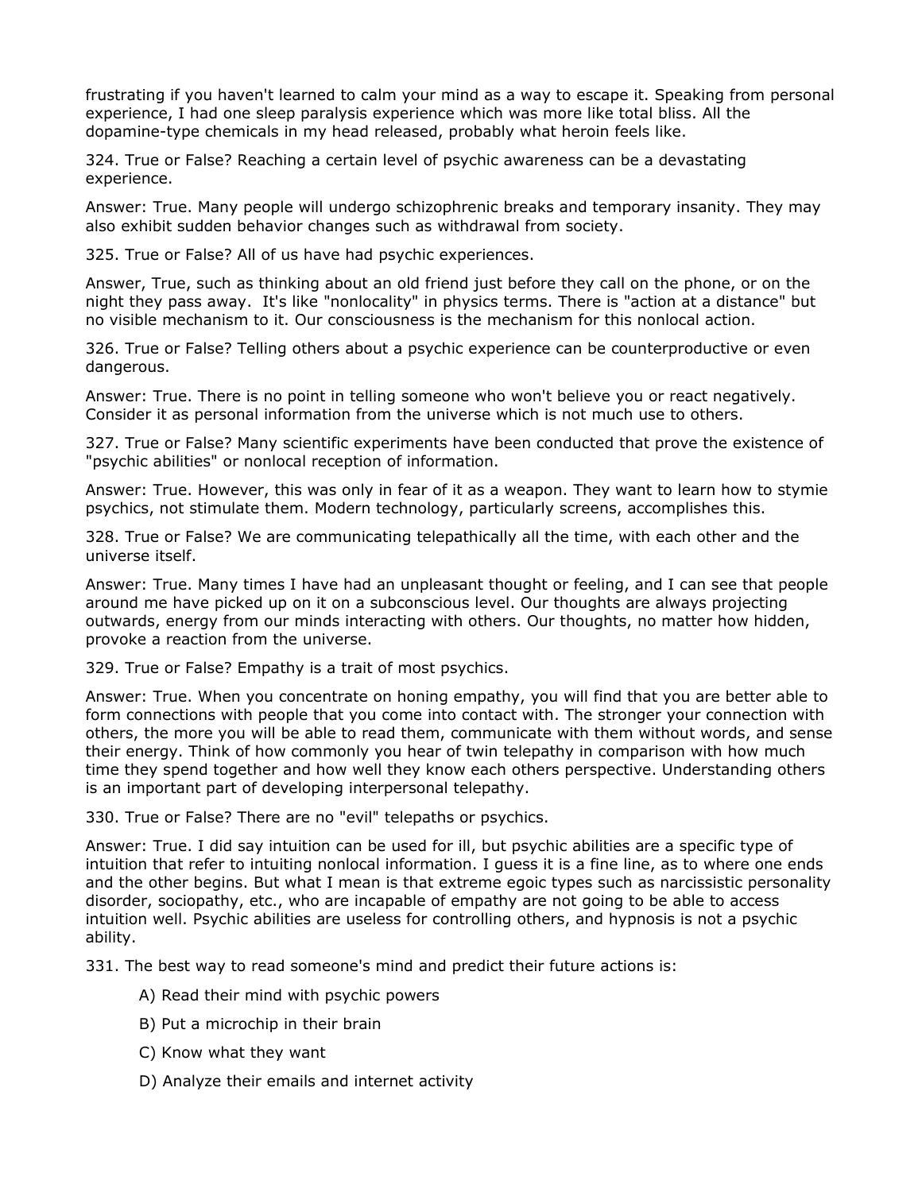frustrating if you haven't learned to calm your mind as a way to escape it. Speaking from personal experience, I had one sleep paralysis experience which was more like total bliss. All the dopamine-type chemicals in my head released, probably what heroin feels like.

324. True or False? Reaching a certain level of psychic awareness can be a devastating experience.

Answer: True. Many people will undergo schizophrenic breaks and temporary insanity. They may also exhibit sudden behavior changes such as withdrawal from society.

325. True or False? All of us have had psychic experiences.

Answer, True, such as thinking about an old friend just before they call on the phone, or on the night they pass away. It's like "nonlocality" in physics terms. There is "action at a distance" but no visible mechanism to it. Our consciousness is the mechanism for this nonlocal action.

326. True or False? Telling others about a psychic experience can be counterproductive or even dangerous.

Answer: True. There is no point in telling someone who won't believe you or react negatively. Consider it as personal information from the universe which is not much use to others.

327. True or False? Many scientific experiments have been conducted that prove the existence of "psychic abilities" or nonlocal reception of information.

Answer: True. However, this was only in fear of it as a weapon. They want to learn how to stymie psychics, not stimulate them. Modern technology, particularly screens, accomplishes this.

328. True or False? We are communicating telepathically all the time, with each other and the universe itself.

Answer: True. Many times I have had an unpleasant thought or feeling, and I can see that people around me have picked up on it on a subconscious level. Our thoughts are always projecting outwards, energy from our minds interacting with others. Our thoughts, no matter how hidden, provoke a reaction from the universe.

329. True or False? Empathy is a trait of most psychics.

Answer: True. When you concentrate on honing empathy, you will find that you are better able to form connections with people that you come into contact with. The stronger your connection with others, the more you will be able to read them, communicate with them without words, and sense their energy. Think of how commonly you hear of twin telepathy in comparison with how much time they spend together and how well they know each others perspective. Understanding others is an important part of developing interpersonal telepathy.

330. True or False? There are no "evil" telepaths or psychics.

Answer: True. I did say intuition can be used for ill, but psychic abilities are a specific type of intuition that refer to intuiting nonlocal information. I guess it is a fine line, as to where one ends and the other begins. But what I mean is that extreme egoic types such as narcissistic personality disorder, sociopathy, etc., who are incapable of empathy are not going to be able to access intuition well. Psychic abilities are useless for controlling others, and hypnosis is not a psychic ability.

331. The best way to read someone's mind and predict their future actions is:

A) Read their mind with psychic powers

B) Put a microchip in their brain

C) Know what they want

D) Analyze their emails and internet activity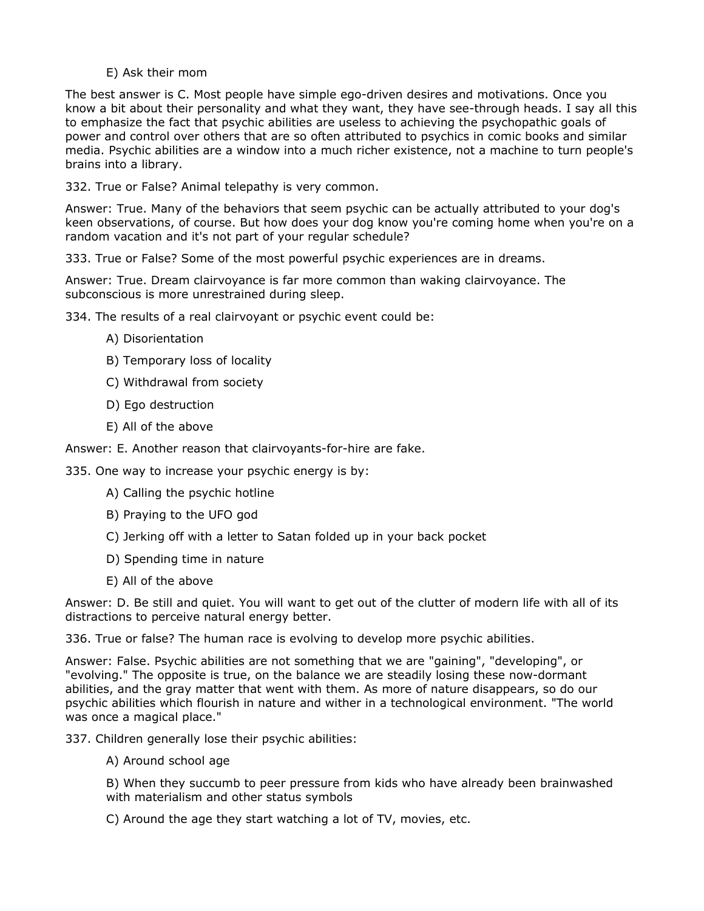E) Ask their mom

The best answer is C. Most people have simple ego-driven desires and motivations. Once you know a bit about their personality and what they want, they have see-through heads. I say all this to emphasize the fact that psychic abilities are useless to achieving the psychopathic goals of power and control over others that are so often attributed to psychics in comic books and similar media. Psychic abilities are a window into a much richer existence, not a machine to turn people's brains into a library.

332. True or False? Animal telepathy is very common.

Answer: True. Many of the behaviors that seem psychic can be actually attributed to your dog's keen observations, of course. But how does your dog know you're coming home when you're on a random vacation and it's not part of your regular schedule?

333. True or False? Some of the most powerful psychic experiences are in dreams.

Answer: True. Dream clairvoyance is far more common than waking clairvoyance. The subconscious is more unrestrained during sleep.

334. The results of a real clairvoyant or psychic event could be:

A) Disorientation

B) Temporary loss of locality

C) Withdrawal from society

D) Ego destruction

E) All of the above

Answer: E. Another reason that clairvoyants-for-hire are fake.

335. One way to increase your psychic energy is by:

A) Calling the psychic hotline

B) Praying to the UFO god

C) Jerking off with a letter to Satan folded up in your back pocket

D) Spending time in nature

E) All of the above

Answer: D. Be still and quiet. You will want to get out of the clutter of modern life with all of its distractions to perceive natural energy better.

336. True or false? The human race is evolving to develop more psychic abilities.

Answer: False. Psychic abilities are not something that we are "gaining", "developing", or "evolving." The opposite is true, on the balance we are steadily losing these now-dormant abilities, and the gray matter that went with them. As more of nature disappears, so do our psychic abilities which flourish in nature and wither in a technological environment. "The world was once a magical place."

337. Children generally lose their psychic abilities:

A) Around school age

B) When they succumb to peer pressure from kids who have already been brainwashed with materialism and other status symbols

C) Around the age they start watching a lot of TV, movies, etc.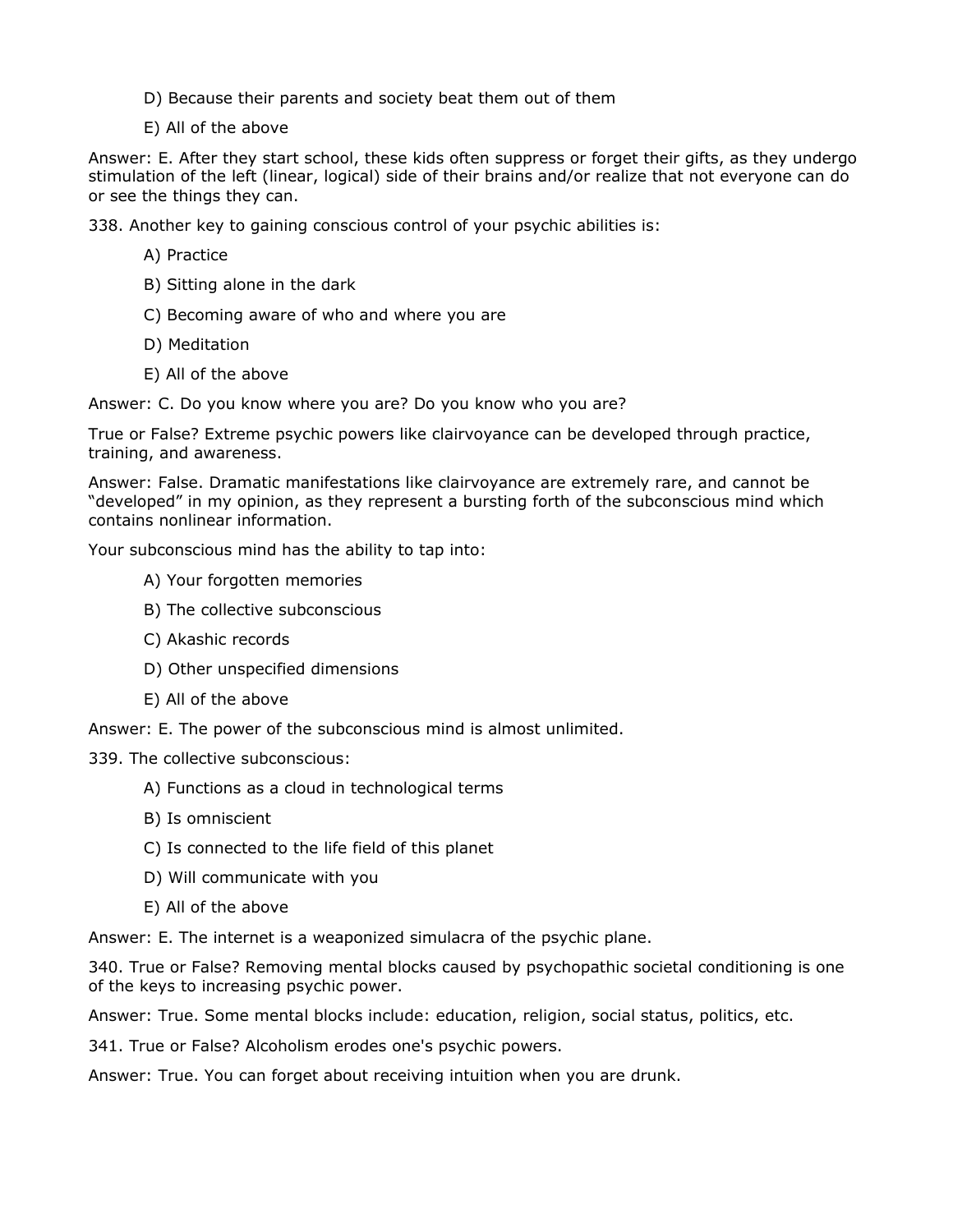D) Because their parents and society beat them out of them

E) All of the above

Answer: E. After they start school, these kids often suppress or forget their gifts, as they undergo stimulation of the left (linear, logical) side of their brains and/or realize that not everyone can do or see the things they can.

338. Another key to gaining conscious control of your psychic abilities is:

A) Practice

B) Sitting alone in the dark

C) Becoming aware of who and where you are

D) Meditation

E) All of the above

Answer: C. Do you know where you are? Do you know who you are?

True or False? Extreme psychic powers like clairvoyance can be developed through practice, training, and awareness.

Answer: False. Dramatic manifestations like clairvoyance are extremely rare, and cannot be "developed" in my opinion, as they represent a bursting forth of the subconscious mind which contains nonlinear information.

Your subconscious mind has the ability to tap into:

A) Your forgotten memories

B) The collective subconscious

C) Akashic records

D) Other unspecified dimensions

E) All of the above

Answer: E. The power of the subconscious mind is almost unlimited.

339. The collective subconscious:

A) Functions as a cloud in technological terms

B) Is omniscient

C) Is connected to the life field of this planet

D) Will communicate with you

E) All of the above

Answer: E. The internet is a weaponized simulacra of the psychic plane.

340. True or False? Removing mental blocks caused by psychopathic societal conditioning is one of the keys to increasing psychic power.

Answer: True. Some mental blocks include: education, religion, social status, politics, etc.

341. True or False? Alcoholism erodes one's psychic powers.

Answer: True. You can forget about receiving intuition when you are drunk.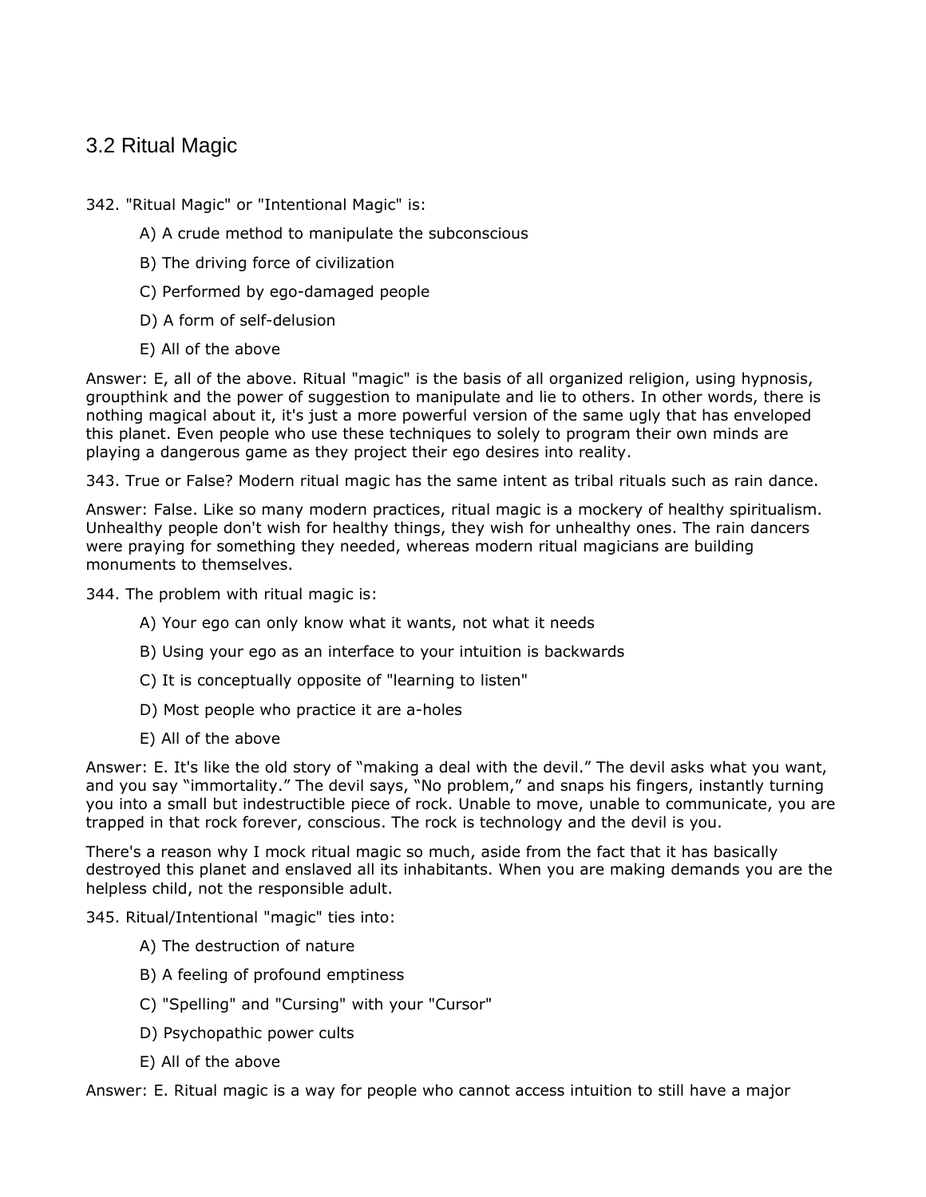## 3.2 Ritual Magic

342. "Ritual Magic" or "Intentional Magic" is:

   A) A crude method to manipulate the subconscious

   B) The driving force of civilization

   C) Performed by ego-damaged people

   D) A form of self-delusion

   E) All of the above

Answer: E, all of the above. Ritual "magic" is the basis of all organized religion, using hypnosis, groupthink and the power of suggestion to manipulate and lie to others. In other words, there is nothing magical about it, it's just a more powerful version of the same ugly that has enveloped this planet. Even people who use these techniques to solely to program their own minds are playing a dangerous game as they project their ego desires into reality.

343. True or False? Modern ritual magic has the same intent as tribal rituals such as rain dance.

Answer: False. Like so many modern practices, ritual magic is a mockery of healthy spiritualism. Unhealthy people don't wish for healthy things, they wish for unhealthy ones. The rain dancers were praying for something they needed, whereas modern ritual magicians are building monuments to themselves.

344. The problem with ritual magic is:

   A) Your ego can only know what it wants, not what it needs

   B) Using your ego as an interface to your intuition is backwards

   C) It is conceptually opposite of "learning to listen"

   D) Most people who practice it are a-holes

   E) All of the above

Answer: E. It's like the old story of "making a deal with the devil." The devil asks what you want, and you say "immortality." The devil says, "No problem," and snaps his fingers, instantly turning you into a small but indestructible piece of rock. Unable to move, unable to communicate, you are trapped in that rock forever, conscious. The rock is technology and the devil is you.

There's a reason why I mock ritual magic so much, aside from the fact that it has basically destroyed this planet and enslaved all its inhabitants. When you are making demands you are the helpless child, not the responsible adult.

345. Ritual/Intentional "magic" ties into:

   A) The destruction of nature

   B) A feeling of profound emptiness

   C) "Spelling" and "Cursing" with your "Cursor"

   D) Psychopathic power cults

   E) All of the above

Answer: E. Ritual magic is a way for people who cannot access intuition to still have a major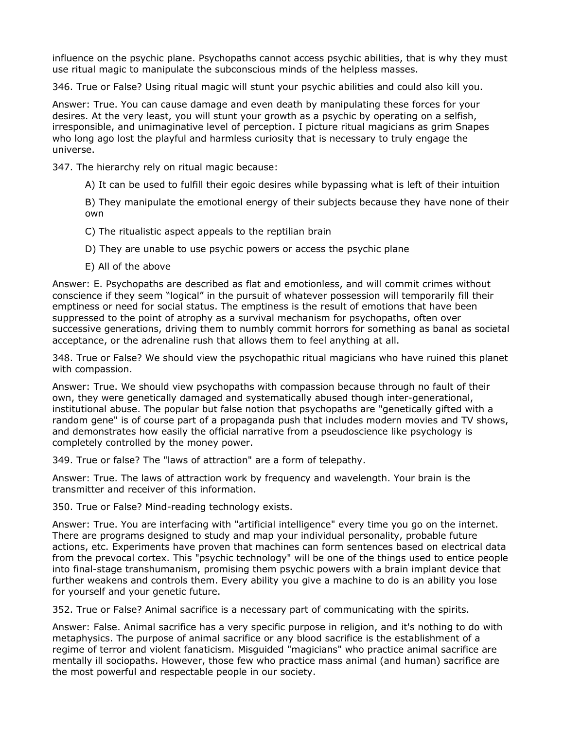influence on the psychic plane. Psychopaths cannot access psychic abilities, that is why they must use ritual magic to manipulate the subconscious minds of the helpless masses.

346. True or False? Using ritual magic will stunt your psychic abilities and could also kill you.

Answer: True. You can cause damage and even death by manipulating these forces for your desires. At the very least, you will stunt your growth as a psychic by operating on a selfish, irresponsible, and unimaginative level of perception. I picture ritual magicians as grim Snapes who long ago lost the playful and harmless curiosity that is necessary to truly engage the universe.

347. The hierarchy rely on ritual magic because:

> A) It can be used to fulfill their egoic desires while bypassing what is left of their intuition
>
> B) They manipulate the emotional energy of their subjects because they have none of their own
>
> C) The ritualistic aspect appeals to the reptilian brain
>
> D) They are unable to use psychic powers or access the psychic plane
>
> E) All of the above

Answer: E. Psychopaths are described as flat and emotionless, and will commit crimes without conscience if they seem "logical" in the pursuit of whatever possession will temporarily fill their emptiness or need for social status. The emptiness is the result of emotions that have been suppressed to the point of atrophy as a survival mechanism for psychopaths, often over successive generations, driving them to numbly commit horrors for something as banal as societal acceptance, or the adrenaline rush that allows them to feel anything at all.

348. True or False? We should view the psychopathic ritual magicians who have ruined this planet with compassion.

Answer: True. We should view psychopaths with compassion because through no fault of their own, they were genetically damaged and systematically abused though inter-generational, institutional abuse. The popular but false notion that psychopaths are "genetically gifted with a random gene" is of course part of a propaganda push that includes modern movies and TV shows, and demonstrates how easily the official narrative from a pseudoscience like psychology is completely controlled by the money power.

349. True or false? The "laws of attraction" are a form of telepathy.

Answer: True. The laws of attraction work by frequency and wavelength. Your brain is the transmitter and receiver of this information.

350. True or False? Mind-reading technology exists.

Answer: True. You are interfacing with "artificial intelligence" every time you go on the internet. There are programs designed to study and map your individual personality, probable future actions, etc. Experiments have proven that machines can form sentences based on electrical data from the prevocal cortex. This "psychic technology" will be one of the things used to entice people into final-stage transhumanism, promising them psychic powers with a brain implant device that further weakens and controls them. Every ability you give a machine to do is an ability you lose for yourself and your genetic future.

352. True or False? Animal sacrifice is a necessary part of communicating with the spirits.

Answer: False. Animal sacrifice has a very specific purpose in religion, and it's nothing to do with metaphysics. The purpose of animal sacrifice or any blood sacrifice is the establishment of a regime of terror and violent fanaticism. Misguided "magicians" who practice animal sacrifice are mentally ill sociopaths. However, those few who practice mass animal (and human) sacrifice are the most powerful and respectable people in our society.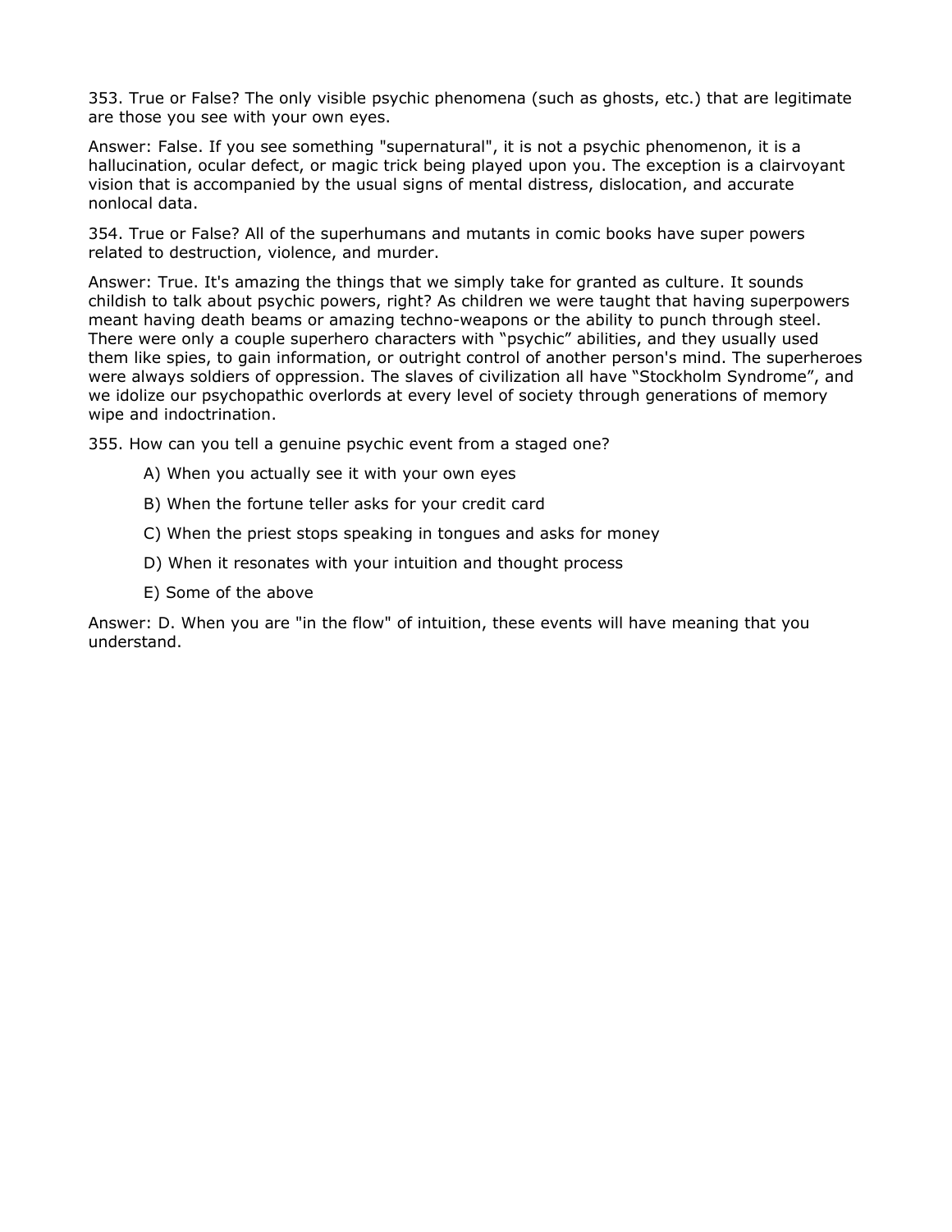353. True or False? The only visible psychic phenomena (such as ghosts, etc.) that are legitimate are those you see with your own eyes.

Answer: False. If you see something "supernatural", it is not a psychic phenomenon, it is a hallucination, ocular defect, or magic trick being played upon you. The exception is a clairvoyant vision that is accompanied by the usual signs of mental distress, dislocation, and accurate nonlocal data.

354. True or False? All of the superhumans and mutants in comic books have super powers related to destruction, violence, and murder.

Answer: True. It's amazing the things that we simply take for granted as culture. It sounds childish to talk about psychic powers, right? As children we were taught that having superpowers meant having death beams or amazing techno-weapons or the ability to punch through steel. There were only a couple superhero characters with "psychic" abilities, and they usually used them like spies, to gain information, or outright control of another person's mind. The superheroes were always soldiers of oppression. The slaves of civilization all have "Stockholm Syndrome", and we idolize our psychopathic overlords at every level of society through generations of memory wipe and indoctrination.

355. How can you tell a genuine psychic event from a staged one?

A) When you actually see it with your own eyes

B) When the fortune teller asks for your credit card

C) When the priest stops speaking in tongues and asks for money

D) When it resonates with your intuition and thought process

E) Some of the above

Answer: D. When you are "in the flow" of intuition, these events will have meaning that you understand.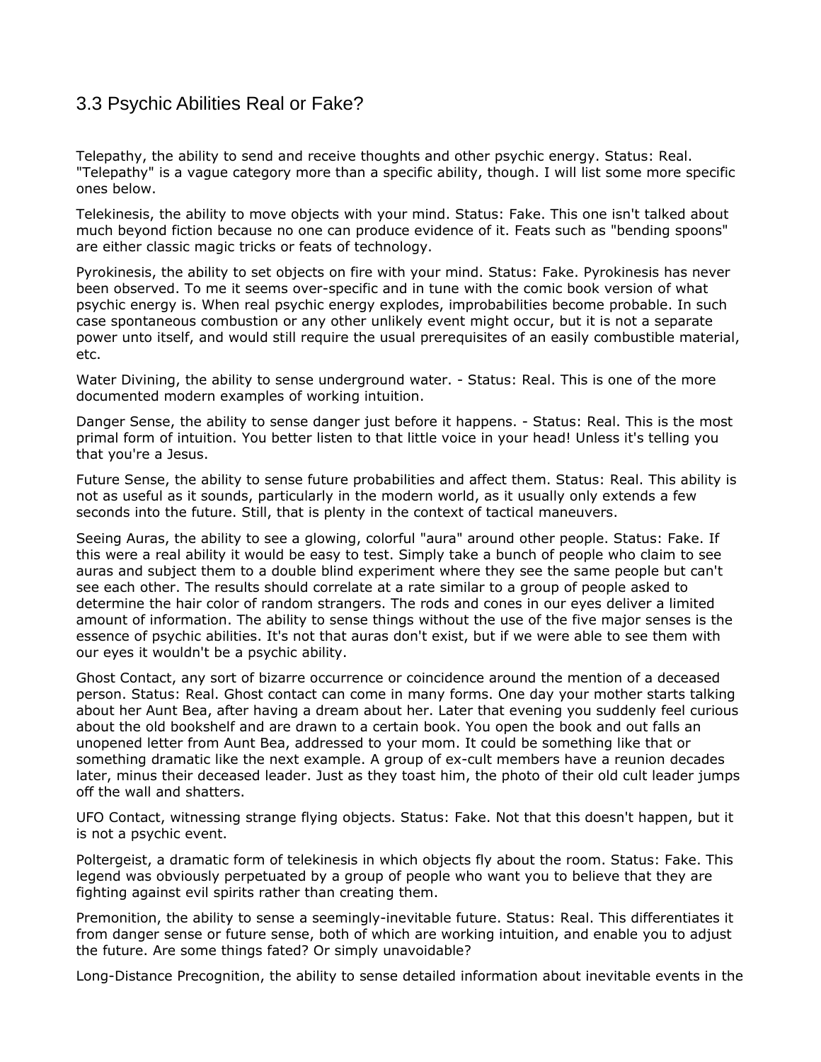## 3.3 Psychic Abilities Real or Fake?

Telepathy, the ability to send and receive thoughts and other psychic energy. Status: Real. "Telepathy" is a vague category more than a specific ability, though. I will list some more specific ones below.

Telekinesis, the ability to move objects with your mind. Status: Fake. This one isn't talked about much beyond fiction because no one can produce evidence of it. Feats such as "bending spoons" are either classic magic tricks or feats of technology.

Pyrokinesis, the ability to set objects on fire with your mind. Status: Fake. Pyrokinesis has never been observed. To me it seems over-specific and in tune with the comic book version of what psychic energy is. When real psychic energy explodes, improbabilities become probable. In such case spontaneous combustion or any other unlikely event might occur, but it is not a separate power unto itself, and would still require the usual prerequisites of an easily combustible material, etc.

Water Divining, the ability to sense underground water. - Status: Real. This is one of the more documented modern examples of working intuition.

Danger Sense, the ability to sense danger just before it happens. - Status: Real. This is the most primal form of intuition. You better listen to that little voice in your head! Unless it's telling you that you're a Jesus.

Future Sense, the ability to sense future probabilities and affect them. Status: Real. This ability is not as useful as it sounds, particularly in the modern world, as it usually only extends a few seconds into the future. Still, that is plenty in the context of tactical maneuvers.

Seeing Auras, the ability to see a glowing, colorful "aura" around other people. Status: Fake. If this were a real ability it would be easy to test. Simply take a bunch of people who claim to see auras and subject them to a double blind experiment where they see the same people but can't see each other. The results should correlate at a rate similar to a group of people asked to determine the hair color of random strangers. The rods and cones in our eyes deliver a limited amount of information. The ability to sense things without the use of the five major senses is the essence of psychic abilities. It's not that auras don't exist, but if we were able to see them with our eyes it wouldn't be a psychic ability.

Ghost Contact, any sort of bizarre occurrence or coincidence around the mention of a deceased person. Status: Real. Ghost contact can come in many forms. One day your mother starts talking about her Aunt Bea, after having a dream about her. Later that evening you suddenly feel curious about the old bookshelf and are drawn to a certain book. You open the book and out falls an unopened letter from Aunt Bea, addressed to your mom. It could be something like that or something dramatic like the next example. A group of ex-cult members have a reunion decades later, minus their deceased leader. Just as they toast him, the photo of their old cult leader jumps off the wall and shatters.

UFO Contact, witnessing strange flying objects. Status: Fake. Not that this doesn't happen, but it is not a psychic event.

Poltergeist, a dramatic form of telekinesis in which objects fly about the room. Status: Fake. This legend was obviously perpetuated by a group of people who want you to believe that they are fighting against evil spirits rather than creating them.

Premonition, the ability to sense a seemingly-inevitable future. Status: Real. This differentiates it from danger sense or future sense, both of which are working intuition, and enable you to adjust the future. Are some things fated? Or simply unavoidable?

Long-Distance Precognition, the ability to sense detailed information about inevitable events in the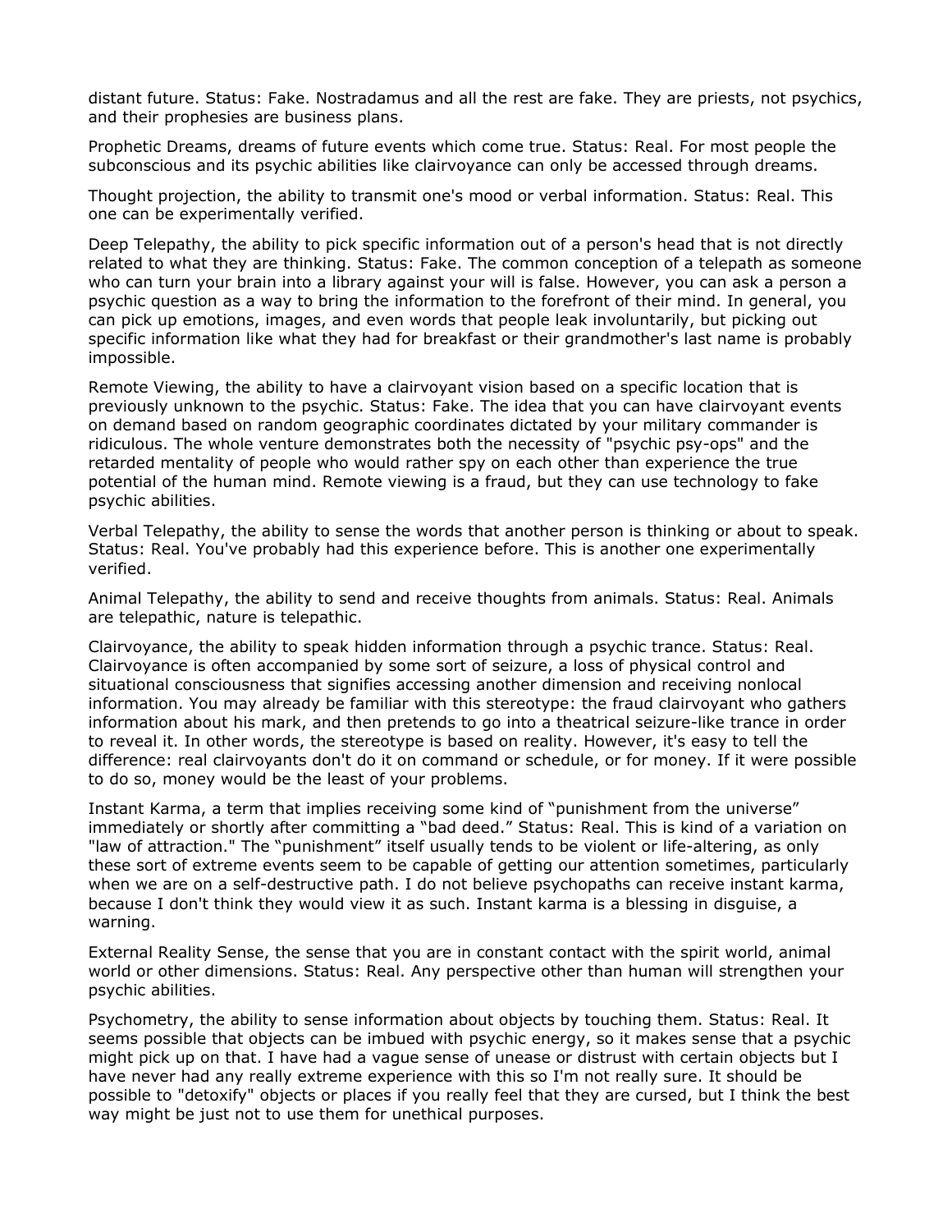distant future. Status: Fake. Nostradamus and all the rest are fake. They are priests, not psychics, and their prophesies are business plans.

Prophetic Dreams, dreams of future events which come true. Status: Real. For most people the subconscious and its psychic abilities like clairvoyance can only be accessed through dreams.

Thought projection, the ability to transmit one's mood or verbal information. Status: Real. This one can be experimentally verified.

Deep Telepathy, the ability to pick specific information out of a person's head that is not directly related to what they are thinking. Status: Fake. The common conception of a telepath as someone who can turn your brain into a library against your will is false. However, you can ask a person a psychic question as a way to bring the information to the forefront of their mind. In general, you can pick up emotions, images, and even words that people leak involuntarily, but picking out specific information like what they had for breakfast or their grandmother's last name is probably impossible.

Remote Viewing, the ability to have a clairvoyant vision based on a specific location that is previously unknown to the psychic. Status: Fake. The idea that you can have clairvoyant events on demand based on random geographic coordinates dictated by your military commander is ridiculous. The whole venture demonstrates both the necessity of "psychic psy-ops" and the retarded mentality of people who would rather spy on each other than experience the true potential of the human mind. Remote viewing is a fraud, but they can use technology to fake psychic abilities.

Verbal Telepathy, the ability to sense the words that another person is thinking or about to speak. Status: Real. You've probably had this experience before. This is another one experimentally verified.

Animal Telepathy, the ability to send and receive thoughts from animals. Status: Real. Animals are telepathic, nature is telepathic.

Clairvoyance, the ability to speak hidden information through a psychic trance. Status: Real. Clairvoyance is often accompanied by some sort of seizure, a loss of physical control and situational consciousness that signifies accessing another dimension and receiving nonlocal information. You may already be familiar with this stereotype: the fraud clairvoyant who gathers information about his mark, and then pretends to go into a theatrical seizure-like trance in order to reveal it. In other words, the stereotype is based on reality. However, it's easy to tell the difference: real clairvoyants don't do it on command or schedule, or for money. If it were possible to do so, money would be the least of your problems.

Instant Karma, a term that implies receiving some kind of "punishment from the universe" immediately or shortly after committing a "bad deed." Status: Real. This is kind of a variation on "law of attraction." The "punishment" itself usually tends to be violent or life-altering, as only these sort of extreme events seem to be capable of getting our attention sometimes, particularly when we are on a self-destructive path. I do not believe psychopaths can receive instant karma, because I don't think they would view it as such. Instant karma is a blessing in disguise, a warning.

External Reality Sense, the sense that you are in constant contact with the spirit world, animal world or other dimensions. Status: Real. Any perspective other than human will strengthen your psychic abilities.

Psychometry, the ability to sense information about objects by touching them. Status: Real. It seems possible that objects can be imbued with psychic energy, so it makes sense that a psychic might pick up on that. I have had a vague sense of unease or distrust with certain objects but I have never had any really extreme experience with this so I'm not really sure. It should be possible to "detoxify" objects or places if you really feel that they are cursed, but I think the best way might be just not to use them for unethical purposes.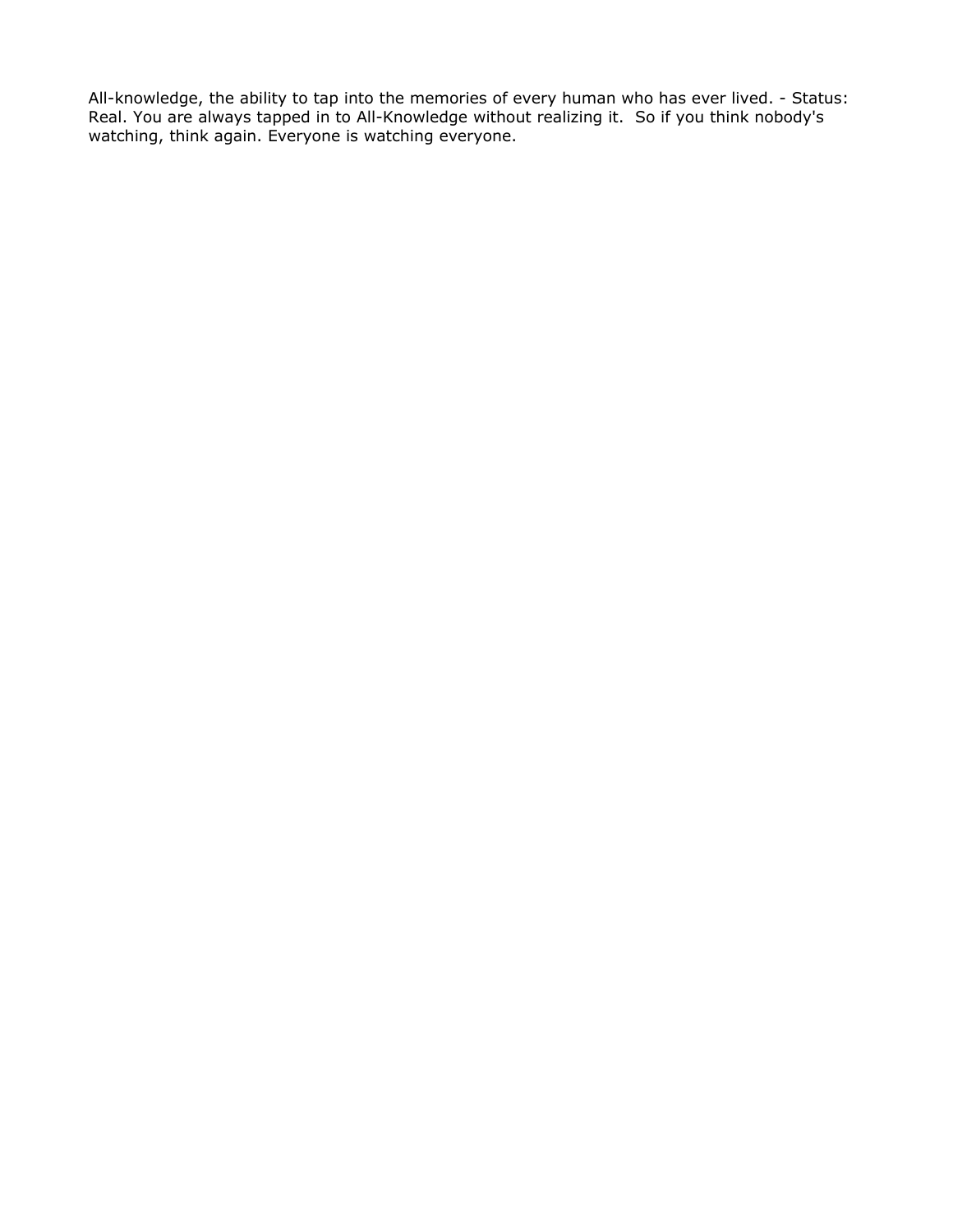All-knowledge, the ability to tap into the memories of every human who has ever lived. - Status: Real. You are always tapped in to All-Knowledge without realizing it. So if you think nobody's watching, think again. Everyone is watching everyone.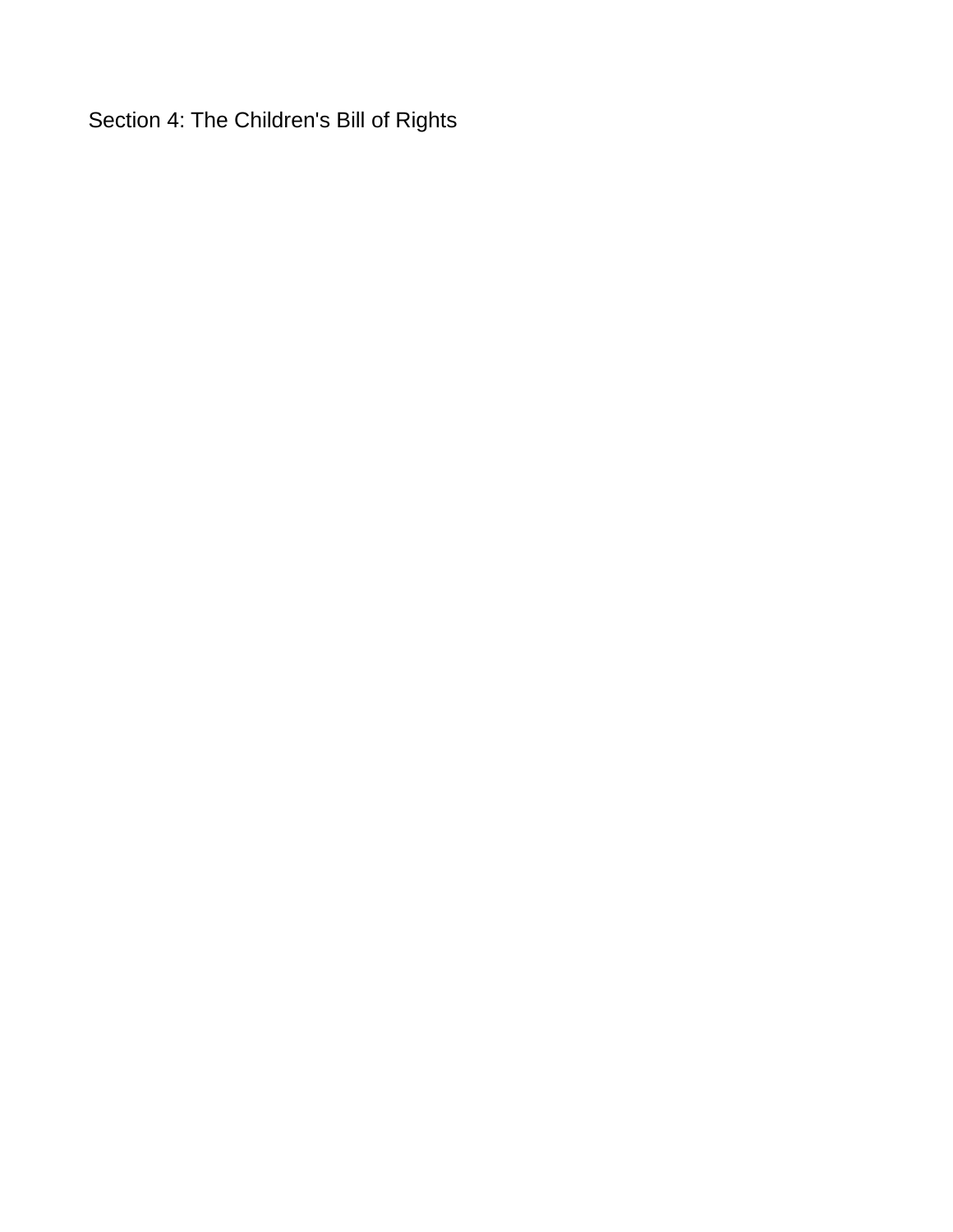# Section 4: The Children's Bill of Rights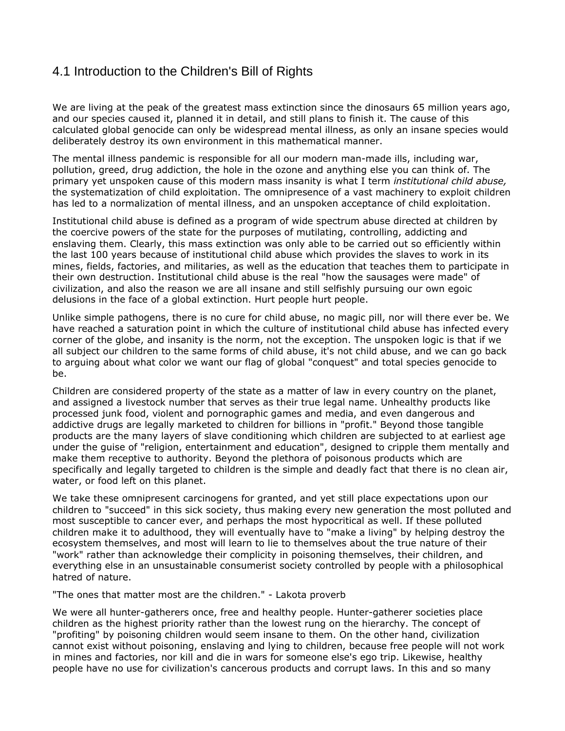## 4.1 Introduction to the Children's Bill of Rights

We are living at the peak of the greatest mass extinction since the dinosaurs 65 million years ago, and our species caused it, planned it in detail, and still plans to finish it. The cause of this calculated global genocide can only be widespread mental illness, as only an insane species would deliberately destroy its own environment in this mathematical manner.

The mental illness pandemic is responsible for all our modern man-made ills, including war, pollution, greed, drug addiction, the hole in the ozone and anything else you can think of. The primary yet unspoken cause of this modern mass insanity is what I term *institutional child abuse,* the systematization of child exploitation. The omnipresence of a vast machinery to exploit children has led to a normalization of mental illness, and an unspoken acceptance of child exploitation.

Institutional child abuse is defined as a program of wide spectrum abuse directed at children by the coercive powers of the state for the purposes of mutilating, controlling, addicting and enslaving them. Clearly, this mass extinction was only able to be carried out so efficiently within the last 100 years because of institutional child abuse which provides the slaves to work in its mines, fields, factories, and militaries, as well as the education that teaches them to participate in their own destruction. Institutional child abuse is the real "how the sausages were made" of civilization, and also the reason we are all insane and still selfishly pursuing our own egoic delusions in the face of a global extinction. Hurt people hurt people.

Unlike simple pathogens, there is no cure for child abuse, no magic pill, nor will there ever be. We have reached a saturation point in which the culture of institutional child abuse has infected every corner of the globe, and insanity is the norm, not the exception. The unspoken logic is that if we all subject our children to the same forms of child abuse, it's not child abuse, and we can go back to arguing about what color we want our flag of global "conquest" and total species genocide to be.

Children are considered property of the state as a matter of law in every country on the planet, and assigned a livestock number that serves as their true legal name. Unhealthy products like processed junk food, violent and pornographic games and media, and even dangerous and addictive drugs are legally marketed to children for billions in "profit." Beyond those tangible products are the many layers of slave conditioning which children are subjected to at earliest age under the guise of "religion, entertainment and education", designed to cripple them mentally and make them receptive to authority. Beyond the plethora of poisonous products which are specifically and legally targeted to children is the simple and deadly fact that there is no clean air, water, or food left on this planet.

We take these omnipresent carcinogens for granted, and yet still place expectations upon our children to "succeed" in this sick society, thus making every new generation the most polluted and most susceptible to cancer ever, and perhaps the most hypocritical as well. If these polluted children make it to adulthood, they will eventually have to "make a living" by helping destroy the ecosystem themselves, and most will learn to lie to themselves about the true nature of their "work" rather than acknowledge their complicity in poisoning themselves, their children, and everything else in an unsustainable consumerist society controlled by people with a philosophical hatred of nature.

"The ones that matter most are the children." - Lakota proverb

We were all hunter-gatherers once, free and healthy people. Hunter-gatherer societies place children as the highest priority rather than the lowest rung on the hierarchy. The concept of "profiting" by poisoning children would seem insane to them. On the other hand, civilization cannot exist without poisoning, enslaving and lying to children, because free people will not work in mines and factories, nor kill and die in wars for someone else's ego trip. Likewise, healthy people have no use for civilization's cancerous products and corrupt laws. In this and so many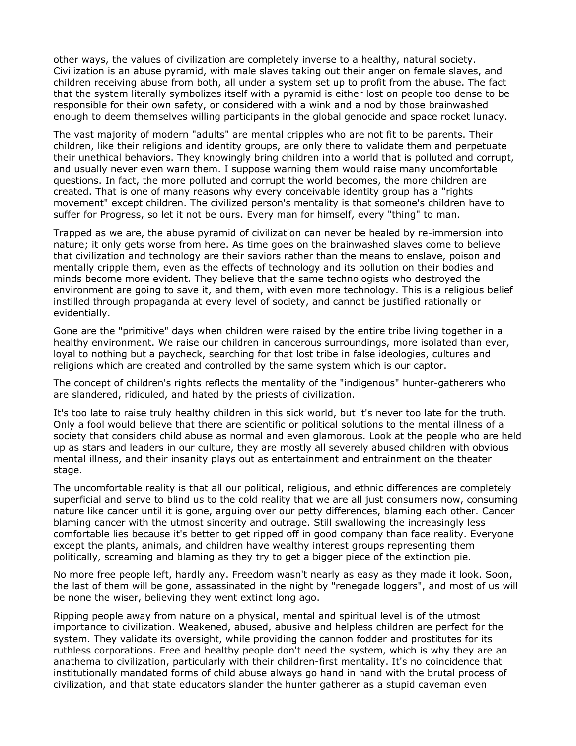other ways, the values of civilization are completely inverse to a healthy, natural society. Civilization is an abuse pyramid, with male slaves taking out their anger on female slaves, and children receiving abuse from both, all under a system set up to profit from the abuse. The fact that the system literally symbolizes itself with a pyramid is either lost on people too dense to be responsible for their own safety, or considered with a wink and a nod by those brainwashed enough to deem themselves willing participants in the global genocide and space rocket lunacy.

The vast majority of modern "adults" are mental cripples who are not fit to be parents. Their children, like their religions and identity groups, are only there to validate them and perpetuate their unethical behaviors. They knowingly bring children into a world that is polluted and corrupt, and usually never even warn them. I suppose warning them would raise many uncomfortable questions. In fact, the more polluted and corrupt the world becomes, the more children are created. That is one of many reasons why every conceivable identity group has a "rights movement" except children. The civilized person's mentality is that someone's children have to suffer for Progress, so let it not be ours. Every man for himself, every "thing" to man.

Trapped as we are, the abuse pyramid of civilization can never be healed by re-immersion into nature; it only gets worse from here. As time goes on the brainwashed slaves come to believe that civilization and technology are their saviors rather than the means to enslave, poison and mentally cripple them, even as the effects of technology and its pollution on their bodies and minds become more evident. They believe that the same technologists who destroyed the environment are going to save it, and them, with even more technology. This is a religious belief instilled through propaganda at every level of society, and cannot be justified rationally or evidentially.

Gone are the "primitive" days when children were raised by the entire tribe living together in a healthy environment. We raise our children in cancerous surroundings, more isolated than ever, loyal to nothing but a paycheck, searching for that lost tribe in false ideologies, cultures and religions which are created and controlled by the same system which is our captor.

The concept of children's rights reflects the mentality of the "indigenous" hunter-gatherers who are slandered, ridiculed, and hated by the priests of civilization.

It's too late to raise truly healthy children in this sick world, but it's never too late for the truth. Only a fool would believe that there are scientific or political solutions to the mental illness of a society that considers child abuse as normal and even glamorous. Look at the people who are held up as stars and leaders in our culture, they are mostly all severely abused children with obvious mental illness, and their insanity plays out as entertainment and entrainment on the theater stage.

The uncomfortable reality is that all our political, religious, and ethnic differences are completely superficial and serve to blind us to the cold reality that we are all just consumers now, consuming nature like cancer until it is gone, arguing over our petty differences, blaming each other. Cancer blaming cancer with the utmost sincerity and outrage. Still swallowing the increasingly less comfortable lies because it's better to get ripped off in good company than face reality. Everyone except the plants, animals, and children have wealthy interest groups representing them politically, screaming and blaming as they try to get a bigger piece of the extinction pie.

No more free people left, hardly any. Freedom wasn't nearly as easy as they made it look. Soon, the last of them will be gone, assassinated in the night by "renegade loggers", and most of us will be none the wiser, believing they went extinct long ago.

Ripping people away from nature on a physical, mental and spiritual level is of the utmost importance to civilization. Weakened, abused, abusive and helpless children are perfect for the system. They validate its oversight, while providing the cannon fodder and prostitutes for its ruthless corporations. Free and healthy people don't need the system, which is why they are an anathema to civilization, particularly with their children-first mentality. It's no coincidence that institutionally mandated forms of child abuse always go hand in hand with the brutal process of civilization, and that state educators slander the hunter gatherer as a stupid caveman even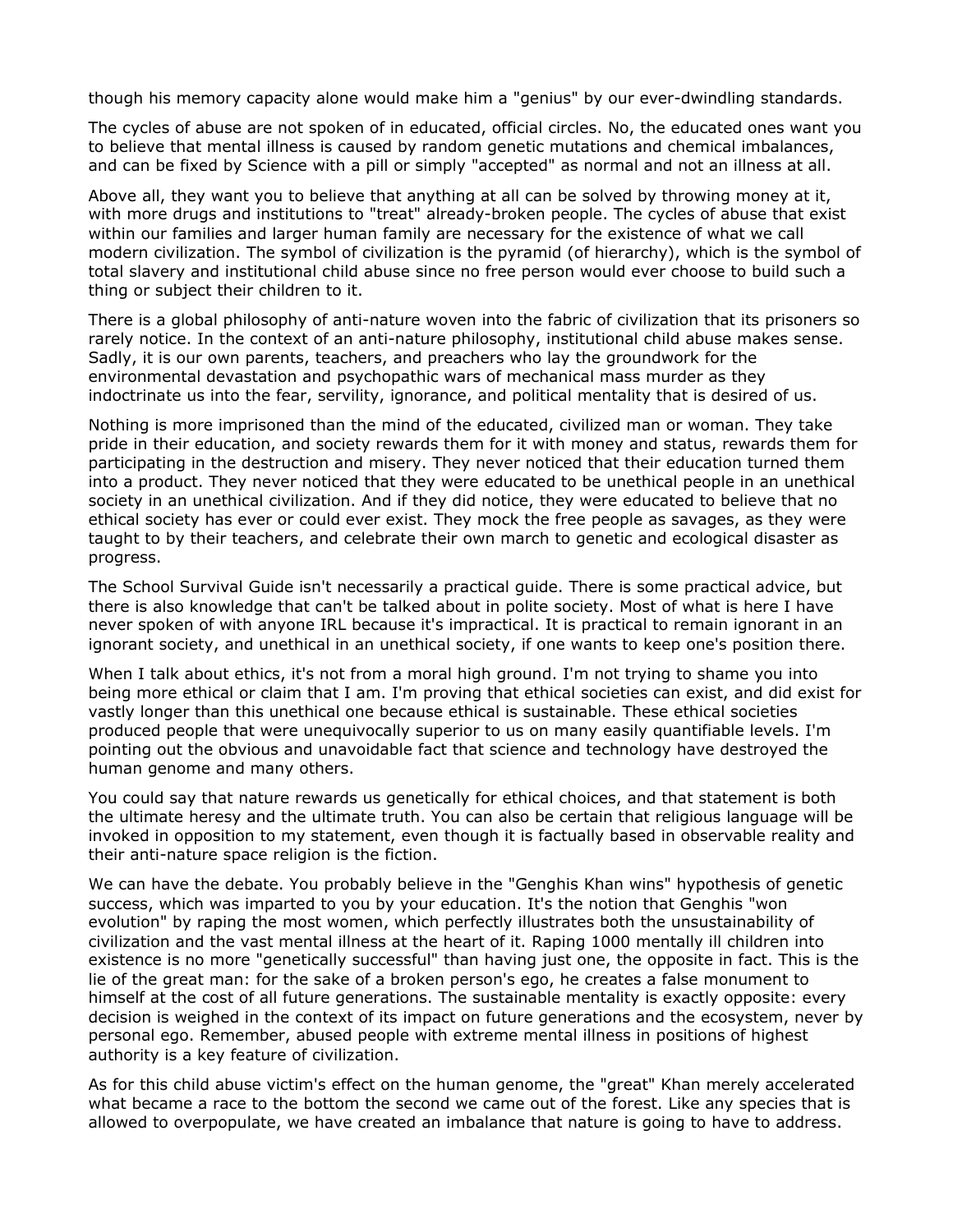though his memory capacity alone would make him a "genius" by our ever-dwindling standards.

The cycles of abuse are not spoken of in educated, official circles. No, the educated ones want you to believe that mental illness is caused by random genetic mutations and chemical imbalances, and can be fixed by Science with a pill or simply "accepted" as normal and not an illness at all.

Above all, they want you to believe that anything at all can be solved by throwing money at it, with more drugs and institutions to "treat" already-broken people. The cycles of abuse that exist within our families and larger human family are necessary for the existence of what we call modern civilization. The symbol of civilization is the pyramid (of hierarchy), which is the symbol of total slavery and institutional child abuse since no free person would ever choose to build such a thing or subject their children to it.

There is a global philosophy of anti-nature woven into the fabric of civilization that its prisoners so rarely notice. In the context of an anti-nature philosophy, institutional child abuse makes sense. Sadly, it is our own parents, teachers, and preachers who lay the groundwork for the environmental devastation and psychopathic wars of mechanical mass murder as they indoctrinate us into the fear, servility, ignorance, and political mentality that is desired of us.

Nothing is more imprisoned than the mind of the educated, civilized man or woman. They take pride in their education, and society rewards them for it with money and status, rewards them for participating in the destruction and misery. They never noticed that their education turned them into a product. They never noticed that they were educated to be unethical people in an unethical society in an unethical civilization. And if they did notice, they were educated to believe that no ethical society has ever or could ever exist. They mock the free people as savages, as they were taught to by their teachers, and celebrate their own march to genetic and ecological disaster as progress.

The School Survival Guide isn't necessarily a practical guide. There is some practical advice, but there is also knowledge that can't be talked about in polite society. Most of what is here I have never spoken of with anyone IRL because it's impractical. It is practical to remain ignorant in an ignorant society, and unethical in an unethical society, if one wants to keep one's position there.

When I talk about ethics, it's not from a moral high ground. I'm not trying to shame you into being more ethical or claim that I am. I'm proving that ethical societies can exist, and did exist for vastly longer than this unethical one because ethical is sustainable. These ethical societies produced people that were unequivocally superior to us on many easily quantifiable levels. I'm pointing out the obvious and unavoidable fact that science and technology have destroyed the human genome and many others.

You could say that nature rewards us genetically for ethical choices, and that statement is both the ultimate heresy and the ultimate truth. You can also be certain that religious language will be invoked in opposition to my statement, even though it is factually based in observable reality and their anti-nature space religion is the fiction.

We can have the debate. You probably believe in the "Genghis Khan wins" hypothesis of genetic success, which was imparted to you by your education. It's the notion that Genghis "won evolution" by raping the most women, which perfectly illustrates both the unsustainability of civilization and the vast mental illness at the heart of it. Raping 1000 mentally ill children into existence is no more "genetically successful" than having just one, the opposite in fact. This is the lie of the great man: for the sake of a broken person's ego, he creates a false monument to himself at the cost of all future generations. The sustainable mentality is exactly opposite: every decision is weighed in the context of its impact on future generations and the ecosystem, never by personal ego. Remember, abused people with extreme mental illness in positions of highest authority is a key feature of civilization.

As for this child abuse victim's effect on the human genome, the "great" Khan merely accelerated what became a race to the bottom the second we came out of the forest. Like any species that is allowed to overpopulate, we have created an imbalance that nature is going to have to address.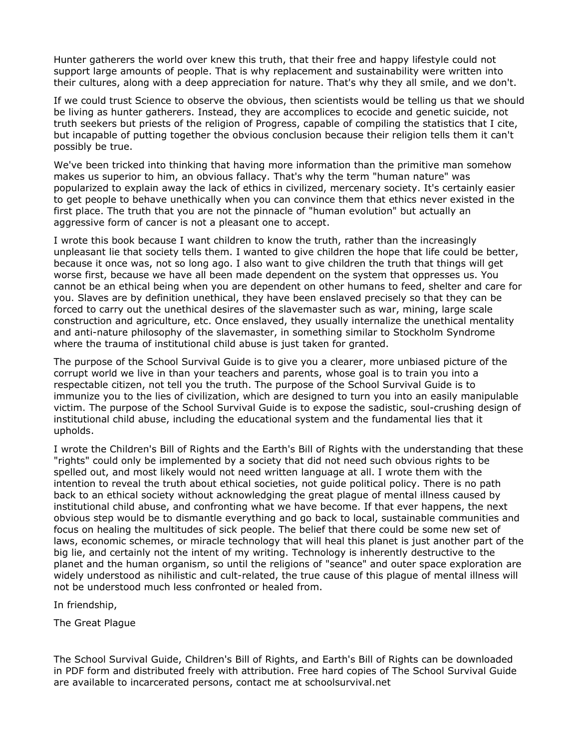Hunter gatherers the world over knew this truth, that their free and happy lifestyle could not support large amounts of people. That is why replacement and sustainability were written into their cultures, along with a deep appreciation for nature. That's why they all smile, and we don't.

If we could trust Science to observe the obvious, then scientists would be telling us that we should be living as hunter gatherers. Instead, they are accomplices to ecocide and genetic suicide, not truth seekers but priests of the religion of Progress, capable of compiling the statistics that I cite, but incapable of putting together the obvious conclusion because their religion tells them it can't possibly be true.

We've been tricked into thinking that having more information than the primitive man somehow makes us superior to him, an obvious fallacy. That's why the term "human nature" was popularized to explain away the lack of ethics in civilized, mercenary society. It's certainly easier to get people to behave unethically when you can convince them that ethics never existed in the first place. The truth that you are not the pinnacle of "human evolution" but actually an aggressive form of cancer is not a pleasant one to accept.

I wrote this book because I want children to know the truth, rather than the increasingly unpleasant lie that society tells them. I wanted to give children the hope that life could be better, because it once was, not so long ago. I also want to give children the truth that things will get worse first, because we have all been made dependent on the system that oppresses us. You cannot be an ethical being when you are dependent on other humans to feed, shelter and care for you. Slaves are by definition unethical, they have been enslaved precisely so that they can be forced to carry out the unethical desires of the slavemaster such as war, mining, large scale construction and agriculture, etc. Once enslaved, they usually internalize the unethical mentality and anti-nature philosophy of the slavemaster, in something similar to Stockholm Syndrome where the trauma of institutional child abuse is just taken for granted.

The purpose of the School Survival Guide is to give you a clearer, more unbiased picture of the corrupt world we live in than your teachers and parents, whose goal is to train you into a respectable citizen, not tell you the truth. The purpose of the School Survival Guide is to immunize you to the lies of civilization, which are designed to turn you into an easily manipulable victim. The purpose of the School Survival Guide is to expose the sadistic, soul-crushing design of institutional child abuse, including the educational system and the fundamental lies that it upholds.

I wrote the Children's Bill of Rights and the Earth's Bill of Rights with the understanding that these "rights" could only be implemented by a society that did not need such obvious rights to be spelled out, and most likely would not need written language at all. I wrote them with the intention to reveal the truth about ethical societies, not guide political policy. There is no path back to an ethical society without acknowledging the great plague of mental illness caused by institutional child abuse, and confronting what we have become. If that ever happens, the next obvious step would be to dismantle everything and go back to local, sustainable communities and focus on healing the multitudes of sick people. The belief that there could be some new set of laws, economic schemes, or miracle technology that will heal this planet is just another part of the big lie, and certainly not the intent of my writing. Technology is inherently destructive to the planet and the human organism, so until the religions of "seance" and outer space exploration are widely understood as nihilistic and cult-related, the true cause of this plague of mental illness will not be understood much less confronted or healed from.

In friendship,

The Great Plague

The School Survival Guide, Children's Bill of Rights, and Earth's Bill of Rights can be downloaded in PDF form and distributed freely with attribution. Free hard copies of The School Survival Guide are available to incarcerated persons, contact me at schoolsurvival.net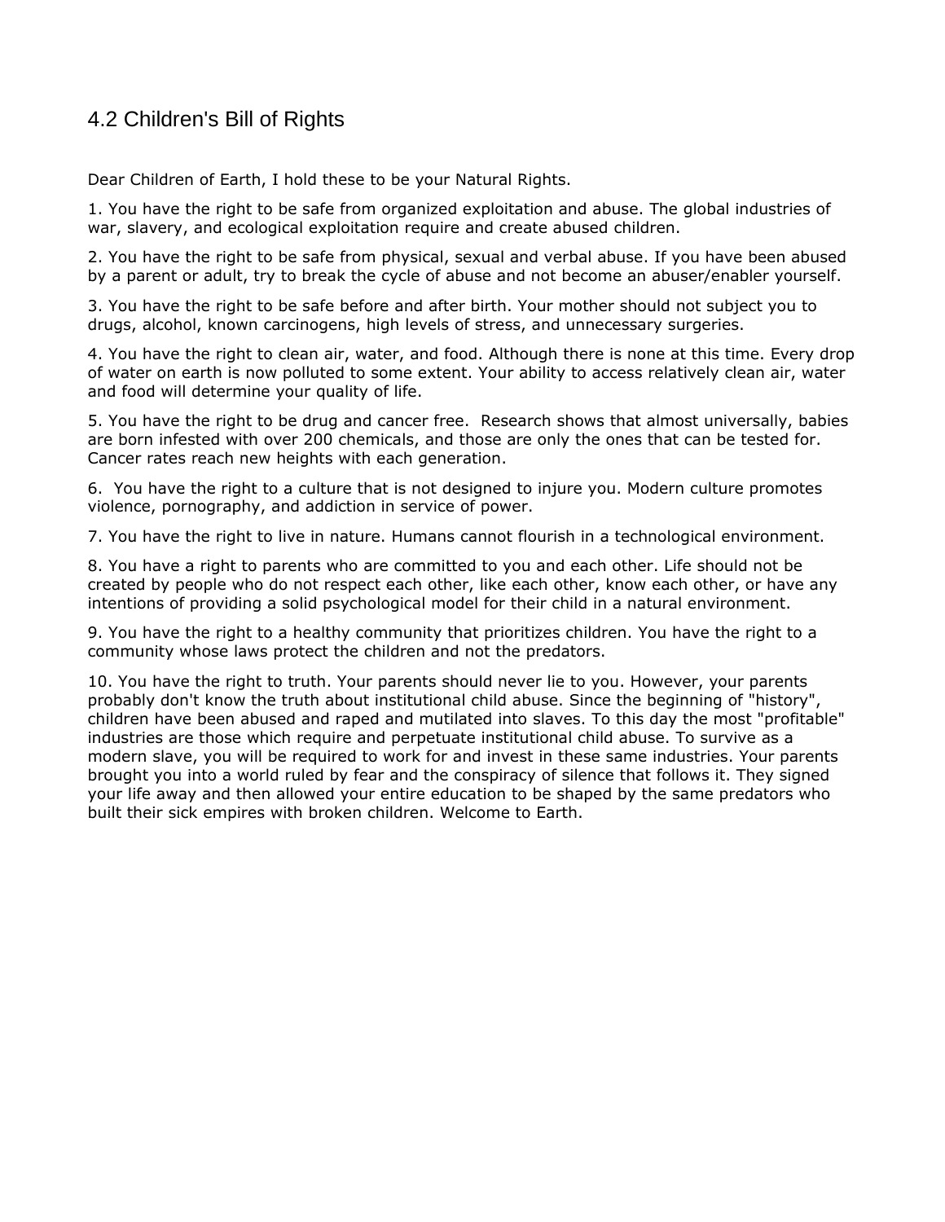## 4.2 Children's Bill of Rights

Dear Children of Earth, I hold these to be your Natural Rights.

1. You have the right to be safe from organized exploitation and abuse. The global industries of war, slavery, and ecological exploitation require and create abused children.

2. You have the right to be safe from physical, sexual and verbal abuse. If you have been abused by a parent or adult, try to break the cycle of abuse and not become an abuser/enabler yourself.

3. You have the right to be safe before and after birth. Your mother should not subject you to drugs, alcohol, known carcinogens, high levels of stress, and unnecessary surgeries.

4. You have the right to clean air, water, and food. Although there is none at this time. Every drop of water on earth is now polluted to some extent. Your ability to access relatively clean air, water and food will determine your quality of life.

5. You have the right to be drug and cancer free. Research shows that almost universally, babies are born infested with over 200 chemicals, and those are only the ones that can be tested for. Cancer rates reach new heights with each generation.

6. You have the right to a culture that is not designed to injure you. Modern culture promotes violence, pornography, and addiction in service of power.

7. You have the right to live in nature. Humans cannot flourish in a technological environment.

8. You have a right to parents who are committed to you and each other. Life should not be created by people who do not respect each other, like each other, know each other, or have any intentions of providing a solid psychological model for their child in a natural environment.

9. You have the right to a healthy community that prioritizes children. You have the right to a community whose laws protect the children and not the predators.

10. You have the right to truth. Your parents should never lie to you. However, your parents probably don't know the truth about institutional child abuse. Since the beginning of "history", children have been abused and raped and mutilated into slaves. To this day the most "profitable" industries are those which require and perpetuate institutional child abuse. To survive as a modern slave, you will be required to work for and invest in these same industries. Your parents brought you into a world ruled by fear and the conspiracy of silence that follows it. They signed your life away and then allowed your entire education to be shaped by the same predators who built their sick empires with broken children. Welcome to Earth.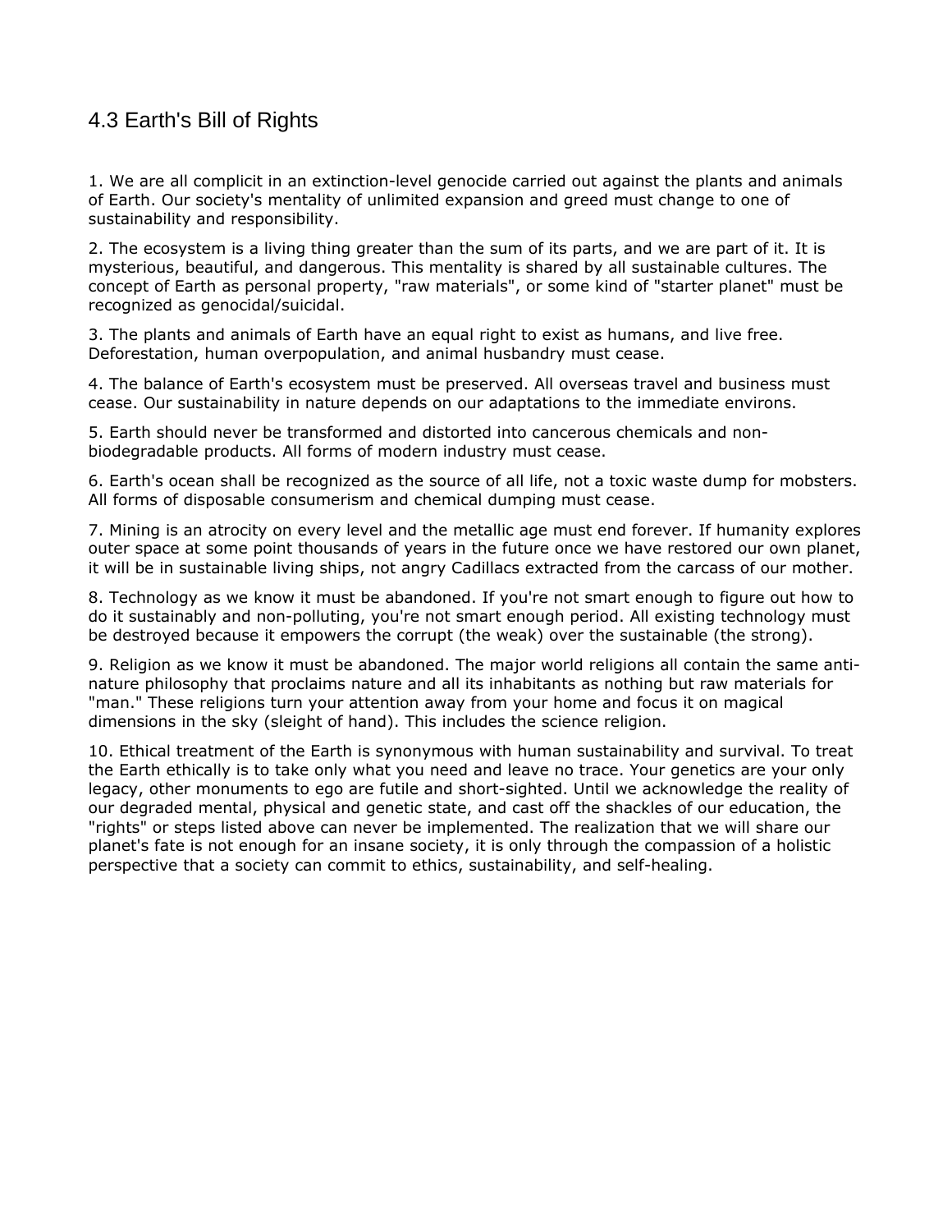## 4.3 Earth's Bill of Rights

1. We are all complicit in an extinction-level genocide carried out against the plants and animals of Earth. Our society's mentality of unlimited expansion and greed must change to one of sustainability and responsibility.

2. The ecosystem is a living thing greater than the sum of its parts, and we are part of it. It is mysterious, beautiful, and dangerous. This mentality is shared by all sustainable cultures. The concept of Earth as personal property, "raw materials", or some kind of "starter planet" must be recognized as genocidal/suicidal.

3. The plants and animals of Earth have an equal right to exist as humans, and live free. Deforestation, human overpopulation, and animal husbandry must cease.

4. The balance of Earth's ecosystem must be preserved. All overseas travel and business must cease. Our sustainability in nature depends on our adaptations to the immediate environs.

5. Earth should never be transformed and distorted into cancerous chemicals and non-biodegradable products. All forms of modern industry must cease.

6. Earth's ocean shall be recognized as the source of all life, not a toxic waste dump for mobsters. All forms of disposable consumerism and chemical dumping must cease.

7. Mining is an atrocity on every level and the metallic age must end forever. If humanity explores outer space at some point thousands of years in the future once we have restored our own planet, it will be in sustainable living ships, not angry Cadillacs extracted from the carcass of our mother.

8. Technology as we know it must be abandoned. If you're not smart enough to figure out how to do it sustainably and non-polluting, you're not smart enough period. All existing technology must be destroyed because it empowers the corrupt (the weak) over the sustainable (the strong).

9. Religion as we know it must be abandoned. The major world religions all contain the same anti-nature philosophy that proclaims nature and all its inhabitants as nothing but raw materials for "man." These religions turn your attention away from your home and focus it on magical dimensions in the sky (sleight of hand). This includes the science religion.

10. Ethical treatment of the Earth is synonymous with human sustainability and survival. To treat the Earth ethically is to take only what you need and leave no trace. Your genetics are your only legacy, other monuments to ego are futile and short-sighted. Until we acknowledge the reality of our degraded mental, physical and genetic state, and cast off the shackles of our education, the "rights" or steps listed above can never be implemented. The realization that we will share our planet's fate is not enough for an insane society, it is only through the compassion of a holistic perspective that a society can commit to ethics, sustainability, and self-healing.